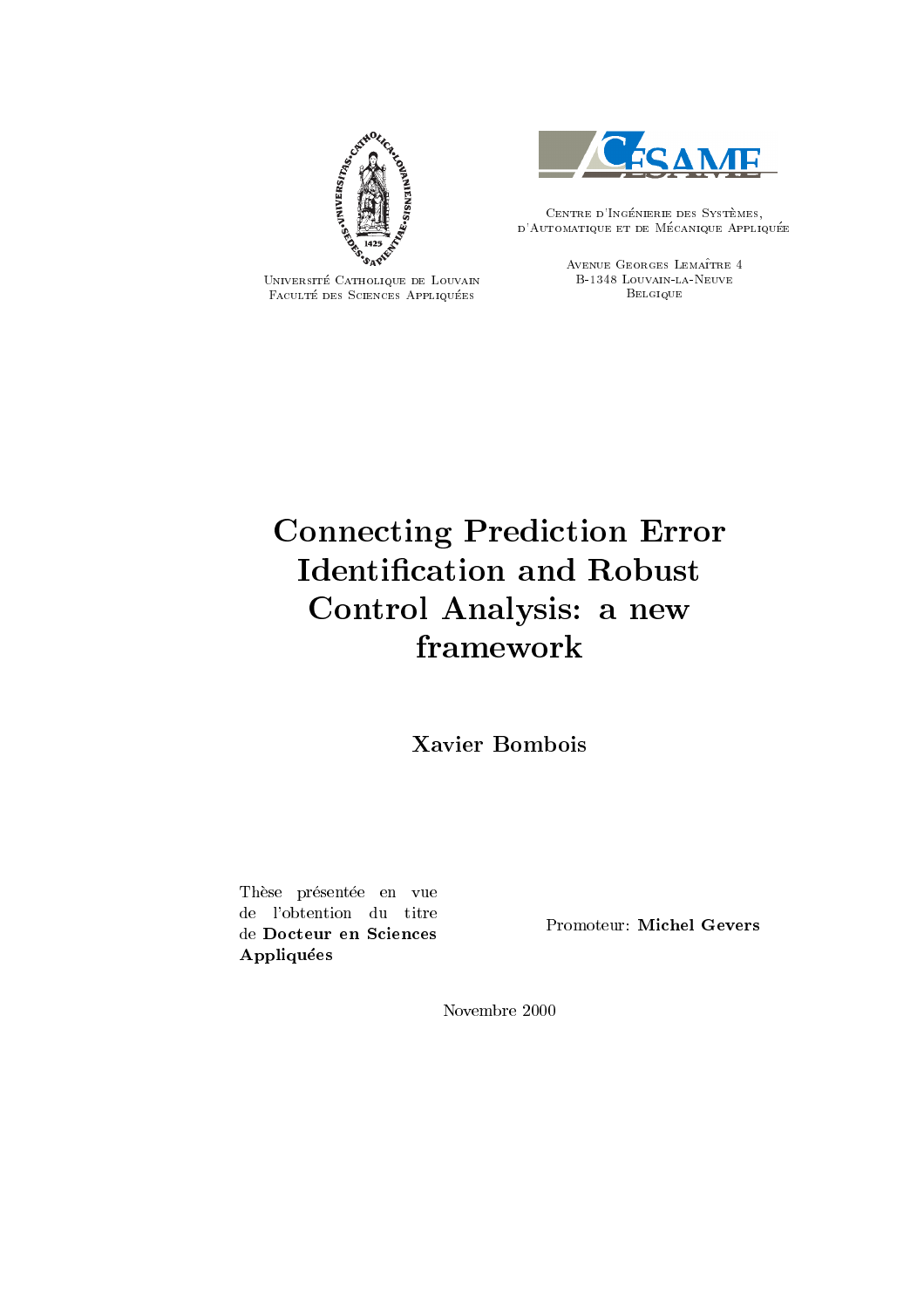Université Catholique de Louvain
Faculté des Sciences Appliquées

Centre d'Ingénierie des Systèmes,
d'Automatique et de Mécanique Appliquée

Avenue Georges Lemaître 4
B-1348 Louvain-la-Neuve
Belgique

# Connecting Prediction Error Identification and Robust Control Analysis: a new framework

**Xavier Bombois**

Thèse présentée en vue de l'obtention du titre de **Docteur en Sciences Appliquées**

Promoteur: **Michel Gevers**

Novembre 2000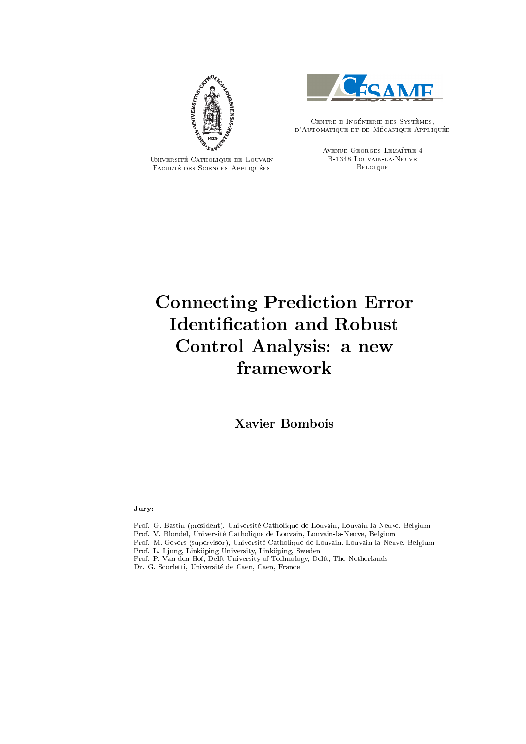Université Catholique de Louvain
Faculté des Sciences Appliquées

Centre d'Ingénierie des Systèmes,
d'Automatique et de Mécanique Appliquée

Avenue Georges Lemaître 4
B-1348 Louvain-la-Neuve
Belgique

# Connecting Prediction Error Identification and Robust Control Analysis: a new framework

**Xavier Bombois**

**Jury:**

Prof. G. Bastin (president), Université Catholique de Louvain, Louvain-la-Neuve, Belgium
Prof. V. Blondel, Université Catholique de Louvain, Louvain-la-Neuve, Belgium
Prof. M. Gevers (supervisor), Université Catholique de Louvain, Louvain-la-Neuve, Belgium
Prof. L. Ljung, Linköping University, Linköping, Sweden
Prof. P. Van den Hof, Delft University of Technology, Delft, The Netherlands
Dr. G. Scorletti, Université de Caen, Caen, France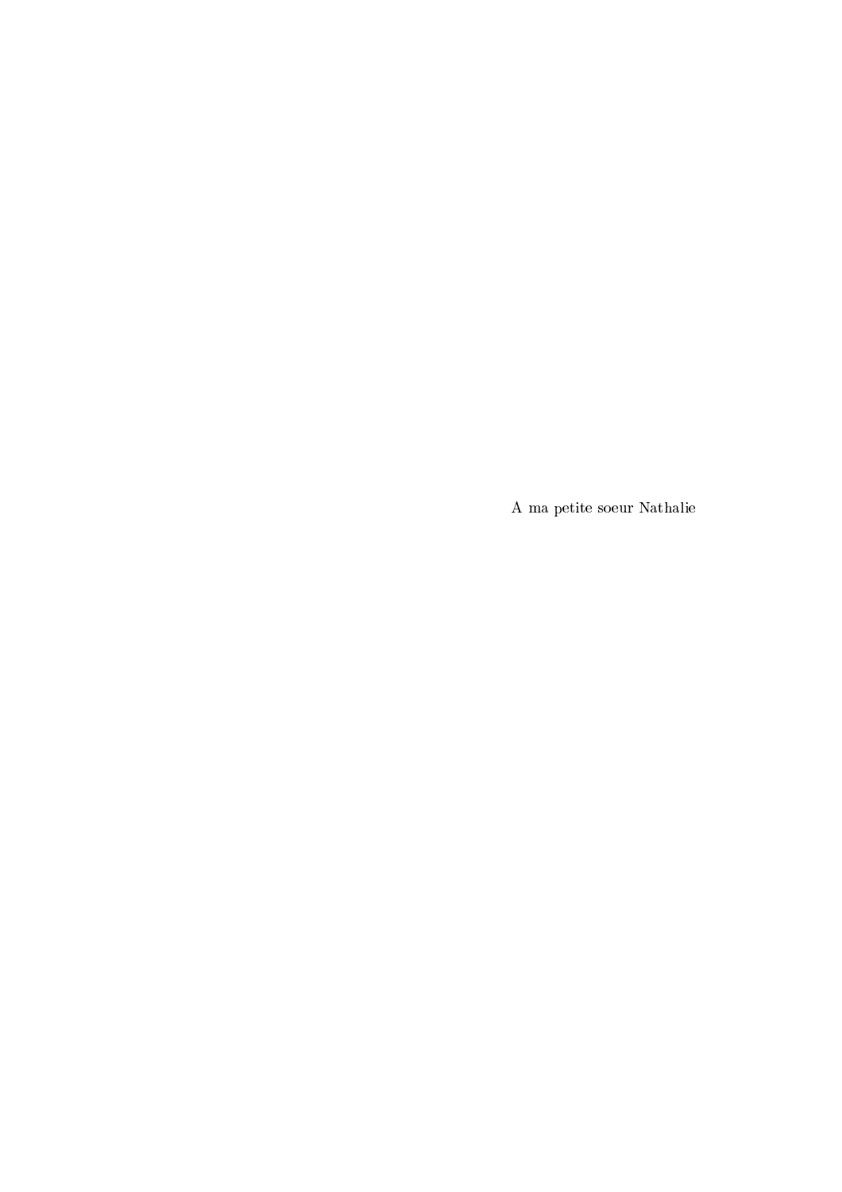A ma petite soeur Nathalie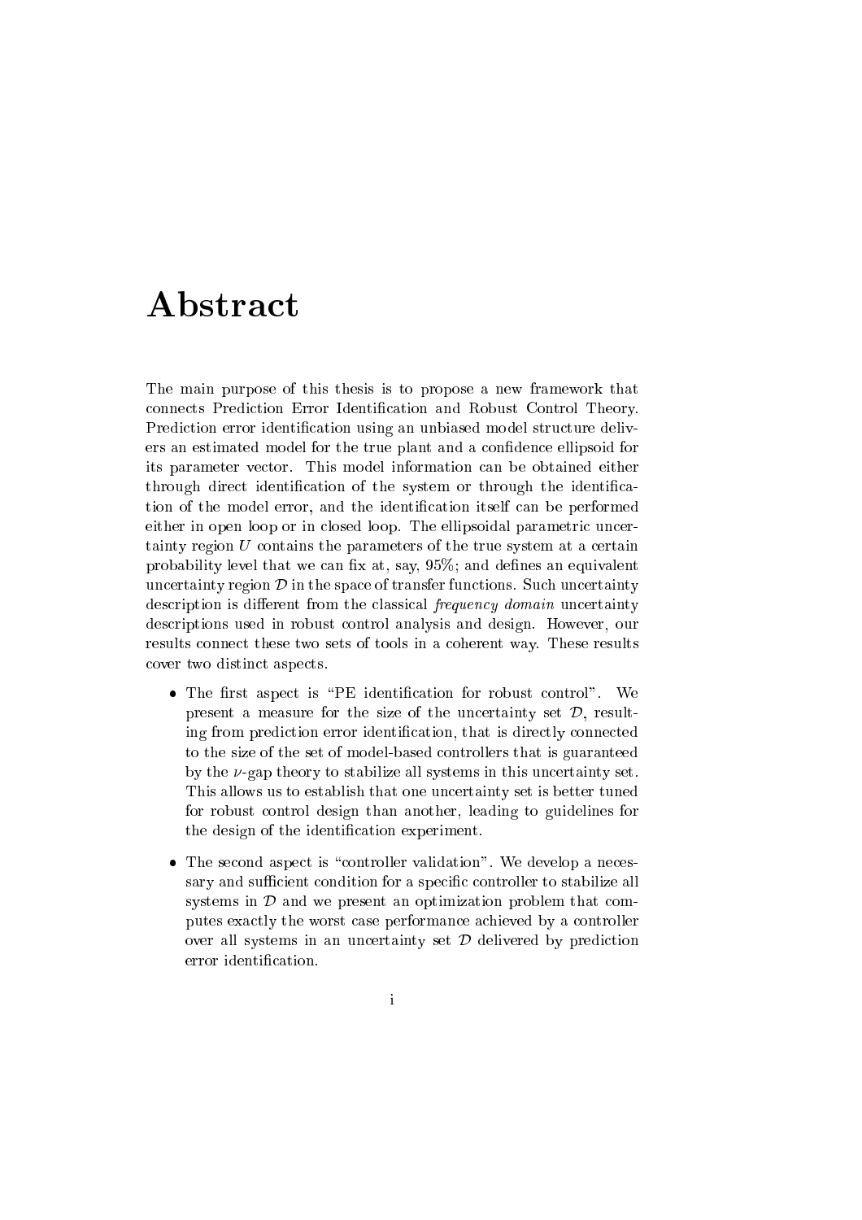# Abstract

The main purpose of this thesis is to propose a new framework that connects Prediction Error Identification and Robust Control Theory. Prediction error identification using an unbiased model structure delivers an estimated model for the true plant and a confidence ellipsoid for its parameter vector. This model information can be obtained either through direct identification of the system or through the identification of the model error, and the identification itself can be performed either in open loop or in closed loop. The ellipsoidal parametric uncertainty region $U$ contains the parameters of the true system at a certain probability level that we can fix at, say, 95%; and defines an equivalent uncertainty region $\mathcal{D}$ in the space of transfer functions. Such uncertainty description is different from the classical *frequency domain* uncertainty descriptions used in robust control analysis and design. However, our results connect these two sets of tools in a coherent way. These results cover two distinct aspects.

- The first aspect is "PE identification for robust control". We present a measure for the size of the uncertainty set $\mathcal{D}$, resulting from prediction error identification, that is directly connected to the size of the set of model-based controllers that is guaranteed by the $\nu$-gap theory to stabilize all systems in this uncertainty set. This allows us to establish that one uncertainty set is better tuned for robust control design than another, leading to guidelines for the design of the identification experiment.

- The second aspect is "controller validation". We develop a necessary and sufficient condition for a specific controller to stabilize all systems in $\mathcal{D}$ and we present an optimization problem that computes exactly the worst case performance achieved by a controller over all systems in an uncertainty set $\mathcal{D}$ delivered by prediction error identification.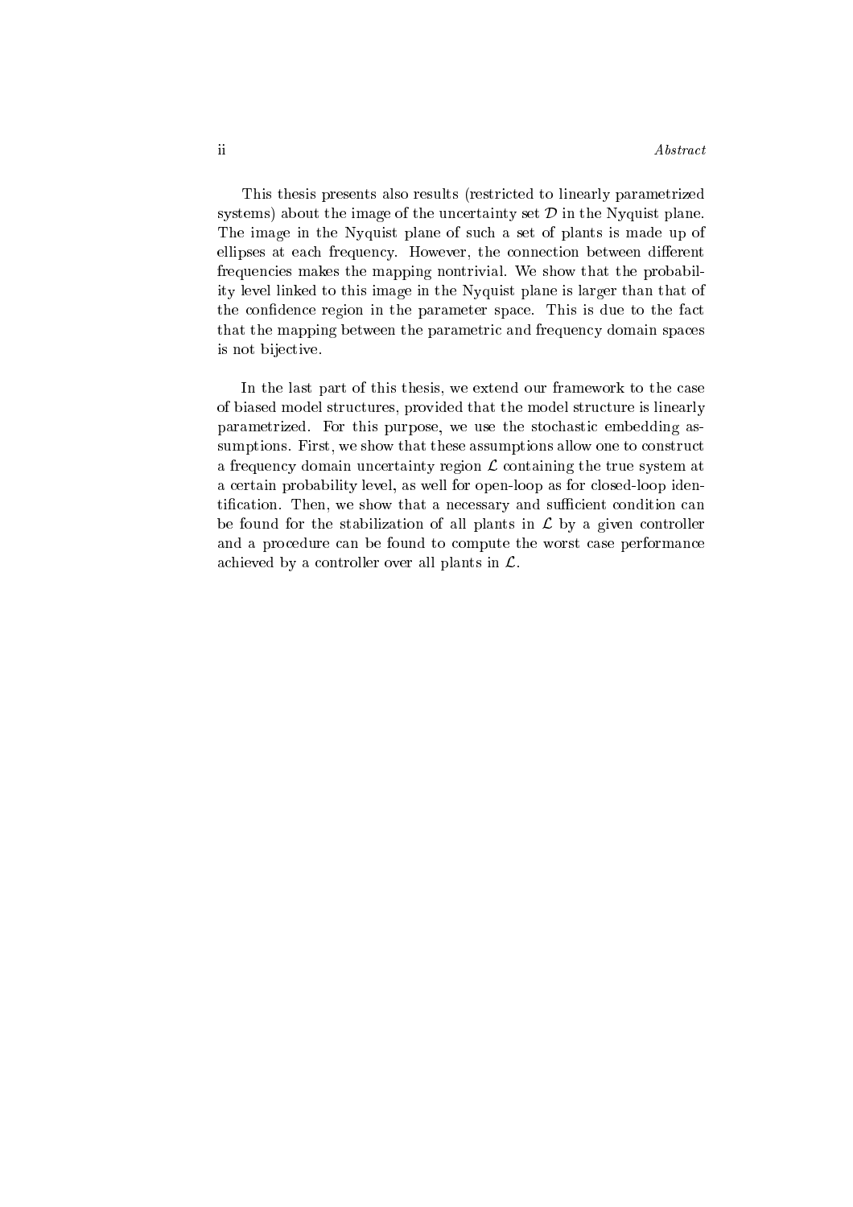This thesis presents also results (restricted to linearly parametrized systems) about the image of the uncertainty set $\mathcal{D}$ in the Nyquist plane. The image in the Nyquist plane of such a set of plants is made up of ellipses at each frequency. However, the connection between different frequencies makes the mapping nontrivial. We show that the probability level linked to this image in the Nyquist plane is larger than that of the confidence region in the parameter space. This is due to the fact that the mapping between the parametric and frequency domain spaces is not bijective.

In the last part of this thesis, we extend our framework to the case of biased model structures, provided that the model structure is linearly parametrized. For this purpose, we use the stochastic embedding assumptions. First, we show that these assumptions allow one to construct a frequency domain uncertainty region $\mathcal{L}$ containing the true system at a certain probability level, as well for open-loop as for closed-loop identification. Then, we show that a necessary and sufficient condition can be found for the stabilization of all plants in $\mathcal{L}$ by a given controller and a procedure can be found to compute the worst case performance achieved by a controller over all plants in $\mathcal{L}$.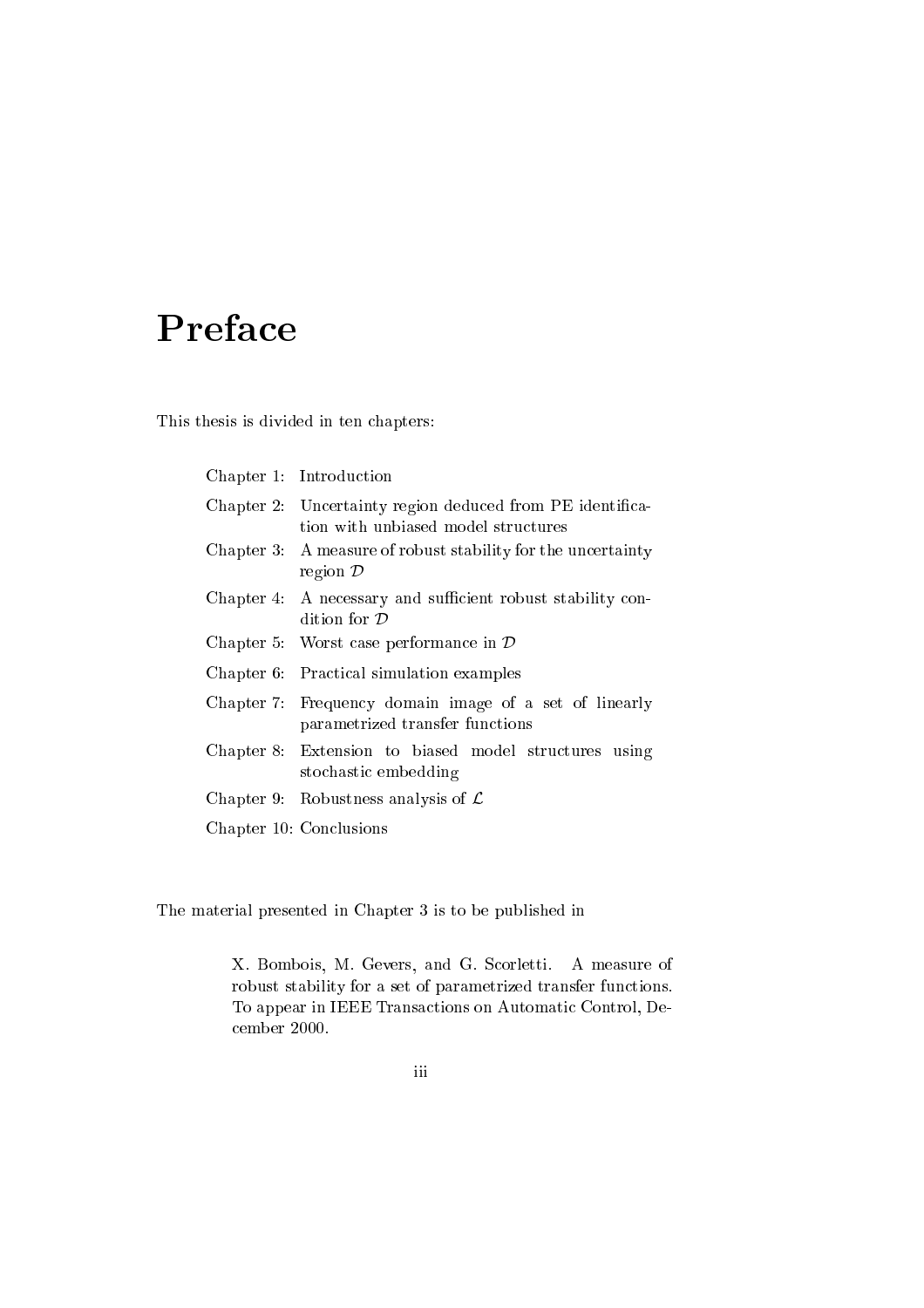# Preface

This thesis is divided in ten chapters:

| | |
|---|---|
| Chapter 1: | Introduction |
| Chapter 2: | Uncertainty region deduced from PE identification with unbiased model structures |
| Chapter 3: | A measure of robust stability for the uncertainty region $\mathcal{D}$ |
| Chapter 4: | A necessary and sufficient robust stability condition for $\mathcal{D}$ |
| Chapter 5: | Worst case performance in $\mathcal{D}$ |
| Chapter 6: | Practical simulation examples |
| Chapter 7: | Frequency domain image of a set of linearly parametrized transfer functions |
| Chapter 8: | Extension to biased model structures using stochastic embedding |
| Chapter 9: | Robustness analysis of $\mathcal{L}$ |
| Chapter 10: | Conclusions |

The material presented in Chapter 3 is to be published in

> X. Bombois, M. Gevers, and G. Scorletti. A measure of robust stability for a set of parametrized transfer functions. To appear in IEEE Transactions on Automatic Control, December 2000.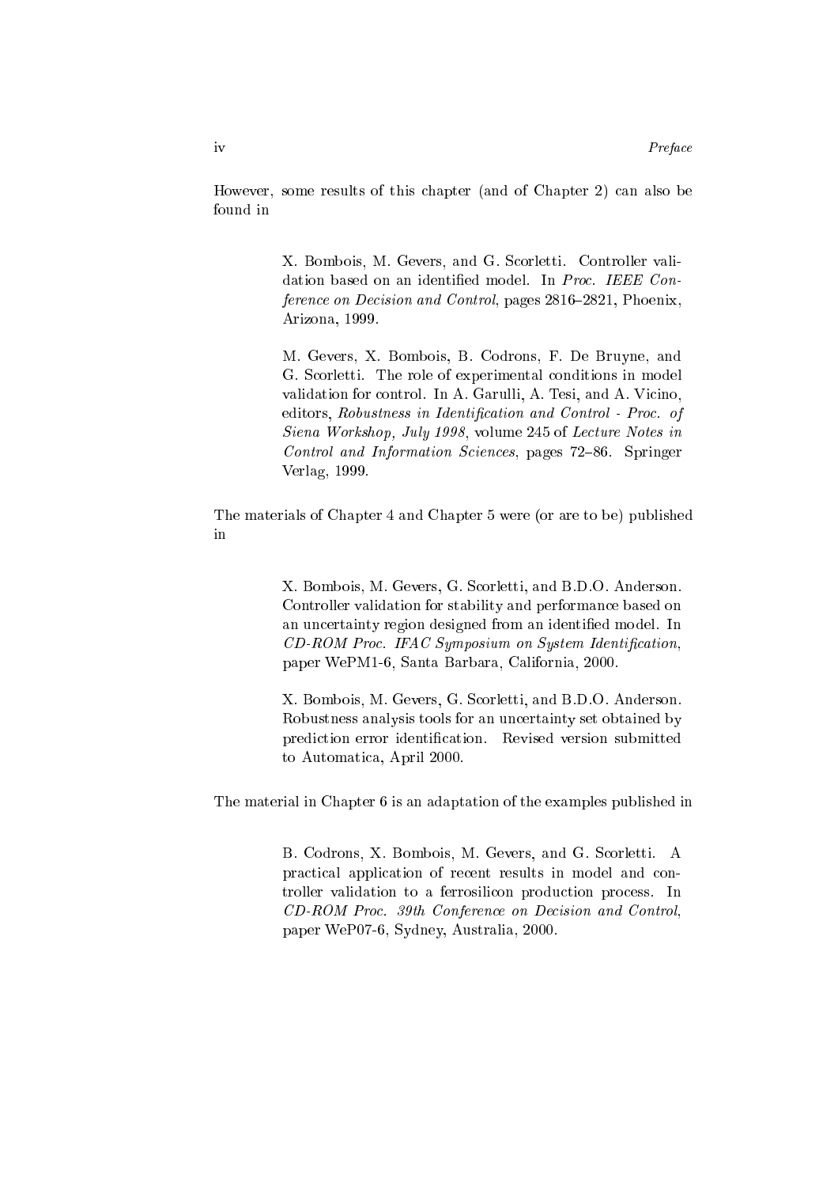However, some results of this chapter (and of Chapter 2) can also be found in

> X. Bombois, M. Gevers, and G. Scorletti. Controller validation based on an identified model. In *Proc. IEEE Conference on Decision and Control*, pages 2816–2821, Phoenix, Arizona, 1999.
>
> M. Gevers, X. Bombois, B. Codrons, F. De Bruyne, and G. Scorletti. The role of experimental conditions in model validation for control. In A. Garulli, A. Tesi, and A. Vicino, editors, *Robustness in Identification and Control - Proc. of Siena Workshop, July 1998*, volume 245 of *Lecture Notes in Control and Information Sciences*, pages 72–86. Springer Verlag, 1999.

The materials of Chapter 4 and Chapter 5 were (or are to be) published in

> X. Bombois, M. Gevers, G. Scorletti, and B.D.O. Anderson. Controller validation for stability and performance based on an uncertainty region designed from an identified model. In *CD-ROM Proc. IFAC Symposium on System Identification*, paper WePM1-6, Santa Barbara, California, 2000.
>
> X. Bombois, M. Gevers, G. Scorletti, and B.D.O. Anderson. Robustness analysis tools for an uncertainty set obtained by prediction error identification. Revised version submitted to Automatica, April 2000.

The material in Chapter 6 is an adaptation of the examples published in

> B. Codrons, X. Bombois, M. Gevers, and G. Scorletti. A practical application of recent results in model and controller validation to a ferrosilicon production process. In *CD-ROM Proc. 39th Conference on Decision and Control*, paper WeP07-6, Sydney, Australia, 2000.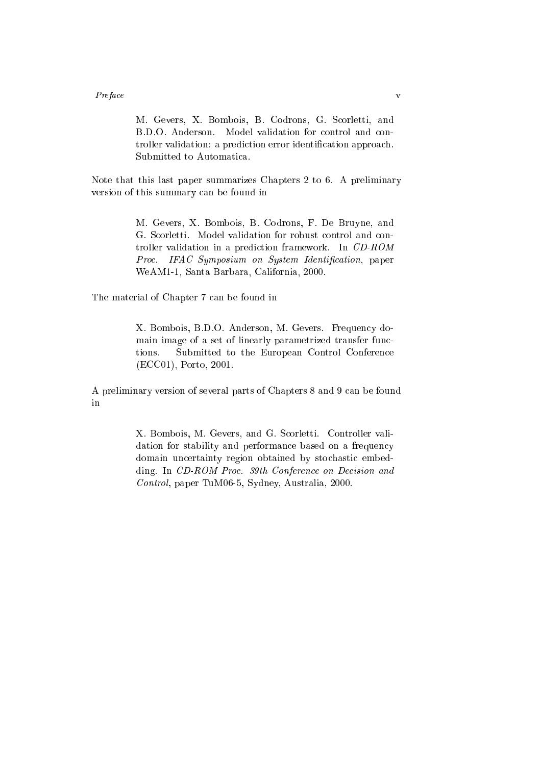M. Gevers, X. Bombois, B. Codrons, G. Scorletti, and B.D.O. Anderson. Model validation for control and controller validation: a prediction error identification approach. Submitted to Automatica.

Note that this last paper summarizes Chapters 2 to 6. A preliminary version of this summary can be found in

M. Gevers, X. Bombois, B. Codrons, F. De Bruyne, and G. Scorletti. Model validation for robust control and controller validation in a prediction framework. In *CD-ROM Proc. IFAC Symposium on System Identification*, paper WeAM1-1, Santa Barbara, California, 2000.

The material of Chapter 7 can be found in

X. Bombois, B.D.O. Anderson, M. Gevers. Frequency domain image of a set of linearly parametrized transfer functions. Submitted to the European Control Conference (ECC01), Porto, 2001.

A preliminary version of several parts of Chapters 8 and 9 can be found in

X. Bombois, M. Gevers, and G. Scorletti. Controller validation for stability and performance based on a frequency domain uncertainty region obtained by stochastic embedding. In *CD-ROM Proc. 39th Conference on Decision and Control*, paper TuM06-5, Sydney, Australia, 2000.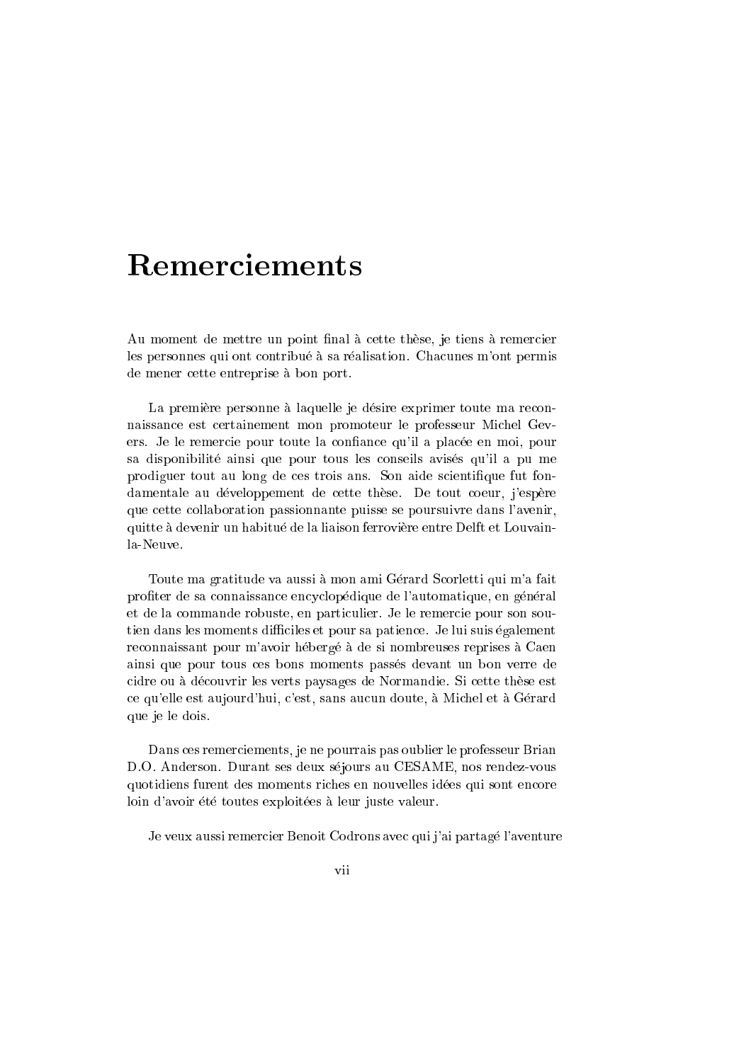# Remerciements

Au moment de mettre un point final à cette thèse, je tiens à remercier les personnes qui ont contribué à sa réalisation. Chacunes m'ont permis de mener cette entreprise à bon port.

La première personne à laquelle je désire exprimer toute ma reconnaissance est certainement mon promoteur le professeur Michel Gevers. Je le remercie pour toute la confiance qu'il a placée en moi, pour sa disponibilité ainsi que pour tous les conseils avisés qu'il a pu me prodiguer tout au long de ces trois ans. Son aide scientifique fut fondamentale au développement de cette thèse. De tout coeur, j'espère que cette collaboration passionnante puisse se poursuivre dans l'avenir, quitte à devenir un habitué de la liaison ferrovière entre Delft et Louvain-la-Neuve.

Toute ma gratitude va aussi à mon ami Gérard Scorletti qui m'a fait profiter de sa connaissance encyclopédique de l'automatique, en général et de la commande robuste, en particulier. Je le remercie pour son soutien dans les moments difficiles et pour sa patience. Je lui suis également reconnaissant pour m'avoir hébergé à de si nombreuses reprises à Caen ainsi que pour tous ces bons moments passés devant un bon verre de cidre ou à découvrir les verts paysages de Normandie. Si cette thèse est ce qu'elle est aujourd'hui, c'est, sans aucun doute, à Michel et à Gérard que je le dois.

Dans ces remerciements, je ne pourrais pas oublier le professeur Brian D.O. Anderson. Durant ses deux séjours au CESAME, nos rendez-vous quotidiens furent des moments riches en nouvelles idées qui sont encore loin d'avoir été toutes exploitées à leur juste valeur.

Je veux aussi remercier Benoit Codrons avec qui j'ai partagé l'aventure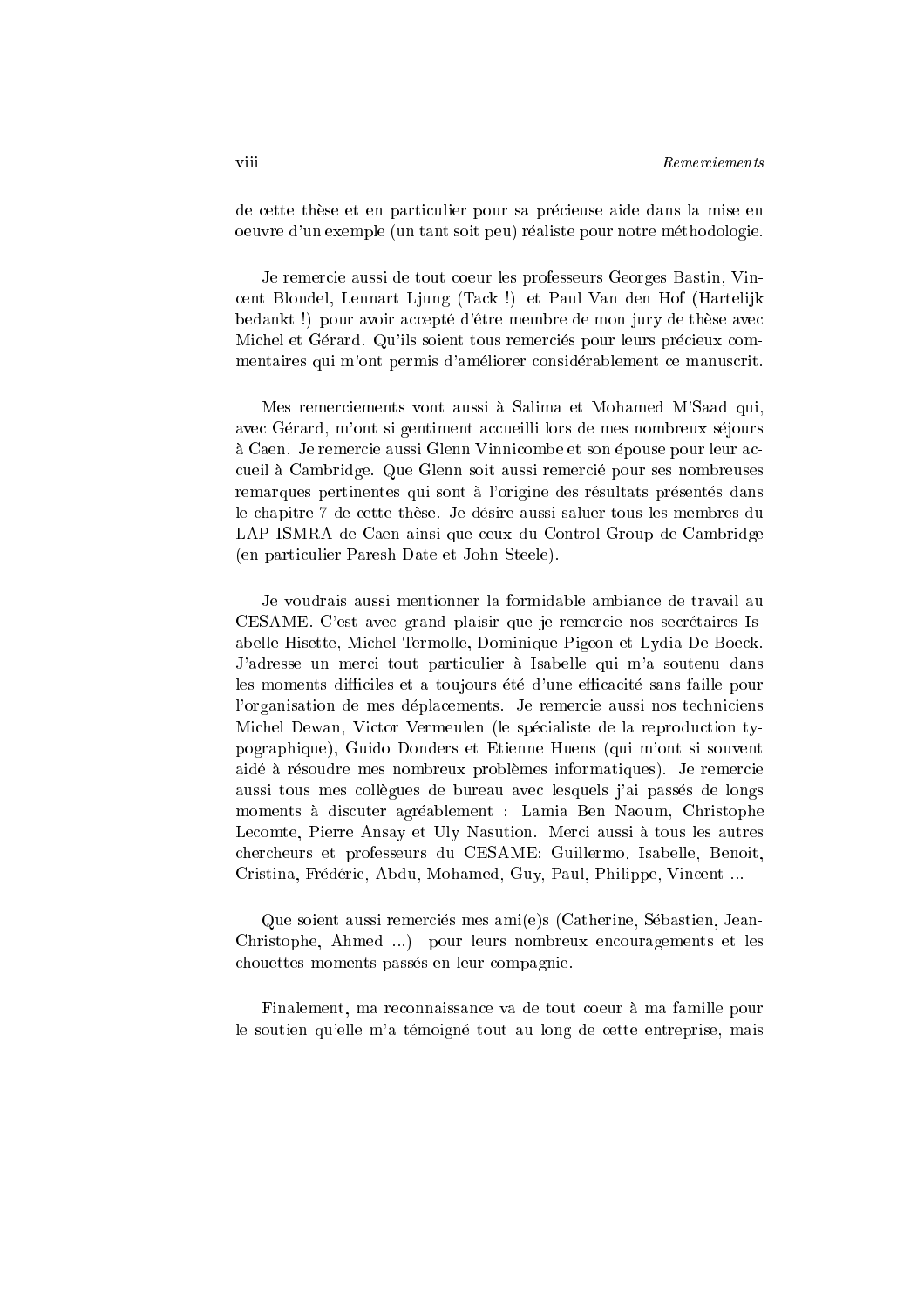de cette thèse et en particulier pour sa précieuse aide dans la mise en oeuvre d'un exemple (un tant soit peu) réaliste pour notre méthodologie.

Je remercie aussi de tout coeur les professeurs Georges Bastin, Vincent Blondel, Lennart Ljung (Tack !) et Paul Van den Hof (Hartelijk bedankt !) pour avoir accepté d'être membre de mon jury de thèse avec Michel et Gérard. Qu'ils soient tous remerciés pour leurs précieux commentaires qui m'ont permis d'améliorer considérablement ce manuscrit.

Mes remerciements vont aussi à Salima et Mohamed M'Saad qui, avec Gérard, m'ont si gentiment accueilli lors de mes nombreux séjours à Caen. Je remercie aussi Glenn Vinnicombe et son épouse pour leur accueil à Cambridge. Que Glenn soit aussi remercié pour ses nombreuses remarques pertinentes qui sont à l'origine des résultats présentés dans le chapitre 7 de cette thèse. Je désire aussi saluer tous les membres du LAP ISMRA de Caen ainsi que ceux du Control Group de Cambridge (en particulier Paresh Date et John Steele).

Je voudrais aussi mentionner la formidable ambiance de travail au CESAME. C'est avec grand plaisir que je remercie nos secrétaires Isabelle Hisette, Michel Termolle, Dominique Pigeon et Lydia De Boeck. J'adresse un merci tout particulier à Isabelle qui m'a soutenu dans les moments difficiles et a toujours été d'une efficacité sans faille pour l'organisation de mes déplacements. Je remercie aussi nos techniciens Michel Dewan, Victor Vermeulen (le spécialiste de la reproduction typographique), Guido Donders et Etienne Huens (qui m'ont si souvent aidé à résoudre mes nombreux problèmes informatiques). Je remercie aussi tous mes collègues de bureau avec lesquels j'ai passés de longs moments à discuter agréablement : Lamia Ben Naoum, Christophe Lecomte, Pierre Ansay et Uly Nasution. Merci aussi à tous les autres chercheurs et professeurs du CESAME: Guillermo, Isabelle, Benoit, Cristina, Frédéric, Abdu, Mohamed, Guy, Paul, Philippe, Vincent ...

Que soient aussi remerciés mes ami(e)s (Catherine, Sébastien, Jean-Christophe, Ahmed ...) pour leurs nombreux encouragements et les chouettes moments passés en leur compagnie.

Finalement, ma reconnaissance va de tout coeur à ma famille pour le soutien qu'elle m'a témoigné tout au long de cette entreprise, mais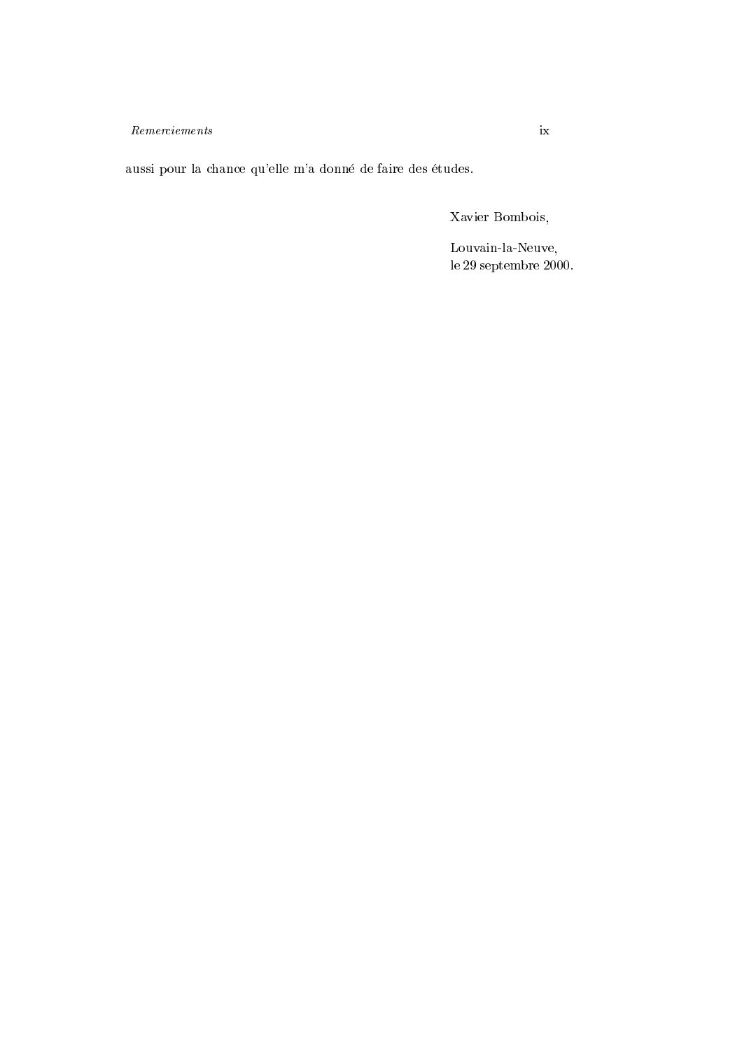aussi pour la chance qu'elle m'a donné de faire des études.

Xavier Bombois,

Louvain-la-Neuve,  
le 29 septembre 2000.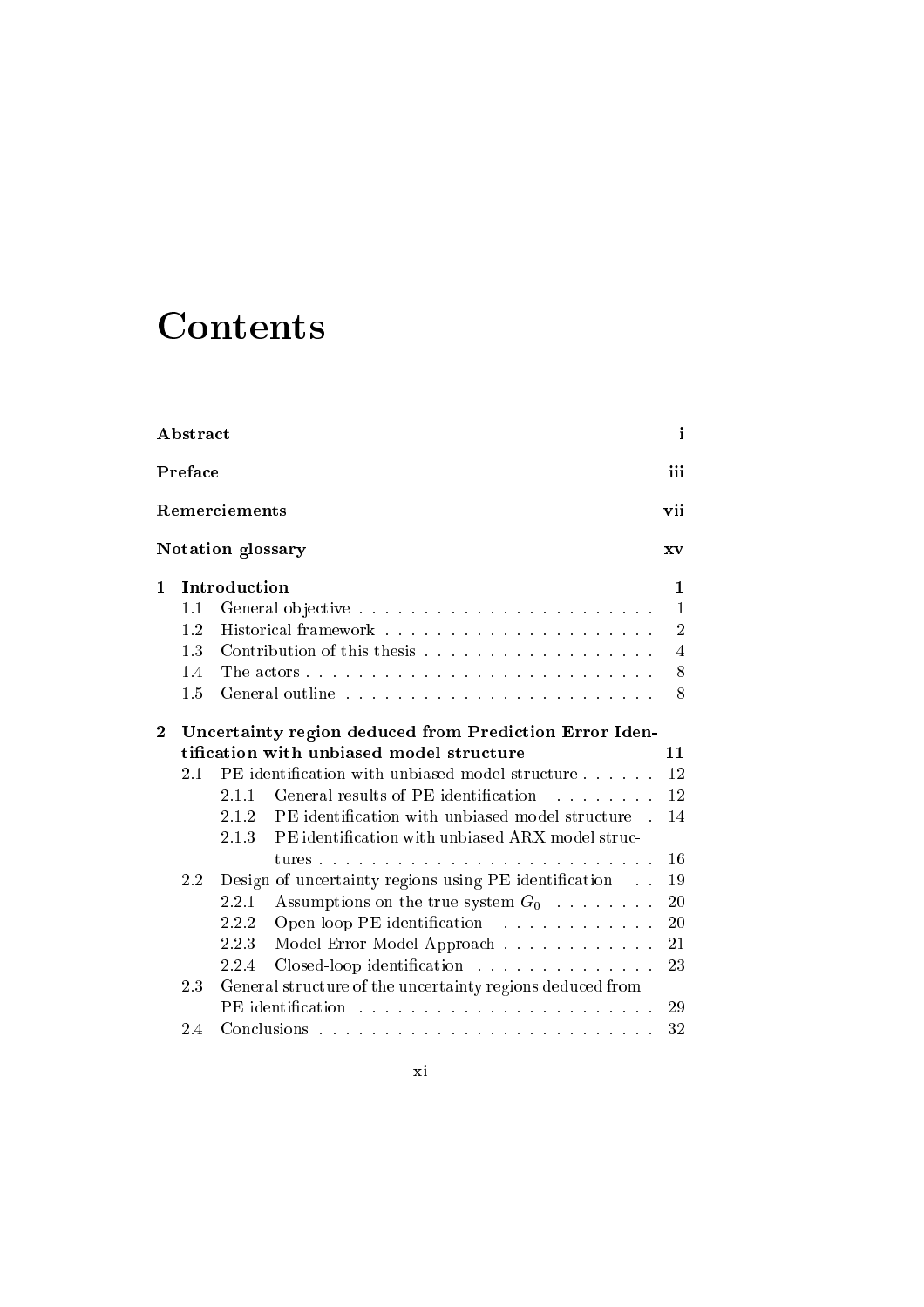# Contents

| | | |
|---|---|---|
| **Abstract** | | **i** |
| **Preface** | | **iii** |
| **Remerciements** | | **vii** |
| **Notation glossary** | | **xv** |
| **1** | **Introduction** | **1** |
| 1.1 | General objective | 1 |
| 1.2 | Historical framework | 2 |
| 1.3 | Contribution of this thesis | 4 |
| 1.4 | The actors | 8 |
| 1.5 | General outline | 8 |
| **2** | **Uncertainty region deduced from Prediction Error Identification with unbiased model structure** | **11** |
| 2.1 | PE identification with unbiased model structure | 12 |
| 2.1.1 | General results of PE identification | 12 |
| 2.1.2 | PE identification with unbiased model structure | 14 |
| 2.1.3 | PE identification with unbiased ARX model structures | 16 |
| 2.2 | Design of uncertainty regions using PE identification | 19 |
| 2.2.1 | Assumptions on the true system $G_0$ | 20 |
| 2.2.2 | Open-loop PE identification | 20 |
| 2.2.3 | Model Error Model Approach | 21 |
| 2.2.4 | Closed-loop identification | 23 |
| 2.3 | General structure of the uncertainty regions deduced from PE identification | 29 |
| 2.4 | Conclusions | 32 |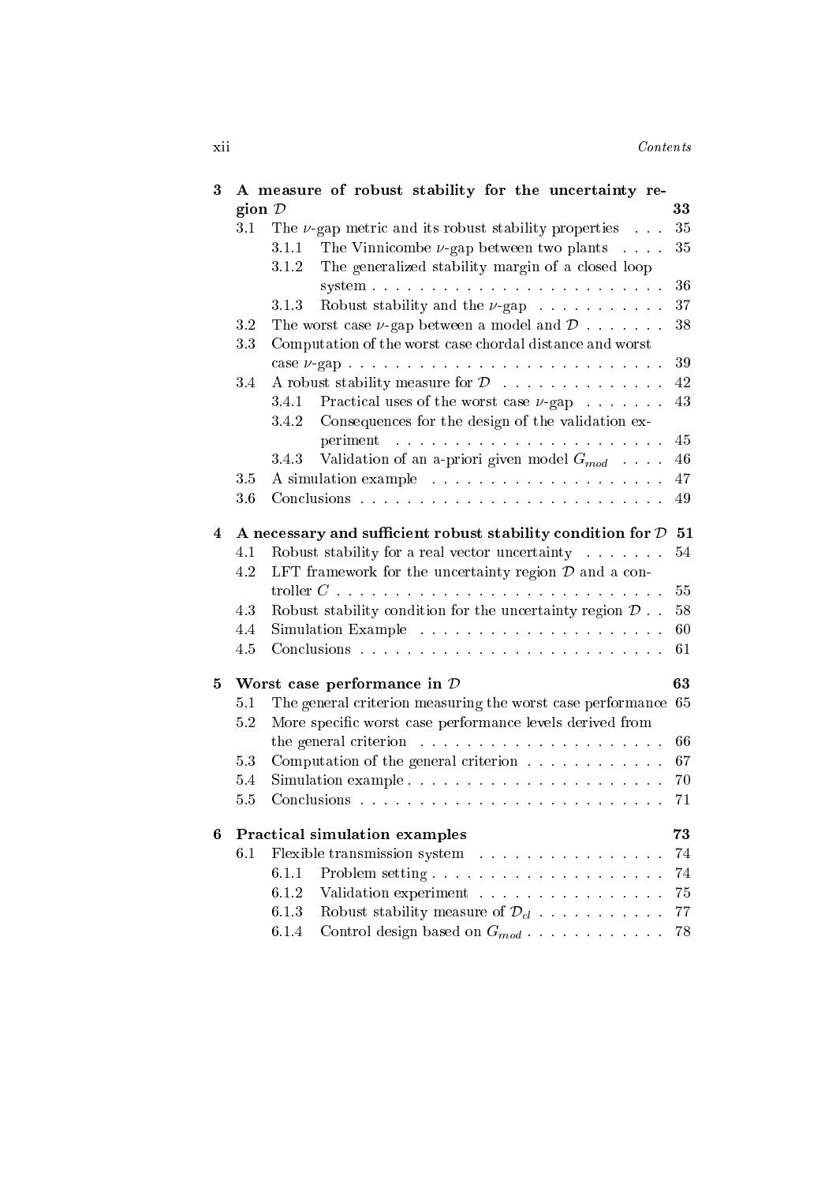**3 A measure of robust stability for the uncertainty region $\mathcal{D}$** — 33

- 3.1 The $\nu$-gap metric and its robust stability properties — 35
  - 3.1.1 The Vinnicombe $\nu$-gap between two plants — 35
  - 3.1.2 The generalized stability margin of a closed loop system — 36
  - 3.1.3 Robust stability and the $\nu$-gap — 37
- 3.2 The worst case $\nu$-gap between a model and $\mathcal{D}$ — 38
- 3.3 Computation of the worst case chordal distance and worst case $\nu$-gap — 39
- 3.4 A robust stability measure for $\mathcal{D}$ — 42
  - 3.4.1 Practical uses of the worst case $\nu$-gap — 43
  - 3.4.2 Consequences for the design of the validation experiment — 45
  - 3.4.3 Validation of an a-priori given model $G_{mod}$ — 46
- 3.5 A simulation example — 47
- 3.6 Conclusions — 49

**4 A necessary and sufficient robust stability condition for $\mathcal{D}$** — 51

- 4.1 Robust stability for a real vector uncertainty — 54
- 4.2 LFT framework for the uncertainty region $\mathcal{D}$ and a controller $C$ — 55
- 4.3 Robust stability condition for the uncertainty region $\mathcal{D}$ — 58
- 4.4 Simulation Example — 60
- 4.5 Conclusions — 61

**5 Worst case performance in $\mathcal{D}$** — 63

- 5.1 The general criterion measuring the worst case performance — 65
- 5.2 More specific worst case performance levels derived from the general criterion — 66
- 5.3 Computation of the general criterion — 67
- 5.4 Simulation example — 70
- 5.5 Conclusions — 71

**6 Practical simulation examples** — 73

- 6.1 Flexible transmission system — 74
  - 6.1.1 Problem setting — 74
  - 6.1.2 Validation experiment — 75
  - 6.1.3 Robust stability measure of $\mathcal{D}_{cl}$ — 77
  - 6.1.4 Control design based on $G_{mod}$ — 78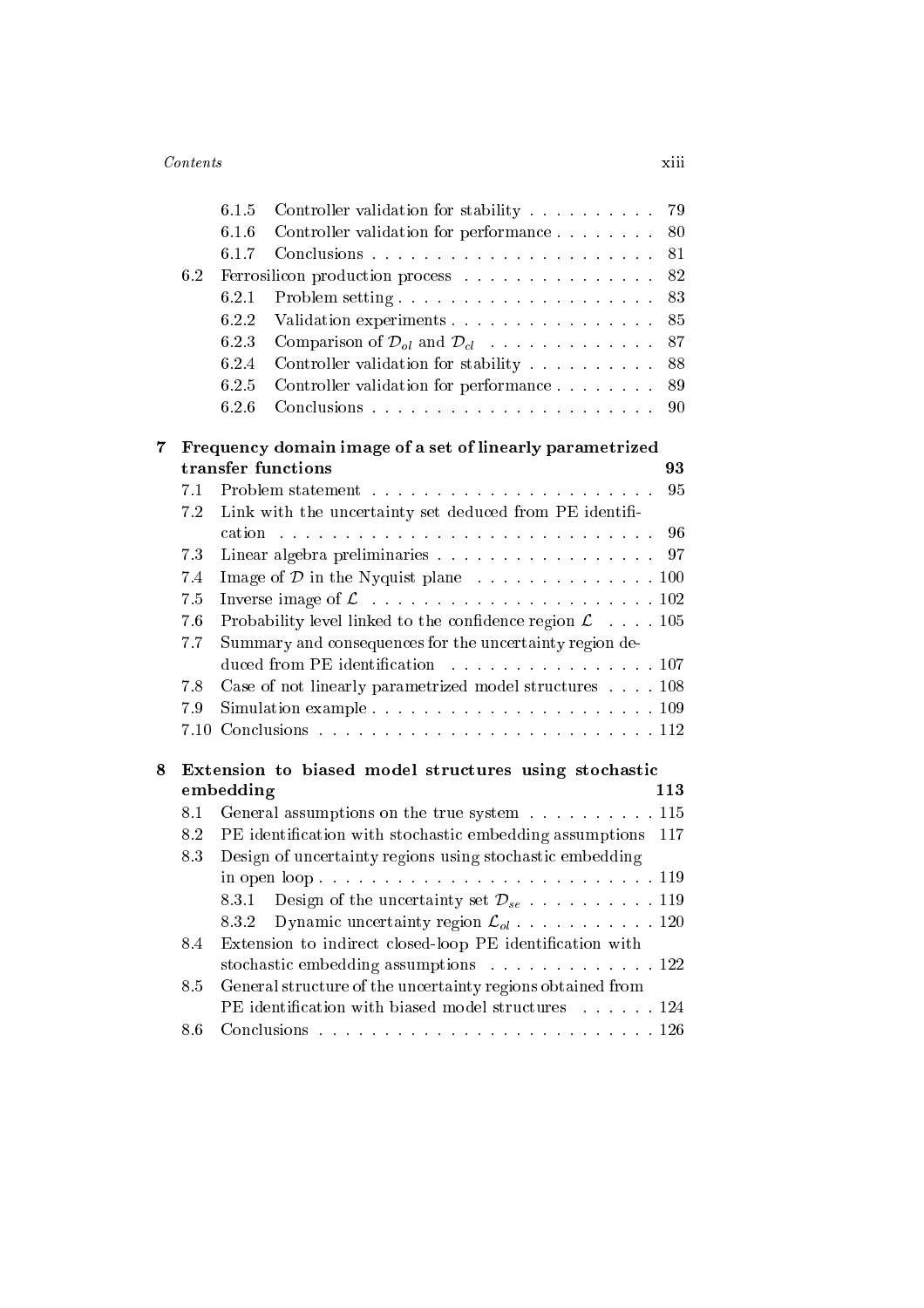- 6.1.5 Controller validation for stability . . . . . . . . . . 79
- 6.1.6 Controller validation for performance . . . . . . . . 80
- 6.1.7 Conclusions . . . . . . . . . . . . . . . . . . . . . . 81

6.2 Ferrosilicon production process . . . . . . . . . . . . . . . 82

- 6.2.1 Problem setting . . . . . . . . . . . . . . . . . . . . 83
- 6.2.2 Validation experiments . . . . . . . . . . . . . . . . 85
- 6.2.3 Comparison of $\mathcal{D}_{ol}$ and $\mathcal{D}_{cl}$ . . . . . . . . . . . . . 87
- 6.2.4 Controller validation for stability . . . . . . . . . . 88
- 6.2.5 Controller validation for performance . . . . . . . . 89
- 6.2.6 Conclusions . . . . . . . . . . . . . . . . . . . . . . 90

**7 Frequency domain image of a set of linearly parametrized transfer functions 93**

- 7.1 Problem statement . . . . . . . . . . . . . . . . . . . . . . 95
- 7.2 Link with the uncertainty set deduced from PE identification . . . . . . . . . . . . . . . . . . . . . . . . . . . . . 96
- 7.3 Linear algebra preliminaries . . . . . . . . . . . . . . . . . 97
- 7.4 Image of $\mathcal{D}$ in the Nyquist plane . . . . . . . . . . . . . . 100
- 7.5 Inverse image of $\mathcal{L}$ . . . . . . . . . . . . . . . . . . . . . . 102
- 7.6 Probability level linked to the confidence region $\mathcal{L}$ . . . . 105
- 7.7 Summary and consequences for the uncertainty region deduced from PE identification . . . . . . . . . . . . . . . . 107
- 7.8 Case of not linearly parametrized model structures . . . . 108
- 7.9 Simulation example . . . . . . . . . . . . . . . . . . . . . . 109
- 7.10 Conclusions . . . . . . . . . . . . . . . . . . . . . . . . . . 112

**8 Extension to biased model structures using stochastic embedding 113**

- 8.1 General assumptions on the true system . . . . . . . . . . 115
- 8.2 PE identification with stochastic embedding assumptions 117
- 8.3 Design of uncertainty regions using stochastic embedding in open loop . . . . . . . . . . . . . . . . . . . . . . . . . . 119
  - 8.3.1 Design of the uncertainty set $\mathcal{D}_{se}$ . . . . . . . . . . 119
  - 8.3.2 Dynamic uncertainty region $\mathcal{L}_{ol}$ . . . . . . . . . . . 120
- 8.4 Extension to indirect closed-loop PE identification with stochastic embedding assumptions . . . . . . . . . . . . . 122
- 8.5 General structure of the uncertainty regions obtained from PE identification with biased model structures . . . . . . 124
- 8.6 Conclusions . . . . . . . . . . . . . . . . . . . . . . . . . . 126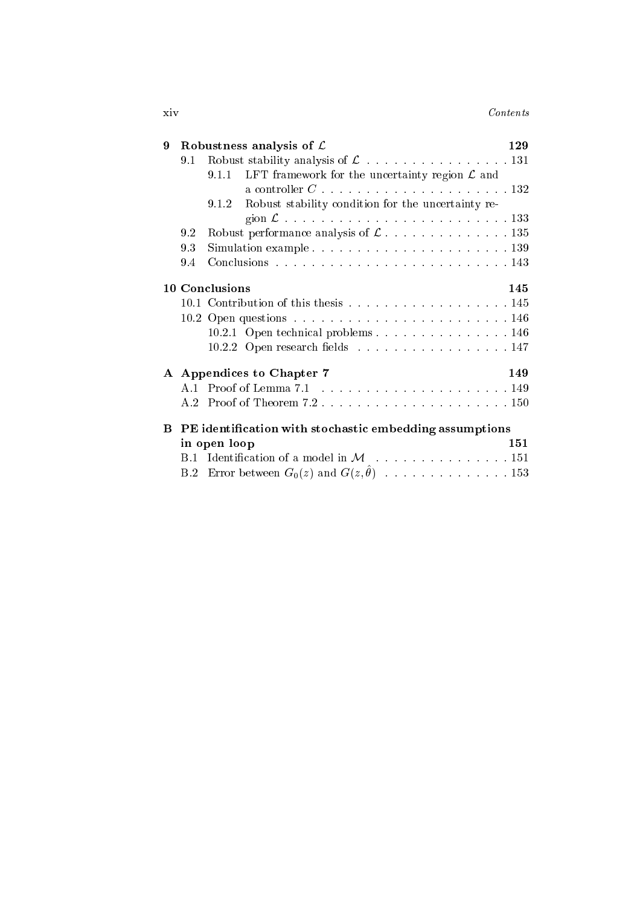**9 Robustness analysis of $\mathcal{L}$** **129**

- 9.1 Robust stability analysis of $\mathcal{L}$ . . . . . . . . . . . . . . . . 131
  - 9.1.1 LFT framework for the uncertainty region $\mathcal{L}$ and a controller $C$ . . . . . . . . . . . . . . . . . . . . 132
  - 9.1.2 Robust stability condition for the uncertainty region $\mathcal{L}$ . . . . . . . . . . . . . . . . . . . . . . . . 133
- 9.2 Robust performance analysis of $\mathcal{L}$ . . . . . . . . . . . . . . 135
- 9.3 Simulation example . . . . . . . . . . . . . . . . . . . . . . 139
- 9.4 Conclusions . . . . . . . . . . . . . . . . . . . . . . . . . . 143

**10 Conclusions** **145**

- 10.1 Contribution of this thesis . . . . . . . . . . . . . . . . . . 145
- 10.2 Open questions . . . . . . . . . . . . . . . . . . . . . . . . 146
  - 10.2.1 Open technical problems . . . . . . . . . . . . . . . 146
  - 10.2.2 Open research fields . . . . . . . . . . . . . . . . . 147

**A Appendices to Chapter 7** **149**

- A.1 Proof of Lemma 7.1 . . . . . . . . . . . . . . . . . . . . . 149
- A.2 Proof of Theorem 7.2 . . . . . . . . . . . . . . . . . . . . . 150

**B PE identification with stochastic embedding assumptions in open loop** **151**

- B.1 Identification of a model in $\mathcal{M}$ . . . . . . . . . . . . . . . 151
- B.2 Error between $G_0(z)$ and $G(z, \hat{\theta})$ . . . . . . . . . . . . . . 153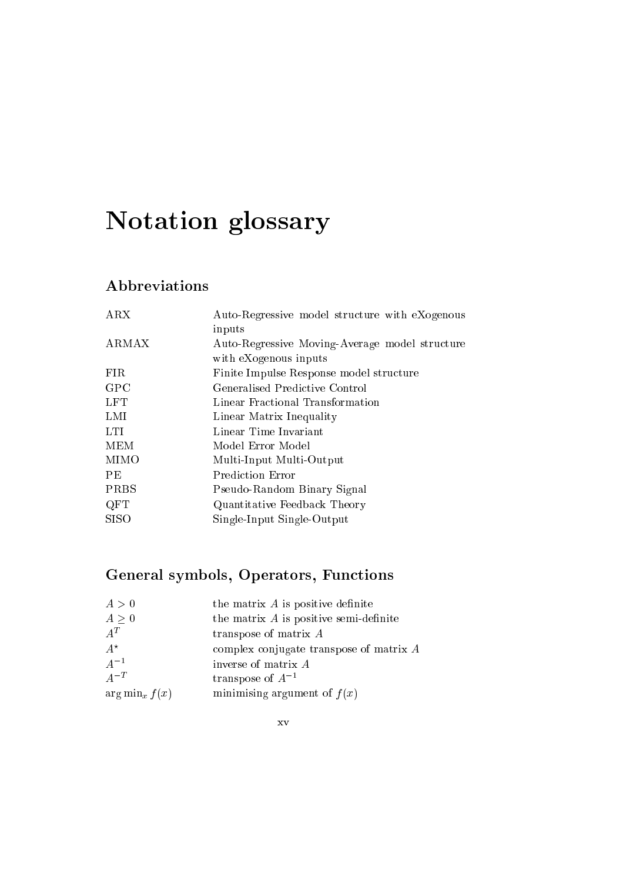# Notation glossary

## Abbreviations

| | |
|---|---|
| ARX | Auto-Regressive model structure with eXogenous inputs |
| ARMAX | Auto-Regressive Moving-Average model structure with eXogenous inputs |
| FIR | Finite Impulse Response model structure |
| GPC | Generalised Predictive Control |
| LFT | Linear Fractional Transformation |
| LMI | Linear Matrix Inequality |
| LTI | Linear Time Invariant |
| MEM | Model Error Model |
| MIMO | Multi-Input Multi-Output |
| PE | Prediction Error |
| PRBS | Pseudo-Random Binary Signal |
| QFT | Quantitative Feedback Theory |
| SISO | Single-Input Single-Output |

## General symbols, Operators, Functions

| | |
|---|---|
| $A > 0$ | the matrix $A$ is positive definite |
| $A \geq 0$ | the matrix $A$ is positive semi-definite |
| $A^T$ | transpose of matrix $A$ |
| $A^\star$ | complex conjugate transpose of matrix $A$ |
| $A^{-1}$ | inverse of matrix $A$ |
| $A^{-T}$ | transpose of $A^{-1}$ |
| $\arg\min_x f(x)$ | minimising argument of $f(x)$ |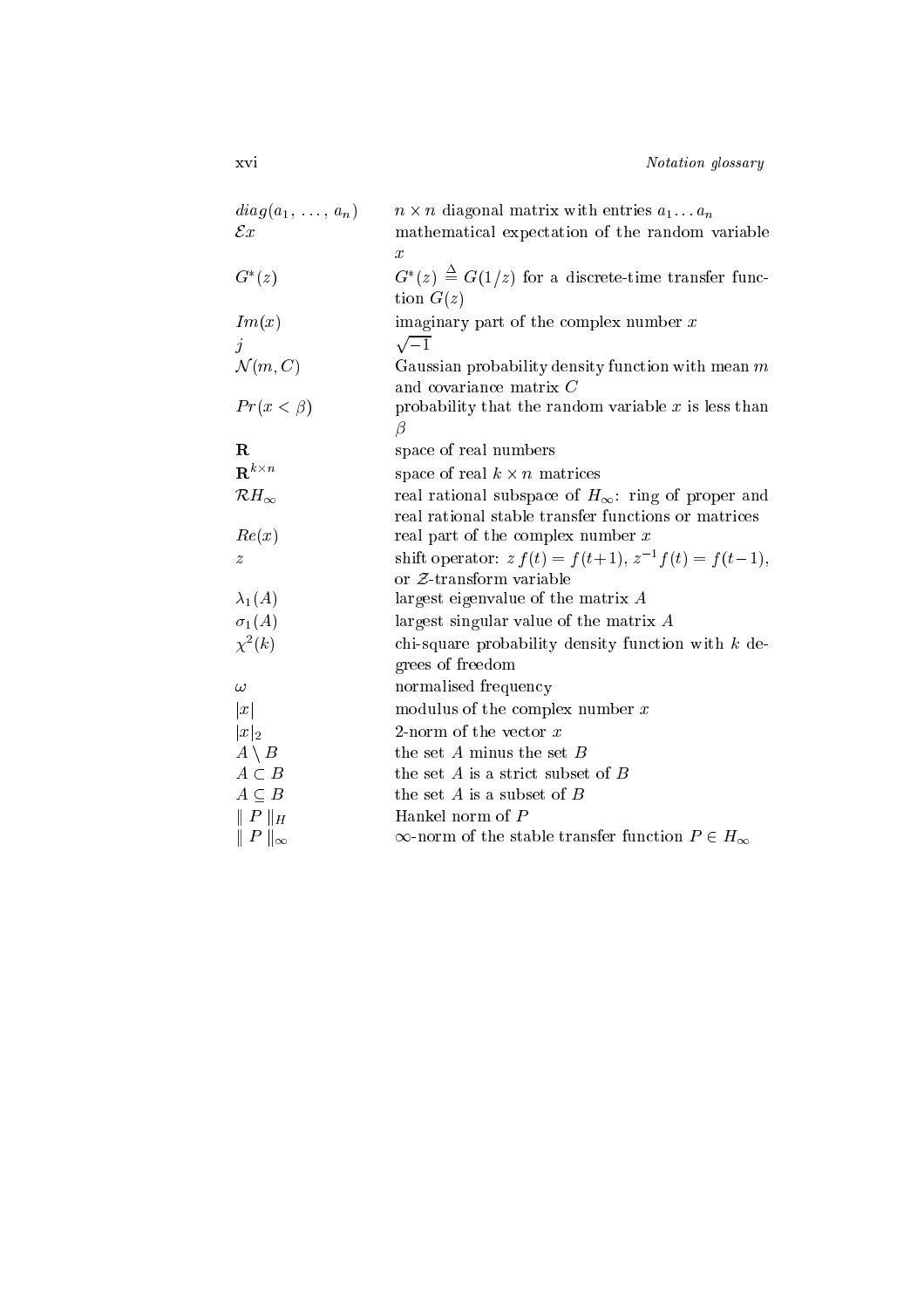| | |
|---|---|
| $diag(a_1, \ldots, a_n)$ | $n \times n$ diagonal matrix with entries $a_1 \ldots a_n$ |
| $\mathcal{E}x$ | mathematical expectation of the random variable $x$ |
| $G^*(z)$ | $G^*(z) \stackrel{\Delta}{=} G(1/z)$ for a discrete-time transfer function $G(z)$ |
| $Im(x)$ | imaginary part of the complex number $x$ |
| $j$ | $\sqrt{-1}$ |
| $\mathcal{N}(m, C)$ | Gaussian probability density function with mean $m$ and covariance matrix $C$ |
| $Pr(x < \beta)$ | probability that the random variable $x$ is less than $\beta$ |
| $\mathbf{R}$ | space of real numbers |
| $\mathbf{R}^{k \times n}$ | space of real $k \times n$ matrices |
| $\mathcal{R}H_\infty$ | real rational subspace of $H_\infty$: ring of proper and real rational stable transfer functions or matrices |
| $Re(x)$ | real part of the complex number $x$ |
| $z$ | shift operator: $z\,f(t) = f(t+1)$, $z^{-1}f(t) = f(t-1)$, or $\mathcal{Z}$-transform variable |
| $\lambda_1(A)$ | largest eigenvalue of the matrix $A$ |
| $\sigma_1(A)$ | largest singular value of the matrix $A$ |
| $\chi^2(k)$ | chi-square probability density function with $k$ degrees of freedom |
| $\omega$ | normalised frequency |
| $\|x\|$ | modulus of the complex number $x$ |
| $\|x\|_2$ | 2-norm of the vector $x$ |
| $A \setminus B$ | the set $A$ minus the set $B$ |
| $A \subset B$ | the set $A$ is a strict subset of $B$ |
| $A \subseteq B$ | the set $A$ is a subset of $B$ |
| $\\| P \\|_H$ | Hankel norm of $P$ |
| $\\| P \\|_\infty$ | $\infty$-norm of the stable transfer function $P \in H_\infty$ |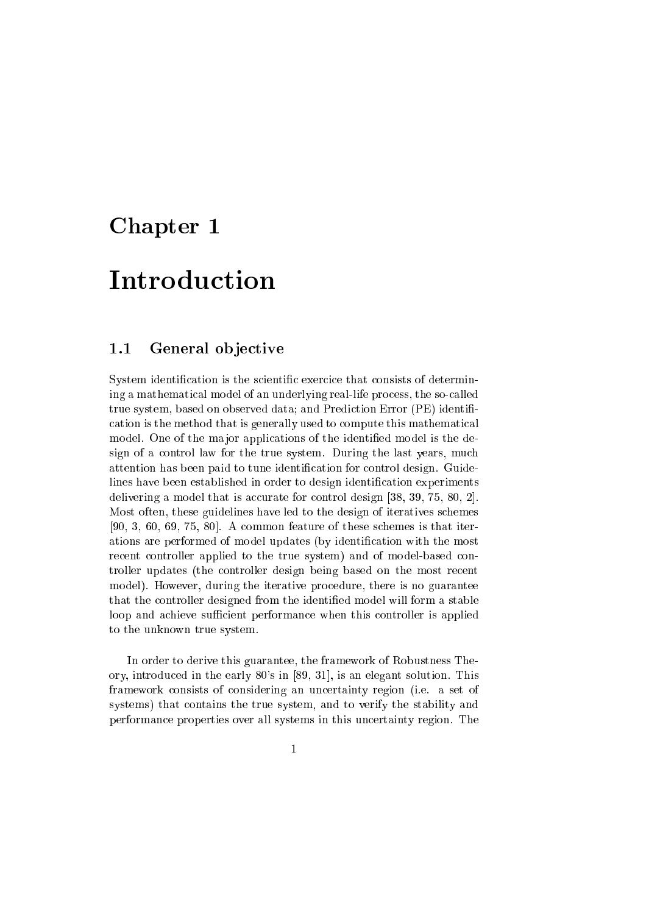# Chapter 1

# Introduction

## 1.1 General objective

System identification is the scientific exercice that consists of determining a mathematical model of an underlying real-life process, the so-called true system, based on observed data; and Prediction Error (PE) identification is the method that is generally used to compute this mathematical model. One of the major applications of the identified model is the design of a control law for the true system. During the last years, much attention has been paid to tune identification for control design. Guidelines have been established in order to design identification experiments delivering a model that is accurate for control design [38, 39, 75, 80, 2]. Most often, these guidelines have led to the design of iteratives schemes [90, 3, 60, 69, 75, 80]. A common feature of these schemes is that iterations are performed of model updates (by identification with the most recent controller applied to the true system) and of model-based controller updates (the controller design being based on the most recent model). However, during the iterative procedure, there is no guarantee that the controller designed from the identified model will form a stable loop and achieve sufficient performance when this controller is applied to the unknown true system.

In order to derive this guarantee, the framework of Robustness Theory, introduced in the early 80's in [89, 31], is an elegant solution. This framework consists of considering an uncertainty region (i.e. a set of systems) that contains the true system, and to verify the stability and performance properties over all systems in this uncertainty region. The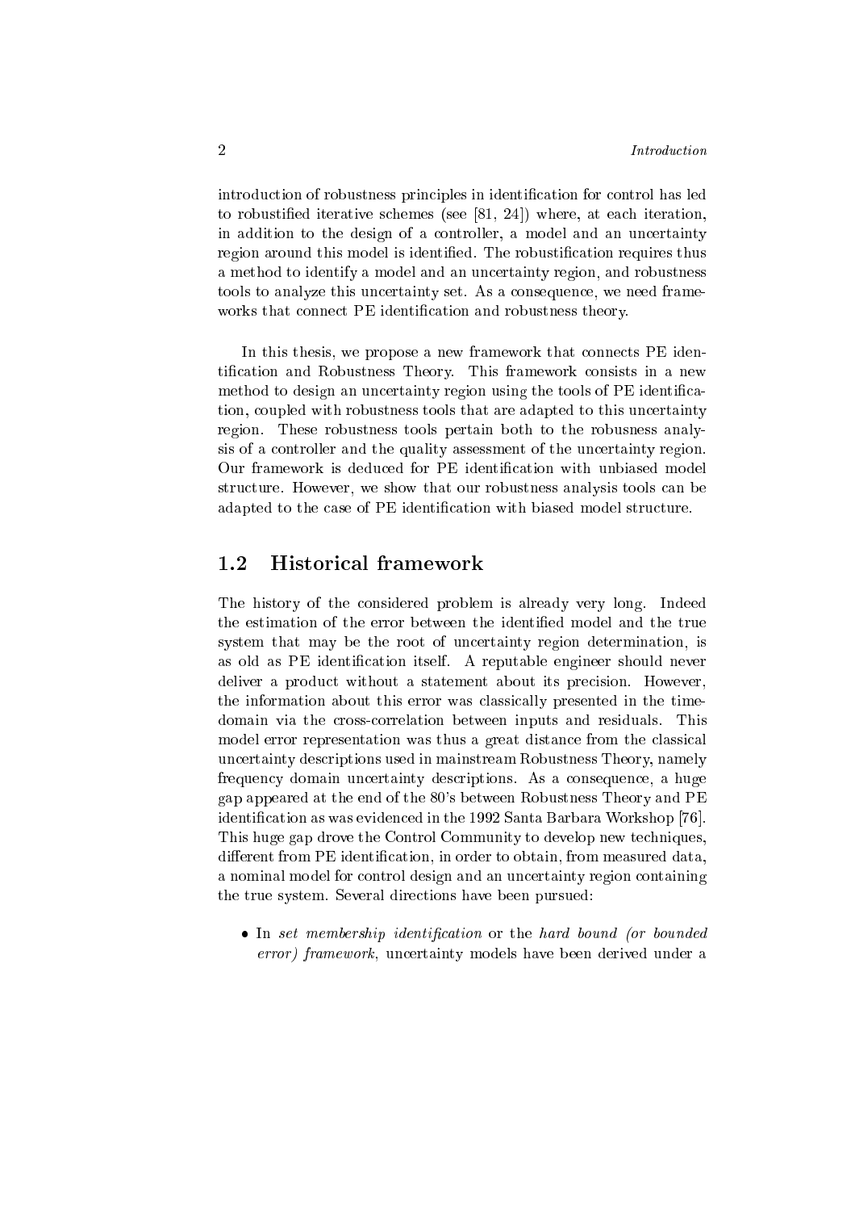introduction of robustness principles in identification for control has led to robustified iterative schemes (see [81, 24]) where, at each iteration, in addition to the design of a controller, a model and an uncertainty region around this model is identified. The robustification requires thus a method to identify a model and an uncertainty region, and robustness tools to analyze this uncertainty set. As a consequence, we need frameworks that connect PE identification and robustness theory.

In this thesis, we propose a new framework that connects PE identification and Robustness Theory. This framework consists in a new method to design an uncertainty region using the tools of PE identification, coupled with robustness tools that are adapted to this uncertainty region. These robustness tools pertain both to the robusness analysis of a controller and the quality assessment of the uncertainty region. Our framework is deduced for PE identification with unbiased model structure. However, we show that our robustness analysis tools can be adapted to the case of PE identification with biased model structure.

## 1.2 Historical framework

The history of the considered problem is already very long. Indeed the estimation of the error between the identified model and the true system that may be the root of uncertainty region determination, is as old as PE identification itself. A reputable engineer should never deliver a product without a statement about its precision. However, the information about this error was classically presented in the time-domain via the cross-correlation between inputs and residuals. This model error representation was thus a great distance from the classical uncertainty descriptions used in mainstream Robustness Theory, namely frequency domain uncertainty descriptions. As a consequence, a huge gap appeared at the end of the 80's between Robustness Theory and PE identification as was evidenced in the 1992 Santa Barbara Workshop [76]. This huge gap drove the Control Community to develop new techniques, different from PE identification, in order to obtain, from measured data, a nominal model for control design and an uncertainty region containing the true system. Several directions have been pursued:

- In *set membership identification* or the *hard bound (or bounded error) framework*, uncertainty models have been derived under a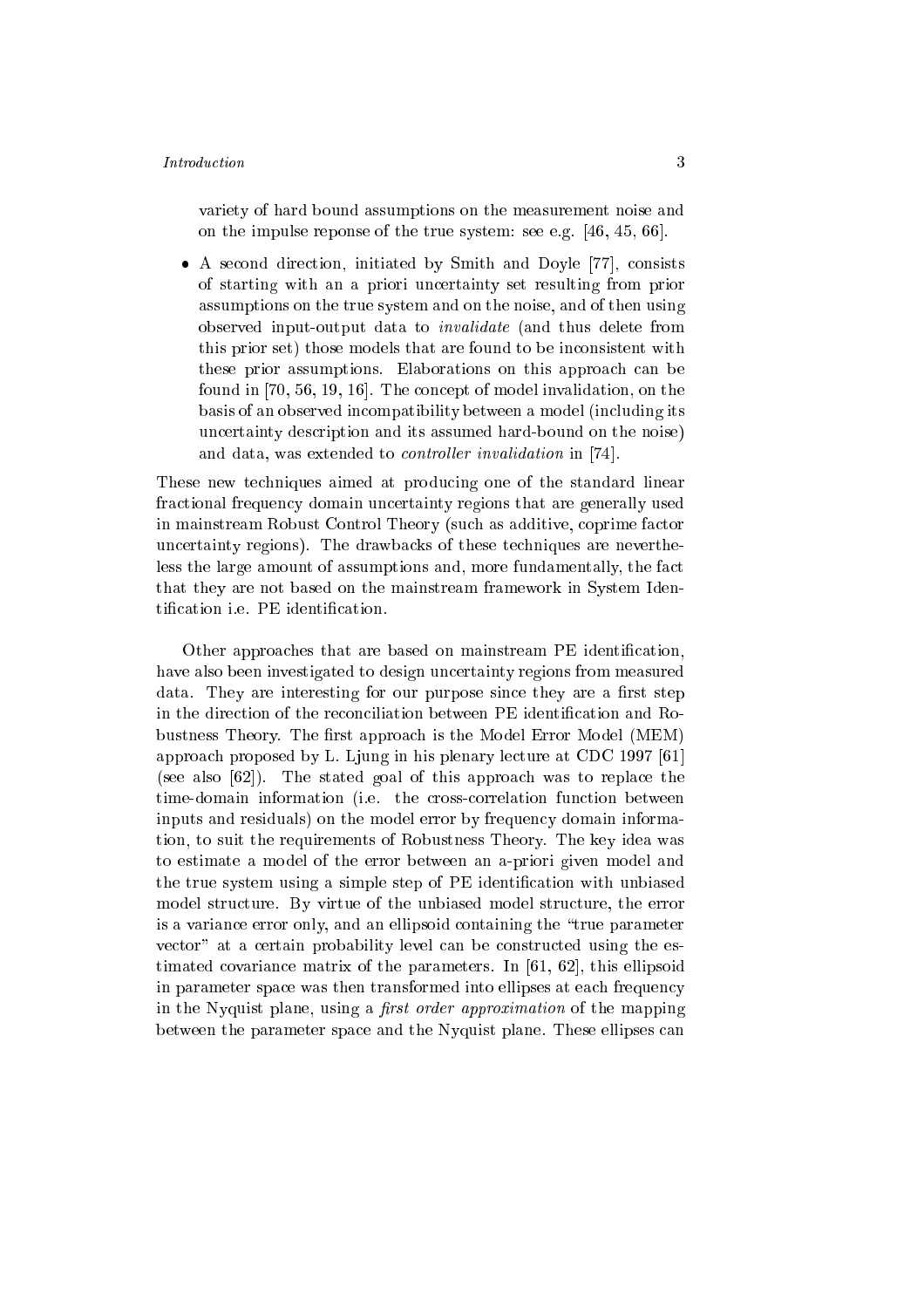variety of hard bound assumptions on the measurement noise and on the impulse reponse of the true system: see e.g. [46, 45, 66].

- A second direction, initiated by Smith and Doyle [77], consists of starting with an a priori uncertainty set resulting from prior assumptions on the true system and on the noise, and of then using observed input-output data to *invalidate* (and thus delete from this prior set) those models that are found to be inconsistent with these prior assumptions. Elaborations on this approach can be found in [70, 56, 19, 16]. The concept of model invalidation, on the basis of an observed incompatibility between a model (including its uncertainty description and its assumed hard-bound on the noise) and data, was extended to *controller invalidation* in [74].

These new techniques aimed at producing one of the standard linear fractional frequency domain uncertainty regions that are generally used in mainstream Robust Control Theory (such as additive, coprime factor uncertainty regions). The drawbacks of these techniques are nevertheless the large amount of assumptions and, more fundamentally, the fact that they are not based on the mainstream framework in System Identification i.e. PE identification.

Other approaches that are based on mainstream PE identification, have also been investigated to design uncertainty regions from measured data. They are interesting for our purpose since they are a first step in the direction of the reconciliation between PE identification and Robustness Theory. The first approach is the Model Error Model (MEM) approach proposed by L. Ljung in his plenary lecture at CDC 1997 [61] (see also [62]). The stated goal of this approach was to replace the time-domain information (i.e. the cross-correlation function between inputs and residuals) on the model error by frequency domain information, to suit the requirements of Robustness Theory. The key idea was to estimate a model of the error between an a-priori given model and the true system using a simple step of PE identification with unbiased model structure. By virtue of the unbiased model structure, the error is a variance error only, and an ellipsoid containing the "true parameter vector" at a certain probability level can be constructed using the estimated covariance matrix of the parameters. In [61, 62], this ellipsoid in parameter space was then transformed into ellipses at each frequency in the Nyquist plane, using a *first order approximation* of the mapping between the parameter space and the Nyquist plane. These ellipses can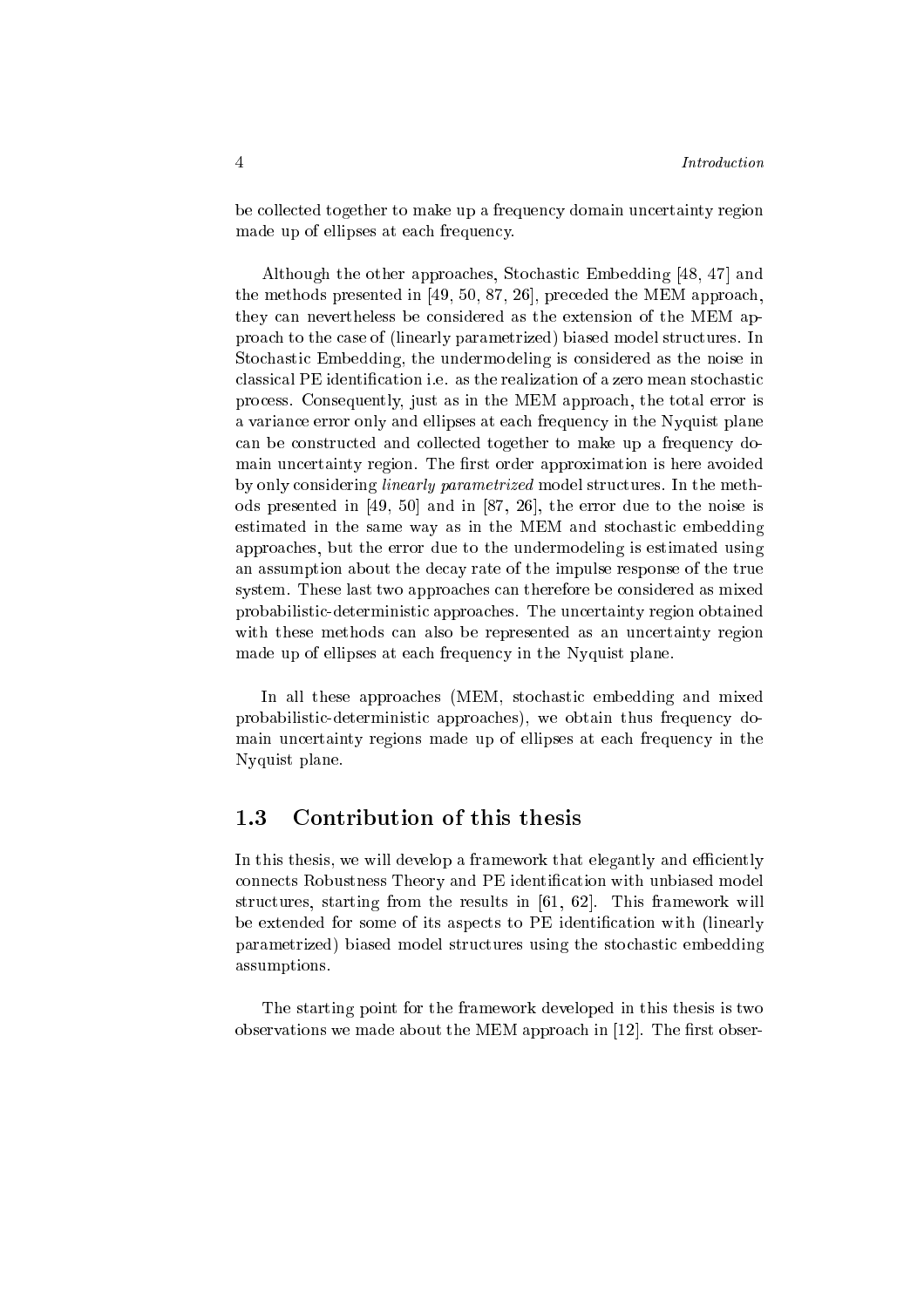be collected together to make up a frequency domain uncertainty region made up of ellipses at each frequency.

Although the other approaches, Stochastic Embedding [48, 47] and the methods presented in [49, 50, 87, 26], preceded the MEM approach, they can nevertheless be considered as the extension of the MEM approach to the case of (linearly parametrized) biased model structures. In Stochastic Embedding, the undermodeling is considered as the noise in classical PE identification i.e. as the realization of a zero mean stochastic process. Consequently, just as in the MEM approach, the total error is a variance error only and ellipses at each frequency in the Nyquist plane can be constructed and collected together to make up a frequency domain uncertainty region. The first order approximation is here avoided by only considering *linearly parametrized* model structures. In the methods presented in [49, 50] and in [87, 26], the error due to the noise is estimated in the same way as in the MEM and stochastic embedding approaches, but the error due to the undermodeling is estimated using an assumption about the decay rate of the impulse response of the true system. These last two approaches can therefore be considered as mixed probabilistic-deterministic approaches. The uncertainty region obtained with these methods can also be represented as an uncertainty region made up of ellipses at each frequency in the Nyquist plane.

In all these approaches (MEM, stochastic embedding and mixed probabilistic-deterministic approaches), we obtain thus frequency domain uncertainty regions made up of ellipses at each frequency in the Nyquist plane.

## 1.3 Contribution of this thesis

In this thesis, we will develop a framework that elegantly and efficiently connects Robustness Theory and PE identification with unbiased model structures, starting from the results in [61, 62]. This framework will be extended for some of its aspects to PE identification with (linearly parametrized) biased model structures using the stochastic embedding assumptions.

The starting point for the framework developed in this thesis is two observations we made about the MEM approach in [12]. The first obser-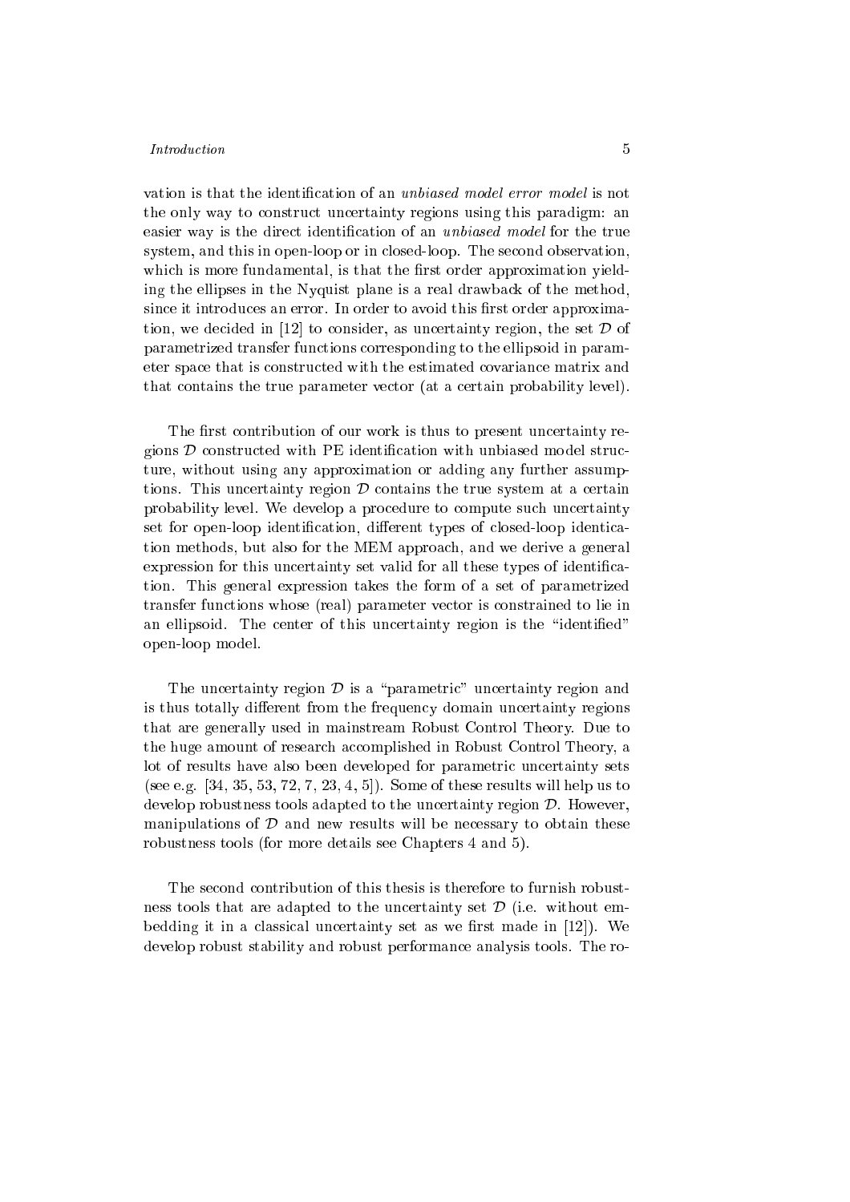vation is that the identification of an *unbiased model error model* is not the only way to construct uncertainty regions using this paradigm: an easier way is the direct identification of an *unbiased model* for the true system, and this in open-loop or in closed-loop. The second observation, which is more fundamental, is that the first order approximation yielding the ellipses in the Nyquist plane is a real drawback of the method, since it introduces an error. In order to avoid this first order approximation, we decided in [12] to consider, as uncertainty region, the set $\mathcal{D}$ of parametrized transfer functions corresponding to the ellipsoid in parameter space that is constructed with the estimated covariance matrix and that contains the true parameter vector (at a certain probability level).

The first contribution of our work is thus to present uncertainty regions $\mathcal{D}$ constructed with PE identification with unbiased model structure, without using any approximation or adding any further assumptions. This uncertainty region $\mathcal{D}$ contains the true system at a certain probability level. We develop a procedure to compute such uncertainty set for open-loop identification, different types of closed-loop identication methods, but also for the MEM approach, and we derive a general expression for this uncertainty set valid for all these types of identification. This general expression takes the form of a set of parametrized transfer functions whose (real) parameter vector is constrained to lie in an ellipsoid. The center of this uncertainty region is the "identified" open-loop model.

The uncertainty region $\mathcal{D}$ is a "parametric" uncertainty region and is thus totally different from the frequency domain uncertainty regions that are generally used in mainstream Robust Control Theory. Due to the huge amount of research accomplished in Robust Control Theory, a lot of results have also been developed for parametric uncertainty sets (see e.g. [34, 35, 53, 72, 7, 23, 4, 5]). Some of these results will help us to develop robustness tools adapted to the uncertainty region $\mathcal{D}$. However, manipulations of $\mathcal{D}$ and new results will be necessary to obtain these robustness tools (for more details see Chapters 4 and 5).

The second contribution of this thesis is therefore to furnish robustness tools that are adapted to the uncertainty set $\mathcal{D}$ (i.e. without embedding it in a classical uncertainty set as we first made in [12]). We develop robust stability and robust performance analysis tools. The ro-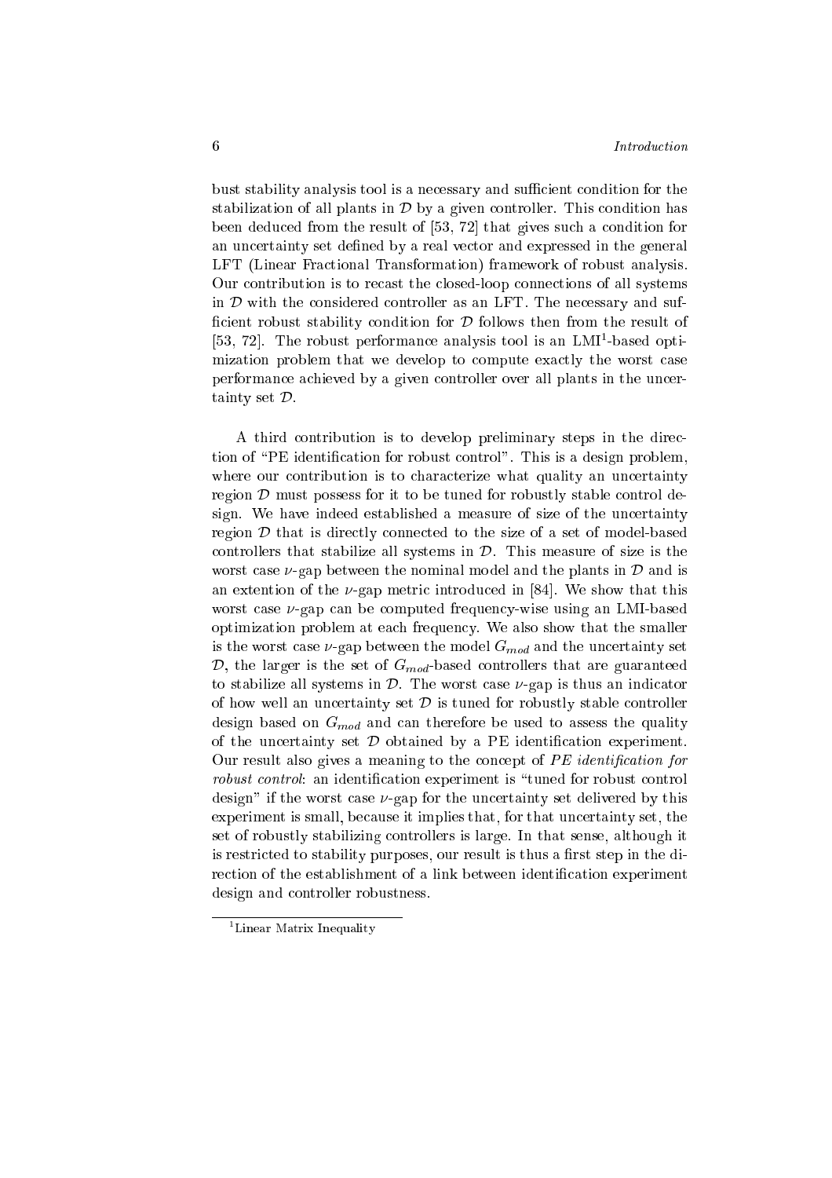bust stability analysis tool is a necessary and sufficient condition for the stabilization of all plants in $\mathcal{D}$ by a given controller. This condition has been deduced from the result of [53, 72] that gives such a condition for an uncertainty set defined by a real vector and expressed in the general LFT (Linear Fractional Transformation) framework of robust analysis. Our contribution is to recast the closed-loop connections of all systems in $\mathcal{D}$ with the considered controller as an LFT. The necessary and sufficient robust stability condition for $\mathcal{D}$ follows then from the result of [53, 72]. The robust performance analysis tool is an LMI[1]-based optimization problem that we develop to compute exactly the worst case performance achieved by a given controller over all plants in the uncertainty set $\mathcal{D}$.

A third contribution is to develop preliminary steps in the direction of "PE identification for robust control". This is a design problem, where our contribution is to characterize what quality an uncertainty region $\mathcal{D}$ must possess for it to be tuned for robustly stable control design. We have indeed established a measure of size of the uncertainty region $\mathcal{D}$ that is directly connected to the size of a set of model-based controllers that stabilize all systems in $\mathcal{D}$. This measure of size is the worst case $\nu$-gap between the nominal model and the plants in $\mathcal{D}$ and is an extention of the $\nu$-gap metric introduced in [84]. We show that this worst case $\nu$-gap can be computed frequency-wise using an LMI-based optimization problem at each frequency. We also show that the smaller is the worst case $\nu$-gap between the model $G_{mod}$ and the uncertainty set $\mathcal{D}$, the larger is the set of $G_{mod}$-based controllers that are guaranteed to stabilize all systems in $\mathcal{D}$. The worst case $\nu$-gap is thus an indicator of how well an uncertainty set $\mathcal{D}$ is tuned for robustly stable controller design based on $G_{mod}$ and can therefore be used to assess the quality of the uncertainty set $\mathcal{D}$ obtained by a PE identification experiment. Our result also gives a meaning to the concept of *PE identification for robust control*: an identification experiment is "tuned for robust control design" if the worst case $\nu$-gap for the uncertainty set delivered by this experiment is small, because it implies that, for that uncertainty set, the set of robustly stabilizing controllers is large. In that sense, although it is restricted to stability purposes, our result is thus a first step in the direction of the establishment of a link between identification experiment design and controller robustness.

[1] Linear Matrix Inequality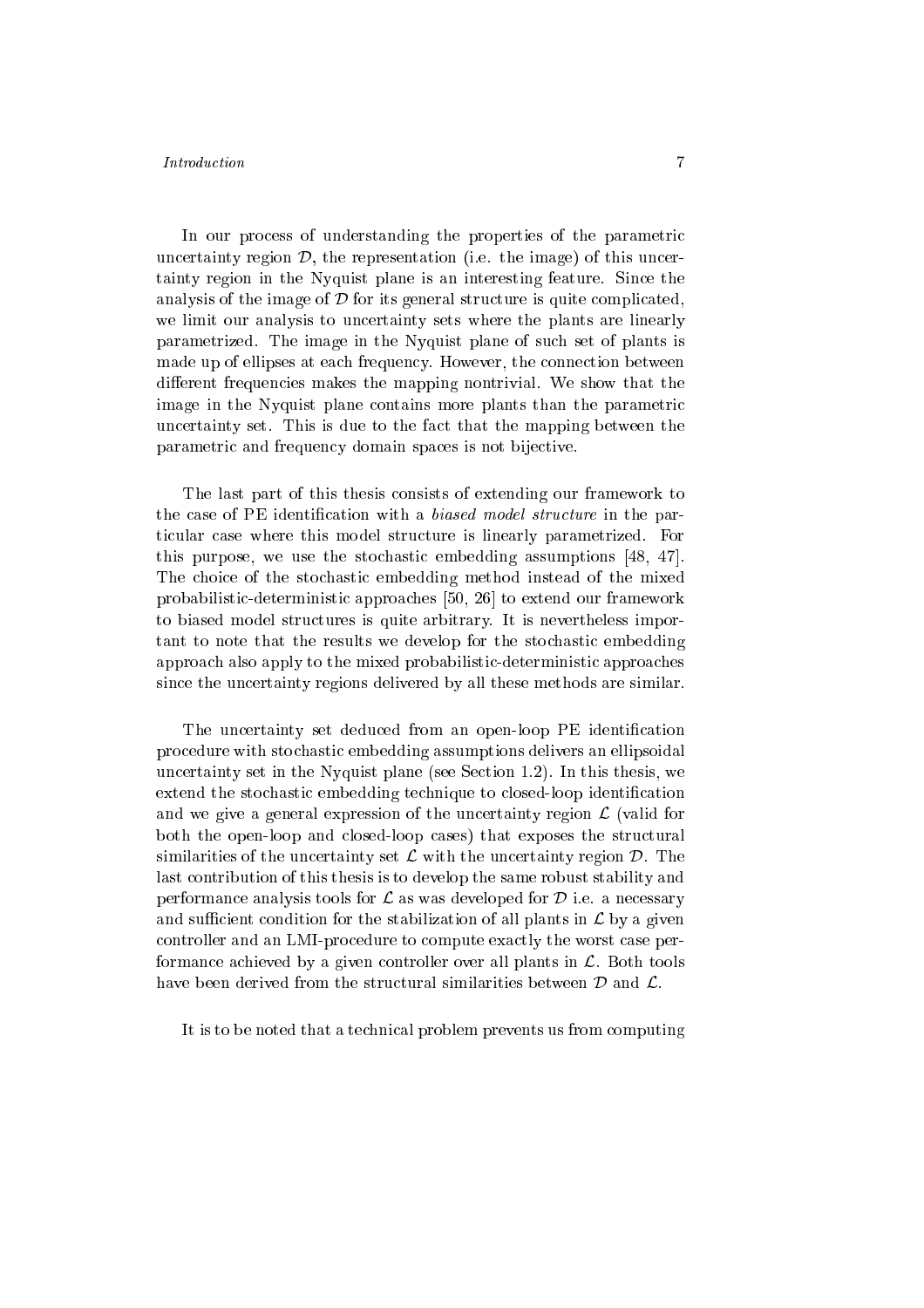In our process of understanding the properties of the parametric uncertainty region $\mathcal{D}$, the representation (i.e. the image) of this uncertainty region in the Nyquist plane is an interesting feature. Since the analysis of the image of $\mathcal{D}$ for its general structure is quite complicated, we limit our analysis to uncertainty sets where the plants are linearly parametrized. The image in the Nyquist plane of such set of plants is made up of ellipses at each frequency. However, the connection between different frequencies makes the mapping nontrivial. We show that the image in the Nyquist plane contains more plants than the parametric uncertainty set. This is due to the fact that the mapping between the parametric and frequency domain spaces is not bijective.

The last part of this thesis consists of extending our framework to the case of PE identification with a *biased model structure* in the particular case where this model structure is linearly parametrized. For this purpose, we use the stochastic embedding assumptions [48, 47]. The choice of the stochastic embedding method instead of the mixed probabilistic-deterministic approaches [50, 26] to extend our framework to biased model structures is quite arbitrary. It is nevertheless important to note that the results we develop for the stochastic embedding approach also apply to the mixed probabilistic-deterministic approaches since the uncertainty regions delivered by all these methods are similar.

The uncertainty set deduced from an open-loop PE identification procedure with stochastic embedding assumptions delivers an ellipsoidal uncertainty set in the Nyquist plane (see Section 1.2). In this thesis, we extend the stochastic embedding technique to closed-loop identification and we give a general expression of the uncertainty region $\mathcal{L}$ (valid for both the open-loop and closed-loop cases) that exposes the structural similarities of the uncertainty set $\mathcal{L}$ with the uncertainty region $\mathcal{D}$. The last contribution of this thesis is to develop the same robust stability and performance analysis tools for $\mathcal{L}$ as was developed for $\mathcal{D}$ i.e. a necessary and sufficient condition for the stabilization of all plants in $\mathcal{L}$ by a given controller and an LMI-procedure to compute exactly the worst case performance achieved by a given controller over all plants in $\mathcal{L}$. Both tools have been derived from the structural similarities between $\mathcal{D}$ and $\mathcal{L}$.

It is to be noted that a technical problem prevents us from computing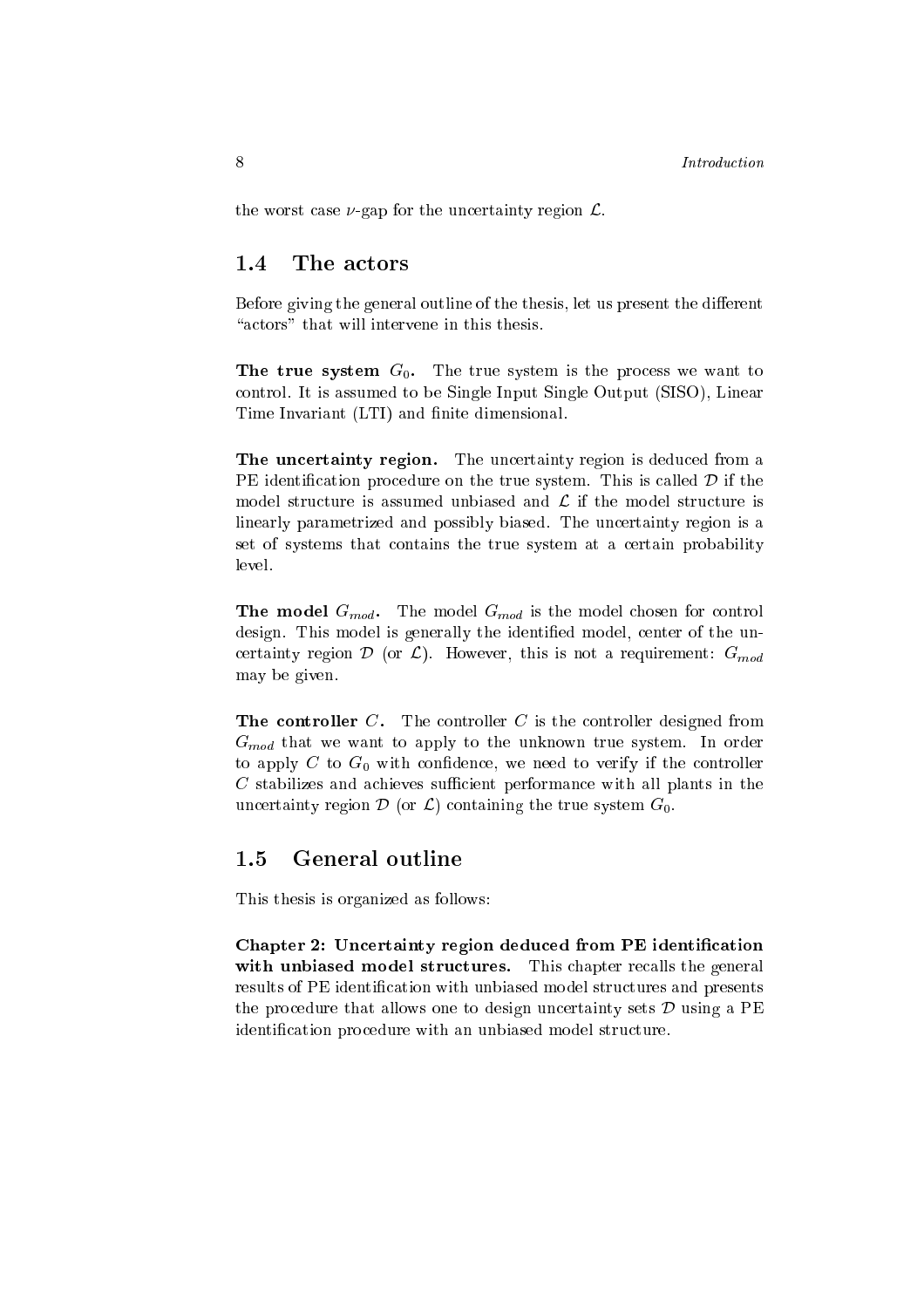the worst case $\nu$-gap for the uncertainty region $\mathcal{L}$.

## 1.4 The actors

Before giving the general outline of the thesis, let us present the different "actors" that will intervene in this thesis.

**The true system $G_0$.** The true system is the process we want to control. It is assumed to be Single Input Single Output (SISO), Linear Time Invariant (LTI) and finite dimensional.

**The uncertainty region.** The uncertainty region is deduced from a PE identification procedure on the true system. This is called $\mathcal{D}$ if the model structure is assumed unbiased and $\mathcal{L}$ if the model structure is linearly parametrized and possibly biased. The uncertainty region is a set of systems that contains the true system at a certain probability level.

**The model $G_{mod}$.** The model $G_{mod}$ is the model chosen for control design. This model is generally the identified model, center of the uncertainty region $\mathcal{D}$ (or $\mathcal{L}$). However, this is not a requirement: $G_{mod}$ may be given.

**The controller $C$.** The controller $C$ is the controller designed from $G_{mod}$ that we want to apply to the unknown true system. In order to apply $C$ to $G_0$ with confidence, we need to verify if the controller $C$ stabilizes and achieves sufficient performance with all plants in the uncertainty region $\mathcal{D}$ (or $\mathcal{L}$) containing the true system $G_0$.

## 1.5 General outline

This thesis is organized as follows:

**Chapter 2: Uncertainty region deduced from PE identification with unbiased model structures.** This chapter recalls the general results of PE identification with unbiased model structures and presents the procedure that allows one to design uncertainty sets $\mathcal{D}$ using a PE identification procedure with an unbiased model structure.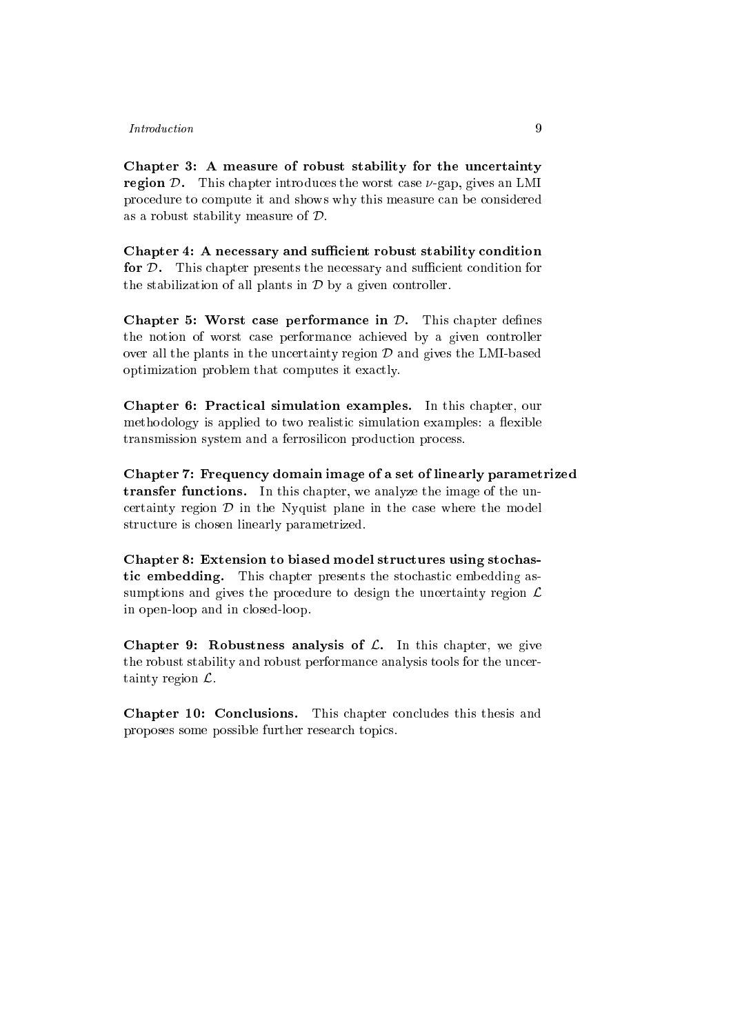**Chapter 3: A measure of robust stability for the uncertainty region $\mathcal{D}$.** This chapter introduces the worst case $\nu$-gap, gives an LMI procedure to compute it and shows why this measure can be considered as a robust stability measure of $\mathcal{D}$.

**Chapter 4: A necessary and sufficient robust stability condition for $\mathcal{D}$.** This chapter presents the necessary and sufficient condition for the stabilization of all plants in $\mathcal{D}$ by a given controller.

**Chapter 5: Worst case performance in $\mathcal{D}$.** This chapter defines the notion of worst case performance achieved by a given controller over all the plants in the uncertainty region $\mathcal{D}$ and gives the LMI-based optimization problem that computes it exactly.

**Chapter 6: Practical simulation examples.** In this chapter, our methodology is applied to two realistic simulation examples: a flexible transmission system and a ferrosilicon production process.

**Chapter 7: Frequency domain image of a set of linearly parametrized transfer functions.** In this chapter, we analyze the image of the uncertainty region $\mathcal{D}$ in the Nyquist plane in the case where the model structure is chosen linearly parametrized.

**Chapter 8: Extension to biased model structures using stochastic embedding.** This chapter presents the stochastic embedding assumptions and gives the procedure to design the uncertainty region $\mathcal{L}$ in open-loop and in closed-loop.

**Chapter 9: Robustness analysis of $\mathcal{L}$.** In this chapter, we give the robust stability and robust performance analysis tools for the uncertainty region $\mathcal{L}$.

**Chapter 10: Conclusions.** This chapter concludes this thesis and proposes some possible further research topics.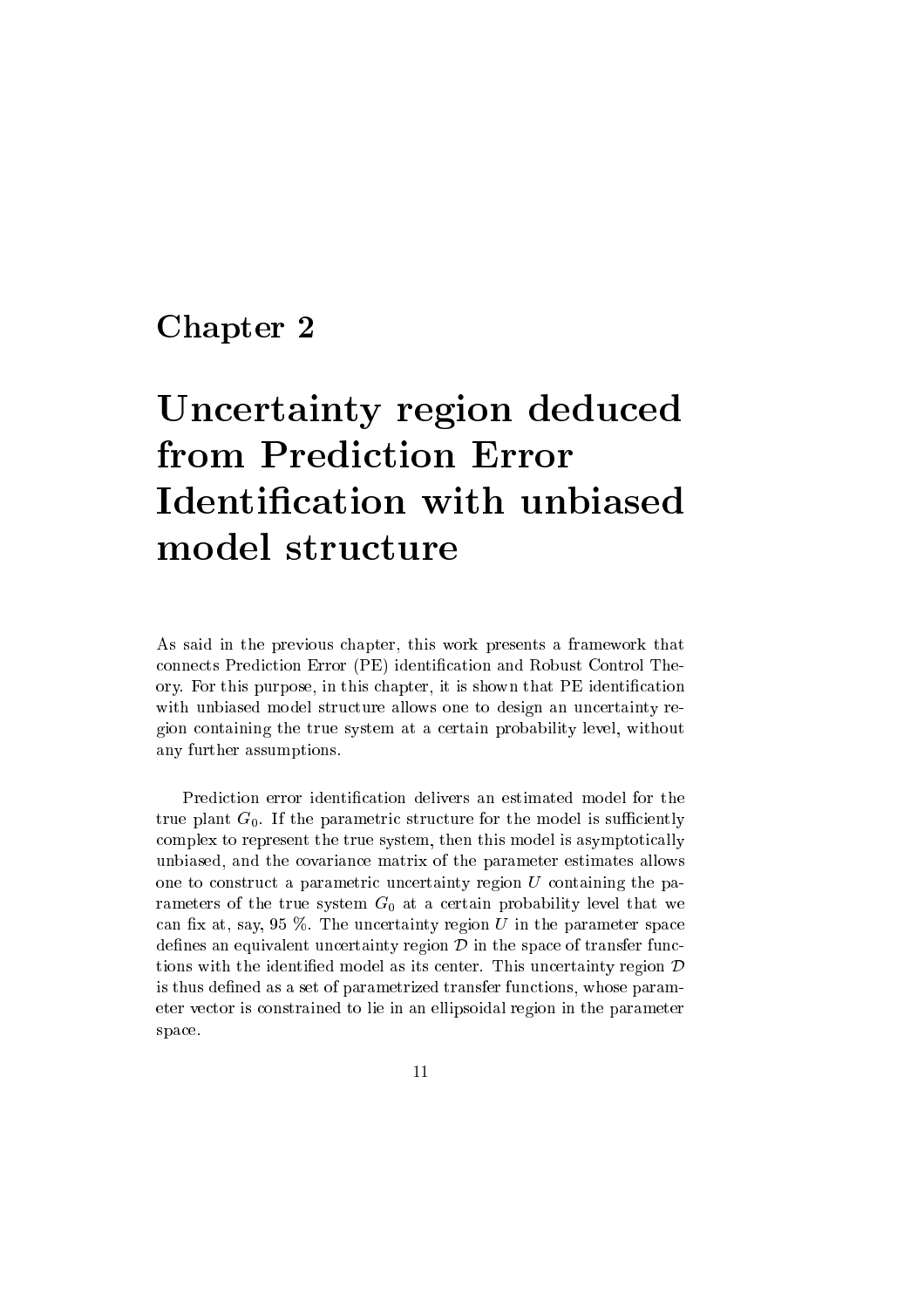# Chapter 2

# Uncertainty region deduced from Prediction Error Identification with unbiased model structure

As said in the previous chapter, this work presents a framework that connects Prediction Error (PE) identification and Robust Control Theory. For this purpose, in this chapter, it is shown that PE identification with unbiased model structure allows one to design an uncertainty region containing the true system at a certain probability level, without any further assumptions.

Prediction error identification delivers an estimated model for the true plant $G_0$. If the parametric structure for the model is sufficiently complex to represent the true system, then this model is asymptotically unbiased, and the covariance matrix of the parameter estimates allows one to construct a parametric uncertainty region $U$ containing the parameters of the true system $G_0$ at a certain probability level that we can fix at, say, 95 %. The uncertainty region $U$ in the parameter space defines an equivalent uncertainty region $\mathcal{D}$ in the space of transfer functions with the identified model as its center. This uncertainty region $\mathcal{D}$ is thus defined as a set of parametrized transfer functions, whose parameter vector is constrained to lie in an ellipsoidal region in the parameter space.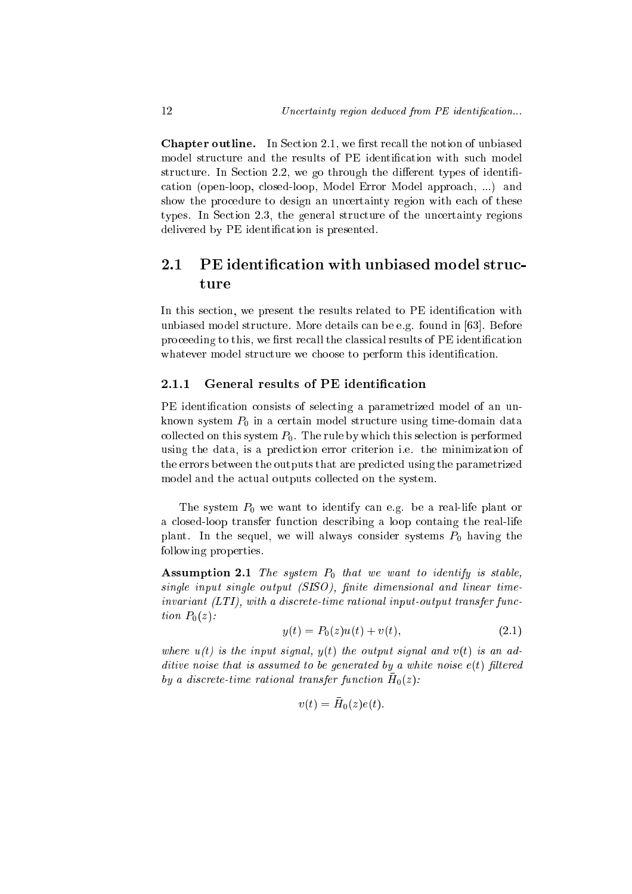**Chapter outline.** In Section 2.1, we first recall the notion of unbiased model structure and the results of PE identification with such model structure. In Section 2.2, we go through the different types of identification (open-loop, closed-loop, Model Error Model approach, ...) and show the procedure to design an uncertainty region with each of these types. In Section 2.3, the general structure of the uncertainty regions delivered by PE identification is presented.

## 2.1 PE identification with unbiased model structure

In this section, we present the results related to PE identification with unbiased model structure. More details can be e.g. found in [63]. Before proceeding to this, we first recall the classical results of PE identification whatever model structure we choose to perform this identification.

### 2.1.1 General results of PE identification

PE identification consists of selecting a parametrized model of an unknown system $P_0$ in a certain model structure using time-domain data collected on this system $P_0$. The rule by which this selection is performed using the data, is a prediction error criterion i.e. the minimization of the errors between the outputs that are predicted using the parametrized model and the actual outputs collected on the system.

The system $P_0$ we want to identify can e.g. be a real-life plant or a closed-loop transfer function describing a loop containg the real-life plant. In the sequel, we will always consider systems $P_0$ having the following properties.

**Assumption 2.1** *The system $P_0$ that we want to identify is stable, single input single output (SISO), finite dimensional and linear time-invariant (LTI), with a discrete-time rational input-output transfer function $P_0(z)$:*

$$y(t) = P_0(z)u(t) + v(t), \tag{2.1}$$

*where $u(t)$ is the input signal, $y(t)$ the output signal and $v(t)$ is an additive noise that is assumed to be generated by a white noise $e(t)$ filtered by a discrete-time rational transfer function $\bar{H}_0(z)$:*

$$v(t) = \bar{H}_0(z)e(t).$$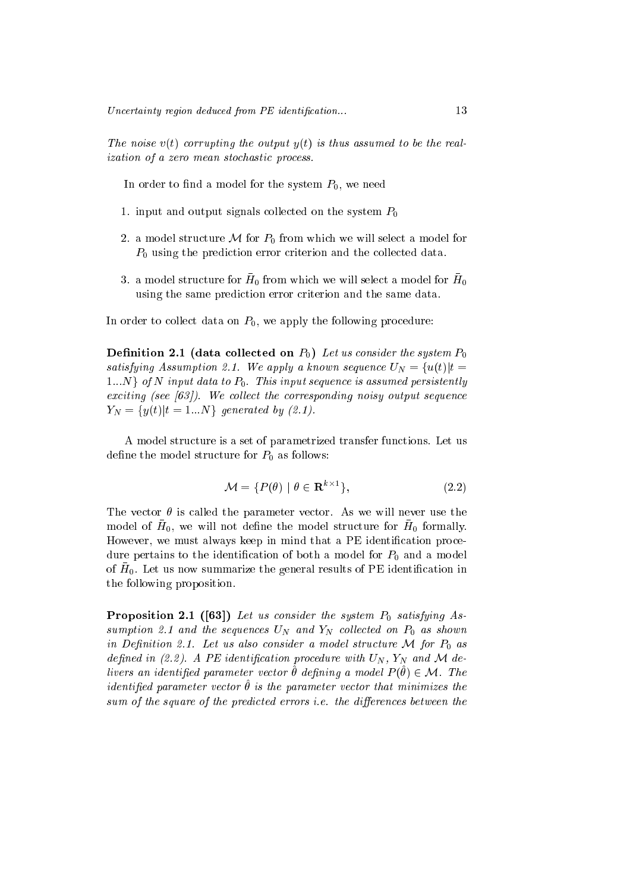*The noise $v(t)$ corrupting the output $y(t)$ is thus assumed to be the realization of a zero mean stochastic process.*

In order to find a model for the system $P_0$, we need

1. input and output signals collected on the system $P_0$
2. a model structure $\mathcal{M}$ for $P_0$ from which we will select a model for $P_0$ using the prediction error criterion and the collected data.
3. a model structure for $\bar{H}_0$ from which we will select a model for $\bar{H}_0$ using the same prediction error criterion and the same data.

In order to collect data on $P_0$, we apply the following procedure:

**Definition 2.1 (data collected on $P_0$)** *Let us consider the system $P_0$ satisfying Assumption 2.1. We apply a known sequence $U_N = \{u(t)|t = 1...N\}$ of $N$ input data to $P_0$. This input sequence is assumed persistently exciting (see [63]). We collect the corresponding noisy output sequence $Y_N = \{y(t)|t = 1...N\}$ generated by (2.1).*

A model structure is a set of parametrized transfer functions. Let us define the model structure for $P_0$ as follows:

$$\mathcal{M} = \{P(\theta) \mid \theta \in \mathbf{R}^{k\times 1}\}, \tag{2.2}$$

The vector $\theta$ is called the parameter vector. As we will never use the model of $\bar{H}_0$, we will not define the model structure for $\bar{H}_0$ formally. However, we must always keep in mind that a PE identification procedure pertains to the identification of both a model for $P_0$ and a model of $\bar{H}_0$. Let us now summarize the general results of PE identification in the following proposition.

**Proposition 2.1 ([63])** *Let us consider the system $P_0$ satisfying Assumption 2.1 and the sequences $U_N$ and $Y_N$ collected on $P_0$ as shown in Definition 2.1. Let us also consider a model structure $\mathcal{M}$ for $P_0$ as defined in (2.2). A PE identification procedure with $U_N$, $Y_N$ and $\mathcal{M}$ delivers an identified parameter vector $\hat{\theta}$ defining a model $P(\hat{\theta}) \in \mathcal{M}$. The identified parameter vector $\hat{\theta}$ is the parameter vector that minimizes the sum of the square of the predicted errors i.e. the differences between the*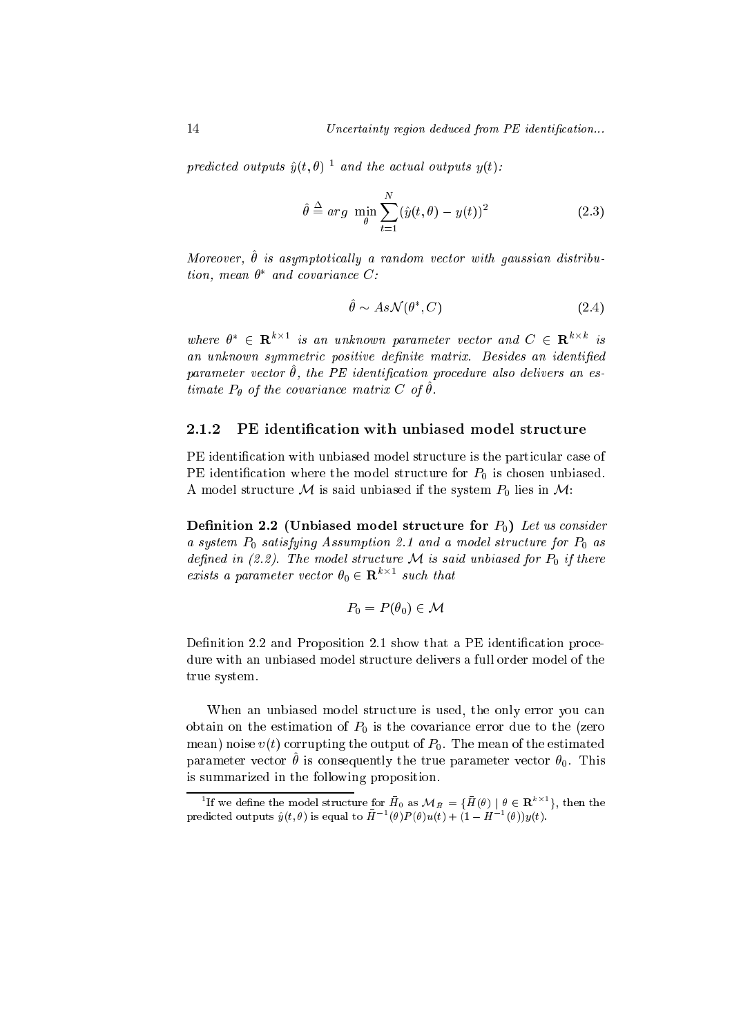*predicted outputs $\hat{y}(t,\theta)$ [1] and the actual outputs $y(t)$:*

$$\hat{\theta} \stackrel{\Delta}{=} arg \ \min_{\theta} \sum_{t=1}^{N} (\hat{y}(t,\theta) - y(t))^2 \tag{2.3}$$

*Moreover, $\hat{\theta}$ is asymptotically a random vector with gaussian distribution, mean $\theta^*$ and covariance $C$:*

$$\hat{\theta} \sim As\mathcal{N}(\theta^*, C) \tag{2.4}$$

*where $\theta^* \in \mathbf{R}^{k\times 1}$ is an unknown parameter vector and $C \in \mathbf{R}^{k\times k}$ is an unknown symmetric positive definite matrix. Besides an identified parameter vector $\hat{\theta}$, the PE identification procedure also delivers an estimate $P_\theta$ of the covariance matrix $C$ of $\hat{\theta}$.*

### 2.1.2 PE identification with unbiased model structure

PE identification with unbiased model structure is the particular case of PE identification where the model structure for $P_0$ is chosen unbiased. A model structure $\mathcal{M}$ is said unbiased if the system $P_0$ lies in $\mathcal{M}$:

**Definition 2.2 (Unbiased model structure for $P_0$)** *Let us consider a system $P_0$ satisfying Assumption 2.1 and a model structure for $P_0$ as defined in (2.2). The model structure $\mathcal{M}$ is said unbiased for $P_0$ if there exists a parameter vector $\theta_0 \in \mathbf{R}^{k\times 1}$ such that*

$$P_0 = P(\theta_0) \in \mathcal{M}$$

Definition 2.2 and Proposition 2.1 show that a PE identification procedure with an unbiased model structure delivers a full order model of the true system.

When an unbiased model structure is used, the only error you can obtain on the estimation of $P_0$ is the covariance error due to the (zero mean) noise $v(t)$ corrupting the output of $P_0$. The mean of the estimated parameter vector $\hat{\theta}$ is consequently the true parameter vector $\theta_0$. This is summarized in the following proposition.

[1] If we define the model structure for $\bar{H}_0$ as $\mathcal{M}_{\bar{H}} = \{\bar{H}(\theta) \mid \theta \in \mathbf{R}^{k\times 1}\}$, then the predicted outputs $\hat{y}(t,\theta)$ is equal to $\bar{H}^{-1}(\theta)P(\theta)u(t) + (1 - H^{-1}(\theta))y(t)$.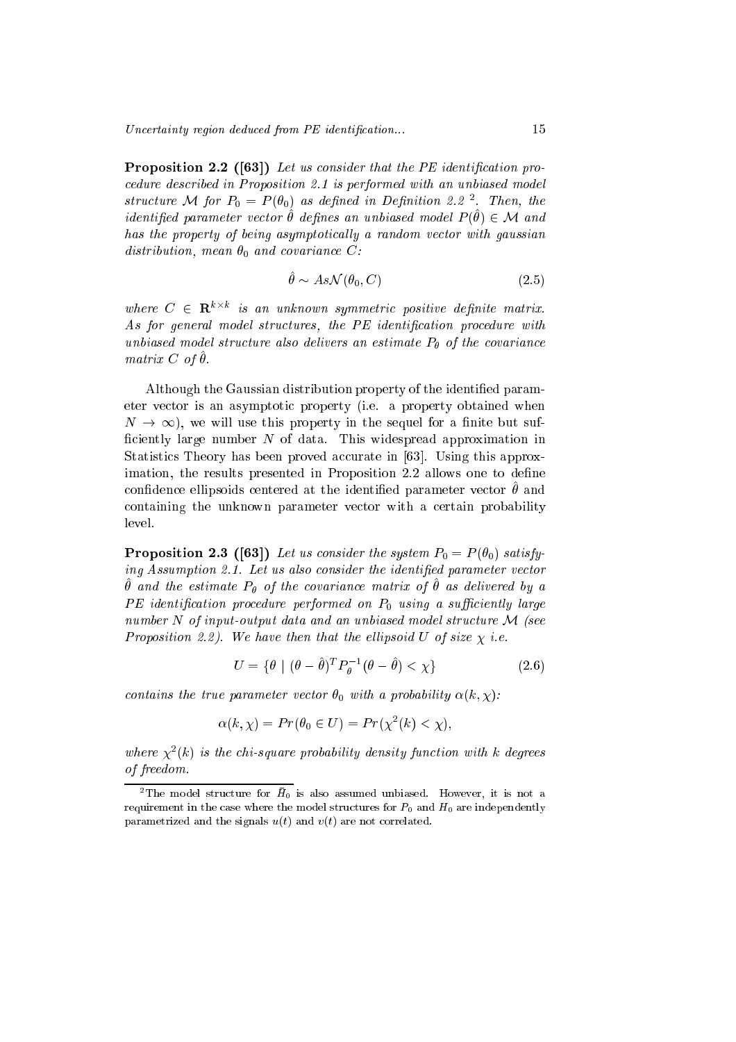**Proposition 2.2 ([63])** *Let us consider that the PE identification procedure described in Proposition 2.1 is performed with an unbiased model structure $\mathcal{M}$ for $P_0 = P(\theta_0)$ as defined in Definition 2.2* [2]*. Then, the identified parameter vector $\hat{\theta}$ defines an unbiased model $P(\hat{\theta}) \in \mathcal{M}$ and has the property of being asymptotically a random vector with gaussian distribution, mean $\theta_0$ and covariance $C$:*

$$\hat{\theta} \sim As\mathcal{N}(\theta_0, C) \tag{2.5}$$

*where $C \in \mathbf{R}^{k \times k}$ is an unknown symmetric positive definite matrix. As for general model structures, the PE identification procedure with unbiased model structure also delivers an estimate $P_\theta$ of the covariance matrix $C$ of $\hat{\theta}$.*

Although the Gaussian distribution property of the identified parameter vector is an asymptotic property (i.e. a property obtained when $N \to \infty$), we will use this property in the sequel for a finite but sufficiently large number $N$ of data. This widespread approximation in Statistics Theory has been proved accurate in [63]. Using this approximation, the results presented in Proposition 2.2 allows one to define confidence ellipsoids centered at the identified parameter vector $\hat{\theta}$ and containing the unknown parameter vector with a certain probability level.

**Proposition 2.3 ([63])** *Let us consider the system $P_0 = P(\theta_0)$ satisfying Assumption 2.1. Let us also consider the identified parameter vector $\hat{\theta}$ and the estimate $P_\theta$ of the covariance matrix of $\hat{\theta}$ as delivered by a PE identification procedure performed on $P_0$ using a sufficiently large number $N$ of input-output data and an unbiased model structure $\mathcal{M}$ (see Proposition 2.2). We have then that the ellipsoid $U$ of size $\chi$ i.e.*

$$U = \{\theta \mid (\theta - \hat{\theta})^T P_\theta^{-1} (\theta - \hat{\theta}) < \chi\} \tag{2.6}$$

*contains the true parameter vector $\theta_0$ with a probability $\alpha(k, \chi)$:*

$$\alpha(k, \chi) = Pr(\theta_0 \in U) = Pr(\chi^2(k) < \chi),$$

*where $\chi^2(k)$ is the chi-square probability density function with $k$ degrees of freedom.*

---

[2] The model structure for $H_0$ is also assumed unbiased. However, it is not a requirement in the case where the model structures for $P_0$ and $H_0$ are independently parametrized and the signals $u(t)$ and $v(t)$ are not correlated.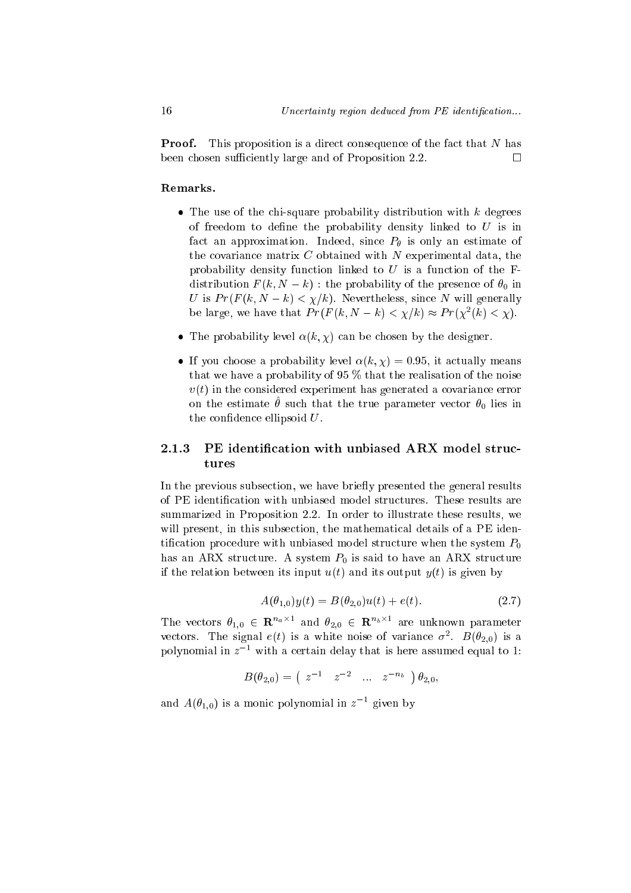**Proof.** This proposition is a direct consequence of the fact that $N$ has been chosen sufficiently large and of Proposition 2.2. $\square$

**Remarks.**

- The use of the chi-square probability distribution with $k$ degrees of freedom to define the probability density linked to $U$ is in fact an approximation. Indeed, since $P_\theta$ is only an estimate of the covariance matrix $C$ obtained with $N$ experimental data, the probability density function linked to $U$ is a function of the F-distribution $F(k, N-k)$ : the probability of the presence of $\theta_0$ in $U$ is $Pr(F(k, N-k) < \chi/k)$. Nevertheless, since $N$ will generally be large, we have that $Pr(F(k, N-k) < \chi/k) \approx Pr(\chi^2(k) < \chi)$.

- The probability level $\alpha(k, \chi)$ can be chosen by the designer.

- If you choose a probability level $\alpha(k, \chi) = 0.95$, it actually means that we have a probability of 95 % that the realisation of the noise $v(t)$ in the considered experiment has generated a covariance error on the estimate $\hat{\theta}$ such that the true parameter vector $\theta_0$ lies in the confidence ellipsoid $U$.

### 2.1.3 PE identification with unbiased ARX model structures

In the previous subsection, we have briefly presented the general results of PE identification with unbiased model structures. These results are summarized in Proposition 2.2. In order to illustrate these results, we will present, in this subsection, the mathematical details of a PE identification procedure with unbiased model structure when the system $P_0$ has an ARX structure. A system $P_0$ is said to have an ARX structure if the relation between its input $u(t)$ and its output $y(t)$ is given by

$$A(\theta_{1,0})y(t) = B(\theta_{2,0})u(t) + e(t). \tag{2.7}$$

The vectors $\theta_{1,0} \in \mathbf{R}^{n_a \times 1}$ and $\theta_{2,0} \in \mathbf{R}^{n_b \times 1}$ are unknown parameter vectors. The signal $e(t)$ is a white noise of variance $\sigma^2$. $B(\theta_{2,0})$ is a polynomial in $z^{-1}$ with a certain delay that is here assumed equal to 1:

$$B(\theta_{2,0}) = \begin{pmatrix} z^{-1} & z^{-2} & \dots & z^{-n_b} \end{pmatrix} \theta_{2,0},$$

and $A(\theta_{1,0})$ is a monic polynomial in $z^{-1}$ given by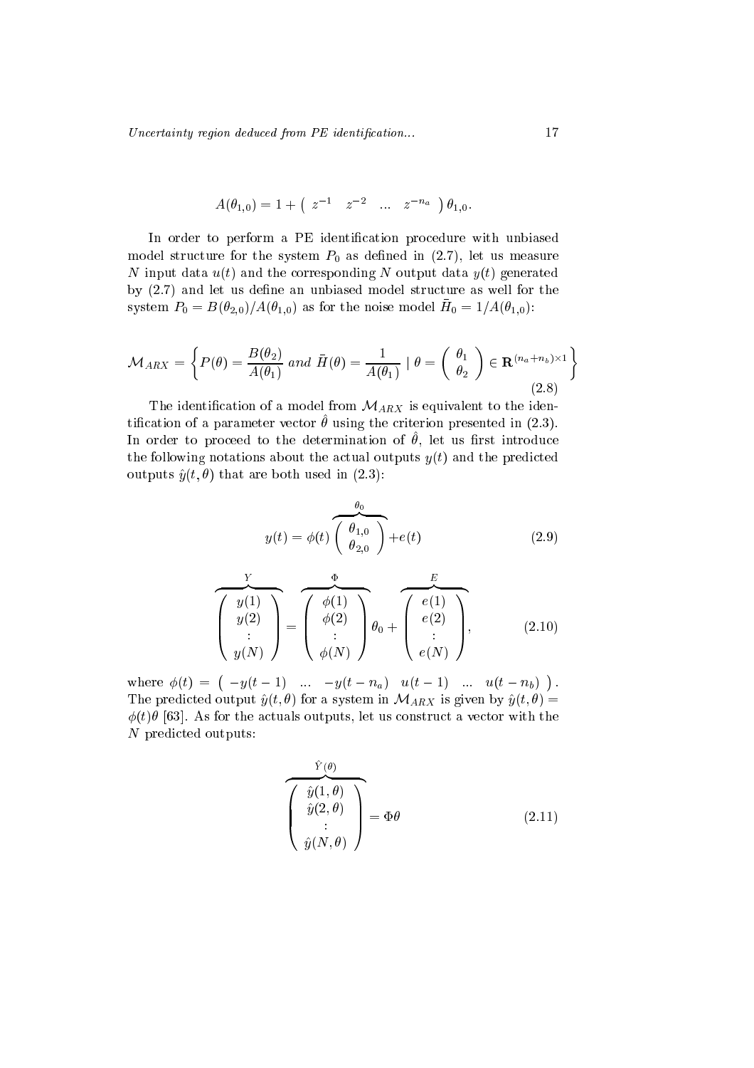$$A(\theta_{1,0}) = 1 + \begin{pmatrix} z^{-1} & z^{-2} & \ldots & z^{-n_a} \end{pmatrix} \theta_{1,0}.$$

In order to perform a PE identification procedure with unbiased model structure for the system $P_0$ as defined in (2.7), let us measure $N$ input data $u(t)$ and the corresponding $N$ output data $y(t)$ generated by (2.7) and let us define an unbiased model structure as well for the system $P_0 = B(\theta_{2,0})/A(\theta_{1,0})$ as for the noise model $\bar{H}_0 = 1/A(\theta_{1,0})$:

$$\mathcal{M}_{ARX} = \left\{ P(\theta) = \frac{B(\theta_2)}{A(\theta_1)} \text{ and } \bar{H}(\theta) = \frac{1}{A(\theta_1)} \mid \theta = \begin{pmatrix} \theta_1 \\ \theta_2 \end{pmatrix} \in \mathbf{R}^{(n_a+n_b)\times 1} \right\} \tag{2.8}$$

The identification of a model from $\mathcal{M}_{ARX}$ is equivalent to the identification of a parameter vector $\hat{\theta}$ using the criterion presented in (2.3). In order to proceed to the determination of $\hat{\theta}$, let us first introduce the following notations about the actual outputs $y(t)$ and the predicted outputs $\hat{y}(t,\theta)$ that are both used in (2.3):

$$y(t) = \phi(t) \overbrace{\begin{pmatrix} \theta_{1,0} \\ \theta_{2,0} \end{pmatrix}}^{\theta_0} + e(t) \tag{2.9}$$

$$\overbrace{\begin{pmatrix} y(1) \\ y(2) \\ \vdots \\ y(N) \end{pmatrix}}^{Y} = \overbrace{\begin{pmatrix} \phi(1) \\ \phi(2) \\ \vdots \\ \phi(N) \end{pmatrix}}^{\Phi} \theta_0 + \overbrace{\begin{pmatrix} e(1) \\ e(2) \\ \vdots \\ e(N) \end{pmatrix}}^{E}, \tag{2.10}$$

where $\phi(t) = \begin{pmatrix} -y(t-1) & \ldots & -y(t-n_a) & u(t-1) & \ldots & u(t-n_b) \end{pmatrix}$. The predicted output $\hat{y}(t,\theta)$ for a system in $\mathcal{M}_{ARX}$ is given by $\hat{y}(t,\theta) = \phi(t)\theta$ [63]. As for the actuals outputs, let us construct a vector with the $N$ predicted outputs:

$$\overbrace{\begin{pmatrix} \hat{y}(1,\theta) \\ \hat{y}(2,\theta) \\ \vdots \\ \hat{y}(N,\theta) \end{pmatrix}}^{\hat{Y}(\theta)} = \Phi\theta \tag{2.11}$$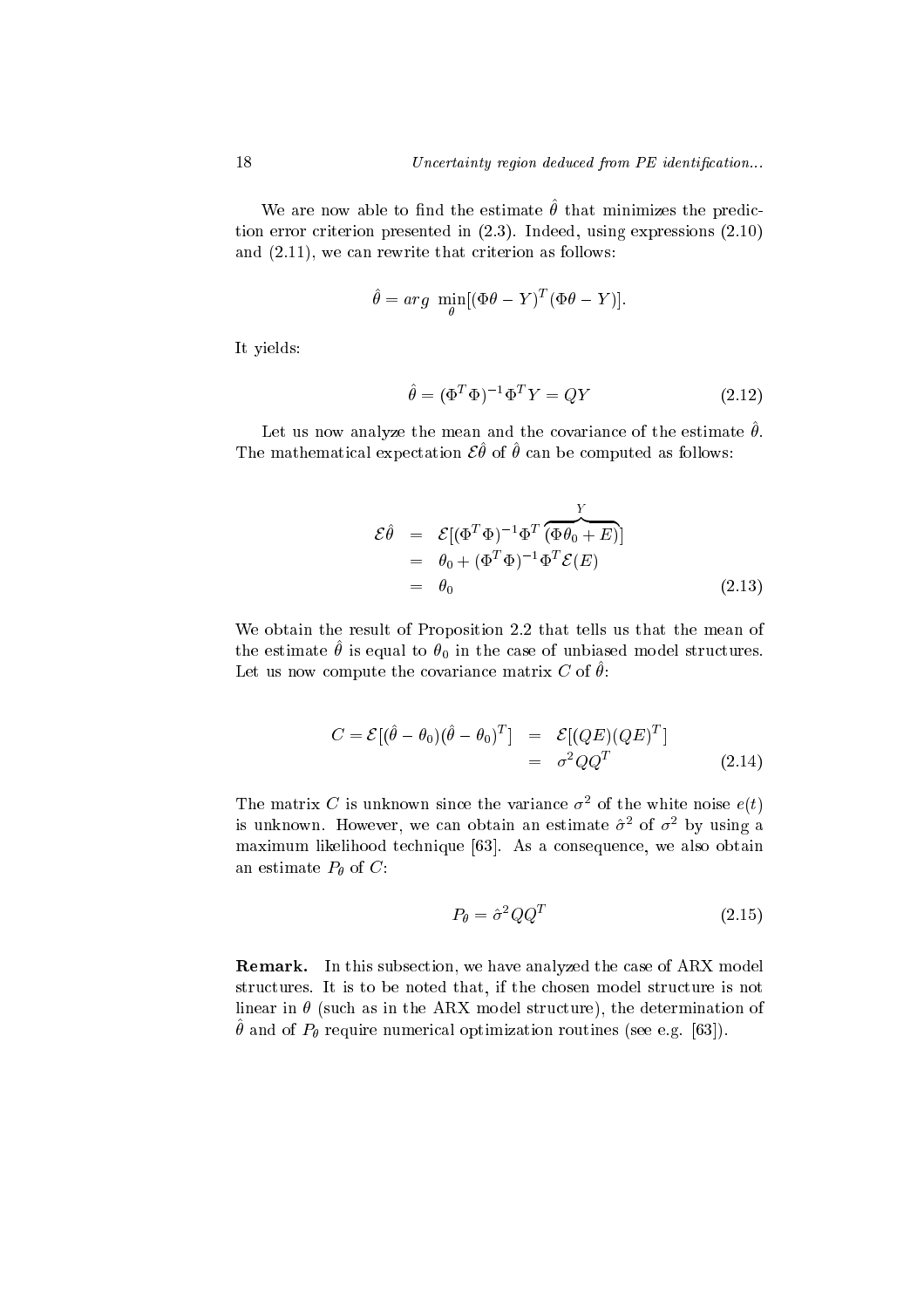We are now able to find the estimate $\hat{\theta}$ that minimizes the prediction error criterion presented in (2.3). Indeed, using expressions (2.10) and (2.11), we can rewrite that criterion as follows:

$$\hat{\theta} = arg \ \min_{\theta}[(\Phi\theta - Y)^T(\Phi\theta - Y)].$$

It yields:

$$\hat{\theta} = (\Phi^T\Phi)^{-1}\Phi^T Y = QY \tag{2.12}$$

Let us now analyze the mean and the covariance of the estimate $\hat{\theta}$. The mathematical expectation $\mathcal{E}\hat{\theta}$ of $\hat{\theta}$ can be computed as follows:

$$\begin{aligned}
\mathcal{E}\hat{\theta} &= \mathcal{E}[(\Phi^T\Phi)^{-1}\Phi^T \overbrace{(\Phi\theta_0 + E)}^{Y}] \\
&= \theta_0 + (\Phi^T\Phi)^{-1}\Phi^T\mathcal{E}(E) \\
&= \theta_0
\end{aligned} \tag{2.13}$$

We obtain the result of Proposition 2.2 that tells us that the mean of the estimate $\hat{\theta}$ is equal to $\theta_0$ in the case of unbiased model structures. Let us now compute the covariance matrix $C$ of $\hat{\theta}$:

$$\begin{aligned}
C = \mathcal{E}[(\hat{\theta} - \theta_0)(\hat{\theta} - \theta_0)^T] &= \mathcal{E}[(QE)(QE)^T] \\
&= \sigma^2 QQ^T
\end{aligned} \tag{2.14}$$

The matrix $C$ is unknown since the variance $\sigma^2$ of the white noise $e(t)$ is unknown. However, we can obtain an estimate $\hat{\sigma}^2$ of $\sigma^2$ by using a maximum likelihood technique [63]. As a consequence, we also obtain an estimate $P_\theta$ of $C$:

$$P_\theta = \hat{\sigma}^2 QQ^T \tag{2.15}$$

**Remark.** In this subsection, we have analyzed the case of ARX model structures. It is to be noted that, if the chosen model structure is not linear in $\theta$ (such as in the ARX model structure), the determination of $\hat{\theta}$ and of $P_\theta$ require numerical optimization routines (see e.g. [63]).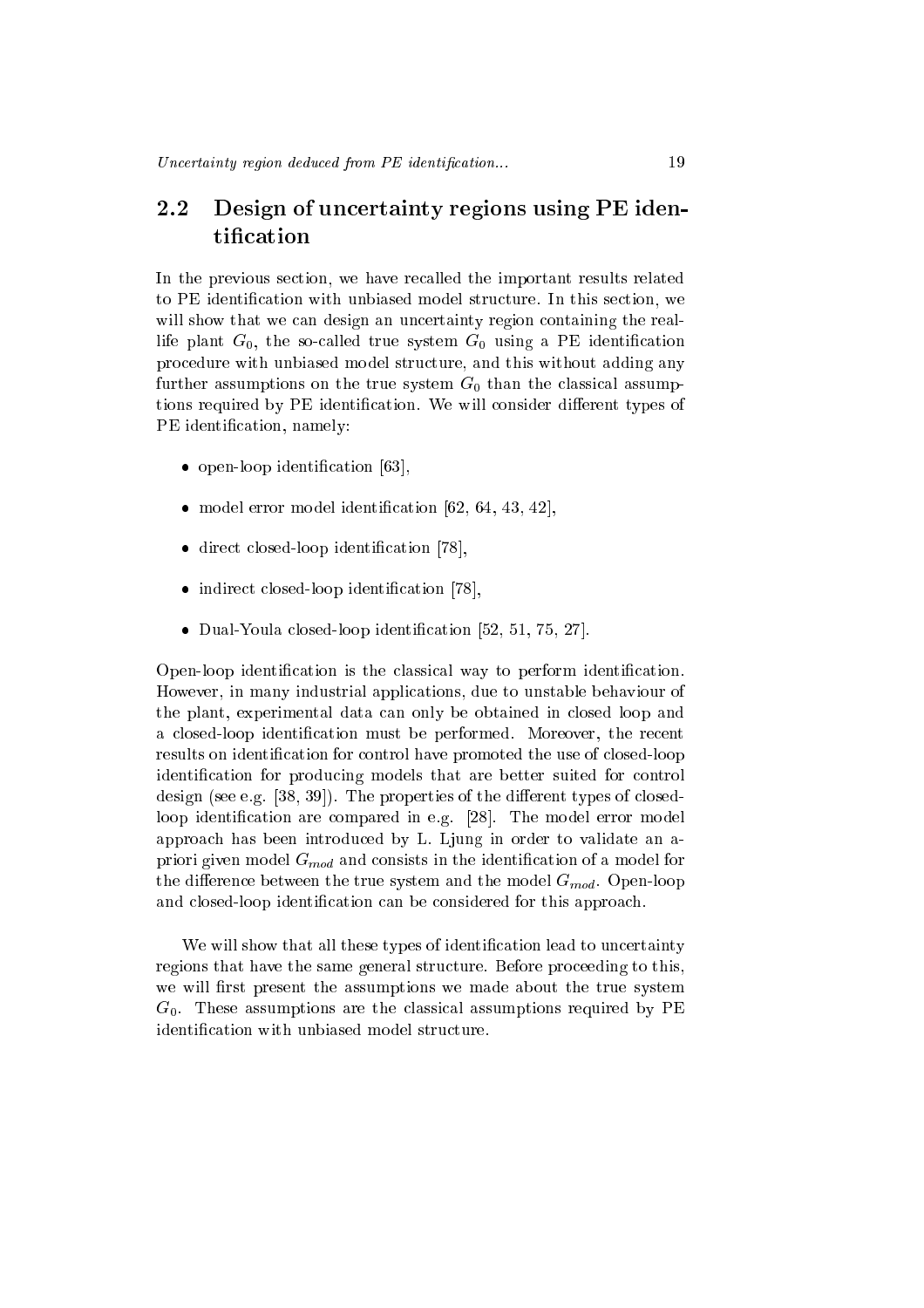## 2.2 Design of uncertainty regions using PE identification

In the previous section, we have recalled the important results related to PE identification with unbiased model structure. In this section, we will show that we can design an uncertainty region containing the real-life plant $G_0$, the so-called true system $G_0$ using a PE identification procedure with unbiased model structure, and this without adding any further assumptions on the true system $G_0$ than the classical assumptions required by PE identification. We will consider different types of PE identification, namely:

- open-loop identification [63],
- model error model identification [62, 64, 43, 42],
- direct closed-loop identification [78],
- indirect closed-loop identification [78],
- Dual-Youla closed-loop identification [52, 51, 75, 27].

Open-loop identification is the classical way to perform identification. However, in many industrial applications, due to unstable behaviour of the plant, experimental data can only be obtained in closed loop and a closed-loop identification must be performed. Moreover, the recent results on identification for control have promoted the use of closed-loop identification for producing models that are better suited for control design (see e.g. [38, 39]). The properties of the different types of closed-loop identification are compared in e.g. [28]. The model error model approach has been introduced by L. Ljung in order to validate an a-priori given model $G_{mod}$ and consists in the identification of a model for the difference between the true system and the model $G_{mod}$. Open-loop and closed-loop identification can be considered for this approach.

We will show that all these types of identification lead to uncertainty regions that have the same general structure. Before proceeding to this, we will first present the assumptions we made about the true system $G_0$. These assumptions are the classical assumptions required by PE identification with unbiased model structure.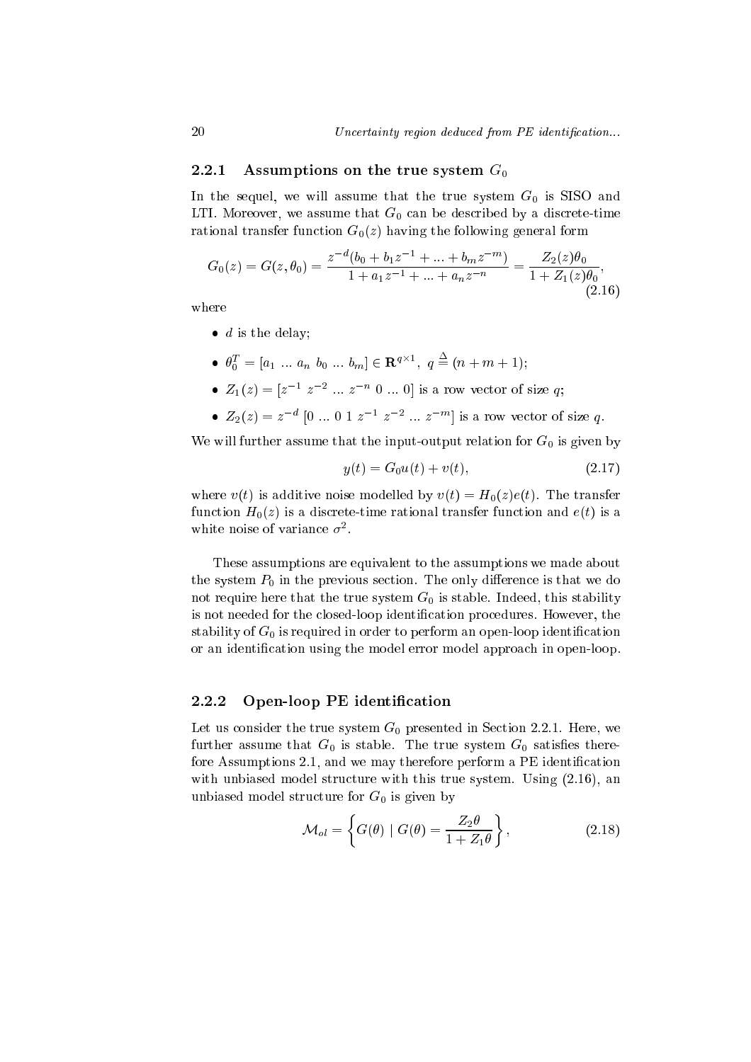### 2.2.1 Assumptions on the true system $G_0$

In the sequel, we will assume that the true system $G_0$ is SISO and LTI. Moreover, we assume that $G_0$ can be described by a discrete-time rational transfer function $G_0(z)$ having the following general form

$$G_0(z) = G(z, \theta_0) = \frac{z^{-d}(b_0 + b_1 z^{-1} + ... + b_m z^{-m})}{1 + a_1 z^{-1} + ... + a_n z^{-n}} = \frac{Z_2(z)\theta_0}{1 + Z_1(z)\theta_0}, \tag{2.16}$$

where

- $d$ is the delay;
- $\theta_0^T = [a_1 \ ... \ a_n \ b_0 \ ... \ b_m] \in \mathbf{R}^{q \times 1}, \ q \stackrel{\Delta}{=} (n + m + 1)$;
- $Z_1(z) = [z^{-1} \ z^{-2} \ ... \ z^{-n} \ 0 \ ... \ 0]$ is a row vector of size $q$;
- $Z_2(z) = z^{-d} \ [0 \ ... \ 0 \ 1 \ z^{-1} \ z^{-2} \ ... \ z^{-m}]$ is a row vector of size $q$.

We will further assume that the input-output relation for $G_0$ is given by

$$y(t) = G_0 u(t) + v(t), \tag{2.17}$$

where $v(t)$ is additive noise modelled by $v(t) = H_0(z)e(t)$. The transfer function $H_0(z)$ is a discrete-time rational transfer function and $e(t)$ is a white noise of variance $\sigma^2$.

These assumptions are equivalent to the assumptions we made about the system $P_0$ in the previous section. The only difference is that we do not require here that the true system $G_0$ is stable. Indeed, this stability is not needed for the closed-loop identification procedures. However, the stability of $G_0$ is required in order to perform an open-loop identification or an identification using the model error model approach in open-loop.

### 2.2.2 Open-loop PE identification

Let us consider the true system $G_0$ presented in Section 2.2.1. Here, we further assume that $G_0$ is stable. The true system $G_0$ satisfies therefore Assumptions 2.1, and we may therefore perform a PE identification with unbiased model structure with this true system. Using (2.16), an unbiased model structure for $G_0$ is given by

$$\mathcal{M}_{ol} = \left\{ G(\theta) \mid G(\theta) = \frac{Z_2\theta}{1 + Z_1\theta} \right\}, \tag{2.18}$$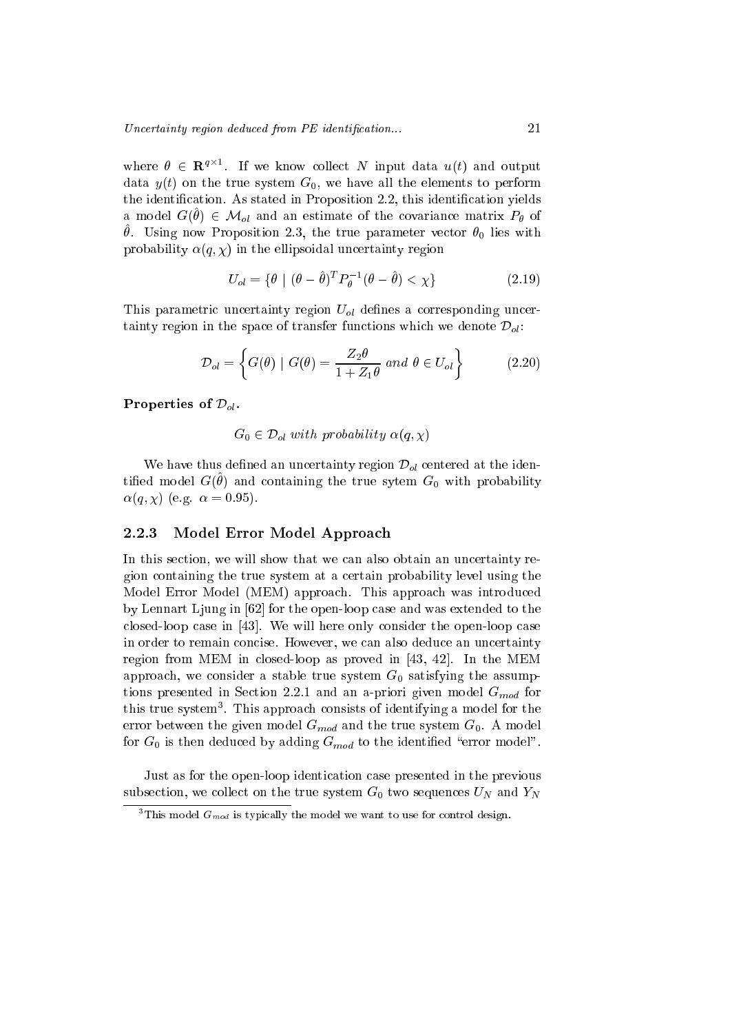where $\theta \in \mathbf{R}^{q\times 1}$. If we know collect $N$ input data $u(t)$ and output data $y(t)$ on the true system $G_0$, we have all the elements to perform the identification. As stated in Proposition 2.2, this identification yields a model $G(\hat{\theta}) \in \mathcal{M}_{ol}$ and an estimate of the covariance matrix $P_\theta$ of $\hat{\theta}$. Using now Proposition 2.3, the true parameter vector $\theta_0$ lies with probability $\alpha(q, \chi)$ in the ellipsoidal uncertainty region

$$U_{ol} = \{\theta \mid (\theta - \hat{\theta})^T P_\theta^{-1}(\theta - \hat{\theta}) < \chi\} \tag{2.19}$$

This parametric uncertainty region $U_{ol}$ defines a corresponding uncertainty region in the space of transfer functions which we denote $\mathcal{D}_{ol}$:

$$\mathcal{D}_{ol} = \left\{ G(\theta) \mid G(\theta) = \frac{Z_2\theta}{1 + Z_1\theta} \text{ and } \theta \in U_{ol} \right\} \tag{2.20}$$

**Properties of $\mathcal{D}_{ol}$.**

$$G_0 \in \mathcal{D}_{ol} \text{ with probability } \alpha(q, \chi)$$

We have thus defined an uncertainty region $\mathcal{D}_{ol}$ centered at the identified model $G(\hat{\theta})$ and containing the true sytem $G_0$ with probability $\alpha(q, \chi)$ (e.g. $\alpha = 0.95$).

### 2.2.3 Model Error Model Approach

In this section, we will show that we can also obtain an uncertainty region containing the true system at a certain probability level using the Model Error Model (MEM) approach. This approach was introduced by Lennart Ljung in [62] for the open-loop case and was extended to the closed-loop case in [43]. We will here only consider the open-loop case in order to remain concise. However, we can also deduce an uncertainty region from MEM in closed-loop as proved in [43, 42]. In the MEM approach, we consider a stable true system $G_0$ satisfying the assumptions presented in Section 2.2.1 and an a-priori given model $G_{mod}$ for this true system[3]. This approach consists of identifying a model for the error between the given model $G_{mod}$ and the true system $G_0$. A model for $G_0$ is then deduced by adding $G_{mod}$ to the identified "error model".

Just as for the open-loop identication case presented in the previous subsection, we collect on the true system $G_0$ two sequences $U_N$ and $Y_N$

[3] This model $G_{mod}$ is typically the model we want to use for control design.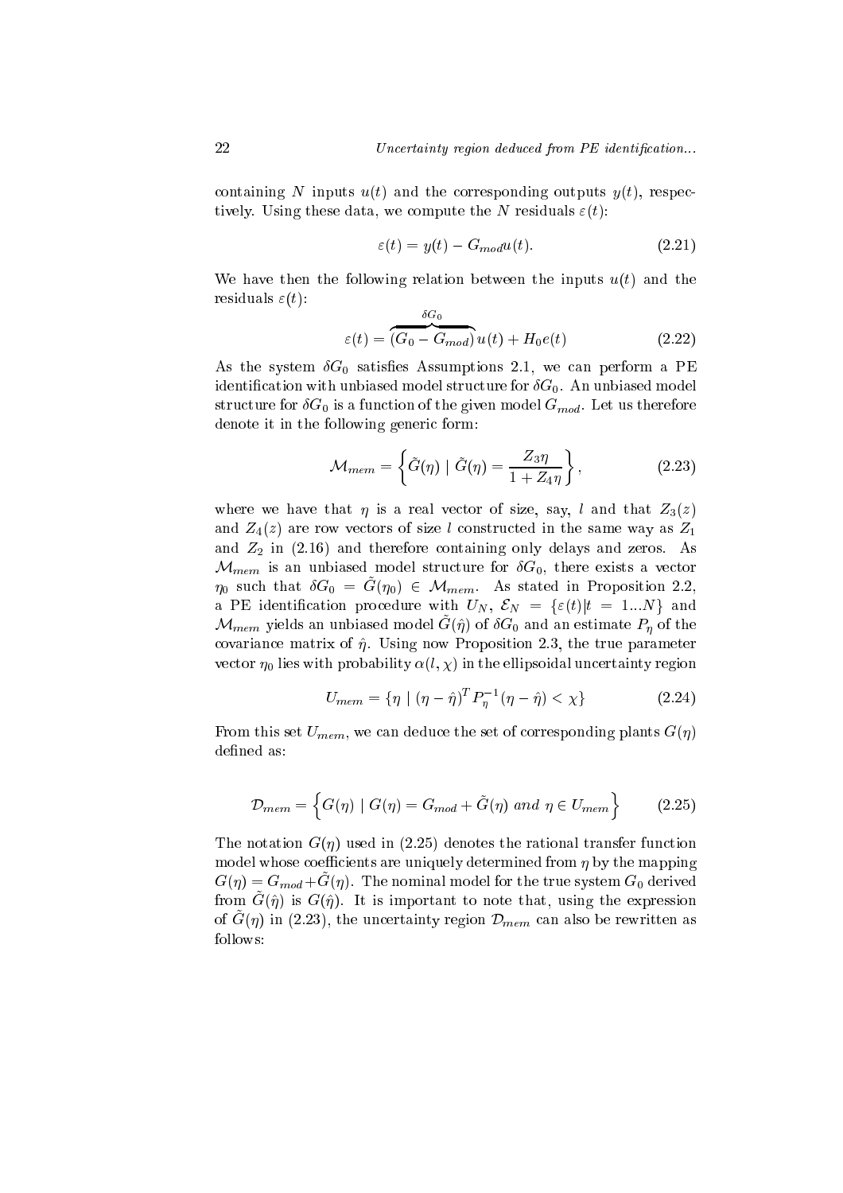containing $N$ inputs $u(t)$ and the corresponding outputs $y(t)$, respectively. Using these data, we compute the $N$ residuals $\varepsilon(t)$:

$$\varepsilon(t) = y(t) - G_{mod}u(t). \tag{2.21}$$

We have then the following relation between the inputs $u(t)$ and the residuals $\varepsilon(t)$:

$$\varepsilon(t) = \overbrace{(G_0 - G_{mod})}^{\delta G_0} u(t) + H_0 e(t) \tag{2.22}$$

As the system $\delta G_0$ satisfies Assumptions 2.1, we can perform a PE identification with unbiased model structure for $\delta G_0$. An unbiased model structure for $\delta G_0$ is a function of the given model $G_{mod}$. Let us therefore denote it in the following generic form:

$$\mathcal{M}_{mem} = \left\{ \tilde{G}(\eta) \mid \tilde{G}(\eta) = \frac{Z_3 \eta}{1 + Z_4 \eta} \right\}, \tag{2.23}$$

where we have that $\eta$ is a real vector of size, say, $l$ and that $Z_3(z)$ and $Z_4(z)$ are row vectors of size $l$ constructed in the same way as $Z_1$ and $Z_2$ in (2.16) and therefore containing only delays and zeros. As $\mathcal{M}_{mem}$ is an unbiased model structure for $\delta G_0$, there exists a vector $\eta_0$ such that $\delta G_0 = \tilde{G}(\eta_0) \in \mathcal{M}_{mem}$. As stated in Proposition 2.2, a PE identification procedure with $U_N$, $\mathcal{E}_N = \{\varepsilon(t) | t = 1...N\}$ and $\mathcal{M}_{mem}$ yields an unbiased model $\tilde{G}(\hat{\eta})$ of $\delta G_0$ and an estimate $P_\eta$ of the covariance matrix of $\hat{\eta}$. Using now Proposition 2.3, the true parameter vector $\eta_0$ lies with probability $\alpha(l, \chi)$ in the ellipsoidal uncertainty region

$$U_{mem} = \{ \eta \mid (\eta - \hat{\eta})^T P_\eta^{-1} (\eta - \hat{\eta}) < \chi \} \tag{2.24}$$

From this set $U_{mem}$, we can deduce the set of corresponding plants $G(\eta)$ defined as:

$$\mathcal{D}_{mem} = \left\{ G(\eta) \mid G(\eta) = G_{mod} + \tilde{G}(\eta) \text{ and } \eta \in U_{mem} \right\} \tag{2.25}$$

The notation $G(\eta)$ used in (2.25) denotes the rational transfer function model whose coefficients are uniquely determined from $\eta$ by the mapping $G(\eta) = G_{mod} + \tilde{G}(\eta)$. The nominal model for the true system $G_0$ derived from $\tilde{G}(\hat{\eta})$ is $G(\hat{\eta})$. It is important to note that, using the expression of $\tilde{G}(\eta)$ in (2.23), the uncertainty region $\mathcal{D}_{mem}$ can also be rewritten as follows: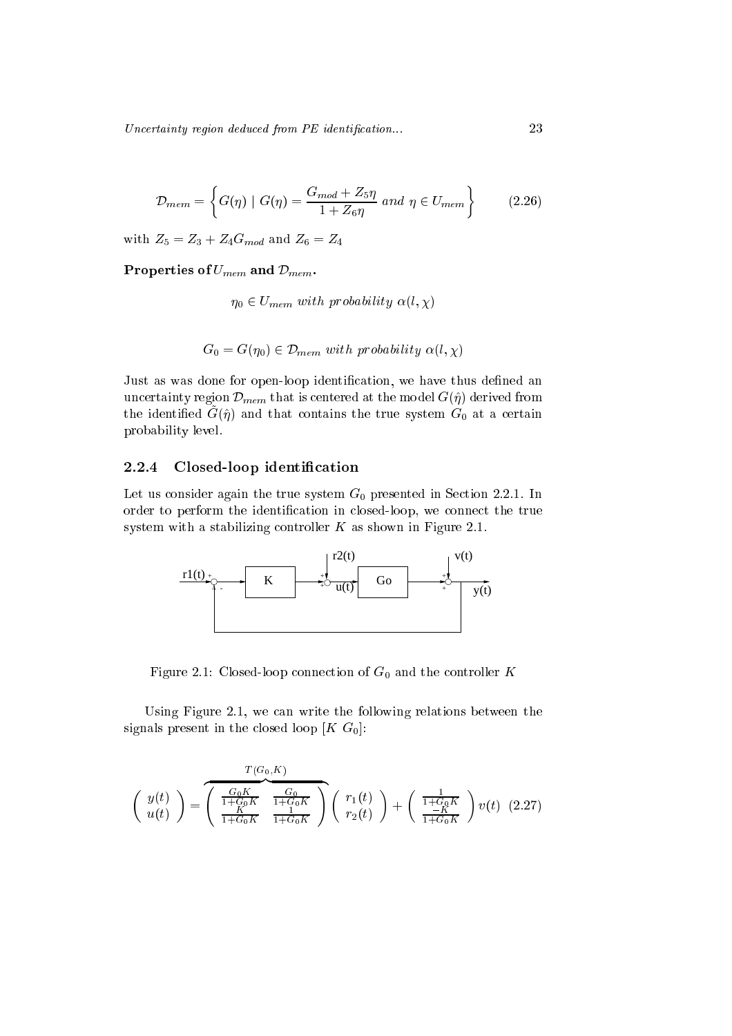$$\mathcal{D}_{mem} = \left\{ G(\eta) \mid G(\eta) = \frac{G_{mod} + Z_5 \eta}{1 + Z_6 \eta} \ and \ \eta \in U_{mem} \right\} \tag{2.26}$$

with $Z_5 = Z_3 + Z_4 G_{mod}$ and $Z_6 = Z_4$

**Properties of $U_{mem}$ and $\mathcal{D}_{mem}$.**

$$\eta_0 \in U_{mem} \ with \ probability \ \alpha(l, \chi)$$

$$G_0 = G(\eta_0) \in \mathcal{D}_{mem} \ with \ probability \ \alpha(l, \chi)$$

Just as was done for open-loop identification, we have thus defined an uncertainty region $\mathcal{D}_{mem}$ that is centered at the model $G(\hat{\eta})$ derived from the identified $\tilde{G}(\hat{\eta})$ and that contains the true system $G_0$ at a certain probability level.

### 2.2.4 Closed-loop identification

Let us consider again the true system $G_0$ presented in Section 2.2.1. In order to perform the identification in closed-loop, we connect the true system with a stabilizing controller $K$ as shown in Figure 2.1.

Figure 2.1: Closed-loop connection of $G_0$ and the controller $K$

Using Figure 2.1, we can write the following relations between the signals present in the closed loop $[K \ G_0]$:

$$\begin{pmatrix} y(t) \\ u(t) \end{pmatrix} = \overbrace{\begin{pmatrix} \frac{G_0 K}{1+G_0 K} & \frac{G_0}{1+G_0 K} \\ \frac{K}{1+G_0 K} & \frac{1}{1+G_0 K} \end{pmatrix}}^{T(G_0, K)} \begin{pmatrix} r_1(t) \\ r_2(t) \end{pmatrix} + \begin{pmatrix} \frac{1}{1+G_0 K} \\ \frac{-K}{1+G_0 K} \end{pmatrix} v(t) \tag{2.27}$$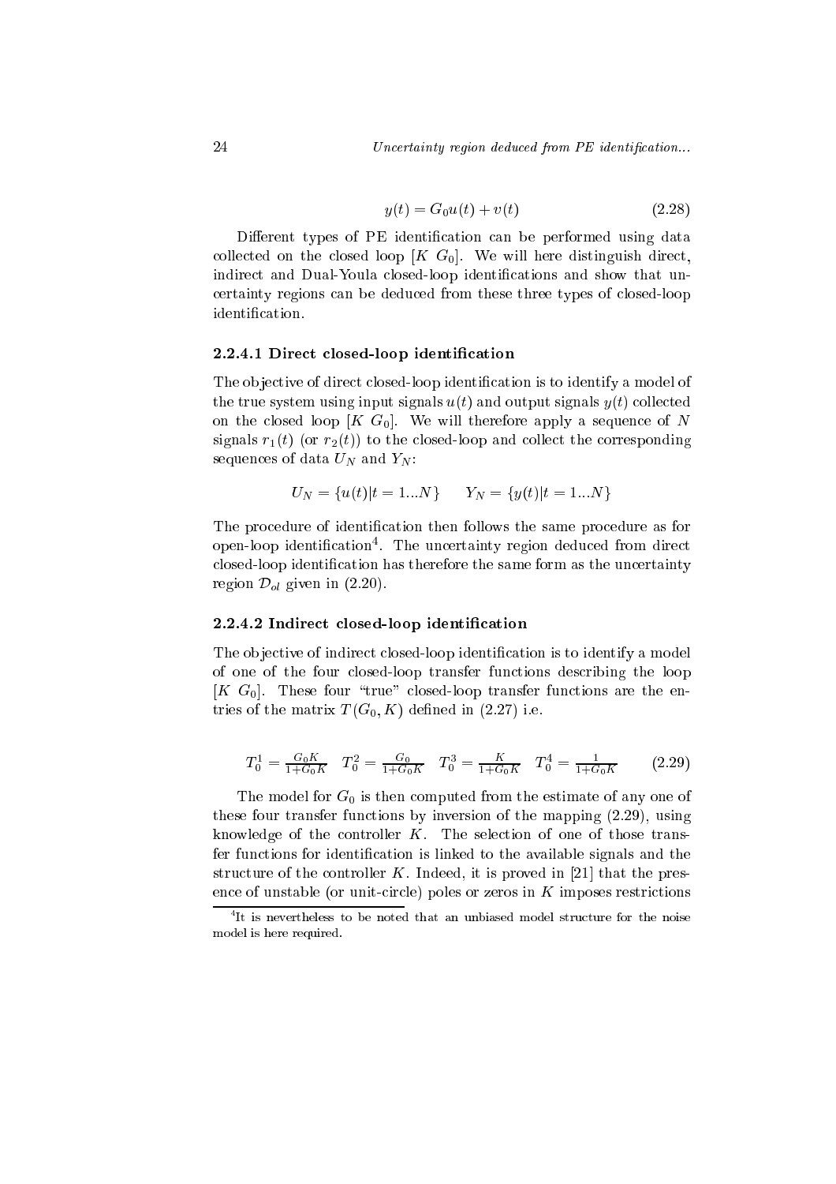$$y(t) = G_0 u(t) + v(t) \tag{2.28}$$

Different types of PE identification can be performed using data collected on the closed loop $[K\ G_0]$. We will here distinguish direct, indirect and Dual-Youla closed-loop identifications and show that uncertainty regions can be deduced from these three types of closed-loop identification.

#### 2.2.4.1 Direct closed-loop identification

The objective of direct closed-loop identification is to identify a model of the true system using input signals $u(t)$ and output signals $y(t)$ collected on the closed loop $[K\ G_0]$. We will therefore apply a sequence of $N$ signals $r_1(t)$ (or $r_2(t)$) to the closed-loop and collect the corresponding sequences of data $U_N$ and $Y_N$:

$$U_N = \{u(t)|t = 1...N\} \qquad Y_N = \{y(t)|t = 1...N\}$$

The procedure of identification then follows the same procedure as for open-loop identification[4]. The uncertainty region deduced from direct closed-loop identification has therefore the same form as the uncertainty region $\mathcal{D}_{ol}$ given in (2.20).

#### 2.2.4.2 Indirect closed-loop identification

The objective of indirect closed-loop identification is to identify a model of one of the four closed-loop transfer functions describing the loop $[K\ G_0]$. These four "true" closed-loop transfer functions are the entries of the matrix $T(G_0, K)$ defined in (2.27) i.e.

$$T_0^1 = \frac{G_0 K}{1+G_0 K} \quad T_0^2 = \frac{G_0}{1+G_0 K} \quad T_0^3 = \frac{K}{1+G_0 K} \quad T_0^4 = \frac{1}{1+G_0 K} \tag{2.29}$$

The model for $G_0$ is then computed from the estimate of any one of these four transfer functions by inversion of the mapping (2.29), using knowledge of the controller $K$. The selection of one of those transfer functions for identification is linked to the available signals and the structure of the controller $K$. Indeed, it is proved in [21] that the presence of unstable (or unit-circle) poles or zeros in $K$ imposes restrictions

[4] It is nevertheless to be noted that an unbiased model structure for the noise model is here required.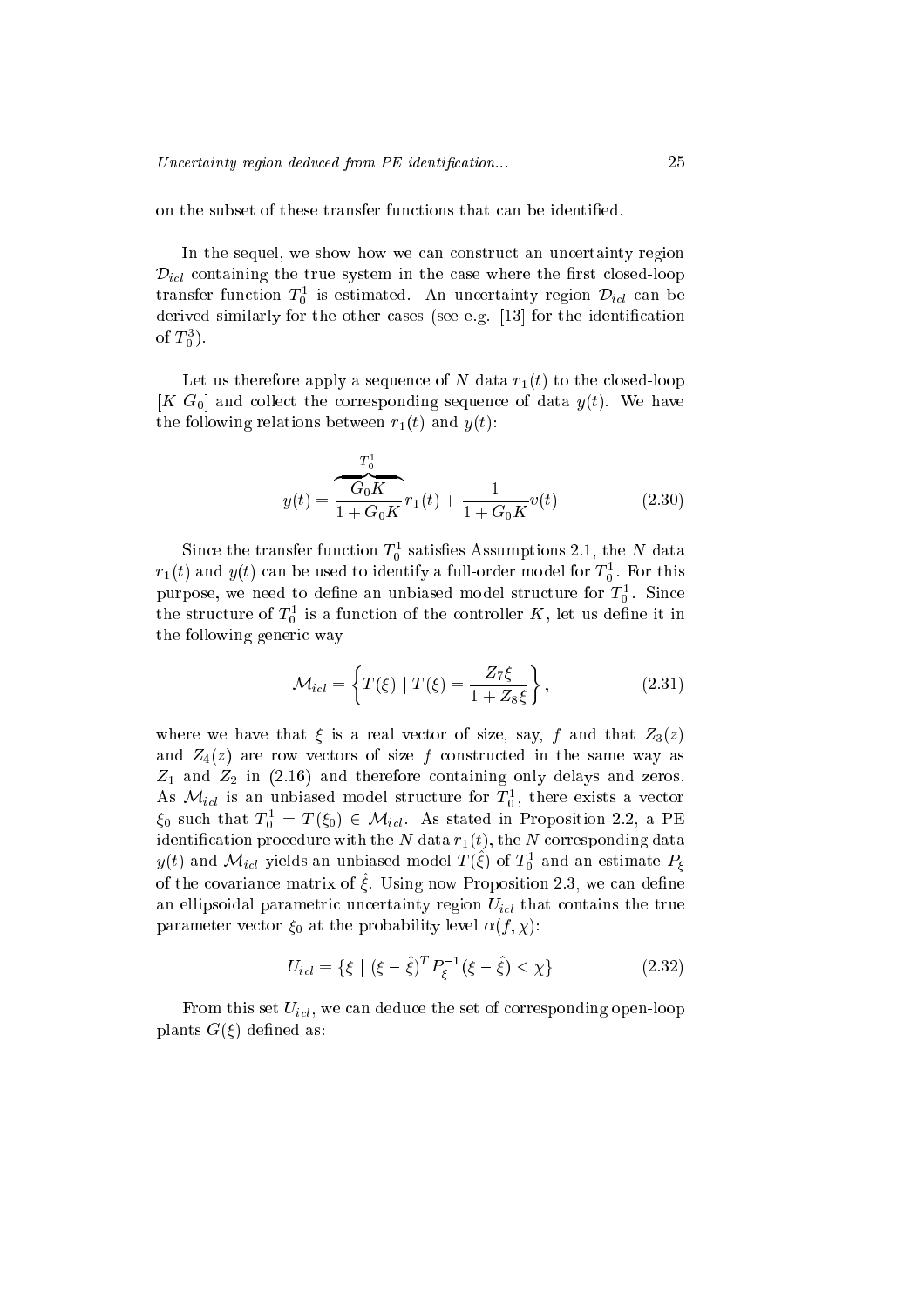on the subset of these transfer functions that can be identified.

In the sequel, we show how we can construct an uncertainty region $\mathcal{D}_{icl}$ containing the true system in the case where the first closed-loop transfer function $T_0^1$ is estimated. An uncertainty region $\mathcal{D}_{icl}$ can be derived similarly for the other cases (see e.g. [13] for the identification of $T_0^3$).

Let us therefore apply a sequence of $N$ data $r_1(t)$ to the closed-loop $[K\ G_0]$ and collect the corresponding sequence of data $y(t)$. We have the following relations between $r_1(t)$ and $y(t)$:

$$y(t) = \overbrace{\frac{G_0 K}{1 + G_0 K}}^{T_0^1} r_1(t) + \frac{1}{1 + G_0 K} v(t) \tag{2.30}$$

Since the transfer function $T_0^1$ satisfies Assumptions 2.1, the $N$ data $r_1(t)$ and $y(t)$ can be used to identify a full-order model for $T_0^1$. For this purpose, we need to define an unbiased model structure for $T_0^1$. Since the structure of $T_0^1$ is a function of the controller $K$, let us define it in the following generic way

$$\mathcal{M}_{icl} = \left\{ T(\xi) \mid T(\xi) = \frac{Z_7 \xi}{1 + Z_8 \xi} \right\}, \tag{2.31}$$

where we have that $\xi$ is a real vector of size, say, $f$ and that $Z_3(z)$ and $Z_4(z)$ are row vectors of size $f$ constructed in the same way as $Z_1$ and $Z_2$ in (2.16) and therefore containing only delays and zeros. As $\mathcal{M}_{icl}$ is an unbiased model structure for $T_0^1$, there exists a vector $\xi_0$ such that $T_0^1 = T(\xi_0) \in \mathcal{M}_{icl}$. As stated in Proposition 2.2, a PE identification procedure with the $N$ data $r_1(t)$, the $N$ corresponding data $y(t)$ and $\mathcal{M}_{icl}$ yields an unbiased model $T(\hat{\xi})$ of $T_0^1$ and an estimate $P_\xi$ of the covariance matrix of $\hat{\xi}$. Using now Proposition 2.3, we can define an ellipsoidal parametric uncertainty region $U_{icl}$ that contains the true parameter vector $\xi_0$ at the probability level $\alpha(f, \chi)$:

$$U_{icl} = \{ \xi \mid (\xi - \hat{\xi})^T P_\xi^{-1} (\xi - \hat{\xi}) < \chi \} \tag{2.32}$$

From this set $U_{icl}$, we can deduce the set of corresponding open-loop plants $G(\xi)$ defined as: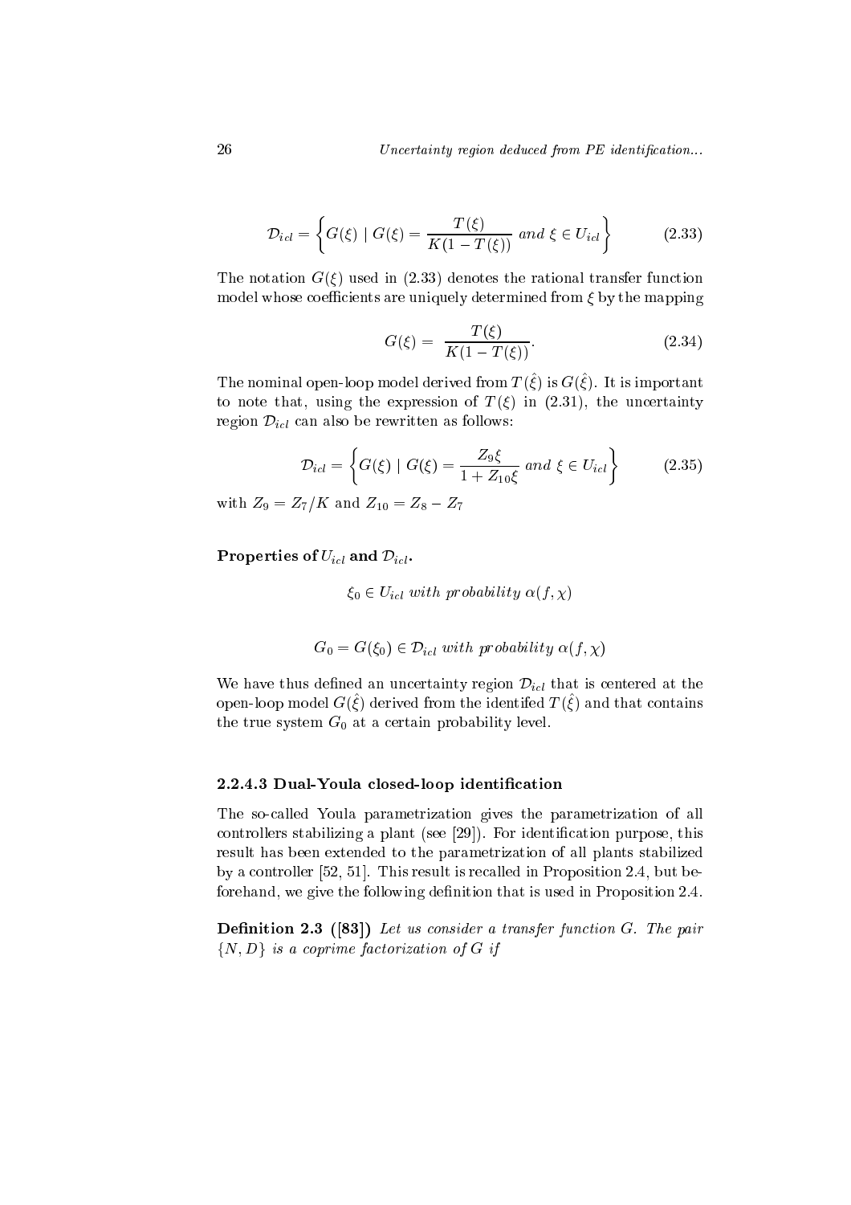$$\mathcal{D}_{icl} = \left\{ G(\xi) \mid G(\xi) = \frac{T(\xi)}{K(1 - T(\xi))} \text{ and } \xi \in U_{icl} \right\} \tag{2.33}$$

The notation $G(\xi)$ used in (2.33) denotes the rational transfer function model whose coefficients are uniquely determined from $\xi$ by the mapping

$$G(\xi) = \frac{T(\xi)}{K(1 - T(\xi))}. \tag{2.34}$$

The nominal open-loop model derived from $T(\hat{\xi})$ is $G(\hat{\xi})$. It is important to note that, using the expression of $T(\xi)$ in (2.31), the uncertainty region $\mathcal{D}_{icl}$ can also be rewritten as follows:

$$\mathcal{D}_{icl} = \left\{ G(\xi) \mid G(\xi) = \frac{Z_9 \xi}{1 + Z_{10} \xi} \text{ and } \xi \in U_{icl} \right\} \tag{2.35}$$

with $Z_9 = Z_7/K$ and $Z_{10} = Z_8 - Z_7$

**Properties of $U_{icl}$ and $\mathcal{D}_{icl}$.**

$$\xi_0 \in U_{icl} \text{ with probability } \alpha(f, \chi)$$

$$G_0 = G(\xi_0) \in \mathcal{D}_{icl} \text{ with probability } \alpha(f, \chi)$$

We have thus defined an uncertainty region $\mathcal{D}_{icl}$ that is centered at the open-loop model $G(\hat{\xi})$ derived from the identifed $T(\hat{\xi})$ and that contains the true system $G_0$ at a certain probability level.

### 2.2.4.3 Dual-Youla closed-loop identification

The so-called Youla parametrization gives the parametrization of all controllers stabilizing a plant (see [29]). For identification purpose, this result has been extended to the parametrization of all plants stabilized by a controller [52, 51]. This result is recalled in Proposition 2.4, but beforehand, we give the following definition that is used in Proposition 2.4.

**Definition 2.3 ([83])** *Let us consider a transfer function $G$. The pair $\{N, D\}$ is a coprime factorization of $G$ if*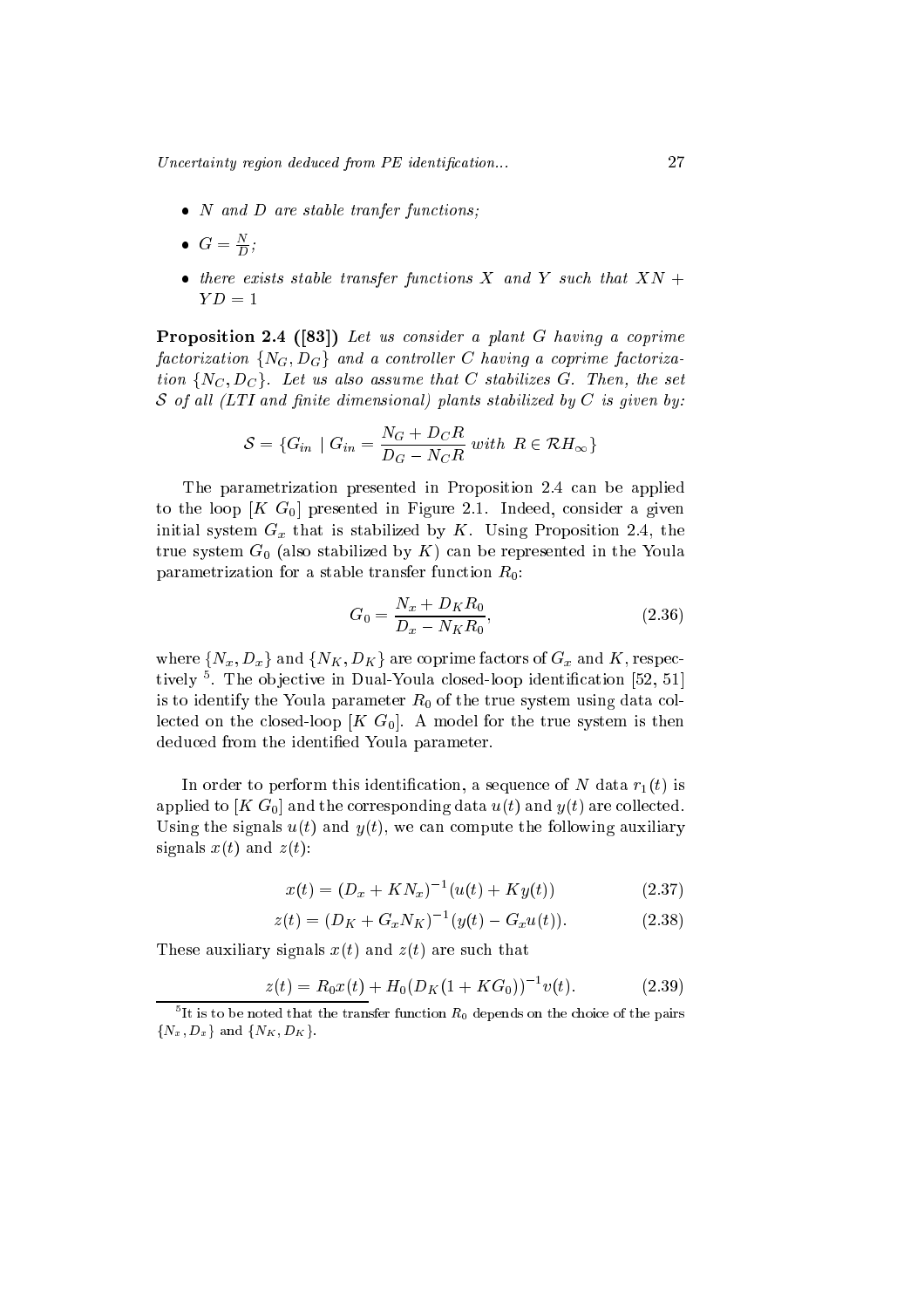- *$N$ and $D$ are stable tranfer functions;*
- *$G = \frac{N}{D}$;*
- *there exists stable transfer functions $X$ and $Y$ such that $XN + YD = 1$*

**Proposition 2.4 ([83])** *Let us consider a plant $G$ having a coprime factorization $\{N_G, D_G\}$ and a controller $C$ having a coprime factorization $\{N_C, D_C\}$. Let us also assume that $C$ stabilizes $G$. Then, the set $\mathcal{S}$ of all (LTI and finite dimensional) plants stabilized by $C$ is given by:*

$$\mathcal{S} = \{G_{in} \mid G_{in} = \frac{N_G + D_C R}{D_G - N_C R} \text{ with } R \in \mathcal{R}H_\infty\}$$

The parametrization presented in Proposition 2.4 can be applied to the loop $[K \ G_0]$ presented in Figure 2.1. Indeed, consider a given initial system $G_x$ that is stabilized by $K$. Using Proposition 2.4, the true system $G_0$ (also stabilized by $K$) can be represented in the Youla parametrization for a stable transfer function $R_0$:

$$G_0 = \frac{N_x + D_K R_0}{D_x - N_K R_0}, \tag{2.36}$$

where $\{N_x, D_x\}$ and $\{N_K, D_K\}$ are coprime factors of $G_x$ and $K$, respectively [5]. The objective in Dual-Youla closed-loop identification [52, 51] is to identify the Youla parameter $R_0$ of the true system using data collected on the closed-loop $[K \ G_0]$. A model for the true system is then deduced from the identified Youla parameter.

In order to perform this identification, a sequence of $N$ data $r_1(t)$ is applied to $[K \ G_0]$ and the corresponding data $u(t)$ and $y(t)$ are collected. Using the signals $u(t)$ and $y(t)$, we can compute the following auxiliary signals $x(t)$ and $z(t)$:

$$x(t) = (D_x + KN_x)^{-1}(u(t) + Ky(t)) \tag{2.37}$$

$$z(t) = (D_K + G_x N_K)^{-1}(y(t) - G_x u(t)). \tag{2.38}$$

These auxiliary signals $x(t)$ and $z(t)$ are such that

$$z(t) = R_0 x(t) + H_0(D_K(1 + KG_0))^{-1} v(t). \tag{2.39}$$

[5] It is to be noted that the transfer function $R_0$ depends on the choice of the pairs $\{N_x, D_x\}$ and $\{N_K, D_K\}$.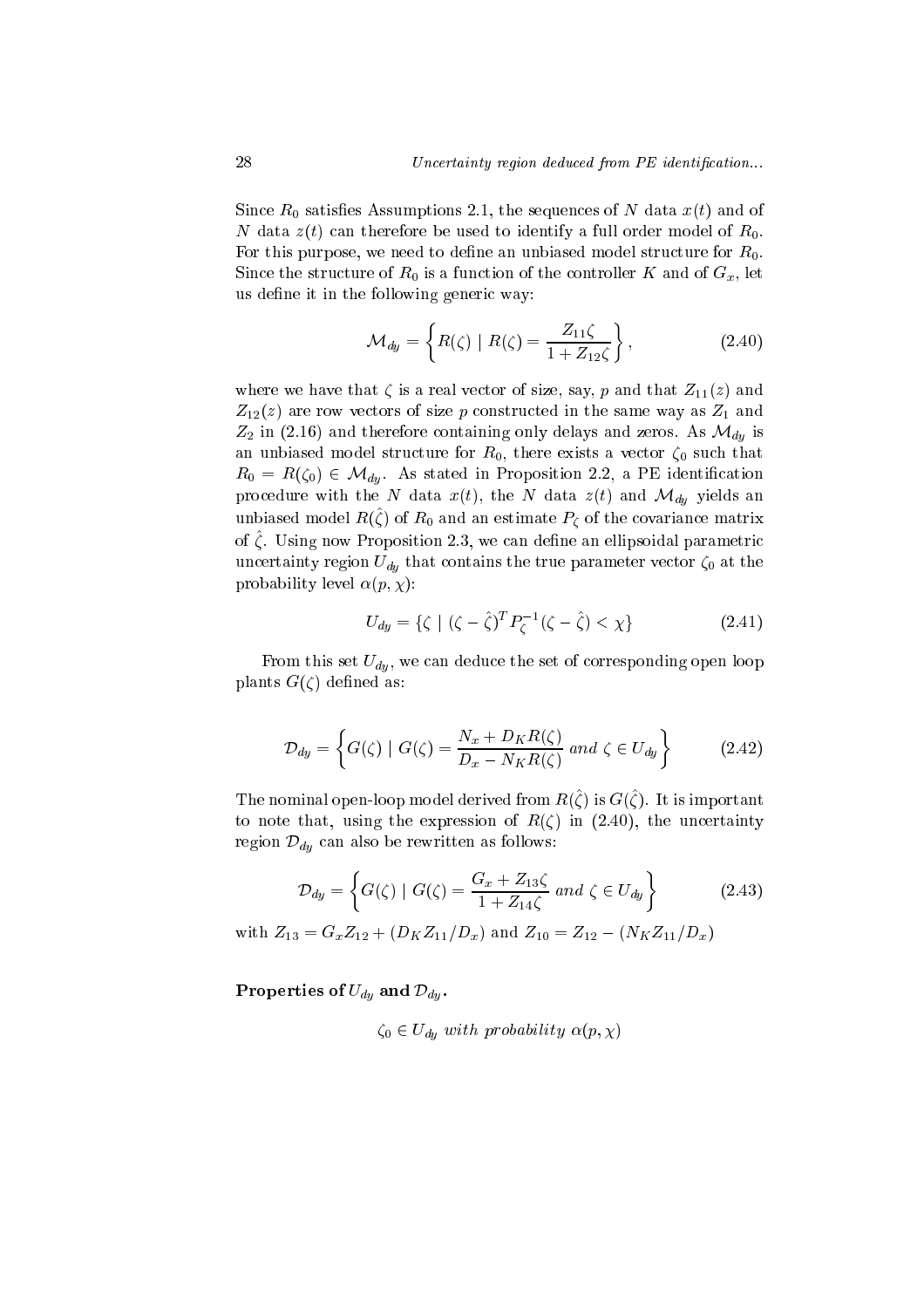Since $R_0$ satisfies Assumptions 2.1, the sequences of $N$ data $x(t)$ and of $N$ data $z(t)$ can therefore be used to identify a full order model of $R_0$. For this purpose, we need to define an unbiased model structure for $R_0$. Since the structure of $R_0$ is a function of the controller $K$ and of $G_x$, let us define it in the following generic way:

$$\mathcal{M}_{dy} = \left\{ R(\zeta) \mid R(\zeta) = \frac{Z_{11}\zeta}{1 + Z_{12}\zeta} \right\}, \tag{2.40}$$

where we have that $\zeta$ is a real vector of size, say, $p$ and that $Z_{11}(z)$ and $Z_{12}(z)$ are row vectors of size $p$ constructed in the same way as $Z_1$ and $Z_2$ in (2.16) and therefore containing only delays and zeros. As $\mathcal{M}_{dy}$ is an unbiased model structure for $R_0$, there exists a vector $\zeta_0$ such that $R_0 = R(\zeta_0) \in \mathcal{M}_{dy}$. As stated in Proposition 2.2, a PE identification procedure with the $N$ data $x(t)$, the $N$ data $z(t)$ and $\mathcal{M}_{dy}$ yields an unbiased model $R(\hat{\zeta})$ of $R_0$ and an estimate $P_\zeta$ of the covariance matrix of $\hat{\zeta}$. Using now Proposition 2.3, we can define an ellipsoidal parametric uncertainty region $U_{dy}$ that contains the true parameter vector $\zeta_0$ at the probability level $\alpha(p, \chi)$:

$$U_{dy} = \{ \zeta \mid (\zeta - \hat{\zeta})^T P_\zeta^{-1} (\zeta - \hat{\zeta}) < \chi \} \tag{2.41}$$

From this set $U_{dy}$, we can deduce the set of corresponding open loop plants $G(\zeta)$ defined as:

$$\mathcal{D}_{dy} = \left\{ G(\zeta) \mid G(\zeta) = \frac{N_x + D_K R(\zeta)}{D_x - N_K R(\zeta)} \; and \; \zeta \in U_{dy} \right\} \tag{2.42}$$

The nominal open-loop model derived from $R(\hat{\zeta})$ is $G(\hat{\zeta})$. It is important to note that, using the expression of $R(\zeta)$ in (2.40), the uncertainty region $\mathcal{D}_{dy}$ can also be rewritten as follows:

$$\mathcal{D}_{dy} = \left\{ G(\zeta) \mid G(\zeta) = \frac{G_x + Z_{13}\zeta}{1 + Z_{14}\zeta} \; and \; \zeta \in U_{dy} \right\} \tag{2.43}$$

with $Z_{13} = G_x Z_{12} + (D_K Z_{11}/D_x)$ and $Z_{10} = Z_{12} - (N_K Z_{11}/D_x)$

**Properties of $U_{dy}$ and $\mathcal{D}_{dy}$.**

$$\zeta_0 \in U_{dy} \; with \; probability \; \alpha(p, \chi)$$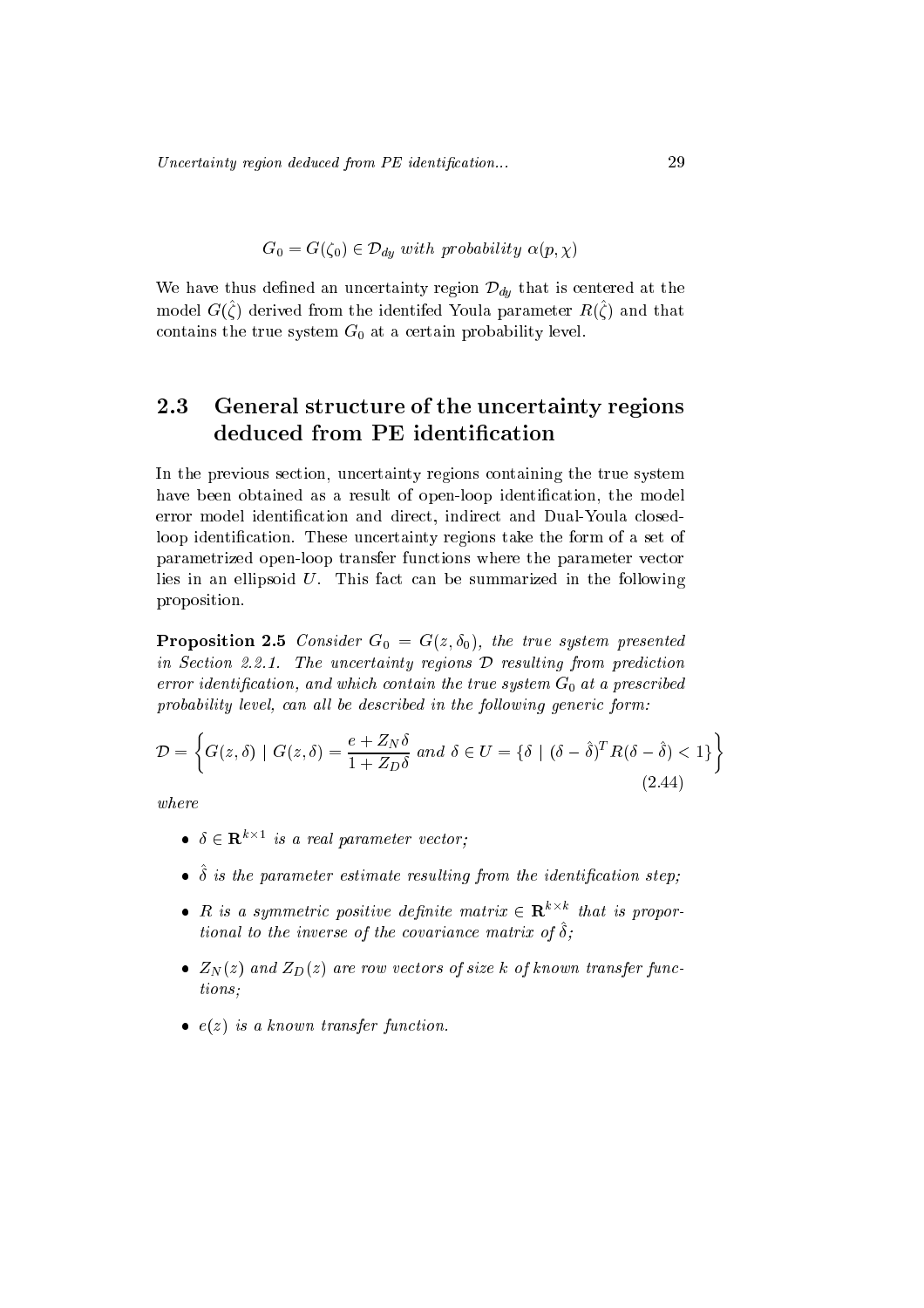$$G_0 = G(\zeta_0) \in \mathcal{D}_{dy} \textit{ with probability } \alpha(p, \chi)$$

We have thus defined an uncertainty region $\mathcal{D}_{dy}$ that is centered at the model $G(\hat{\zeta})$ derived from the identifed Youla parameter $R(\hat{\zeta})$ and that contains the true system $G_0$ at a certain probability level.

## 2.3 General structure of the uncertainty regions deduced from PE identification

In the previous section, uncertainty regions containing the true system have been obtained as a result of open-loop identification, the model error model identification and direct, indirect and Dual-Youla closed-loop identification. These uncertainty regions take the form of a set of parametrized open-loop transfer functions where the parameter vector lies in an ellipsoid $U$. This fact can be summarized in the following proposition.

**Proposition 2.5** *Consider $G_0 = G(z, \delta_0)$, the true system presented in Section 2.2.1. The uncertainty regions $\mathcal{D}$ resulting from prediction error identification, and which contain the true system $G_0$ at a prescribed probability level, can all be described in the following generic form:*

$$\mathcal{D} = \left\{ G(z, \delta) \mid G(z, \delta) = \frac{e + Z_N \delta}{1 + Z_D \delta} \textit{ and } \delta \in U = \{\delta \mid (\delta - \hat{\delta})^T R (\delta - \hat{\delta}) < 1\} \right\} \tag{2.44}$$

*where*

- $\delta \in \mathbf{R}^{k \times 1}$ *is a real parameter vector;*
- $\hat{\delta}$ *is the parameter estimate resulting from the identification step;*
- $R$ *is a symmetric positive definite matrix* $\in \mathbf{R}^{k \times k}$ *that is proportional to the inverse of the covariance matrix of* $\hat{\delta}$*;*
- $Z_N(z)$ *and* $Z_D(z)$ *are row vectors of size* $k$ *of known transfer functions;*
- $e(z)$ *is a known transfer function.*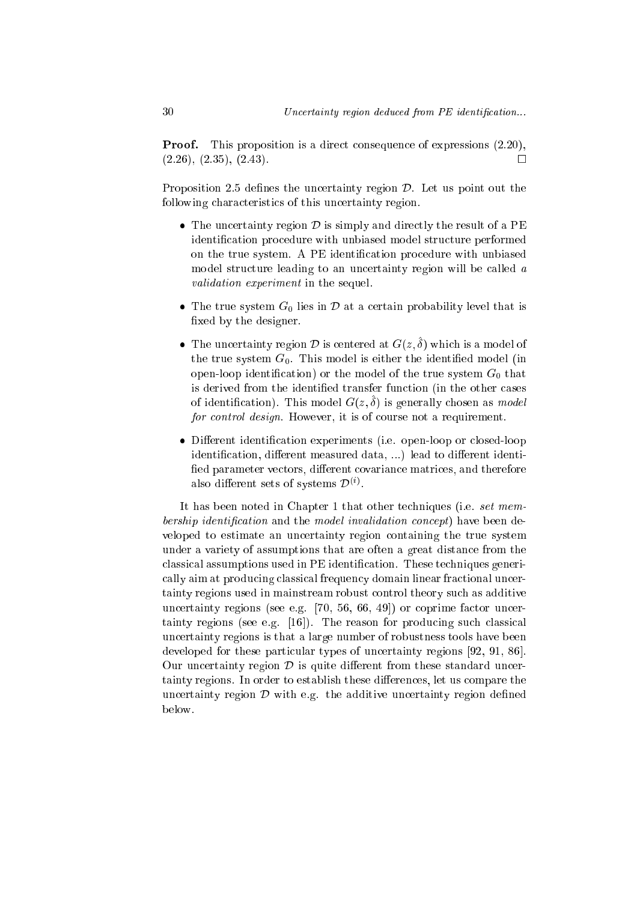**Proof.** This proposition is a direct consequence of expressions (2.20), (2.26), (2.35), (2.43). □

Proposition 2.5 defines the uncertainty region $\mathcal{D}$. Let us point out the following characteristics of this uncertainty region.

- The uncertainty region $\mathcal{D}$ is simply and directly the result of a PE identification procedure with unbiased model structure performed on the true system. A PE identification procedure with unbiased model structure leading to an uncertainty region will be called *a validation experiment* in the sequel.
- The true system $G_0$ lies in $\mathcal{D}$ at a certain probability level that is fixed by the designer.
- The uncertainty region $\mathcal{D}$ is centered at $G(z, \hat{\delta})$ which is a model of the true system $G_0$. This model is either the identified model (in open-loop identification) or the model of the true system $G_0$ that is derived from the identified transfer function (in the other cases of identification). This model $G(z, \hat{\delta})$ is generally chosen as *model for control design*. However, it is of course not a requirement.
- Different identification experiments (i.e. open-loop or closed-loop identification, different measured data, ...) lead to different identified parameter vectors, different covariance matrices, and therefore also different sets of systems $\mathcal{D}^{(i)}$.

It has been noted in Chapter 1 that other techniques (i.e. *set membership identification* and the *model invalidation concept*) have been developed to estimate an uncertainty region containing the true system under a variety of assumptions that are often a great distance from the classical assumptions used in PE identification. These techniques generically aim at producing classical frequency domain linear fractional uncertainty regions used in mainstream robust control theory such as additive uncertainty regions (see e.g. [70, 56, 66, 49]) or coprime factor uncertainty regions (see e.g. [16]). The reason for producing such classical uncertainty regions is that a large number of robustness tools have been developed for these particular types of uncertainty regions [92, 91, 86]. Our uncertainty region $\mathcal{D}$ is quite different from these standard uncertainty regions. In order to establish these differences, let us compare the uncertainty region $\mathcal{D}$ with e.g. the additive uncertainty region defined below.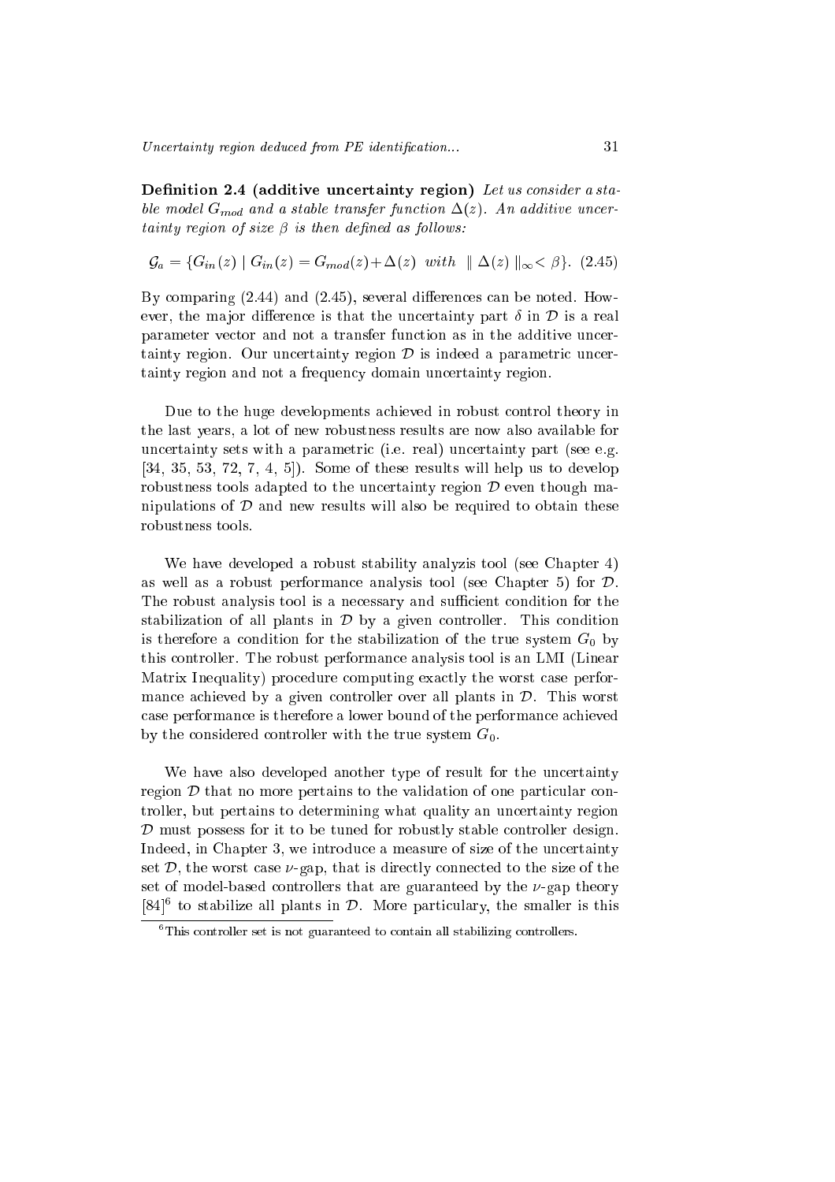**Definition 2.4 (additive uncertainty region)** *Let us consider a stable model $G_{mod}$ and a stable transfer function $\Delta(z)$. An additive uncertainty region of size $\beta$ is then defined as follows:*

$$\mathcal{G}_a = \{G_{in}(z) \mid G_{in}(z) = G_{mod}(z) + \Delta(z) \;\; with \;\; \| \Delta(z) \|_\infty < \beta\}. \quad (2.45)$$

By comparing (2.44) and (2.45), several differences can be noted. However, the major difference is that the uncertainty part $\delta$ in $\mathcal{D}$ is a real parameter vector and not a transfer function as in the additive uncertainty region. Our uncertainty region $\mathcal{D}$ is indeed a parametric uncertainty region and not a frequency domain uncertainty region.

Due to the huge developments achieved in robust control theory in the last years, a lot of new robustness results are now also available for uncertainty sets with a parametric (i.e. real) uncertainty part (see e.g. [34, 35, 53, 72, 7, 4, 5]). Some of these results will help us to develop robustness tools adapted to the uncertainty region $\mathcal{D}$ even though manipulations of $\mathcal{D}$ and new results will also be required to obtain these robustness tools.

We have developed a robust stability analyzis tool (see Chapter 4) as well as a robust performance analysis tool (see Chapter 5) for $\mathcal{D}$. The robust analysis tool is a necessary and sufficient condition for the stabilization of all plants in $\mathcal{D}$ by a given controller. This condition is therefore a condition for the stabilization of the true system $G_0$ by this controller. The robust performance analysis tool is an LMI (Linear Matrix Inequality) procedure computing exactly the worst case performance achieved by a given controller over all plants in $\mathcal{D}$. This worst case performance is therefore a lower bound of the performance achieved by the considered controller with the true system $G_0$.

We have also developed another type of result for the uncertainty region $\mathcal{D}$ that no more pertains to the validation of one particular controller, but pertains to determining what quality an uncertainty region $\mathcal{D}$ must possess for it to be tuned for robustly stable controller design. Indeed, in Chapter 3, we introduce a measure of size of the uncertainty set $\mathcal{D}$, the worst case $\nu$-gap, that is directly connected to the size of the set of model-based controllers that are guaranteed by the $\nu$-gap theory [84][6] to stabilize all plants in $\mathcal{D}$. More particulary, the smaller is this

[6] This controller set is not guaranteed to contain all stabilizing controllers.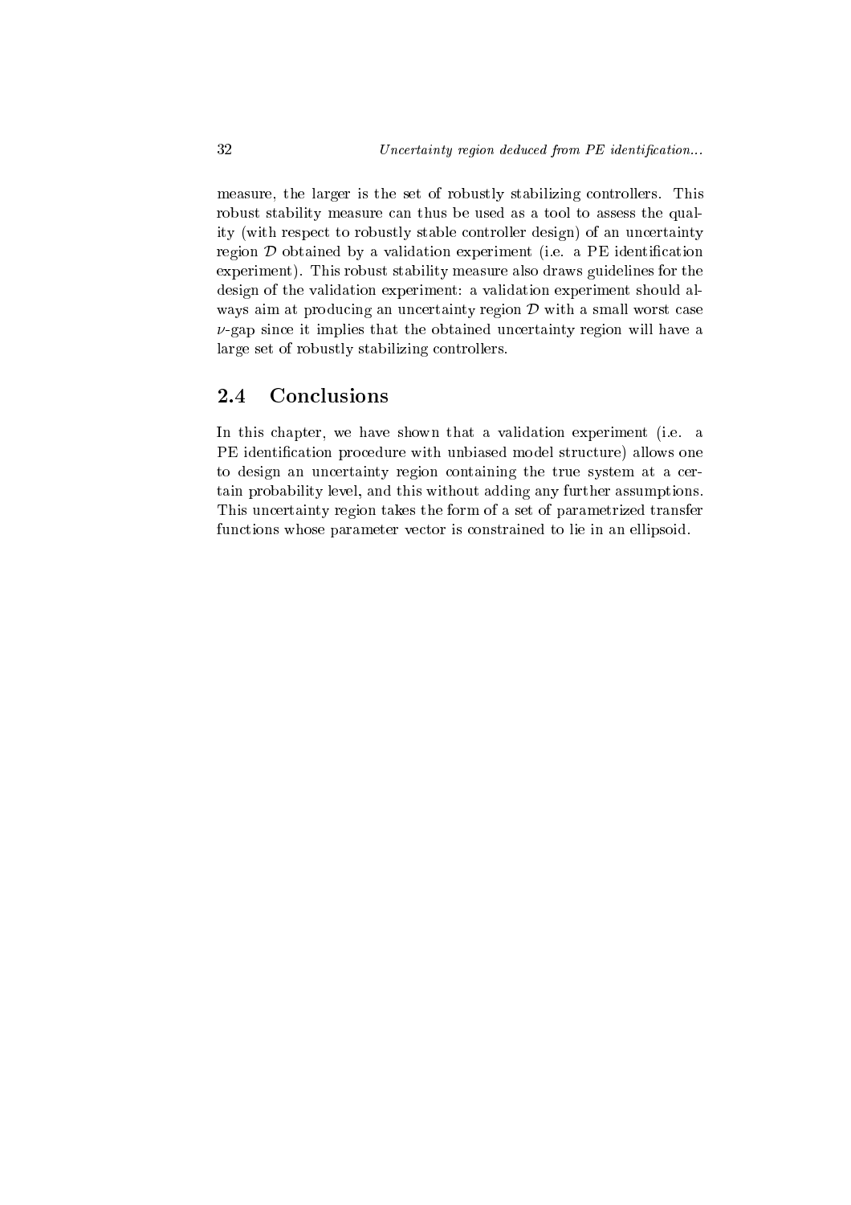measure, the larger is the set of robustly stabilizing controllers. This robust stability measure can thus be used as a tool to assess the quality (with respect to robustly stable controller design) of an uncertainty region $\mathcal{D}$ obtained by a validation experiment (i.e. a PE identification experiment). This robust stability measure also draws guidelines for the design of the validation experiment: a validation experiment should always aim at producing an uncertainty region $\mathcal{D}$ with a small worst case $\nu$-gap since it implies that the obtained uncertainty region will have a large set of robustly stabilizing controllers.

## 2.4 Conclusions

In this chapter, we have shown that a validation experiment (i.e. a PE identification procedure with unbiased model structure) allows one to design an uncertainty region containing the true system at a certain probability level, and this without adding any further assumptions. This uncertainty region takes the form of a set of parametrized transfer functions whose parameter vector is constrained to lie in an ellipsoid.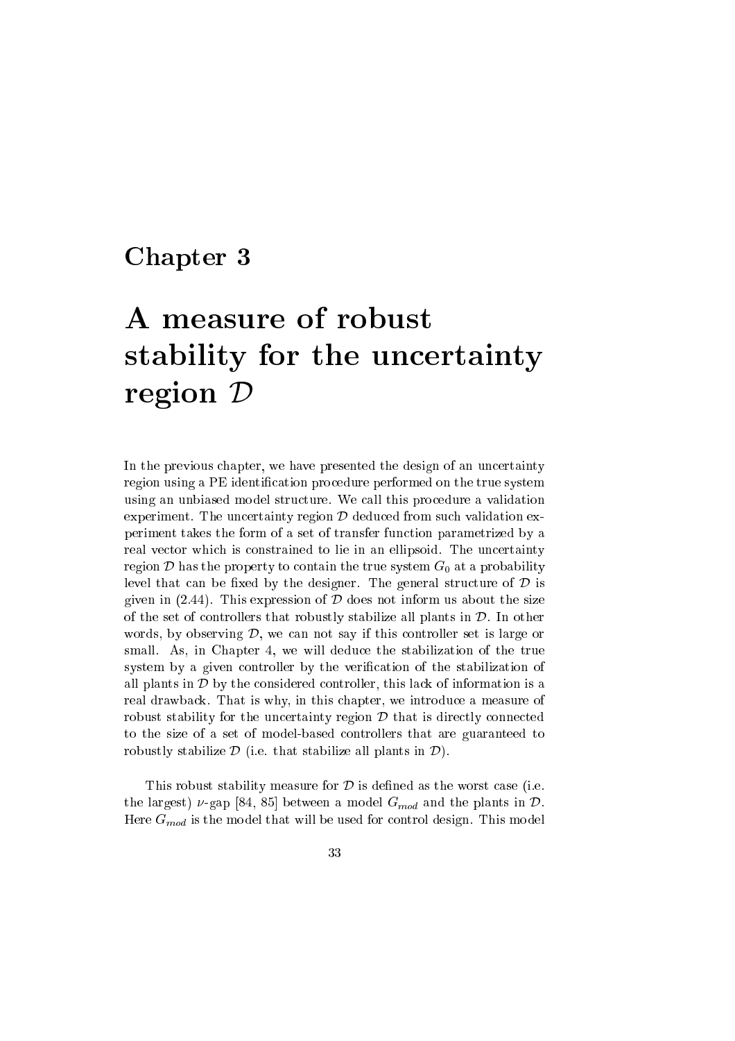# Chapter 3

# A measure of robust stability for the uncertainty region $\mathcal{D}$

In the previous chapter, we have presented the design of an uncertainty region using a PE identification procedure performed on the true system using an unbiased model structure. We call this procedure a validation experiment. The uncertainty region $\mathcal{D}$ deduced from such validation experiment takes the form of a set of transfer function parametrized by a real vector which is constrained to lie in an ellipsoid. The uncertainty region $\mathcal{D}$ has the property to contain the true system $G_0$ at a probability level that can be fixed by the designer. The general structure of $\mathcal{D}$ is given in (2.44). This expression of $\mathcal{D}$ does not inform us about the size of the set of controllers that robustly stabilize all plants in $\mathcal{D}$. In other words, by observing $\mathcal{D}$, we can not say if this controller set is large or small. As, in Chapter 4, we will deduce the stabilization of the true system by a given controller by the verification of the stabilization of all plants in $\mathcal{D}$ by the considered controller, this lack of information is a real drawback. That is why, in this chapter, we introduce a measure of robust stability for the uncertainty region $\mathcal{D}$ that is directly connected to the size of a set of model-based controllers that are guaranteed to robustly stabilize $\mathcal{D}$ (i.e. that stabilize all plants in $\mathcal{D}$).

This robust stability measure for $\mathcal{D}$ is defined as the worst case (i.e. the largest) $\nu$-gap [84, 85] between a model $G_{mod}$ and the plants in $\mathcal{D}$. Here $G_{mod}$ is the model that will be used for control design. This model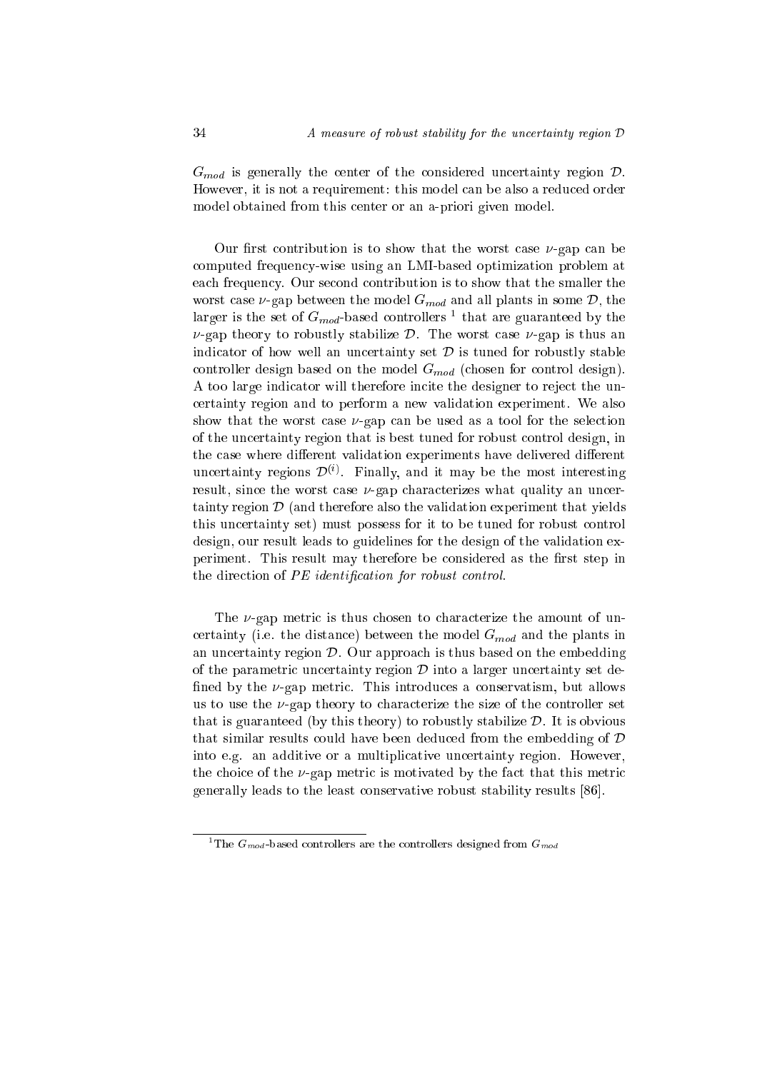$G_{mod}$ is generally the center of the considered uncertainty region $\mathcal{D}$. However, it is not a requirement: this model can be also a reduced order model obtained from this center or an a-priori given model.

Our first contribution is to show that the worst case $\nu$-gap can be computed frequency-wise using an LMI-based optimization problem at each frequency. Our second contribution is to show that the smaller the worst case $\nu$-gap between the model $G_{mod}$ and all plants in some $\mathcal{D}$, the larger is the set of $G_{mod}$-based controllers [1] that are guaranteed by the $\nu$-gap theory to robustly stabilize $\mathcal{D}$. The worst case $\nu$-gap is thus an indicator of how well an uncertainty set $\mathcal{D}$ is tuned for robustly stable controller design based on the model $G_{mod}$ (chosen for control design). A too large indicator will therefore incite the designer to reject the uncertainty region and to perform a new validation experiment. We also show that the worst case $\nu$-gap can be used as a tool for the selection of the uncertainty region that is best tuned for robust control design, in the case where different validation experiments have delivered different uncertainty regions $\mathcal{D}^{(i)}$. Finally, and it may be the most interesting result, since the worst case $\nu$-gap characterizes what quality an uncertainty region $\mathcal{D}$ (and therefore also the validation experiment that yields this uncertainty set) must possess for it to be tuned for robust control design, our result leads to guidelines for the design of the validation experiment. This result may therefore be considered as the first step in the direction of *PE identification for robust control*.

The $\nu$-gap metric is thus chosen to characterize the amount of uncertainty (i.e. the distance) between the model $G_{mod}$ and the plants in an uncertainty region $\mathcal{D}$. Our approach is thus based on the embedding of the parametric uncertainty region $\mathcal{D}$ into a larger uncertainty set defined by the $\nu$-gap metric. This introduces a conservatism, but allows us to use the $\nu$-gap theory to characterize the size of the controller set that is guaranteed (by this theory) to robustly stabilize $\mathcal{D}$. It is obvious that similar results could have been deduced from the embedding of $\mathcal{D}$ into e.g. an additive or a multiplicative uncertainty region. However, the choice of the $\nu$-gap metric is motivated by the fact that this metric generally leads to the least conservative robust stability results [86].

[1] The $G_{mod}$-based controllers are the controllers designed from $G_{mod}$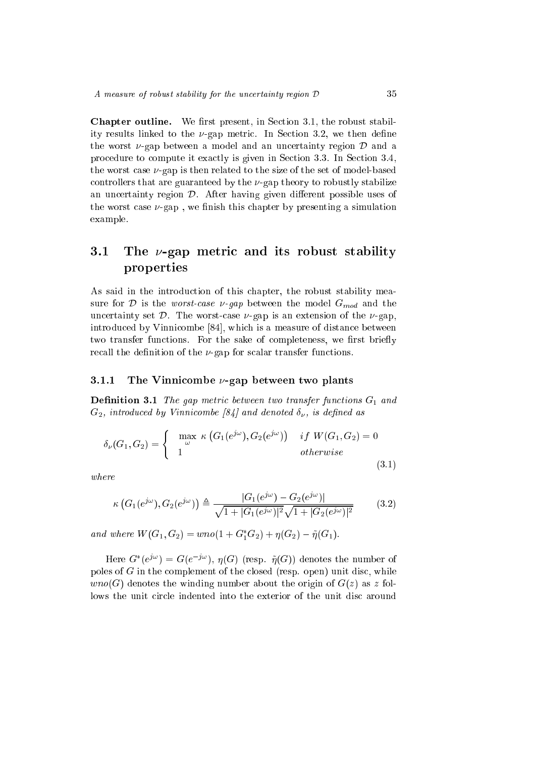**Chapter outline.** We first present, in Section 3.1, the robust stability results linked to the $\nu$-gap metric. In Section 3.2, we then define the worst $\nu$-gap between a model and an uncertainty region $\mathcal{D}$ and a procedure to compute it exactly is given in Section 3.3. In Section 3.4, the worst case $\nu$-gap is then related to the size of the set of model-based controllers that are guaranteed by the $\nu$-gap theory to robustly stabilize an uncertainty region $\mathcal{D}$. After having given different possible uses of the worst case $\nu$-gap , we finish this chapter by presenting a simulation example.

## 3.1 The $\nu$-gap metric and its robust stability properties

As said in the introduction of this chapter, the robust stability measure for $\mathcal{D}$ is the *worst-case $\nu$-gap* between the model $G_{mod}$ and the uncertainty set $\mathcal{D}$. The worst-case $\nu$-gap is an extension of the $\nu$-gap, introduced by Vinnicombe [84], which is a measure of distance between two transfer functions. For the sake of completeness, we first briefly recall the definition of the $\nu$-gap for scalar transfer functions.

### 3.1.1 The Vinnicombe $\nu$-gap between two plants

**Definition 3.1** *The gap metric between two transfer functions $G_1$ and $G_2$, introduced by Vinnicombe [84] and denoted $\delta_\nu$, is defined as*

$$\delta_\nu(G_1, G_2) = \begin{cases} \max\limits_{\omega} \ \kappa\left(G_1(e^{j\omega}), G_2(e^{j\omega})\right) & if \ W(G_1, G_2) = 0 \\ 1 & otherwise \end{cases} \tag{3.1}$$

*where*

$$\kappa\left(G_1(e^{j\omega}), G_2(e^{j\omega})\right) \triangleq \frac{|G_1(e^{j\omega}) - G_2(e^{j\omega})|}{\sqrt{1 + |G_1(e^{j\omega})|^2}\sqrt{1 + |G_2(e^{j\omega})|^2}} \tag{3.2}$$

*and where $W(G_1, G_2) = wno(1 + G_1^* G_2) + \eta(G_2) - \tilde{\eta}(G_1)$.*

Here $G^*(e^{j\omega}) = G(e^{-j\omega})$, $\eta(G)$ (resp. $\tilde{\eta}(G)$) denotes the number of poles of $G$ in the complement of the closed (resp. open) unit disc, while $wno(G)$ denotes the winding number about the origin of $G(z)$ as $z$ follows the unit circle indented into the exterior of the unit disc around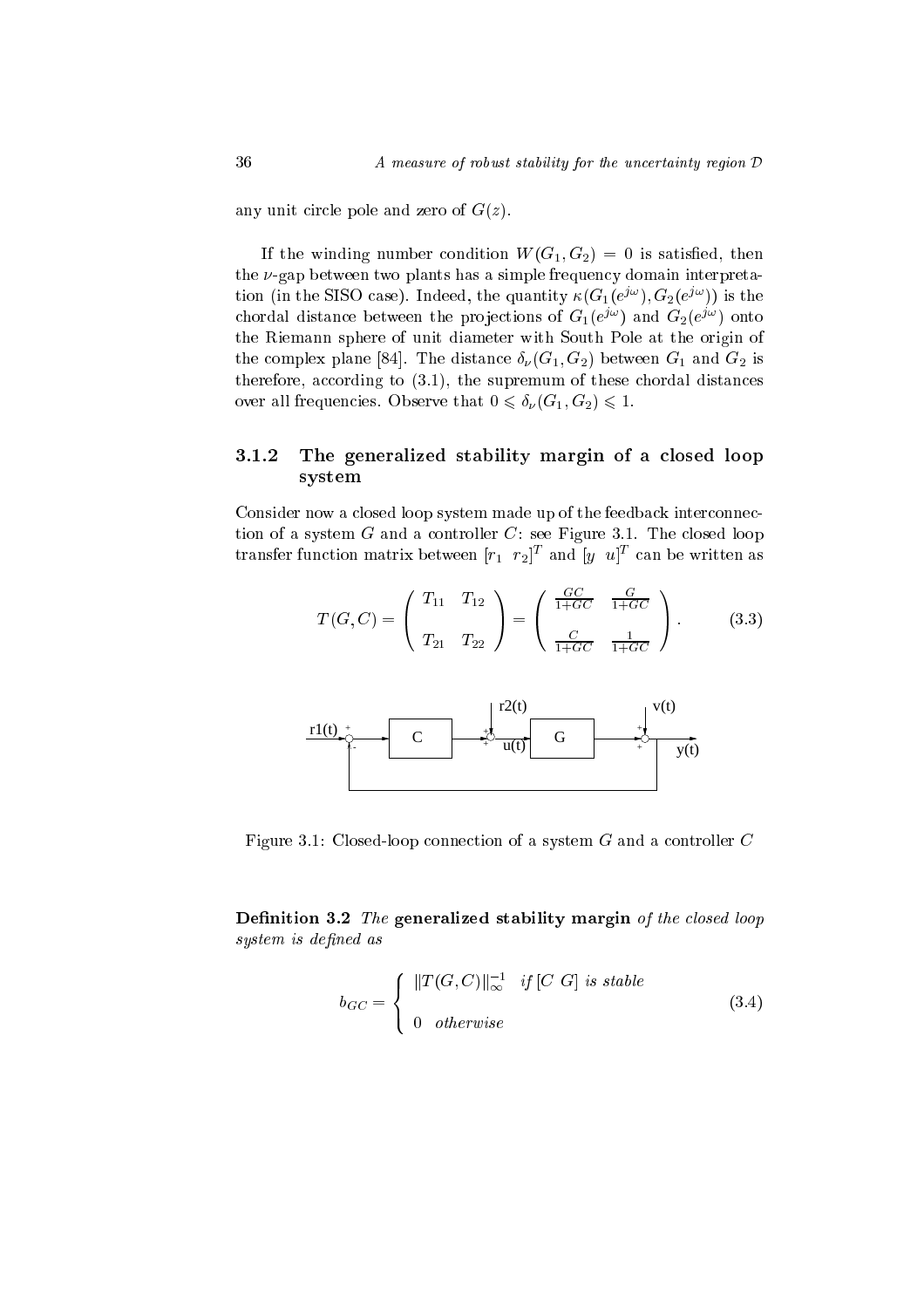any unit circle pole and zero of $G(z)$.

If the winding number condition $W(G_1, G_2) = 0$ is satisfied, then the $\nu$-gap between two plants has a simple frequency domain interpretation (in the SISO case). Indeed, the quantity $\kappa(G_1(e^{j\omega}), G_2(e^{j\omega}))$ is the chordal distance between the projections of $G_1(e^{j\omega})$ and $G_2(e^{j\omega})$ onto the Riemann sphere of unit diameter with South Pole at the origin of the complex plane [84]. The distance $\delta_\nu(G_1, G_2)$ between $G_1$ and $G_2$ is therefore, according to (3.1), the supremum of these chordal distances over all frequencies. Observe that $0 \leqslant \delta_\nu(G_1, G_2) \leqslant 1$.

### 3.1.2 The generalized stability margin of a closed loop system

Consider now a closed loop system made up of the feedback interconnection of a system $G$ and a controller $C$: see Figure 3.1. The closed loop transfer function matrix between $[r_1 \;\; r_2]^T$ and $[y \;\; u]^T$ can be written as

$$T(G, C) = \begin{pmatrix} T_{11} & T_{12} \\ T_{21} & T_{22} \end{pmatrix} = \begin{pmatrix} \frac{GC}{1+GC} & \frac{G}{1+GC} \\ \frac{C}{1+GC} & \frac{1}{1+GC} \end{pmatrix}. \tag{3.3}$$

Figure 3.1: Closed-loop connection of a system $G$ and a controller $C$

**Definition 3.2** *The* **generalized stability margin** *of the closed loop system is defined as*

$$b_{GC} = \begin{cases} \|T(G, C)\|_\infty^{-1} & \text{if } [C \;\; G] \text{ is stable} \\ 0 & \text{otherwise} \end{cases} \tag{3.4}$$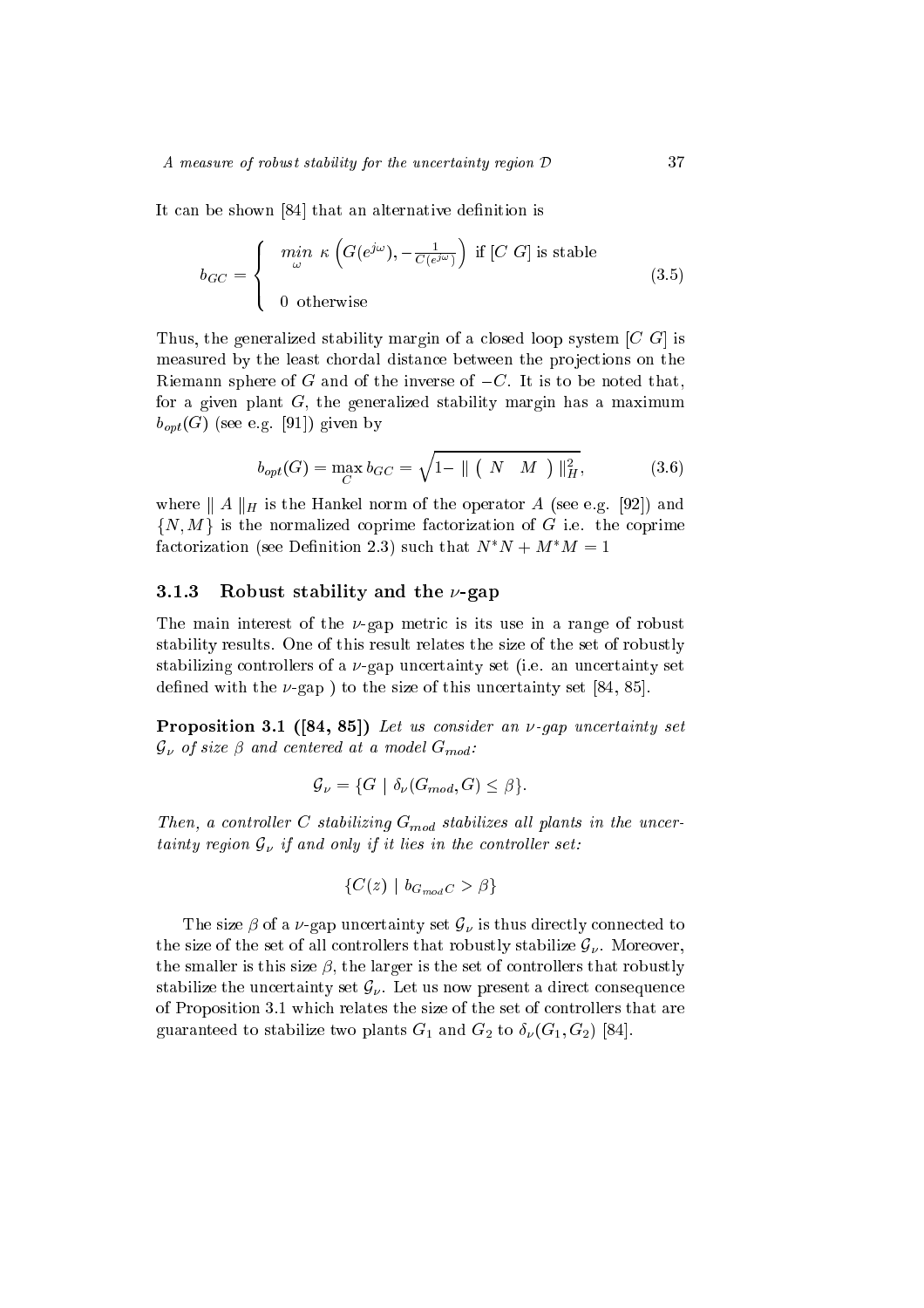It can be shown [84] that an alternative definition is

$$b_{GC} = \begin{cases} \min_{\omega} \ \kappa\left(G(e^{j\omega}), -\frac{1}{C(e^{j\omega})}\right) \text{ if } [C\ G] \text{ is stable} \\ \\ 0 \ \text{otherwise} \end{cases} \tag{3.5}$$

Thus, the generalized stability margin of a closed loop system $[C\ G]$ is measured by the least chordal distance between the projections on the Riemann sphere of $G$ and of the inverse of $-C$. It is to be noted that, for a given plant $G$, the generalized stability margin has a maximum $b_{opt}(G)$ (see e.g. [91]) given by

$$b_{opt}(G) = \max_{C} b_{GC} = \sqrt{1 - \| \begin{pmatrix} N & M \end{pmatrix} \|_H^2}, \tag{3.6}$$

where $\| A \|_H$ is the Hankel norm of the operator $A$ (see e.g. [92]) and $\{N, M\}$ is the normalized coprime factorization of $G$ i.e. the coprime factorization (see Definition 2.3) such that $N^*N + M^*M = 1$

### 3.1.3 Robust stability and the $\nu$-gap

The main interest of the $\nu$-gap metric is its use in a range of robust stability results. One of this result relates the size of the set of robustly stabilizing controllers of a $\nu$-gap uncertainty set (i.e. an uncertainty set defined with the $\nu$-gap ) to the size of this uncertainty set [84, 85].

**Proposition 3.1 ([84, 85])** *Let us consider an $\nu$-gap uncertainty set $\mathcal{G}_\nu$ of size $\beta$ and centered at a model $G_{mod}$:*

$$\mathcal{G}_\nu = \{G \mid \delta_\nu(G_{mod}, G) \leq \beta\}.$$

*Then, a controller $C$ stabilizing $G_{mod}$ stabilizes all plants in the uncertainty region $\mathcal{G}_\nu$ if and only if it lies in the controller set:*

$$\{C(z) \mid b_{G_{mod}C} > \beta\}$$

The size $\beta$ of a $\nu$-gap uncertainty set $\mathcal{G}_\nu$ is thus directly connected to the size of the set of all controllers that robustly stabilize $\mathcal{G}_\nu$. Moreover, the smaller is this size $\beta$, the larger is the set of controllers that robustly stabilize the uncertainty set $\mathcal{G}_\nu$. Let us now present a direct consequence of Proposition 3.1 which relates the size of the set of controllers that are guaranteed to stabilize two plants $G_1$ and $G_2$ to $\delta_\nu(G_1, G_2)$ [84].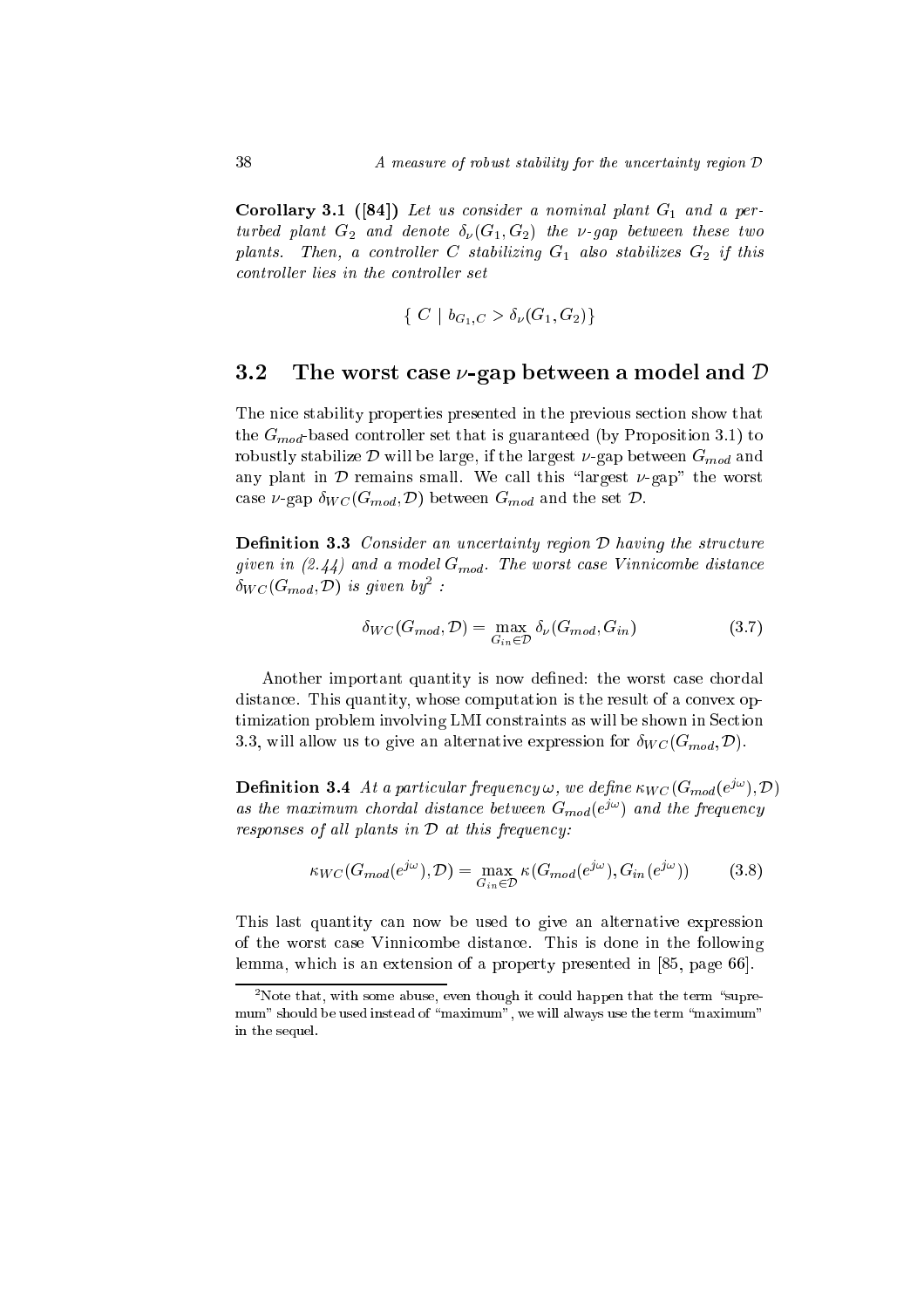**Corollary 3.1 ([84])** *Let us consider a nominal plant $G_1$ and a perturbed plant $G_2$ and denote $\delta_\nu(G_1, G_2)$ the $\nu$-gap between these two plants. Then, a controller $C$ stabilizing $G_1$ also stabilizes $G_2$ if this controller lies in the controller set*

$$\{ \ C \mid b_{G_1,C} > \delta_\nu(G_1, G_2)\}$$

## 3.2 The worst case $\nu$-gap between a model and $\mathcal{D}$

The nice stability properties presented in the previous section show that the $G_{mod}$-based controller set that is guaranteed (by Proposition 3.1) to robustly stabilize $\mathcal{D}$ will be large, if the largest $\nu$-gap between $G_{mod}$ and any plant in $\mathcal{D}$ remains small. We call this "largest $\nu$-gap" the worst case $\nu$-gap $\delta_{WC}(G_{mod}, \mathcal{D})$ between $G_{mod}$ and the set $\mathcal{D}$.

**Definition 3.3** *Consider an uncertainty region $\mathcal{D}$ having the structure given in (2.44) and a model $G_{mod}$. The worst case Vinnicombe distance $\delta_{WC}(G_{mod}, \mathcal{D})$ is given by[2] :*

$$\delta_{WC}(G_{mod}, \mathcal{D}) = \max_{G_{in} \in \mathcal{D}} \delta_\nu(G_{mod}, G_{in}) \tag{3.7}$$

Another important quantity is now defined: the worst case chordal distance. This quantity, whose computation is the result of a convex optimization problem involving LMI constraints as will be shown in Section 3.3, will allow us to give an alternative expression for $\delta_{WC}(G_{mod}, \mathcal{D})$.

**Definition 3.4** *At a particular frequency $\omega$, we define $\kappa_{WC}(G_{mod}(e^{j\omega}), \mathcal{D})$ as the maximum chordal distance between $G_{mod}(e^{j\omega})$ and the frequency responses of all plants in $\mathcal{D}$ at this frequency:*

$$\kappa_{WC}(G_{mod}(e^{j\omega}), \mathcal{D}) = \max_{G_{in} \in \mathcal{D}} \kappa(G_{mod}(e^{j\omega}), G_{in}(e^{j\omega})) \tag{3.8}$$

This last quantity can now be used to give an alternative expression of the worst case Vinnicombe distance. This is done in the following lemma, which is an extension of a property presented in [85, page 66].

---

[2] Note that, with some abuse, even though it could happen that the term "supremum" should be used instead of "maximum", we will always use the term "maximum" in the sequel.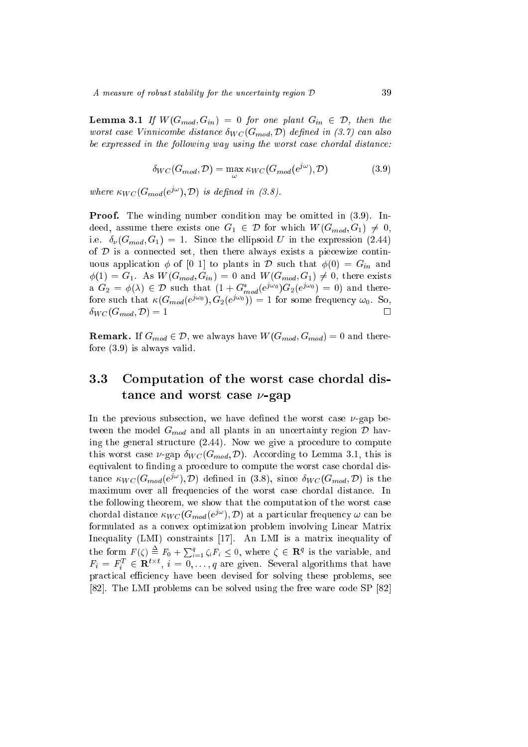**Lemma 3.1** *If $W(G_{mod}, G_{in}) = 0$ for one plant $G_{in} \in \mathcal{D}$, then the worst case Vinnicombe distance $\delta_{WC}(G_{mod}, \mathcal{D})$ defined in (3.7) can also be expressed in the following way using the worst case chordal distance:*

$$\delta_{WC}(G_{mod}, \mathcal{D}) = \max_{\omega} \kappa_{WC}(G_{mod}(e^{j\omega}), \mathcal{D}) \tag{3.9}$$

*where $\kappa_{WC}(G_{mod}(e^{j\omega}), \mathcal{D})$ is defined in (3.8).*

**Proof.** The winding number condition may be omitted in (3.9). Indeed, assume there exists one $G_1 \in \mathcal{D}$ for which $W(G_{mod}, G_1) \neq 0$, i.e. $\delta_\nu(G_{mod}, G_1) = 1$. Since the ellipsoid $U$ in the expression (2.44) of $\mathcal{D}$ is a connected set, then there always exists a piecewize continuous application $\phi$ of [0 1] to plants in $\mathcal{D}$ such that $\phi(0) = G_{in}$ and $\phi(1) = G_1$. As $W(G_{mod}, G_{in}) = 0$ and $W(G_{mod}, G_1) \neq 0$, there exists a $G_2 = \phi(\lambda) \in \mathcal{D}$ such that $(1 + G^*_{mod}(e^{j\omega_0})G_2(e^{j\omega_0}) = 0)$ and therefore such that $\kappa(G_{mod}(e^{j\omega_0}), G_2(e^{j\omega_0})) = 1$ for some frequency $\omega_0$. So, $\delta_{WC}(G_{mod}, \mathcal{D}) = 1$ □

**Remark.** If $G_{mod} \in \mathcal{D}$, we always have $W(G_{mod}, G_{mod}) = 0$ and therefore (3.9) is always valid.

## 3.3 Computation of the worst case chordal distance and worst case $\nu$-gap

In the previous subsection, we have defined the worst case $\nu$-gap between the model $G_{mod}$ and all plants in an uncertainty region $\mathcal{D}$ having the general structure (2.44). Now we give a procedure to compute this worst case $\nu$-gap $\delta_{WC}(G_{mod}, \mathcal{D})$. According to Lemma 3.1, this is equivalent to finding a procedure to compute the worst case chordal distance $\kappa_{WC}(G_{mod}(e^{j\omega}), \mathcal{D})$ defined in (3.8), since $\delta_{WC}(G_{mod}, \mathcal{D})$ is the maximum over all frequencies of the worst case chordal distance. In the following theorem, we show that the computation of the worst case chordal distance $\kappa_{WC}(G_{mod}(e^{j\omega}), \mathcal{D})$ at a particular frequency $\omega$ can be formulated as a convex optimization problem involving Linear Matrix Inequality (LMI) constraints [17]. An LMI is a matrix inequality of the form $F(\zeta) \triangleq F_0 + \sum_{i=1}^{q} \zeta_i F_i \leq 0$, where $\zeta \in \mathbf{R}^q$ is the variable, and $F_i = F_i^T \in \mathbf{R}^{t \times t}$, $i = 0, \ldots, q$ are given. Several algorithms that have practical efficiency have been devised for solving these problems, see [82]. The LMI problems can be solved using the free ware code SP [82]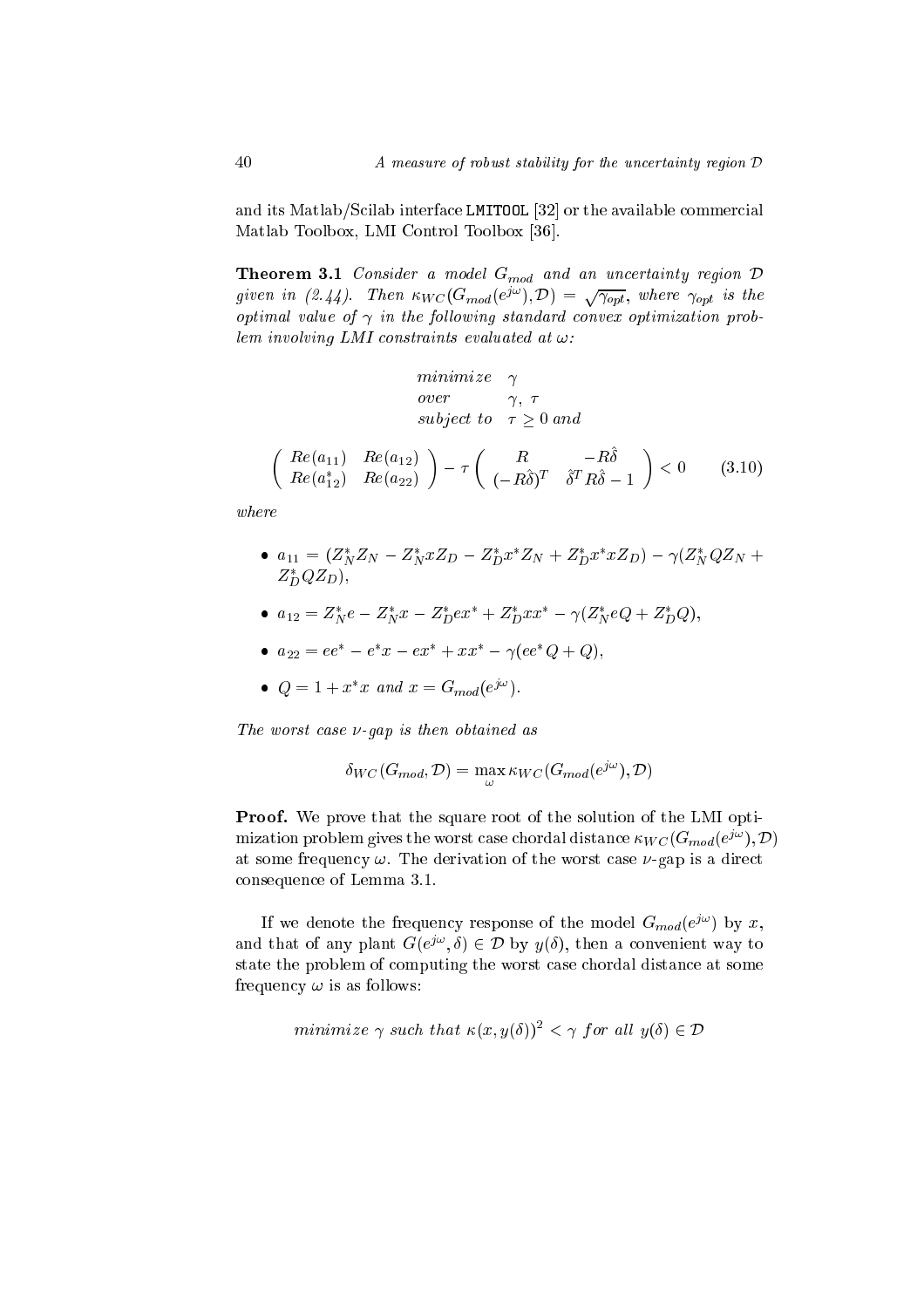and its Matlab/Scilab interface LMITOOL [32] or the available commercial Matlab Toolbox, LMI Control Toolbox [36].

**Theorem 3.1** *Consider a model $G_{mod}$ and an uncertainty region $\mathcal{D}$ given in (2.44). Then $\kappa_{WC}(G_{mod}(e^{j\omega}), \mathcal{D}) = \sqrt{\gamma_{opt}}$, where $\gamma_{opt}$ is the optimal value of $\gamma$ in the following standard convex optimization problem involving LMI constraints evaluated at $\omega$:*

$$
\begin{array}{ll}
\textit{minimize} & \gamma \\
\textit{over} & \gamma,\ \tau \\
\textit{subject to} & \tau \geq 0 \textit{ and}
\end{array}
$$

$$
\begin{pmatrix} Re(a_{11}) & Re(a_{12}) \\ Re(a_{12}^*) & Re(a_{22}) \end{pmatrix} - \tau \begin{pmatrix} R & -R\hat{\delta} \\ (-R\hat{\delta})^T & \hat{\delta}^T R \hat{\delta} - 1 \end{pmatrix} < 0 \qquad (3.10)
$$

*where*

- $a_{11} = (Z_N^* Z_N - Z_N^* x Z_D - Z_D^* x^* Z_N + Z_D^* x^* x Z_D) - \gamma(Z_N^* Q Z_N + Z_D^* Q Z_D)$,
- $a_{12} = Z_N^* e - Z_N^* x - Z_D^* e x^* + Z_D^* x x^* - \gamma(Z_N^* e Q + Z_D^* Q)$,
- $a_{22} = e e^* - e^* x - e x^* + x x^* - \gamma(e e^* Q + Q)$,
- $Q = 1 + x^* x$ *and* $x = G_{mod}(e^{j\omega})$.

*The worst case $\nu$-gap is then obtained as*

$$
\delta_{WC}(G_{mod}, \mathcal{D}) = \max_{\omega} \kappa_{WC}(G_{mod}(e^{j\omega}), \mathcal{D})
$$

**Proof.** We prove that the square root of the solution of the LMI optimization problem gives the worst case chordal distance $\kappa_{WC}(G_{mod}(e^{j\omega}), \mathcal{D})$ at some frequency $\omega$. The derivation of the worst case $\nu$-gap is a direct consequence of Lemma 3.1.

If we denote the frequency response of the model $G_{mod}(e^{j\omega})$ by $x$, and that of any plant $G(e^{j\omega}, \delta) \in \mathcal{D}$ by $y(\delta)$, then a convenient way to state the problem of computing the worst case chordal distance at some frequency $\omega$ is as follows:

$$
\textit{minimize } \gamma \textit{ such that } \kappa(x, y(\delta))^2 < \gamma \textit{ for all } y(\delta) \in \mathcal{D}
$$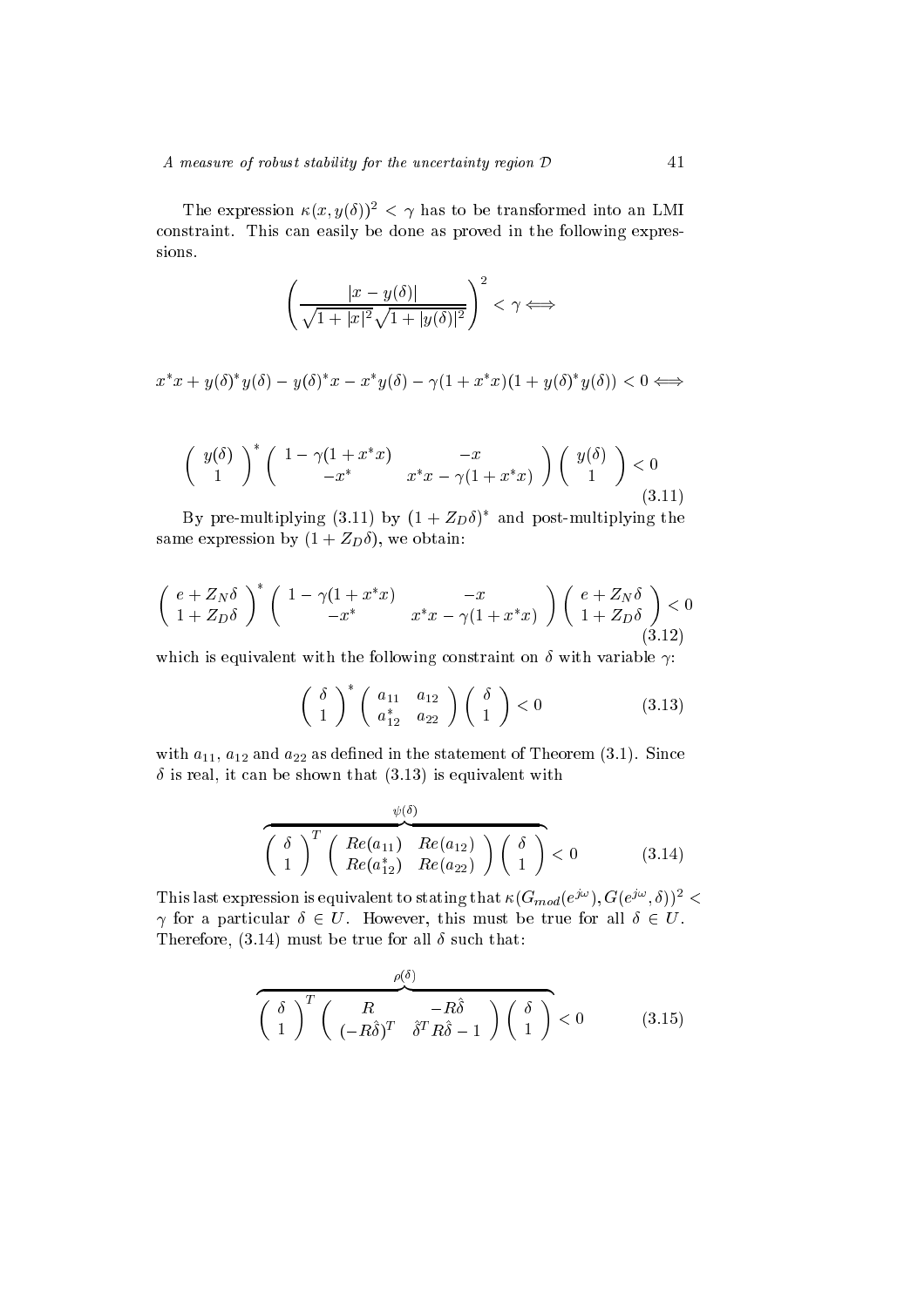The expression $\kappa(x, y(\delta))^2 < \gamma$ has to be transformed into an LMI constraint. This can easily be done as proved in the following expressions.

$$\left( \frac{|x - y(\delta)|}{\sqrt{1+|x|^2}\sqrt{1+|y(\delta)|^2}} \right)^2 < \gamma \Longleftrightarrow$$

$$x^*x + y(\delta)^*y(\delta) - y(\delta)^*x - x^*y(\delta) - \gamma(1 + x^*x)(1 + y(\delta)^*y(\delta)) < 0 \Longleftrightarrow$$

$$\begin{pmatrix} y(\delta) \\ 1 \end{pmatrix}^* \begin{pmatrix} 1 - \gamma(1+x^*x) & -x \\ -x^* & x^*x - \gamma(1+x^*x) \end{pmatrix} \begin{pmatrix} y(\delta) \\ 1 \end{pmatrix} < 0 \tag{3.11}$$

By pre-multiplying (3.11) by $(1 + Z_D\delta)^*$ and post-multiplying the same expression by $(1 + Z_D\delta)$, we obtain:

$$\begin{pmatrix} e + Z_N\delta \\ 1 + Z_D\delta \end{pmatrix}^* \begin{pmatrix} 1 - \gamma(1+x^*x) & -x \\ -x^* & x^*x - \gamma(1+x^*x) \end{pmatrix} \begin{pmatrix} e + Z_N\delta \\ 1 + Z_D\delta \end{pmatrix} < 0 \tag{3.12}$$

which is equivalent with the following constraint on $\delta$ with variable $\gamma$:

$$\begin{pmatrix} \delta \\ 1 \end{pmatrix}^* \begin{pmatrix} a_{11} & a_{12} \\ a_{12}^* & a_{22} \end{pmatrix} \begin{pmatrix} \delta \\ 1 \end{pmatrix} < 0 \tag{3.13}$$

with $a_{11}$, $a_{12}$ and $a_{22}$ as defined in the statement of Theorem (3.1). Since $\delta$ is real, it can be shown that (3.13) is equivalent with

$$\overbrace{\begin{pmatrix} \delta \\ 1 \end{pmatrix}^T \begin{pmatrix} Re(a_{11}) & Re(a_{12}) \\ Re(a_{12}^*) & Re(a_{22}) \end{pmatrix} \begin{pmatrix} \delta \\ 1 \end{pmatrix}}^{\psi(\delta)} < 0 \tag{3.14}$$

This last expression is equivalent to stating that $\kappa(G_{mod}(e^{j\omega}), G(e^{j\omega}, \delta))^2 < \gamma$ for a particular $\delta \in U$. However, this must be true for all $\delta \in U$. Therefore, (3.14) must be true for all $\delta$ such that:

$$\overbrace{\begin{pmatrix} \delta \\ 1 \end{pmatrix}^T \begin{pmatrix} R & -R\hat{\delta} \\ (-R\hat{\delta})^T & \hat{\delta}^T R \hat{\delta} - 1 \end{pmatrix} \begin{pmatrix} \delta \\ 1 \end{pmatrix}}^{\rho(\delta)} < 0 \tag{3.15}$$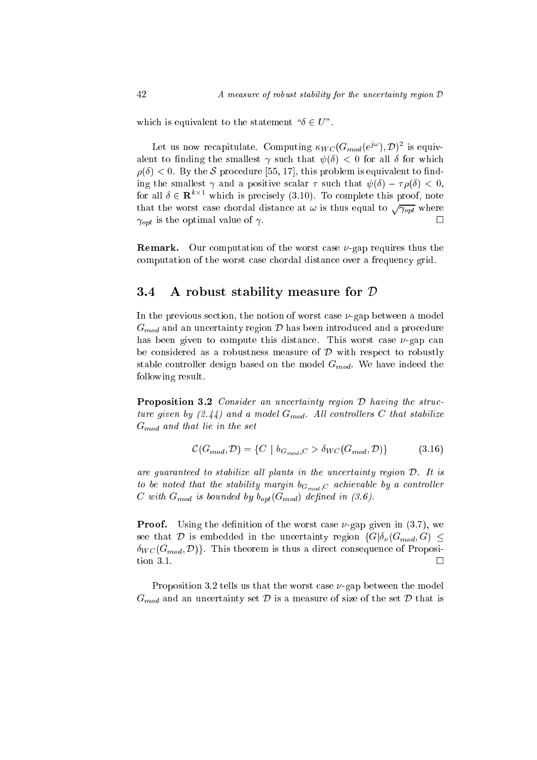which is equivalent to the statement "$\delta \in U$".

Let us now recapitulate. Computing $\kappa_{WC}(G_{mod}(e^{j\omega}), \mathcal{D})^2$ is equivalent to finding the smallest $\gamma$ such that $\psi(\delta) < 0$ for all $\delta$ for which $\rho(\delta) < 0$. By the $\mathcal{S}$ procedure [55, 17], this problem is equivalent to finding the smallest $\gamma$ and a positive scalar $\tau$ such that $\psi(\delta) - \tau\rho(\delta) < 0$, for all $\delta \in \mathbf{R}^{k \times 1}$ which is precisely (3.10). To complete this proof, note that the worst case chordal distance at $\omega$ is thus equal to $\sqrt{\gamma_{opt}}$ where $\gamma_{opt}$ is the optimal value of $\gamma$. $\square$

**Remark.** Our computation of the worst case $\nu$-gap requires thus the computation of the worst case chordal distance over a frequency grid.

## 3.4 A robust stability measure for $\mathcal{D}$

In the previous section, the notion of worst case $\nu$-gap between a model $G_{mod}$ and an uncertainty region $\mathcal{D}$ has been introduced and a procedure has been given to compute this distance. This worst case $\nu$-gap can be considered as a robustness measure of $\mathcal{D}$ with respect to robustly stable controller design based on the model $G_{mod}$. We have indeed the following result.

**Proposition 3.2** *Consider an uncertainty region $\mathcal{D}$ having the structure given by (2.44) and a model $G_{mod}$. All controllers $C$ that stabilize $G_{mod}$ and that lie in the set*

$$\mathcal{C}(G_{mod}, \mathcal{D}) = \{C \mid b_{G_{mod},C} > \delta_{WC}(G_{mod}, \mathcal{D})\} \tag{3.16}$$

*are guaranteed to stabilize all plants in the uncertainty region $\mathcal{D}$. It is to be noted that the stability margin $b_{G_{mod},C}$ achievable by a controller $C$ with $G_{mod}$ is bounded by $b_{opt}(G_{mod})$ defined in (3.6).*

**Proof.** Using the definition of the worst case $\nu$-gap given in (3.7), we see that $\mathcal{D}$ is embedded in the uncertainty region $\{G | \delta_\nu(G_{mod}, G) \leq \delta_{WC}(G_{mod}, \mathcal{D})\}$. This theorem is thus a direct consequence of Proposition 3.1. $\square$

Proposition 3.2 tells us that the worst case $\nu$-gap between the model $G_{mod}$ and an uncertainty set $\mathcal{D}$ is a measure of size of the set $\mathcal{D}$ that is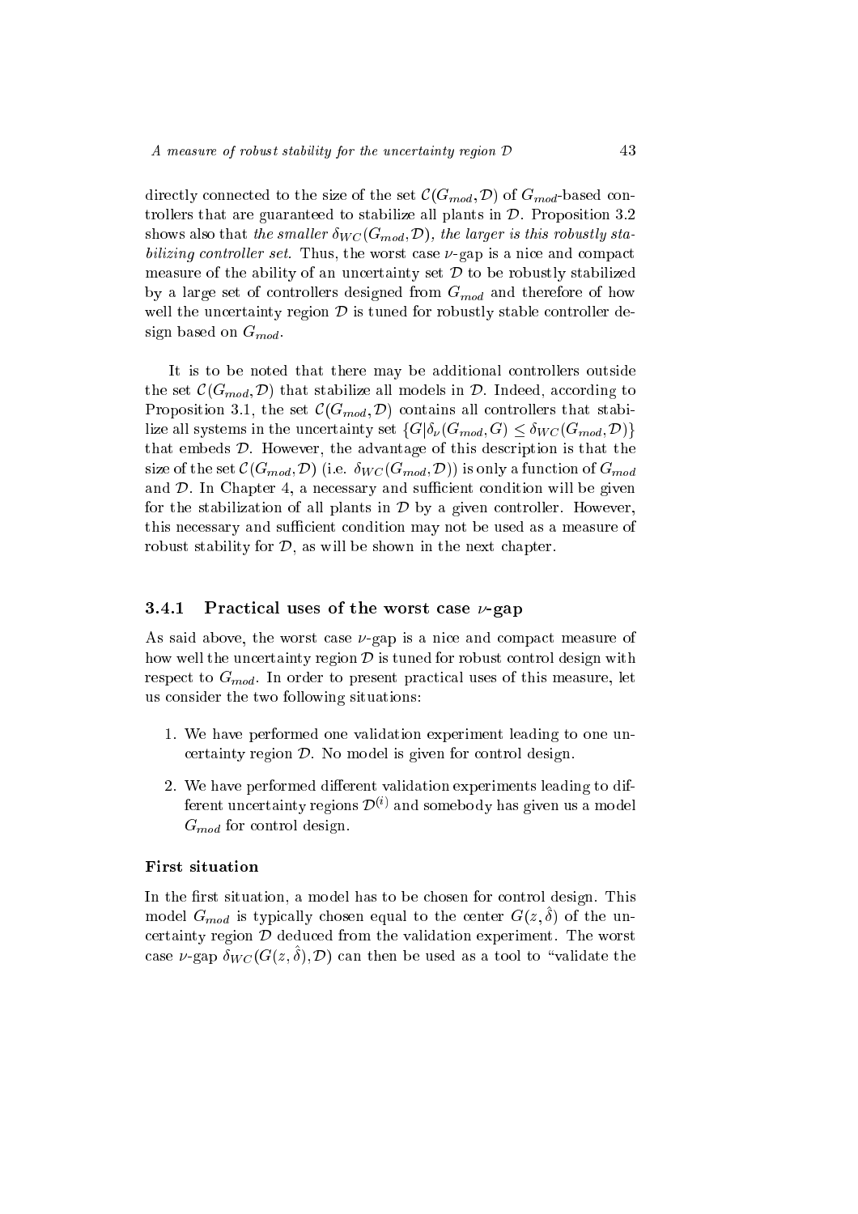directly connected to the size of the set $\mathcal{C}(G_{mod}, \mathcal{D})$ of $G_{mod}$-based controllers that are guaranteed to stabilize all plants in $\mathcal{D}$. Proposition 3.2 shows also that *the smaller* $\delta_{WC}(G_{mod}, \mathcal{D})$*, the larger is this robustly stabilizing controller set*. Thus, the worst case $\nu$-gap is a nice and compact measure of the ability of an uncertainty set $\mathcal{D}$ to be robustly stabilized by a large set of controllers designed from $G_{mod}$ and therefore of how well the uncertainty region $\mathcal{D}$ is tuned for robustly stable controller design based on $G_{mod}$.

It is to be noted that there may be additional controllers outside the set $\mathcal{C}(G_{mod}, \mathcal{D})$ that stabilize all models in $\mathcal{D}$. Indeed, according to Proposition 3.1, the set $\mathcal{C}(G_{mod}, \mathcal{D})$ contains all controllers that stabilize all systems in the uncertainty set $\{G | \delta_\nu(G_{mod}, G) \leq \delta_{WC}(G_{mod}, \mathcal{D})\}$ that embeds $\mathcal{D}$. However, the advantage of this description is that the size of the set $\mathcal{C}(G_{mod}, \mathcal{D})$ (i.e. $\delta_{WC}(G_{mod}, \mathcal{D})$) is only a function of $G_{mod}$ and $\mathcal{D}$. In Chapter 4, a necessary and sufficient condition will be given for the stabilization of all plants in $\mathcal{D}$ by a given controller. However, this necessary and sufficient condition may not be used as a measure of robust stability for $\mathcal{D}$, as will be shown in the next chapter.

### 3.4.1 Practical uses of the worst case $\nu$-gap

As said above, the worst case $\nu$-gap is a nice and compact measure of how well the uncertainty region $\mathcal{D}$ is tuned for robust control design with respect to $G_{mod}$. In order to present practical uses of this measure, let us consider the two following situations:

1. We have performed one validation experiment leading to one uncertainty region $\mathcal{D}$. No model is given for control design.

2. We have performed different validation experiments leading to different uncertainty regions $\mathcal{D}^{(i)}$ and somebody has given us a model $G_{mod}$ for control design.

#### First situation

In the first situation, a model has to be chosen for control design. This model $G_{mod}$ is typically chosen equal to the center $G(z, \hat{\delta})$ of the uncertainty region $\mathcal{D}$ deduced from the validation experiment. The worst case $\nu$-gap $\delta_{WC}(G(z, \hat{\delta}), \mathcal{D})$ can then be used as a tool to "validate the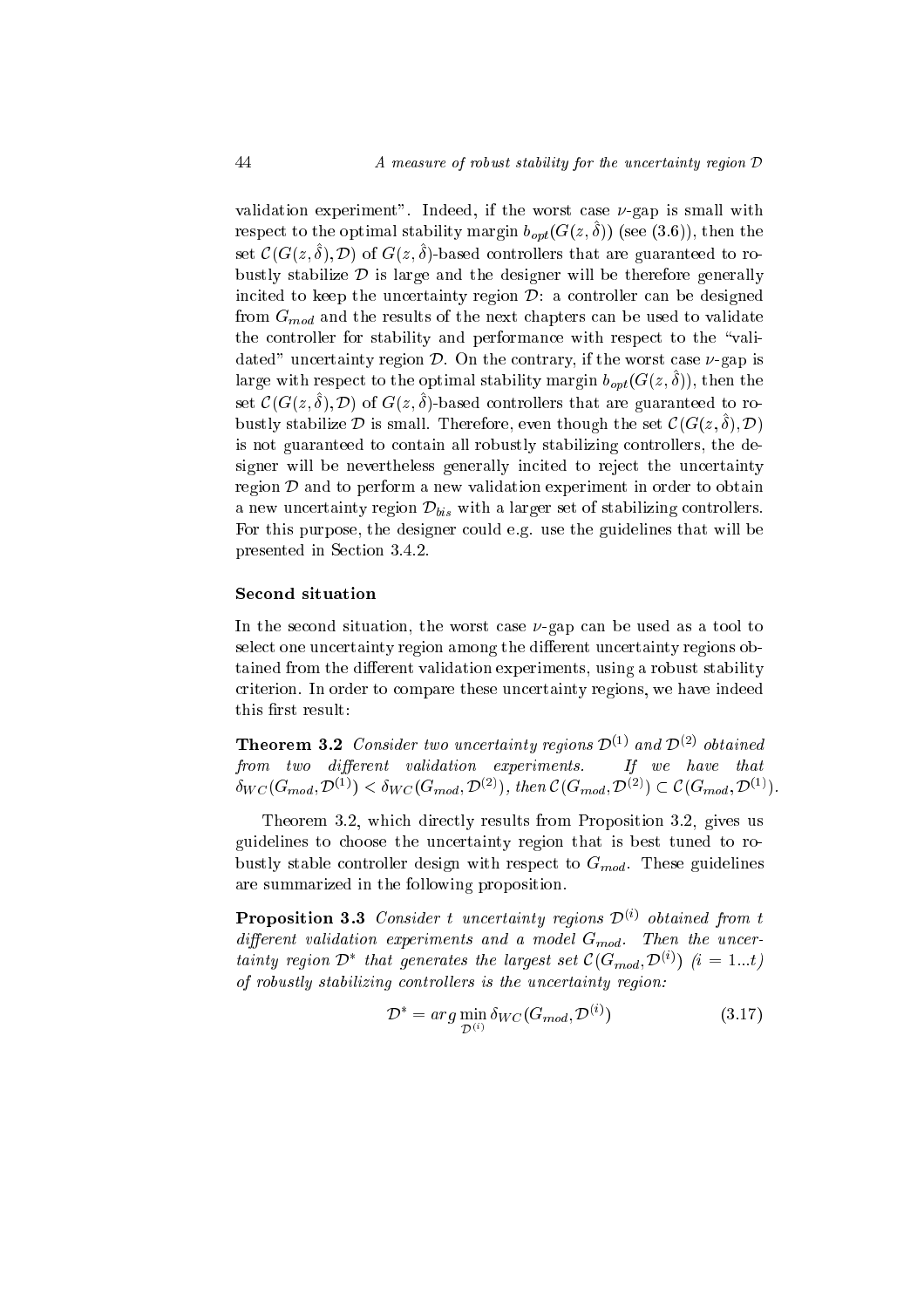validation experiment". Indeed, if the worst case $\nu$-gap is small with respect to the optimal stability margin $b_{opt}(G(z,\hat{\delta}))$ (see (3.6)), then the set $\mathcal{C}(G(z,\hat{\delta}),\mathcal{D})$ of $G(z,\hat{\delta})$-based controllers that are guaranteed to robustly stabilize $\mathcal{D}$ is large and the designer will be therefore generally incited to keep the uncertainty region $\mathcal{D}$: a controller can be designed from $G_{mod}$ and the results of the next chapters can be used to validate the controller for stability and performance with respect to the "validated" uncertainty region $\mathcal{D}$. On the contrary, if the worst case $\nu$-gap is large with respect to the optimal stability margin $b_{opt}(G(z,\hat{\delta}))$, then the set $\mathcal{C}(G(z,\hat{\delta}),\mathcal{D})$ of $G(z,\hat{\delta})$-based controllers that are guaranteed to robustly stabilize $\mathcal{D}$ is small. Therefore, even though the set $\mathcal{C}(G(z,\hat{\delta}),\mathcal{D})$ is not guaranteed to contain all robustly stabilizing controllers, the designer will be nevertheless generally incited to reject the uncertainty region $\mathcal{D}$ and to perform a new validation experiment in order to obtain a new uncertainty region $\mathcal{D}_{bis}$ with a larger set of stabilizing controllers. For this purpose, the designer could e.g. use the guidelines that will be presented in Section 3.4.2.

#### Second situation

In the second situation, the worst case $\nu$-gap can be used as a tool to select one uncertainty region among the different uncertainty regions obtained from the different validation experiments, using a robust stability criterion. In order to compare these uncertainty regions, we have indeed this first result:

**Theorem 3.2** *Consider two uncertainty regions $\mathcal{D}^{(1)}$ and $\mathcal{D}^{(2)}$ obtained from two different validation experiments. If we have that $\delta_{WC}(G_{mod},\mathcal{D}^{(1)}) < \delta_{WC}(G_{mod},\mathcal{D}^{(2)})$, then $\mathcal{C}(G_{mod},\mathcal{D}^{(2)}) \subset \mathcal{C}(G_{mod},\mathcal{D}^{(1)})$.*

Theorem 3.2, which directly results from Proposition 3.2, gives us guidelines to choose the uncertainty region that is best tuned to robustly stable controller design with respect to $G_{mod}$. These guidelines are summarized in the following proposition.

**Proposition 3.3** *Consider $t$ uncertainty regions $\mathcal{D}^{(i)}$ obtained from $t$ different validation experiments and a model $G_{mod}$. Then the uncertainty region $\mathcal{D}^*$ that generates the largest set $\mathcal{C}(G_{mod},\mathcal{D}^{(i)})$ ($i = 1...t$) of robustly stabilizing controllers is the uncertainty region:*

$$\mathcal{D}^* = arg \min_{\mathcal{D}^{(i)}} \delta_{WC}(G_{mod},\mathcal{D}^{(i)}) \tag{3.17}$$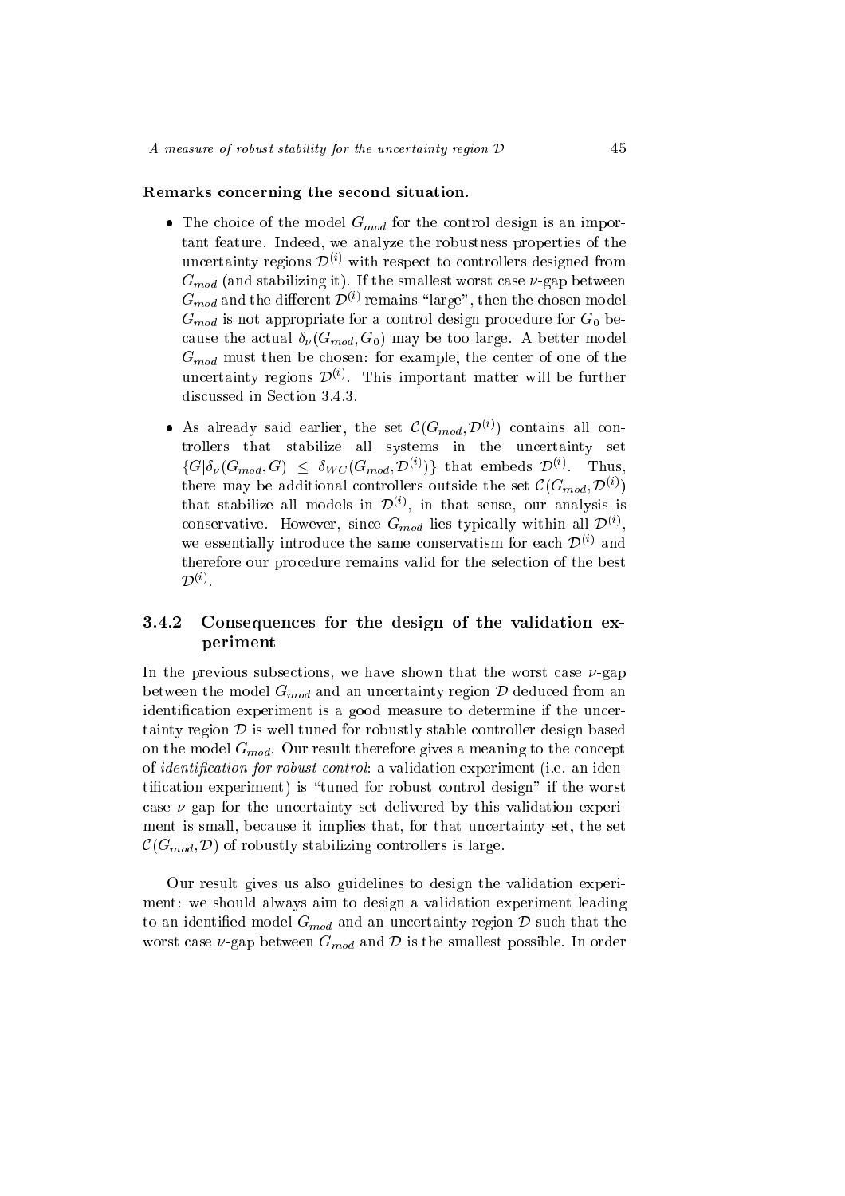**Remarks concerning the second situation.**

- The choice of the model $G_{mod}$ for the control design is an important feature. Indeed, we analyze the robustness properties of the uncertainty regions $\mathcal{D}^{(i)}$ with respect to controllers designed from $G_{mod}$ (and stabilizing it). If the smallest worst case $\nu$-gap between $G_{mod}$ and the different $\mathcal{D}^{(i)}$ remains "large", then the chosen model $G_{mod}$ is not appropriate for a control design procedure for $G_0$ because the actual $\delta_\nu(G_{mod}, G_0)$ may be too large. A better model $G_{mod}$ must then be chosen: for example, the center of one of the uncertainty regions $\mathcal{D}^{(i)}$. This important matter will be further discussed in Section 3.4.3.

- As already said earlier, the set $\mathcal{C}(G_{mod}, \mathcal{D}^{(i)})$ contains all controllers that stabilize all systems in the uncertainty set $\{G | \delta_\nu(G_{mod}, G) \leq \delta_{WC}(G_{mod}, \mathcal{D}^{(i)})\}$ that embeds $\mathcal{D}^{(i)}$. Thus, there may be additional controllers outside the set $\mathcal{C}(G_{mod}, \mathcal{D}^{(i)})$ that stabilize all models in $\mathcal{D}^{(i)}$, in that sense, our analysis is conservative. However, since $G_{mod}$ lies typically within all $\mathcal{D}^{(i)}$, we essentially introduce the same conservatism for each $\mathcal{D}^{(i)}$ and therefore our procedure remains valid for the selection of the best $\mathcal{D}^{(i)}$.

### 3.4.2 Consequences for the design of the validation experiment

In the previous subsections, we have shown that the worst case $\nu$-gap between the model $G_{mod}$ and an uncertainty region $\mathcal{D}$ deduced from an identification experiment is a good measure to determine if the uncertainty region $\mathcal{D}$ is well tuned for robustly stable controller design based on the model $G_{mod}$. Our result therefore gives a meaning to the concept of *identification for robust control*: a validation experiment (i.e. an identification experiment) is "tuned for robust control design" if the worst case $\nu$-gap for the uncertainty set delivered by this validation experiment is small, because it implies that, for that uncertainty set, the set $\mathcal{C}(G_{mod}, \mathcal{D})$ of robustly stabilizing controllers is large.

Our result gives us also guidelines to design the validation experiment: we should always aim to design a validation experiment leading to an identified model $G_{mod}$ and an uncertainty region $\mathcal{D}$ such that the worst case $\nu$-gap between $G_{mod}$ and $\mathcal{D}$ is the smallest possible. In order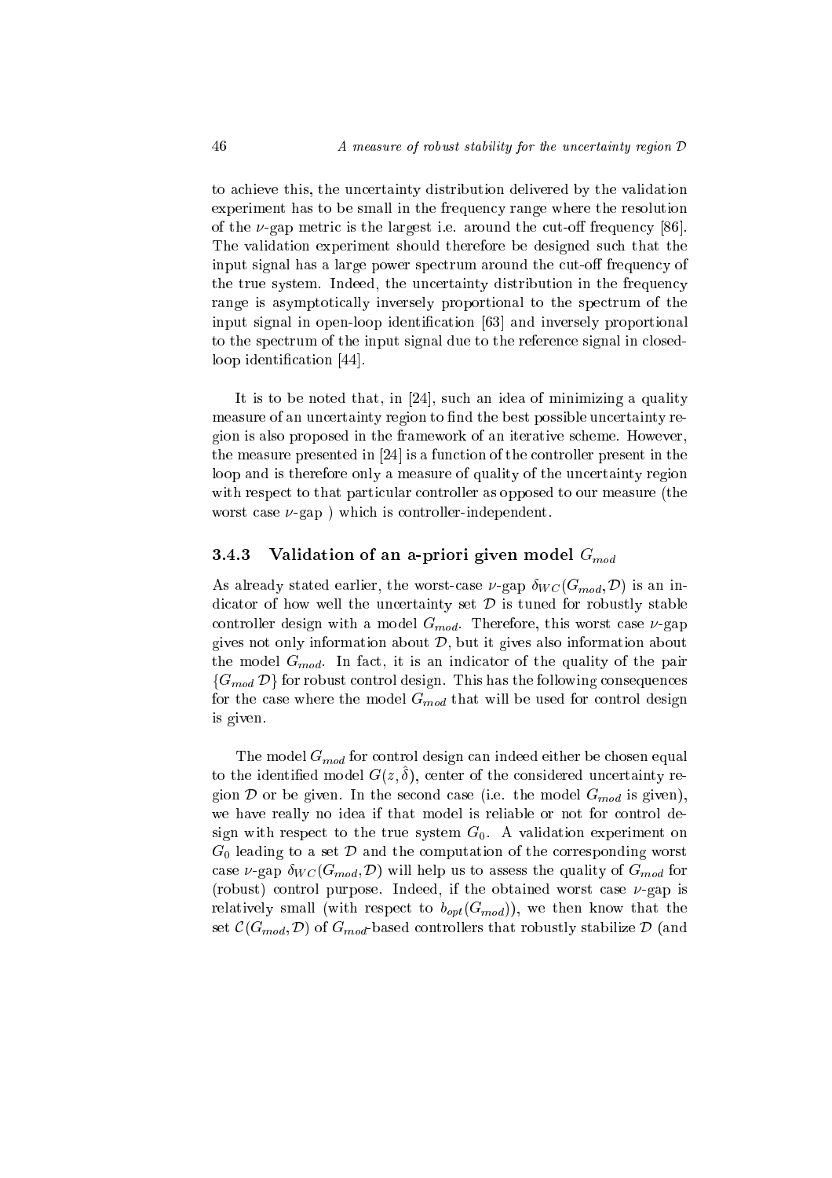to achieve this, the uncertainty distribution delivered by the validation experiment has to be small in the frequency range where the resolution of the $\nu$-gap metric is the largest i.e. around the cut-off frequency [86]. The validation experiment should therefore be designed such that the input signal has a large power spectrum around the cut-off frequency of the true system. Indeed, the uncertainty distribution in the frequency range is asymptotically inversely proportional to the spectrum of the input signal in open-loop identification [63] and inversely proportional to the spectrum of the input signal due to the reference signal in closed-loop identification [44].

It is to be noted that, in [24], such an idea of minimizing a quality measure of an uncertainty region to find the best possible uncertainty region is also proposed in the framework of an iterative scheme. However, the measure presented in [24] is a function of the controller present in the loop and is therefore only a measure of quality of the uncertainty region with respect to that particular controller as opposed to our measure (the worst case $\nu$-gap ) which is controller-independent.

### 3.4.3 Validation of an a-priori given model $G_{mod}$

As already stated earlier, the worst-case $\nu$-gap $\delta_{WC}(G_{mod}, \mathcal{D})$ is an indicator of how well the uncertainty set $\mathcal{D}$ is tuned for robustly stable controller design with a model $G_{mod}$. Therefore, this worst case $\nu$-gap gives not only information about $\mathcal{D}$, but it gives also information about the model $G_{mod}$. In fact, it is an indicator of the quality of the pair $\{G_{mod}\ \mathcal{D}\}$ for robust control design. This has the following consequences for the case where the model $G_{mod}$ that will be used for control design is given.

The model $G_{mod}$ for control design can indeed either be chosen equal to the identified model $G(z, \hat{\delta})$, center of the considered uncertainty region $\mathcal{D}$ or be given. In the second case (i.e. the model $G_{mod}$ is given), we have really no idea if that model is reliable or not for control design with respect to the true system $G_0$. A validation experiment on $G_0$ leading to a set $\mathcal{D}$ and the computation of the corresponding worst case $\nu$-gap $\delta_{WC}(G_{mod}, \mathcal{D})$ will help us to assess the quality of $G_{mod}$ for (robust) control purpose. Indeed, if the obtained worst case $\nu$-gap is relatively small (with respect to $b_{opt}(G_{mod})$), we then know that the set $\mathcal{C}(G_{mod}, \mathcal{D})$ of $G_{mod}$-based controllers that robustly stabilize $\mathcal{D}$ (and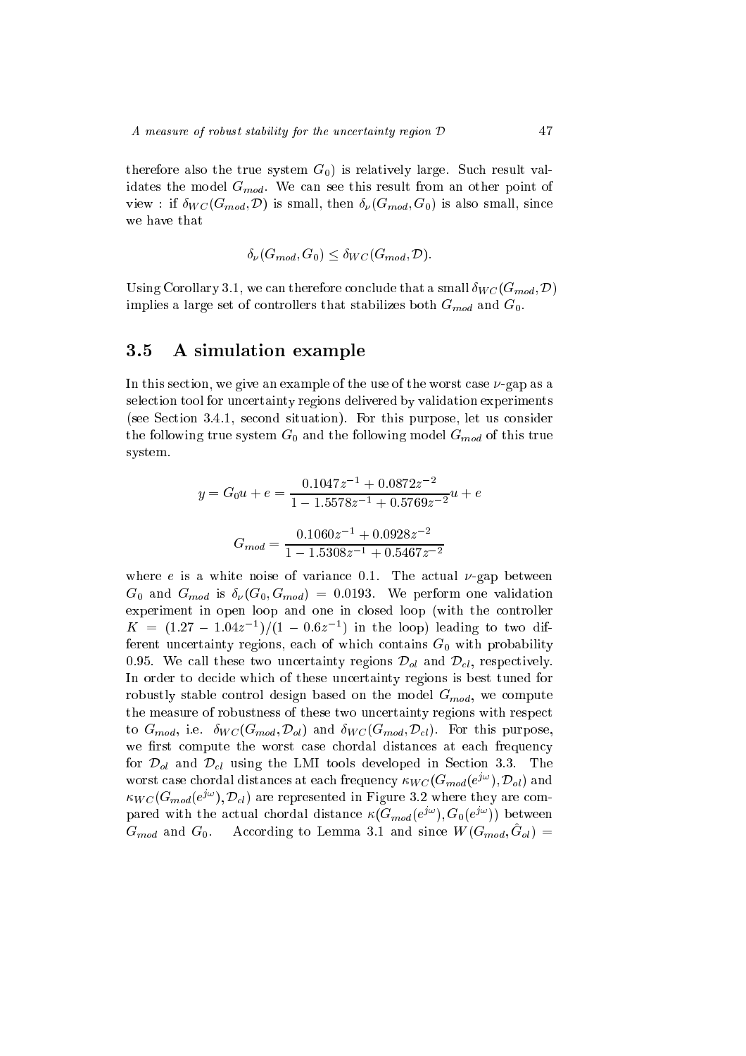therefore also the true system $G_0$) is relatively large. Such result validates the model $G_{mod}$. We can see this result from an other point of view : if $\delta_{WC}(G_{mod}, \mathcal{D})$ is small, then $\delta_\nu(G_{mod}, G_0)$ is also small, since we have that

$$\delta_\nu(G_{mod}, G_0) \leq \delta_{WC}(G_{mod}, \mathcal{D}).$$

Using Corollary 3.1, we can therefore conclude that a small $\delta_{WC}(G_{mod}, \mathcal{D})$ implies a large set of controllers that stabilizes both $G_{mod}$ and $G_0$.

## 3.5 A simulation example

In this section, we give an example of the use of the worst case $\nu$-gap as a selection tool for uncertainty regions delivered by validation experiments (see Section 3.4.1, second situation). For this purpose, let us consider the following true system $G_0$ and the following model $G_{mod}$ of this true system.

$$y = G_0 u + e = \frac{0.1047z^{-1} + 0.0872z^{-2}}{1 - 1.5578z^{-1} + 0.5769z^{-2}} u + e$$

$$G_{mod} = \frac{0.1060z^{-1} + 0.0928z^{-2}}{1 - 1.5308z^{-1} + 0.5467z^{-2}}$$

where $e$ is a white noise of variance 0.1. The actual $\nu$-gap between $G_0$ and $G_{mod}$ is $\delta_\nu(G_0, G_{mod}) = 0.0193$. We perform one validation experiment in open loop and one in closed loop (with the controller $K = (1.27 - 1.04z^{-1})/(1 - 0.6z^{-1})$ in the loop) leading to two different uncertainty regions, each of which contains $G_0$ with probability 0.95. We call these two uncertainty regions $\mathcal{D}_{ol}$ and $\mathcal{D}_{cl}$, respectively. In order to decide which of these uncertainty regions is best tuned for robustly stable control design based on the model $G_{mod}$, we compute the measure of robustness of these two uncertainty regions with respect to $G_{mod}$, i.e. $\delta_{WC}(G_{mod}, \mathcal{D}_{ol})$ and $\delta_{WC}(G_{mod}, \mathcal{D}_{cl})$. For this purpose, we first compute the worst case chordal distances at each frequency for $\mathcal{D}_{ol}$ and $\mathcal{D}_{cl}$ using the LMI tools developed in Section 3.3. The worst case chordal distances at each frequency $\kappa_{WC}(G_{mod}(e^{j\omega}), \mathcal{D}_{ol})$ and $\kappa_{WC}(G_{mod}(e^{j\omega}), \mathcal{D}_{cl})$ are represented in Figure 3.2 where they are compared with the actual chordal distance $\kappa(G_{mod}(e^{j\omega}), G_0(e^{j\omega}))$ between $G_{mod}$ and $G_0$. According to Lemma 3.1 and since $W(G_{mod}, \hat{G}_{ol}) =$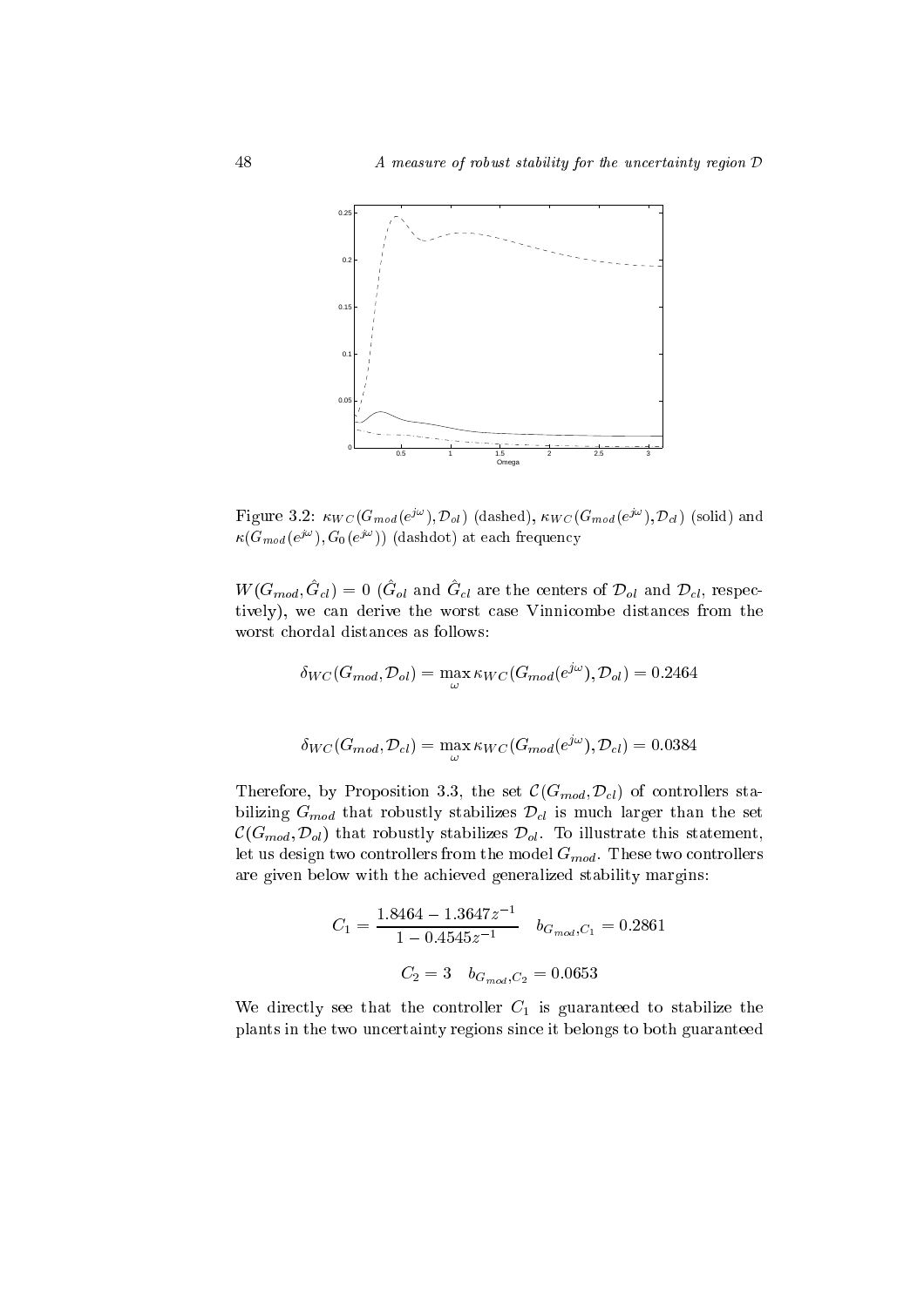Figure 3.2: $\kappa_{WC}(G_{mod}(e^{j\omega}), \mathcal{D}_{ol})$ (dashed), $\kappa_{WC}(G_{mod}(e^{j\omega}), \mathcal{D}_{cl})$ (solid) and $\kappa(G_{mod}(e^{j\omega}), G_0(e^{j\omega}))$ (dashdot) at each frequency

$W(G_{mod}, \hat{G}_{cl}) = 0$ ($\hat{G}_{ol}$ and $\hat{G}_{cl}$ are the centers of $\mathcal{D}_{ol}$ and $\mathcal{D}_{cl}$, respectively), we can derive the worst case Vinnicombe distances from the worst chordal distances as follows:

$$\delta_{WC}(G_{mod}, \mathcal{D}_{ol}) = \max_{\omega} \kappa_{WC}(G_{mod}(e^{j\omega}), \mathcal{D}_{ol}) = 0.2464$$

$$\delta_{WC}(G_{mod}, \mathcal{D}_{cl}) = \max_{\omega} \kappa_{WC}(G_{mod}(e^{j\omega}), \mathcal{D}_{cl}) = 0.0384$$

Therefore, by Proposition 3.3, the set $\mathcal{C}(G_{mod}, \mathcal{D}_{cl})$ of controllers stabilizing $G_{mod}$ that robustly stabilizes $\mathcal{D}_{cl}$ is much larger than the set $\mathcal{C}(G_{mod}, \mathcal{D}_{ol})$ that robustly stabilizes $\mathcal{D}_{ol}$. To illustrate this statement, let us design two controllers from the model $G_{mod}$. These two controllers are given below with the achieved generalized stability margins:

$$C_1 = \frac{1.8464 - 1.3647z^{-1}}{1 - 0.4545z^{-1}} \quad b_{G_{mod}, C_1} = 0.2861$$

$$C_2 = 3 \quad b_{G_{mod}, C_2} = 0.0653$$

We directly see that the controller $C_1$ is guaranteed to stabilize the plants in the two uncertainty regions since it belongs to both guaranteed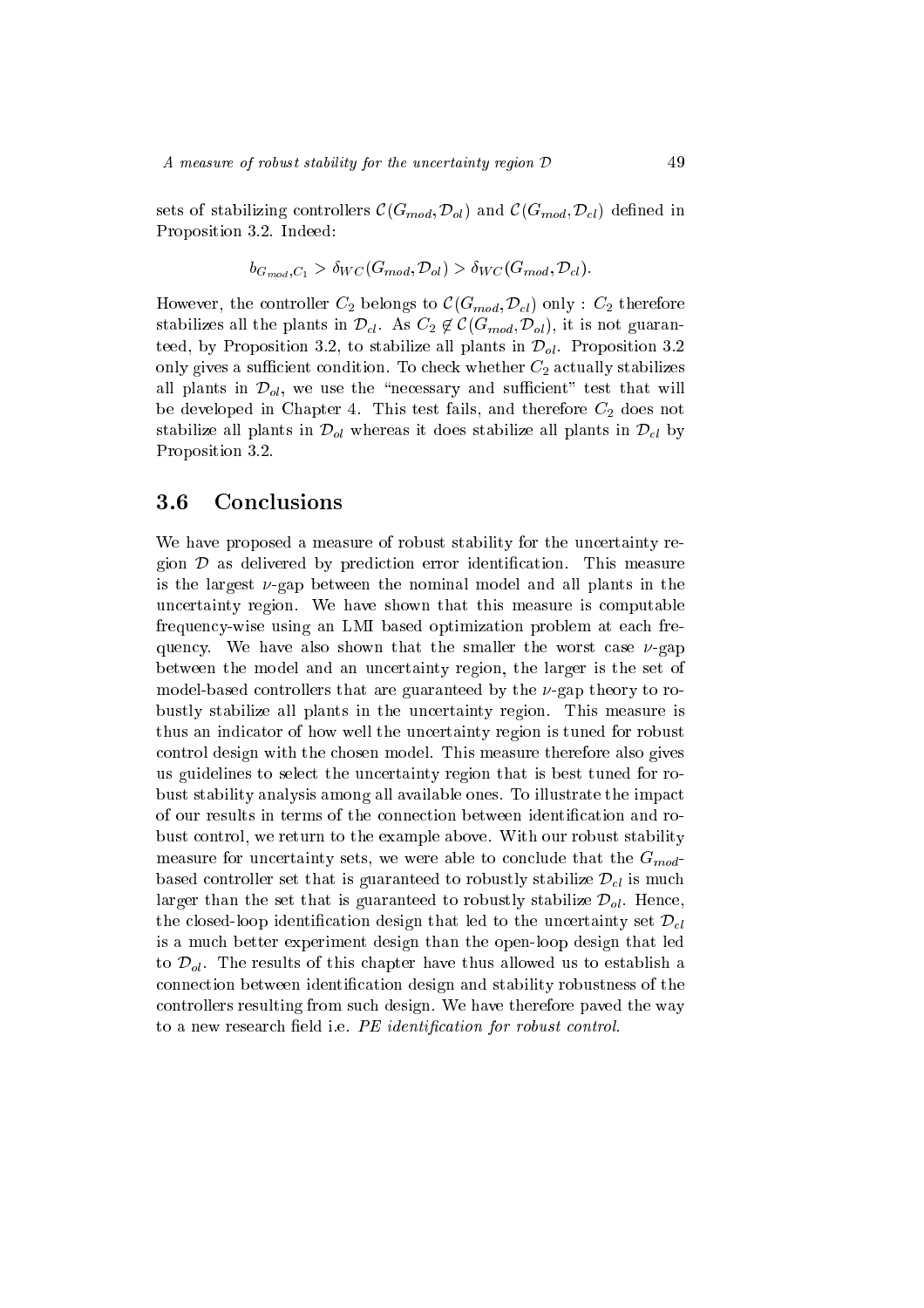sets of stabilizing controllers $\mathcal{C}(G_{mod}, \mathcal{D}_{ol})$ and $\mathcal{C}(G_{mod}, \mathcal{D}_{cl})$ defined in Proposition 3.2. Indeed:

$$b_{G_{mod},C_1} > \delta_{WC}(G_{mod}, \mathcal{D}_{ol}) > \delta_{WC}(G_{mod}, \mathcal{D}_{cl}).$$

However, the controller $C_2$ belongs to $\mathcal{C}(G_{mod}, \mathcal{D}_{cl})$ only : $C_2$ therefore stabilizes all the plants in $\mathcal{D}_{cl}$. As $C_2 \notin \mathcal{C}(G_{mod}, \mathcal{D}_{ol})$, it is not guaranteed, by Proposition 3.2, to stabilize all plants in $\mathcal{D}_{ol}$. Proposition 3.2 only gives a sufficient condition. To check whether $C_2$ actually stabilizes all plants in $\mathcal{D}_{ol}$, we use the "necessary and sufficient" test that will be developed in Chapter 4. This test fails, and therefore $C_2$ does not stabilize all plants in $\mathcal{D}_{ol}$ whereas it does stabilize all plants in $\mathcal{D}_{cl}$ by Proposition 3.2.

## 3.6 Conclusions

We have proposed a measure of robust stability for the uncertainty region $\mathcal{D}$ as delivered by prediction error identification. This measure is the largest $\nu$-gap between the nominal model and all plants in the uncertainty region. We have shown that this measure is computable frequency-wise using an LMI based optimization problem at each frequency. We have also shown that the smaller the worst case $\nu$-gap between the model and an uncertainty region, the larger is the set of model-based controllers that are guaranteed by the $\nu$-gap theory to robustly stabilize all plants in the uncertainty region. This measure is thus an indicator of how well the uncertainty region is tuned for robust control design with the chosen model. This measure therefore also gives us guidelines to select the uncertainty region that is best tuned for robust stability analysis among all available ones. To illustrate the impact of our results in terms of the connection between identification and robust control, we return to the example above. With our robust stability measure for uncertainty sets, we were able to conclude that the $G_{mod}$-based controller set that is guaranteed to robustly stabilize $\mathcal{D}_{cl}$ is much larger than the set that is guaranteed to robustly stabilize $\mathcal{D}_{ol}$. Hence, the closed-loop identification design that led to the uncertainty set $\mathcal{D}_{cl}$ is a much better experiment design than the open-loop design that led to $\mathcal{D}_{ol}$. The results of this chapter have thus allowed us to establish a connection between identification design and stability robustness of the controllers resulting from such design. We have therefore paved the way to a new research field i.e. *PE identification for robust control*.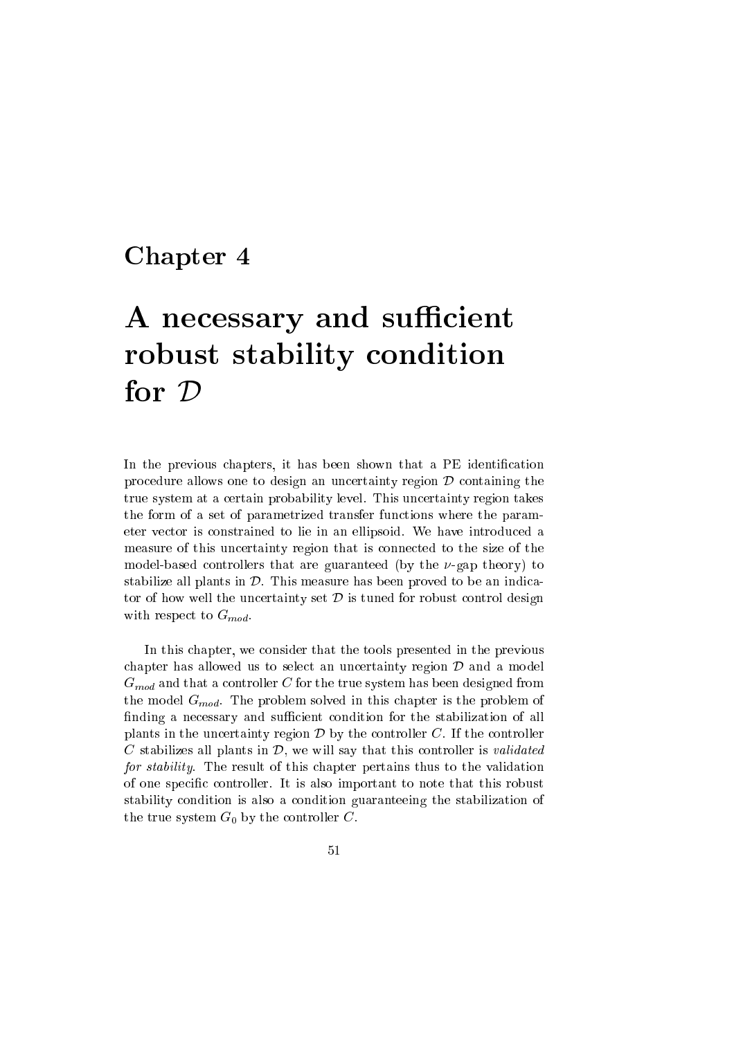# Chapter 4

# A necessary and sufficient robust stability condition for $\mathcal{D}$

In the previous chapters, it has been shown that a PE identification procedure allows one to design an uncertainty region $\mathcal{D}$ containing the true system at a certain probability level. This uncertainty region takes the form of a set of parametrized transfer functions where the parameter vector is constrained to lie in an ellipsoid. We have introduced a measure of this uncertainty region that is connected to the size of the model-based controllers that are guaranteed (by the $\nu$-gap theory) to stabilize all plants in $\mathcal{D}$. This measure has been proved to be an indicator of how well the uncertainty set $\mathcal{D}$ is tuned for robust control design with respect to $G_{mod}$.

In this chapter, we consider that the tools presented in the previous chapter has allowed us to select an uncertainty region $\mathcal{D}$ and a model $G_{mod}$ and that a controller $C$ for the true system has been designed from the model $G_{mod}$. The problem solved in this chapter is the problem of finding a necessary and sufficient condition for the stabilization of all plants in the uncertainty region $\mathcal{D}$ by the controller $C$. If the controller $C$ stabilizes all plants in $\mathcal{D}$, we will say that this controller is *validated for stability*. The result of this chapter pertains thus to the validation of one specific controller. It is also important to note that this robust stability condition is also a condition guaranteeing the stabilization of the true system $G_0$ by the controller $C$.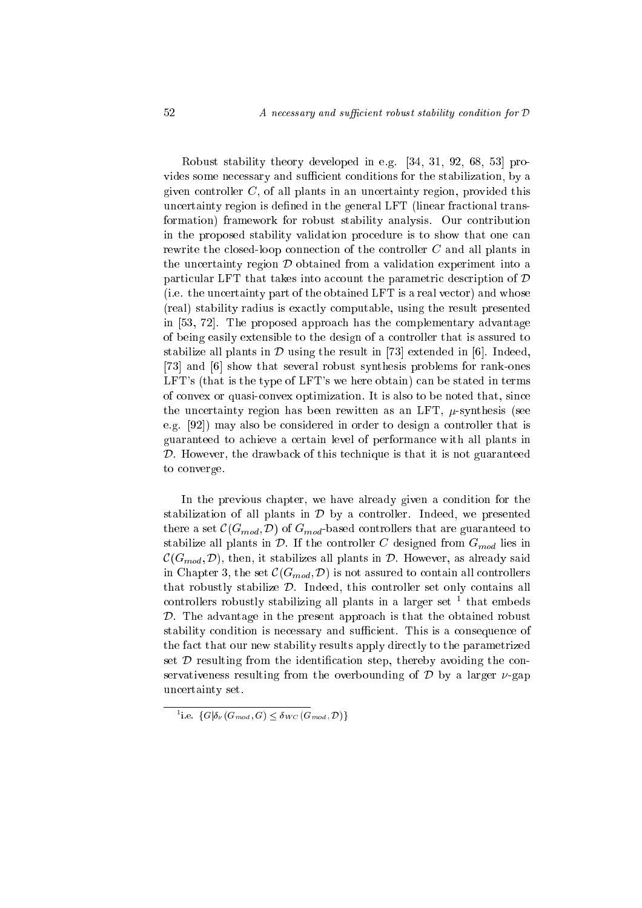Robust stability theory developed in e.g. [34, 31, 92, 68, 53] provides some necessary and sufficient conditions for the stabilization, by a given controller $C$, of all plants in an uncertainty region, provided this uncertainty region is defined in the general LFT (linear fractional transformation) framework for robust stability analysis. Our contribution in the proposed stability validation procedure is to show that one can rewrite the closed-loop connection of the controller $C$ and all plants in the uncertainty region $\mathcal{D}$ obtained from a validation experiment into a particular LFT that takes into account the parametric description of $\mathcal{D}$ (i.e. the uncertainty part of the obtained LFT is a real vector) and whose (real) stability radius is exactly computable, using the result presented in [53, 72]. The proposed approach has the complementary advantage of being easily extensible to the design of a controller that is assured to stabilize all plants in $\mathcal{D}$ using the result in [73] extended in [6]. Indeed, [73] and [6] show that several robust synthesis problems for rank-ones LFT's (that is the type of LFT's we here obtain) can be stated in terms of convex or quasi-convex optimization. It is also to be noted that, since the uncertainty region has been rewitten as an LFT, $\mu$-synthesis (see e.g. [92]) may also be considered in order to design a controller that is guaranteed to achieve a certain level of performance with all plants in $\mathcal{D}$. However, the drawback of this technique is that it is not guaranteed to converge.

In the previous chapter, we have already given a condition for the stabilization of all plants in $\mathcal{D}$ by a controller. Indeed, we presented there a set $\mathcal{C}(G_{mod}, \mathcal{D})$ of $G_{mod}$-based controllers that are guaranteed to stabilize all plants in $\mathcal{D}$. If the controller $C$ designed from $G_{mod}$ lies in $\mathcal{C}(G_{mod}, \mathcal{D})$, then, it stabilizes all plants in $\mathcal{D}$. However, as already said in Chapter 3, the set $\mathcal{C}(G_{mod}, \mathcal{D})$ is not assured to contain all controllers that robustly stabilize $\mathcal{D}$. Indeed, this controller set only contains all controllers robustly stabilizing all plants in a larger set [1] that embeds $\mathcal{D}$. The advantage in the present approach is that the obtained robust stability condition is necessary and sufficient. This is a consequence of the fact that our new stability results apply directly to the parametrized set $\mathcal{D}$ resulting from the identification step, thereby avoiding the conservativeness resulting from the overbounding of $\mathcal{D}$ by a larger $\nu$-gap uncertainty set.

[1] i.e. $\{G | \delta_\nu(G_{mod}, G) \leq \delta_{WC}(G_{mod}, \mathcal{D})\}$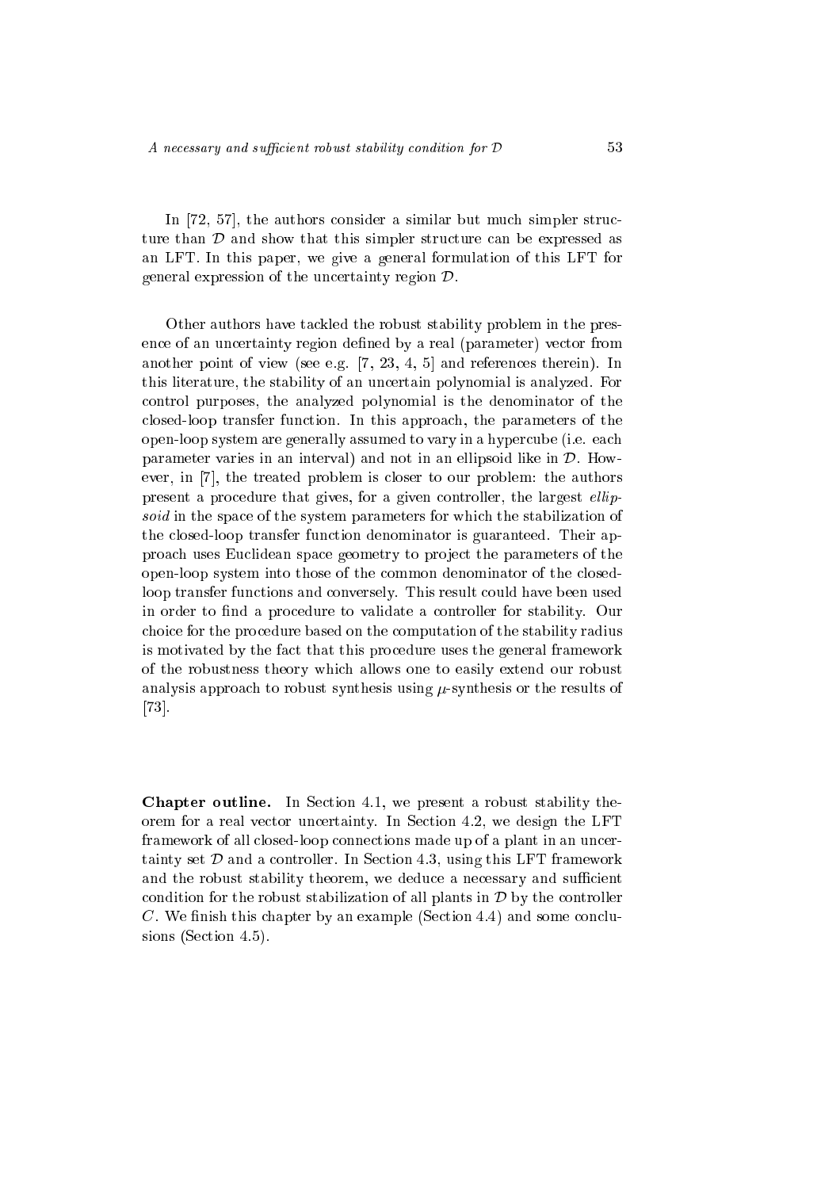In [72, 57], the authors consider a similar but much simpler structure than $\mathcal{D}$ and show that this simpler structure can be expressed as an LFT. In this paper, we give a general formulation of this LFT for general expression of the uncertainty region $\mathcal{D}$.

Other authors have tackled the robust stability problem in the presence of an uncertainty region defined by a real (parameter) vector from another point of view (see e.g. [7, 23, 4, 5] and references therein). In this literature, the stability of an uncertain polynomial is analyzed. For control purposes, the analyzed polynomial is the denominator of the closed-loop transfer function. In this approach, the parameters of the open-loop system are generally assumed to vary in a hypercube (i.e. each parameter varies in an interval) and not in an ellipsoid like in $\mathcal{D}$. However, in [7], the treated problem is closer to our problem: the authors present a procedure that gives, for a given controller, the largest *ellipsoid* in the space of the system parameters for which the stabilization of the closed-loop transfer function denominator is guaranteed. Their approach uses Euclidean space geometry to project the parameters of the open-loop system into those of the common denominator of the closed-loop transfer functions and conversely. This result could have been used in order to find a procedure to validate a controller for stability. Our choice for the procedure based on the computation of the stability radius is motivated by the fact that this procedure uses the general framework of the robustness theory which allows one to easily extend our robust analysis approach to robust synthesis using $\mu$-synthesis or the results of [73].

**Chapter outline.** In Section 4.1, we present a robust stability theorem for a real vector uncertainty. In Section 4.2, we design the LFT framework of all closed-loop connections made up of a plant in an uncertainty set $\mathcal{D}$ and a controller. In Section 4.3, using this LFT framework and the robust stability theorem, we deduce a necessary and sufficient condition for the robust stabilization of all plants in $\mathcal{D}$ by the controller $C$. We finish this chapter by an example (Section 4.4) and some conclusions (Section 4.5).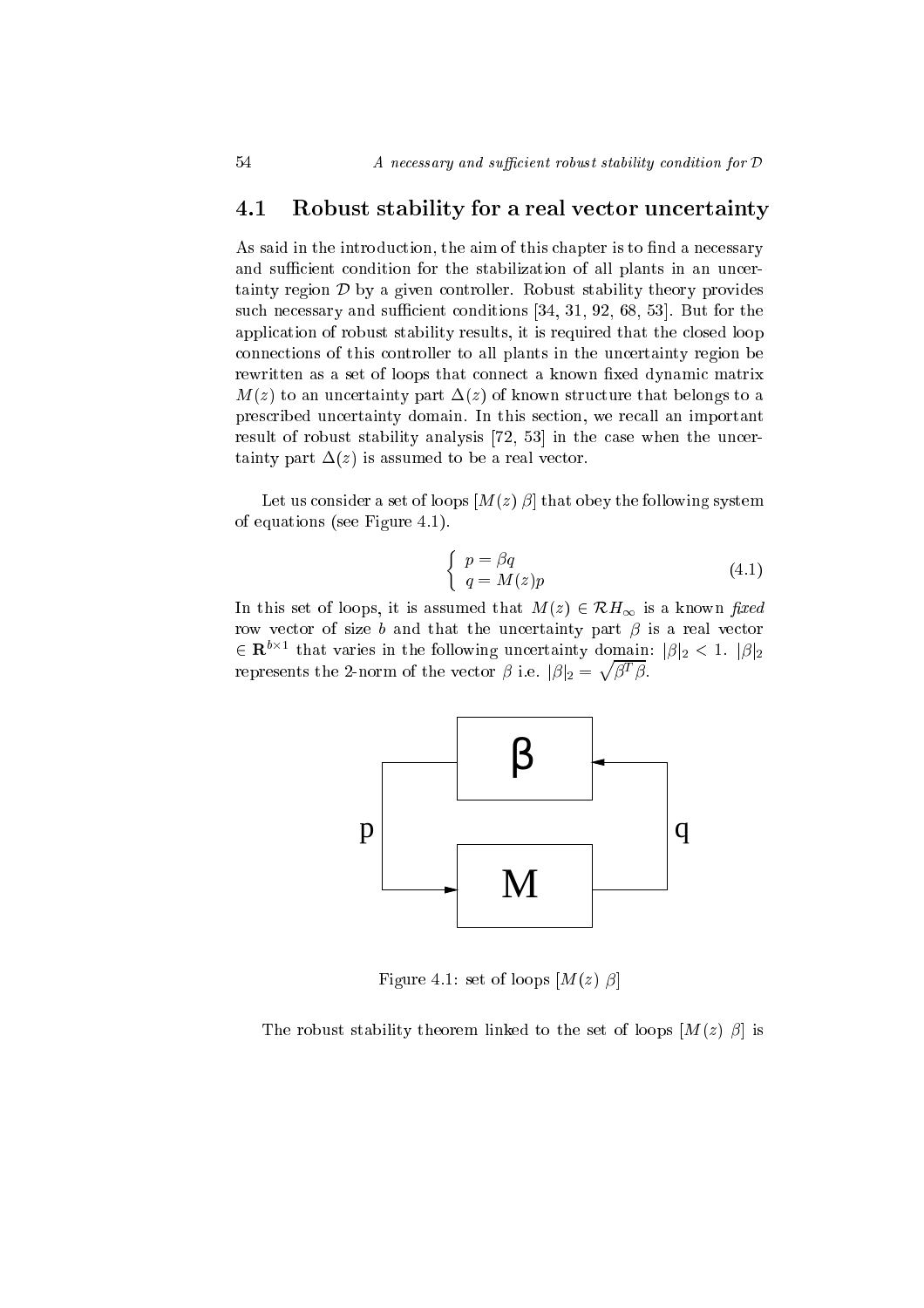## 4.1 Robust stability for a real vector uncertainty

As said in the introduction, the aim of this chapter is to find a necessary and sufficient condition for the stabilization of all plants in an uncertainty region $\mathcal{D}$ by a given controller. Robust stability theory provides such necessary and sufficient conditions [34, 31, 92, 68, 53]. But for the application of robust stability results, it is required that the closed loop connections of this controller to all plants in the uncertainty region be rewritten as a set of loops that connect a known fixed dynamic matrix $M(z)$ to an uncertainty part $\Delta(z)$ of known structure that belongs to a prescribed uncertainty domain. In this section, we recall an important result of robust stability analysis [72, 53] in the case when the uncertainty part $\Delta(z)$ is assumed to be a real vector.

Let us consider a set of loops $[M(z)\ \beta]$ that obey the following system of equations (see Figure 4.1).

$$\begin{cases} p = \beta q \\ q = M(z)p \end{cases} \tag{4.1}$$

In this set of loops, it is assumed that $M(z) \in \mathcal{R}H_\infty$ is a known *fixed* row vector of size $b$ and that the uncertainty part $\beta$ is a real vector $\in \mathbf{R}^{b\times 1}$ that varies in the following uncertainty domain: $|\beta|_2 < 1$. $|\beta|_2$ represents the 2-norm of the vector $\beta$ i.e. $|\beta|_2 = \sqrt{\beta^T \beta}$.

Figure 4.1: set of loops $[M(z)\ \beta]$

The robust stability theorem linked to the set of loops $[M(z)\ \beta]$ is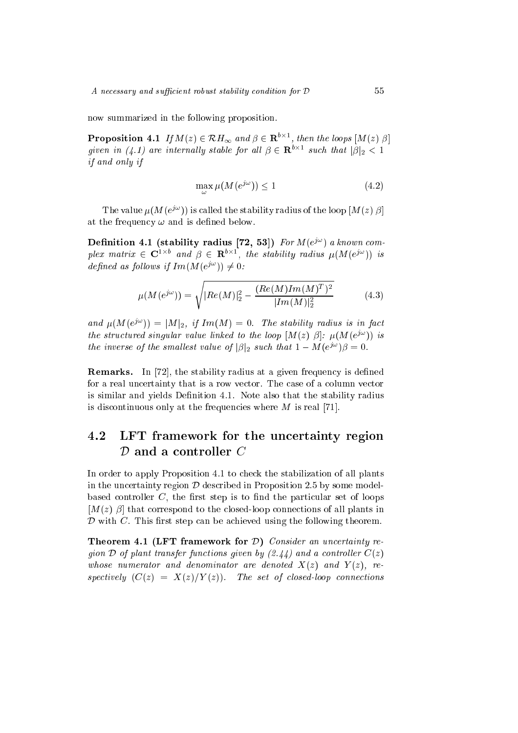now summarized in the following proposition.

**Proposition 4.1** *If $M(z) \in \mathcal{R}H_\infty$ and $\beta \in \mathbf{R}^{b\times 1}$, then the loops $[M(z)\ \beta]$ given in (4.1) are internally stable for all $\beta \in \mathbf{R}^{b\times 1}$ such that $|\beta|_2 < 1$ if and only if*

$$\max_{\omega} \mu(M(e^{j\omega})) \leq 1 \tag{4.2}$$

The value $\mu(M(e^{j\omega}))$ is called the stability radius of the loop $[M(z)\ \beta]$ at the frequency $\omega$ and is defined below.

**Definition 4.1 (stability radius [72, 53])** *For $M(e^{j\omega})$ a known complex matrix $\in \mathbf{C}^{1\times b}$ and $\beta \in \mathbf{R}^{b\times 1}$, the stability radius $\mu(M(e^{j\omega}))$ is defined as follows if $Im(M(e^{j\omega})) \neq 0$:*

$$\mu(M(e^{j\omega})) = \sqrt{|Re(M)|_2^2 - \frac{(Re(M)Im(M)^T)^2}{|Im(M)|_2^2}} \tag{4.3}$$

*and $\mu(M(e^{j\omega})) = |M|_2$, if $Im(M) = 0$. The stability radius is in fact the structured singular value linked to the loop $[M(z)\ \beta]$: $\mu(M(e^{j\omega}))$ is the inverse of the smallest value of $|\beta|_2$ such that $1 - M(e^{j\omega})\beta = 0$.*

**Remarks.** In [72], the stability radius at a given frequency is defined for a real uncertainty that is a row vector. The case of a column vector is similar and yields Definition 4.1. Note also that the stability radius is discontinuous only at the frequencies where $M$ is real [71].

## 4.2 LFT framework for the uncertainty region $\mathcal{D}$ and a controller $C$

In order to apply Proposition 4.1 to check the stabilization of all plants in the uncertainty region $\mathcal{D}$ described in Proposition 2.5 by some model-based controller $C$, the first step is to find the particular set of loops $[M(z)\ \beta]$ that correspond to the closed-loop connections of all plants in $\mathcal{D}$ with $C$. This first step can be achieved using the following theorem.

**Theorem 4.1 (LFT framework for $\mathcal{D}$)** *Consider an uncertainty region $\mathcal{D}$ of plant transfer functions given by (2.44) and a controller $C(z)$ whose numerator and denominator are denoted $X(z)$ and $Y(z)$, respectively ($C(z) = X(z)/Y(z)$). The set of closed-loop connections*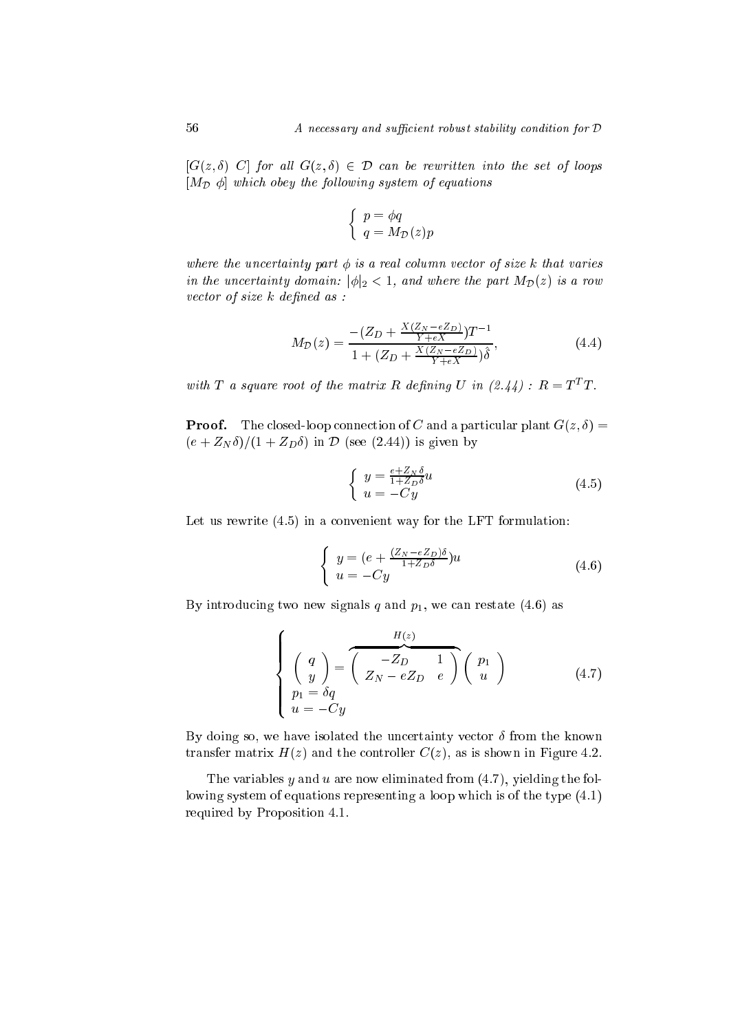*$[G(z,\delta)\ C]$ for all $G(z,\delta) \in \mathcal{D}$ can be rewritten into the set of loops $[M_{\mathcal{D}}\ \phi]$ which obey the following system of equations*

$$\begin{cases} p = \phi q \\ q = M_{\mathcal{D}}(z) p \end{cases}$$

*where the uncertainty part $\phi$ is a real column vector of size $k$ that varies in the uncertainty domain: $|\phi|_2 < 1$, and where the part $M_{\mathcal{D}}(z)$ is a row vector of size $k$ defined as :*

$$M_{\mathcal{D}}(z) = \frac{-(Z_D + \frac{X(Z_N - eZ_D)}{Y + eX})T^{-1}}{1 + (Z_D + \frac{X(Z_N - eZ_D)}{Y + eX})\hat{\delta}}, \tag{4.4}$$

*with $T$ a square root of the matrix $R$ defining $U$ in (2.44) : $R = T^T T$.*

**Proof.** The closed-loop connection of $C$ and a particular plant $G(z,\delta) = (e + Z_N\delta)/(1 + Z_D\delta)$ in $\mathcal{D}$ (see (2.44)) is given by

$$\begin{cases} y = \frac{e + Z_N\delta}{1 + Z_D\delta} u \\ u = -Cy \end{cases} \tag{4.5}$$

Let us rewrite (4.5) in a convenient way for the LFT formulation:

$$\begin{cases} y = (e + \frac{(Z_N - eZ_D)\delta}{1 + Z_D\delta}) u \\ u = -Cy \end{cases} \tag{4.6}$$

By introducing two new signals $q$ and $p_1$, we can restate (4.6) as

$$\begin{cases} \begin{pmatrix} q \\ y \end{pmatrix} = \overbrace{\begin{pmatrix} -Z_D & 1 \\ Z_N - eZ_D & e \end{pmatrix}}^{H(z)} \begin{pmatrix} p_1 \\ u \end{pmatrix} \\ p_1 = \delta q \\ u = -Cy \end{cases} \tag{4.7}$$

By doing so, we have isolated the uncertainty vector $\delta$ from the known transfer matrix $H(z)$ and the controller $C(z)$, as is shown in Figure 4.2.

The variables $y$ and $u$ are now eliminated from (4.7), yielding the following system of equations representing a loop which is of the type (4.1) required by Proposition 4.1.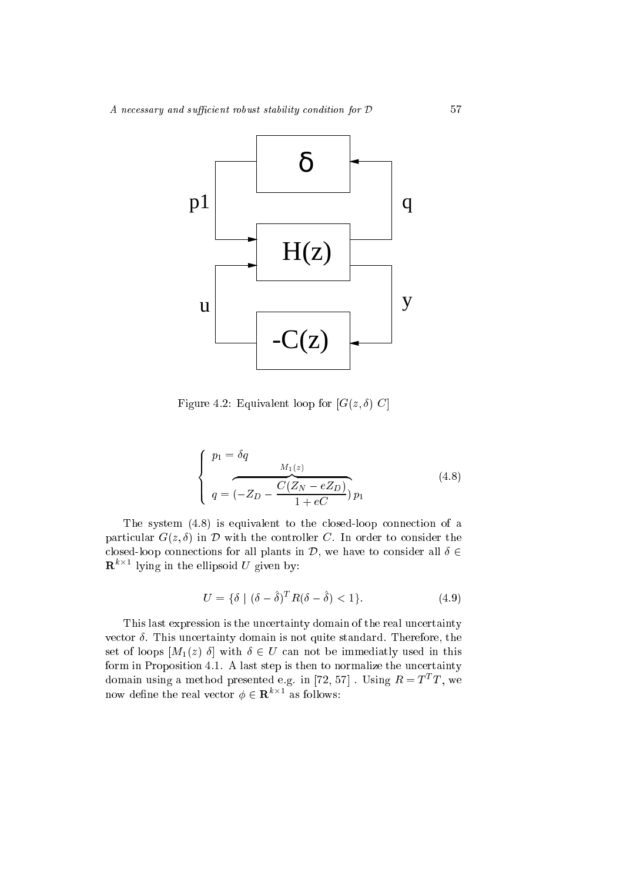Figure 4.2: Equivalent loop for $[G(z,\delta)\ C]$

$$
\begin{cases}
p_1 = \delta q \\
q = \overbrace{(-Z_D - \frac{C(Z_N - eZ_D)}{1+eC})}^{M_1(z)} p_1
\end{cases}
\tag{4.8}
$$

The system (4.8) is equivalent to the closed-loop connection of a particular $G(z,\delta)$ in $\mathcal{D}$ with the controller $C$. In order to consider the closed-loop connections for all plants in $\mathcal{D}$, we have to consider all $\delta \in \mathbf{R}^{k\times 1}$ lying in the ellipsoid $U$ given by:

$$
U = \{\delta \mid (\delta - \hat{\delta})^T R(\delta - \hat{\delta}) < 1\}.
\tag{4.9}
$$

This last expression is the uncertainty domain of the real uncertainty vector $\delta$. This uncertainty domain is not quite standard. Therefore, the set of loops $[M_1(z)\ \delta]$ with $\delta \in U$ can not be immediatly used in this form in Proposition 4.1. A last step is then to normalize the uncertainty domain using a method presented e.g. in [72, 57] . Using $R = T^T T$, we now define the real vector $\phi \in \mathbf{R}^{k\times 1}$ as follows: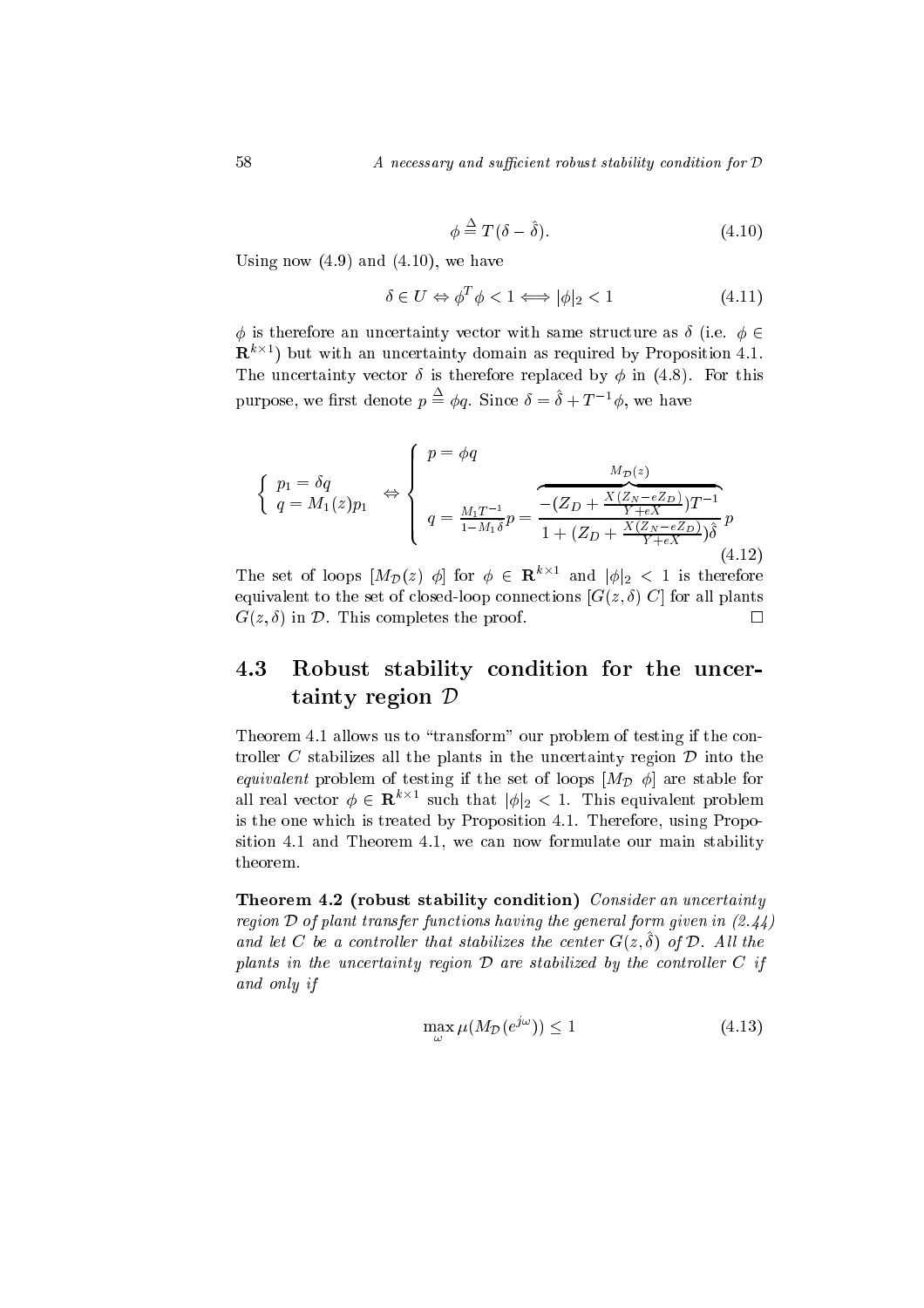$$\phi \stackrel{\Delta}{=} T(\delta - \hat{\delta}). \tag{4.10}$$

Using now (4.9) and (4.10), we have

$$\delta \in U \Leftrightarrow \phi^T \phi < 1 \Longleftrightarrow |\phi|_2 < 1 \tag{4.11}$$

$\phi$ is therefore an uncertainty vector with same structure as $\delta$ (i.e. $\phi \in \mathbf{R}^{k \times 1}$) but with an uncertainty domain as required by Proposition 4.1. The uncertainty vector $\delta$ is therefore replaced by $\phi$ in (4.8). For this purpose, we first denote $p \stackrel{\Delta}{=} \phi q$. Since $\delta = \hat{\delta} + T^{-1}\phi$, we have

$$\left\{ \begin{array}{l} p_1 = \delta q \\ q = M_1(z) p_1 \end{array} \right. \Leftrightarrow \left\{ \begin{array}{l} p = \phi q \\ \\ q = \frac{M_1 T^{-1}}{1 - M_1 \hat{\delta}} p = \overbrace{\dfrac{-(Z_D + \frac{X(Z_N - eZ_D)}{Y + eX})T^{-1}}{1 + (Z_D + \frac{X(Z_N - eZ_D)}{Y + eX})\hat{\delta}}}^{M_{\mathcal{D}}(z)} p \end{array} \right. \tag{4.12}$$

The set of loops $[M_{\mathcal{D}}(z)\ \phi]$ for $\phi \in \mathbf{R}^{k \times 1}$ and $|\phi|_2 < 1$ is therefore equivalent to the set of closed-loop connections $[G(z, \delta)\ C]$ for all plants $G(z, \delta)$ in $\mathcal{D}$. This completes the proof. □

## 4.3 Robust stability condition for the uncertainty region $\mathcal{D}$

Theorem 4.1 allows us to "transform" our problem of testing if the controller $C$ stabilizes all the plants in the uncertainty region $\mathcal{D}$ into the *equivalent* problem of testing if the set of loops $[M_{\mathcal{D}}\ \phi]$ are stable for all real vector $\phi \in \mathbf{R}^{k \times 1}$ such that $|\phi|_2 < 1$. This equivalent problem is the one which is treated by Proposition 4.1. Therefore, using Proposition 4.1 and Theorem 4.1, we can now formulate our main stability theorem.

**Theorem 4.2 (robust stability condition)** *Consider an uncertainty region $\mathcal{D}$ of plant transfer functions having the general form given in (2.44) and let $C$ be a controller that stabilizes the center $G(z, \hat{\delta})$ of $\mathcal{D}$. All the plants in the uncertainty region $\mathcal{D}$ are stabilized by the controller $C$ if and only if*

$$\max_{\omega} \mu(M_{\mathcal{D}}(e^{j\omega})) \leq 1 \tag{4.13}$$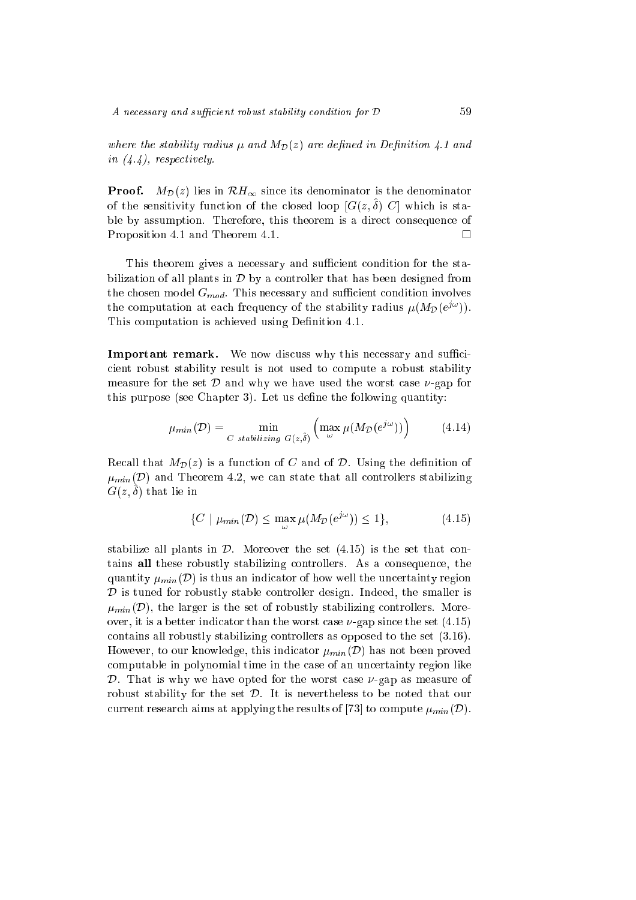*where the stability radius $\mu$ and $M_{\mathcal{D}}(z)$ are defined in Definition 4.1 and in (4.4), respectively.*

**Proof.** $M_{\mathcal{D}}(z)$ lies in $\mathcal{R}H_\infty$ since its denominator is the denominator of the sensitivity function of the closed loop $[G(z,\hat{\delta})\ C]$ which is stable by assumption. Therefore, this theorem is a direct consequence of Proposition 4.1 and Theorem 4.1. $\square$

This theorem gives a necessary and sufficient condition for the stabilization of all plants in $\mathcal{D}$ by a controller that has been designed from the chosen model $G_{mod}$. This necessary and sufficient condition involves the computation at each frequency of the stability radius $\mu(M_{\mathcal{D}}(e^{j\omega}))$. This computation is achieved using Definition 4.1.

**Important remark.** We now discuss why this necessary and sufficient robust stability result is not used to compute a robust stability measure for the set $\mathcal{D}$ and why we have used the worst case $\nu$-gap for this purpose (see Chapter 3). Let us define the following quantity:

$$\mu_{min}(\mathcal{D}) = \min_{C \text{ stabilizing } G(z,\hat{\delta})} \left( \max_{\omega} \mu(M_{\mathcal{D}}(e^{j\omega})) \right) \tag{4.14}$$

Recall that $M_{\mathcal{D}}(z)$ is a function of $C$ and of $\mathcal{D}$. Using the definition of $\mu_{min}(\mathcal{D})$ and Theorem 4.2, we can state that all controllers stabilizing $G(z,\hat{\delta})$ that lie in

$$\{C \mid \mu_{min}(\mathcal{D}) \leq \max_{\omega} \mu(M_{\mathcal{D}}(e^{j\omega})) \leq 1\}, \tag{4.15}$$

stabilize all plants in $\mathcal{D}$. Moreover the set (4.15) is the set that contains **all** these robustly stabilizing controllers. As a consequence, the quantity $\mu_{min}(\mathcal{D})$ is thus an indicator of how well the uncertainty region $\mathcal{D}$ is tuned for robustly stable controller design. Indeed, the smaller is $\mu_{min}(\mathcal{D})$, the larger is the set of robustly stabilizing controllers. Moreover, it is a better indicator than the worst case $\nu$-gap since the set (4.15) contains all robustly stabilizing controllers as opposed to the set (3.16). However, to our knowledge, this indicator $\mu_{min}(\mathcal{D})$ has not been proved computable in polynomial time in the case of an uncertainty region like $\mathcal{D}$. That is why we have opted for the worst case $\nu$-gap as measure of robust stability for the set $\mathcal{D}$. It is nevertheless to be noted that our current research aims at applying the results of [73] to compute $\mu_{min}(\mathcal{D})$.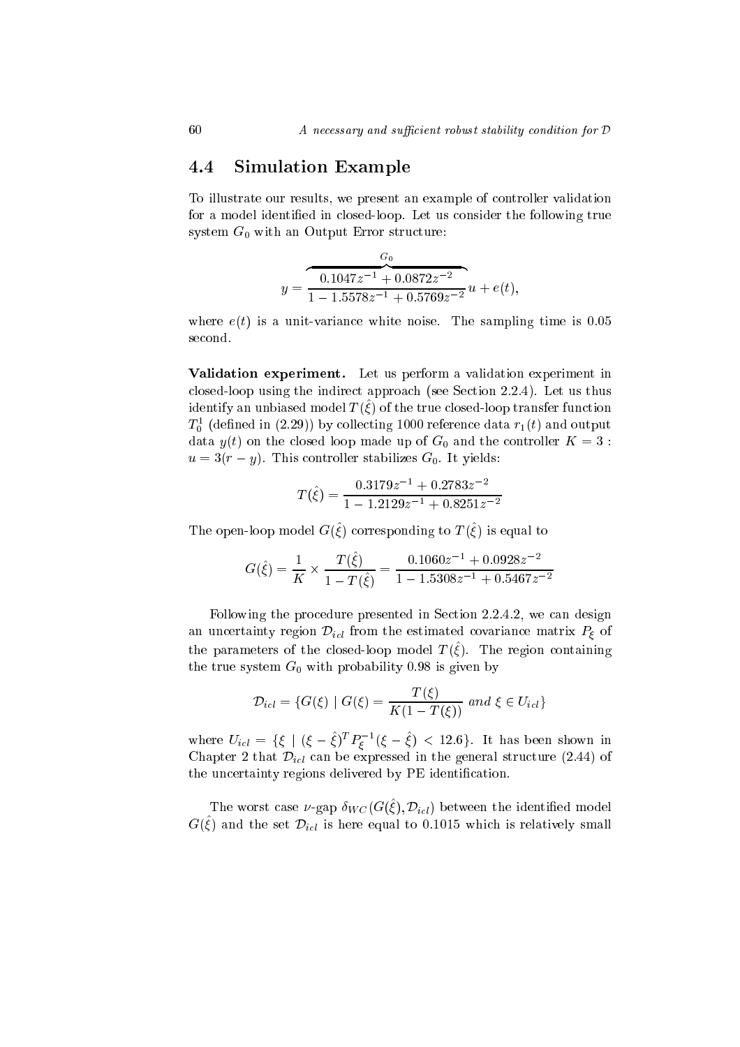## 4.4 Simulation Example

To illustrate our results, we present an example of controller validation for a model identified in closed-loop. Let us consider the following true system $G_0$ with an Output Error structure:

$$y = \overbrace{\frac{0.1047z^{-1} + 0.0872z^{-2}}{1 - 1.5578z^{-1} + 0.5769z^{-2}}}^{G_0} u + e(t),$$

where $e(t)$ is a unit-variance white noise. The sampling time is 0.05 second.

**Validation experiment.** Let us perform a validation experiment in closed-loop using the indirect approach (see Section 2.2.4). Let us thus identify an unbiased model $T(\hat{\xi})$ of the true closed-loop transfer function $T_0^1$ (defined in (2.29)) by collecting 1000 reference data $r_1(t)$ and output data $y(t)$ on the closed loop made up of $G_0$ and the controller $K = 3$ : $u = 3(r - y)$. This controller stabilizes $G_0$. It yields:

$$T(\hat{\xi}) = \frac{0.3179z^{-1} + 0.2783z^{-2}}{1 - 1.2129z^{-1} + 0.8251z^{-2}}$$

The open-loop model $G(\hat{\xi})$ corresponding to $T(\hat{\xi})$ is equal to

$$G(\hat{\xi}) = \frac{1}{K} \times \frac{T(\hat{\xi})}{1 - T(\hat{\xi})} = \frac{0.1060z^{-1} + 0.0928z^{-2}}{1 - 1.5308z^{-1} + 0.5467z^{-2}}$$

Following the procedure presented in Section 2.2.4.2, we can design an uncertainty region $\mathcal{D}_{icl}$ from the estimated covariance matrix $P_\xi$ of the parameters of the closed-loop model $T(\hat{\xi})$. The region containing the true system $G_0$ with probability 0.98 is given by

$$\mathcal{D}_{icl} = \{G(\xi) \mid G(\xi) = \frac{T(\xi)}{K(1 - T(\xi))} \text{ and } \xi \in U_{icl}\}$$

where $U_{icl} = \{\xi \mid (\xi - \hat{\xi})^T P_\xi^{-1} (\xi - \hat{\xi}) < 12.6\}$. It has been shown in Chapter 2 that $\mathcal{D}_{icl}$ can be expressed in the general structure (2.44) of the uncertainty regions delivered by PE identification.

The worst case $\nu$-gap $\delta_{WC}(G(\hat{\xi}), \mathcal{D}_{icl})$ between the identified model $G(\hat{\xi})$ and the set $\mathcal{D}_{icl}$ is here equal to 0.1015 which is relatively small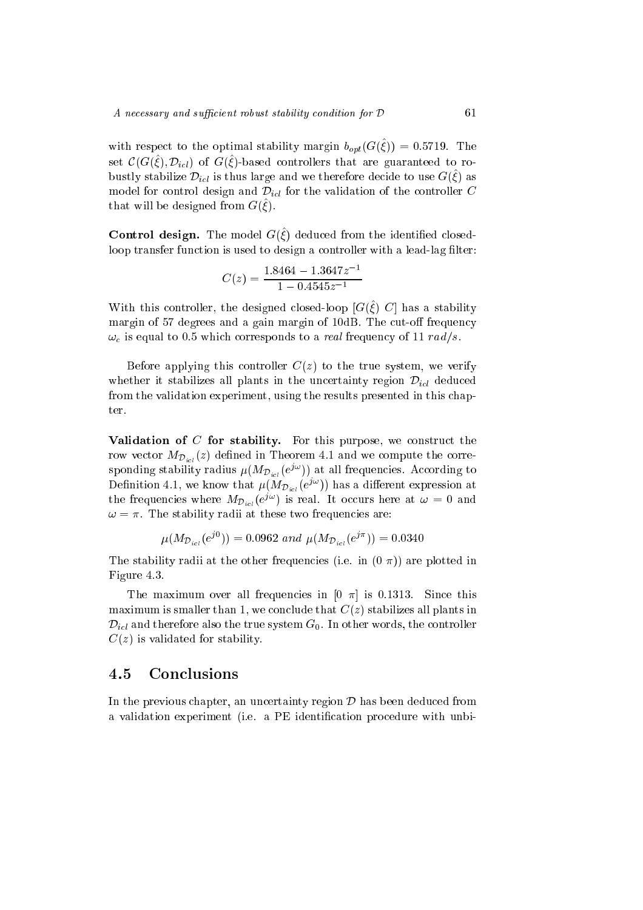with respect to the optimal stability margin $b_{opt}(G(\hat{\xi})) = 0.5719$. The set $\mathcal{C}(G(\hat{\xi}), \mathcal{D}_{icl})$ of $G(\hat{\xi})$-based controllers that are guaranteed to robustly stabilize $\mathcal{D}_{icl}$ is thus large and we therefore decide to use $G(\hat{\xi})$ as model for control design and $\mathcal{D}_{icl}$ for the validation of the controller $C$ that will be designed from $G(\hat{\xi})$.

**Control design.** The model $G(\hat{\xi})$ deduced from the identified closed-loop transfer function is used to design a controller with a lead-lag filter:

$$C(z) = \frac{1.8464 - 1.3647z^{-1}}{1 - 0.4545z^{-1}}$$

With this controller, the designed closed-loop $[G(\hat{\xi})\ C]$ has a stability margin of 57 degrees and a gain margin of 10dB. The cut-off frequency $\omega_c$ is equal to 0.5 which corresponds to a *real* frequency of 11 $rad/s$.

Before applying this controller $C(z)$ to the true system, we verify whether it stabilizes all plants in the uncertainty region $\mathcal{D}_{icl}$ deduced from the validation experiment, using the results presented in this chapter.

**Validation of $C$ for stability.** For this purpose, we construct the row vector $M_{\mathcal{D}_{icl}}(z)$ defined in Theorem 4.1 and we compute the corresponding stability radius $\mu(M_{\mathcal{D}_{icl}}(e^{j\omega}))$ at all frequencies. According to Definition 4.1, we know that $\mu(M_{\mathcal{D}_{icl}}(e^{j\omega}))$ has a different expression at the frequencies where $M_{\mathcal{D}_{icl}}(e^{j\omega})$ is real. It occurs here at $\omega = 0$ and $\omega = \pi$. The stability radii at these two frequencies are:

$$\mu(M_{\mathcal{D}_{icl}}(e^{j0})) = 0.0962 \text{ and } \mu(M_{\mathcal{D}_{icl}}(e^{j\pi})) = 0.0340$$

The stability radii at the other frequencies (i.e. in $(0\ \pi)$) are plotted in Figure 4.3.

The maximum over all frequencies in $[0\ \pi]$ is 0.1313. Since this maximum is smaller than 1, we conclude that $C(z)$ stabilizes all plants in $\mathcal{D}_{icl}$ and therefore also the true system $G_0$. In other words, the controller $C(z)$ is validated for stability.

## 4.5 Conclusions

In the previous chapter, an uncertainty region $\mathcal{D}$ has been deduced from a validation experiment (i.e. a PE identification procedure with unbi-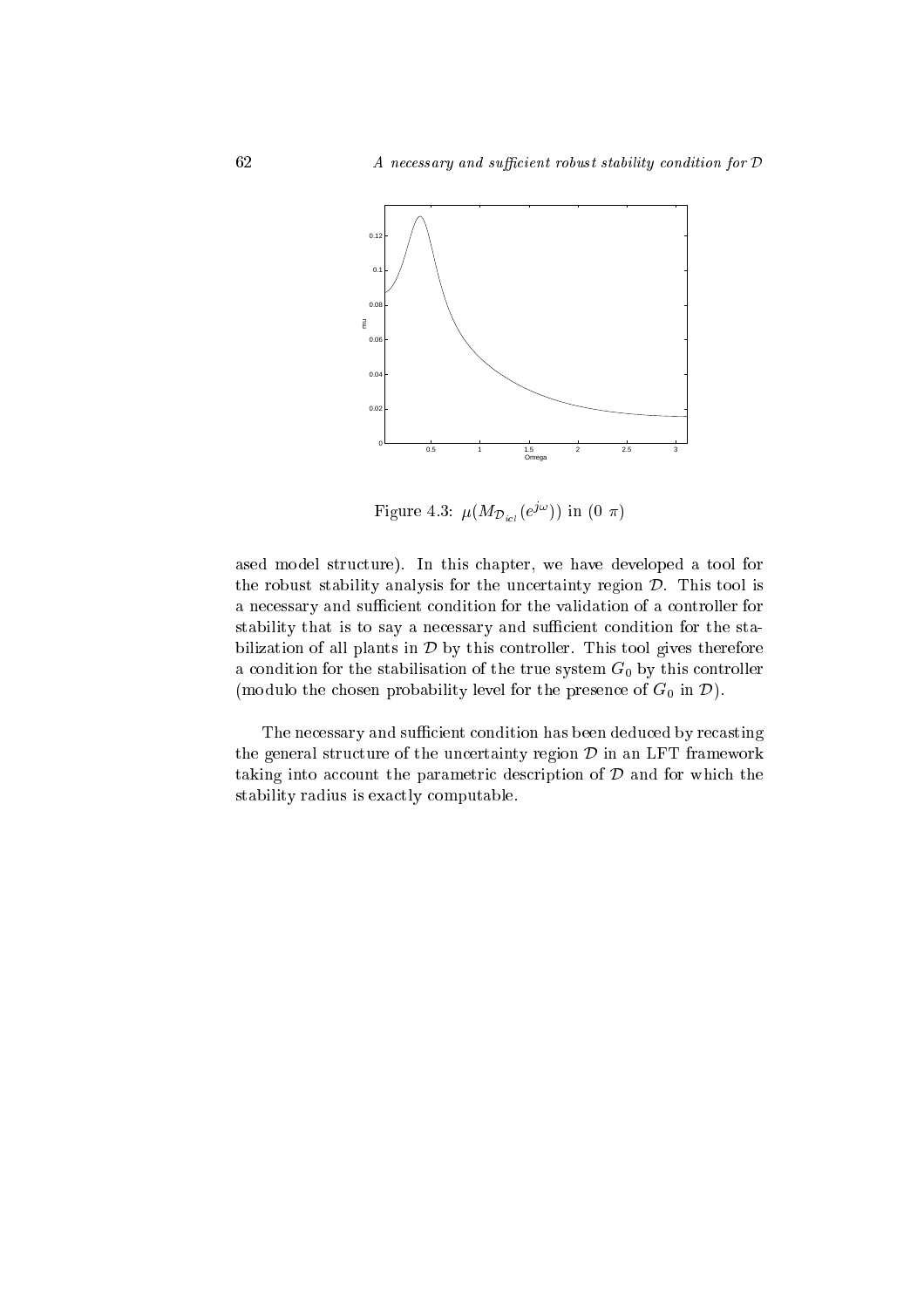Figure 4.3: $\mu(M_{\mathcal{D}_{icl}}(e^{j\omega}))$ in $(0\ \pi)$

ased model structure). In this chapter, we have developed a tool for the robust stability analysis for the uncertainty region $\mathcal{D}$. This tool is a necessary and sufficient condition for the validation of a controller for stability that is to say a necessary and sufficient condition for the stabilization of all plants in $\mathcal{D}$ by this controller. This tool gives therefore a condition for the stabilisation of the true system $G_0$ by this controller (modulo the chosen probability level for the presence of $G_0$ in $\mathcal{D}$).

The necessary and sufficient condition has been deduced by recasting the general structure of the uncertainty region $\mathcal{D}$ in an LFT framework taking into account the parametric description of $\mathcal{D}$ and for which the stability radius is exactly computable.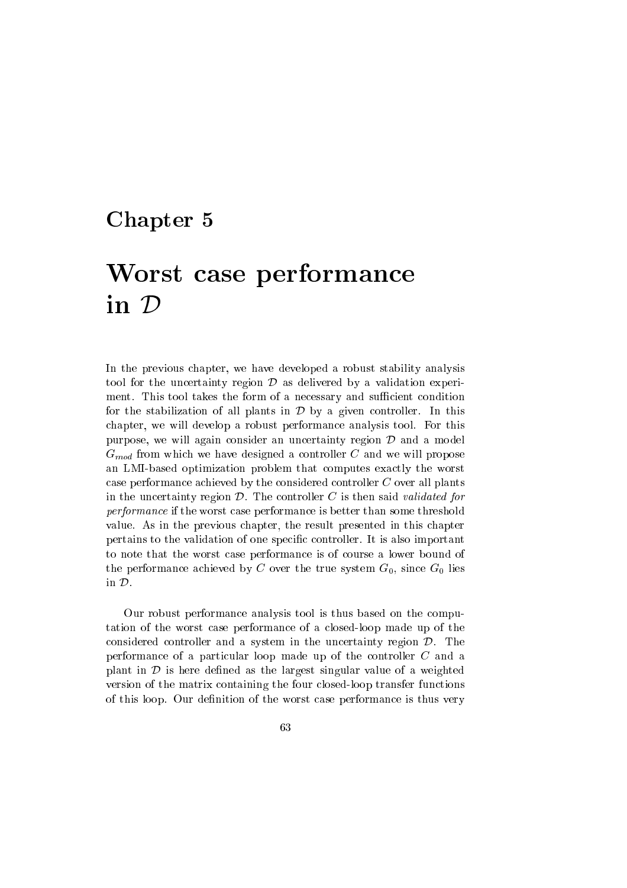# Chapter 5

# Worst case performance in $\mathcal{D}$

In the previous chapter, we have developed a robust stability analysis tool for the uncertainty region $\mathcal{D}$ as delivered by a validation experiment. This tool takes the form of a necessary and sufficient condition for the stabilization of all plants in $\mathcal{D}$ by a given controller. In this chapter, we will develop a robust performance analysis tool. For this purpose, we will again consider an uncertainty region $\mathcal{D}$ and a model $G_{mod}$ from which we have designed a controller $C$ and we will propose an LMI-based optimization problem that computes exactly the worst case performance achieved by the considered controller $C$ over all plants in the uncertainty region $\mathcal{D}$. The controller $C$ is then said *validated for performance* if the worst case performance is better than some threshold value. As in the previous chapter, the result presented in this chapter pertains to the validation of one specific controller. It is also important to note that the worst case performance is of course a lower bound of the performance achieved by $C$ over the true system $G_0$, since $G_0$ lies in $\mathcal{D}$.

Our robust performance analysis tool is thus based on the computation of the worst case performance of a closed-loop made up of the considered controller and a system in the uncertainty region $\mathcal{D}$. The performance of a particular loop made up of the controller $C$ and a plant in $\mathcal{D}$ is here defined as the largest singular value of a weighted version of the matrix containing the four closed-loop transfer functions of this loop. Our definition of the worst case performance is thus very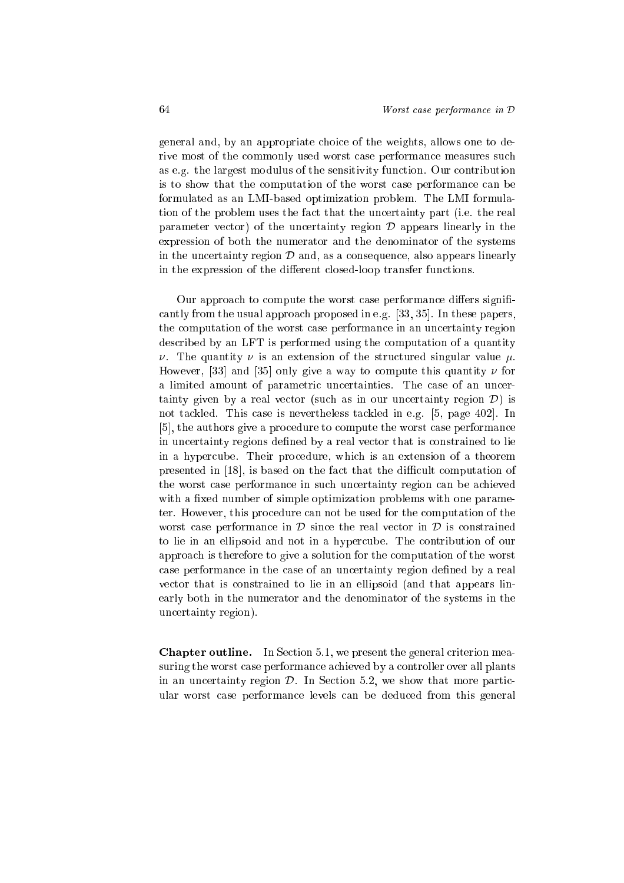general and, by an appropriate choice of the weights, allows one to derive most of the commonly used worst case performance measures such as e.g. the largest modulus of the sensitivity function. Our contribution is to show that the computation of the worst case performance can be formulated as an LMI-based optimization problem. The LMI formulation of the problem uses the fact that the uncertainty part (i.e. the real parameter vector) of the uncertainty region $\mathcal{D}$ appears linearly in the expression of both the numerator and the denominator of the systems in the uncertainty region $\mathcal{D}$ and, as a consequence, also appears linearly in the expression of the different closed-loop transfer functions.

Our approach to compute the worst case performance differs significantly from the usual approach proposed in e.g. [33, 35]. In these papers, the computation of the worst case performance in an uncertainty region described by an LFT is performed using the computation of a quantity $\nu$. The quantity $\nu$ is an extension of the structured singular value $\mu$. However, [33] and [35] only give a way to compute this quantity $\nu$ for a limited amount of parametric uncertainties. The case of an uncertainty given by a real vector (such as in our uncertainty region $\mathcal{D}$) is not tackled. This case is nevertheless tackled in e.g. [5, page 402]. In [5], the authors give a procedure to compute the worst case performance in uncertainty regions defined by a real vector that is constrained to lie in a hypercube. Their procedure, which is an extension of a theorem presented in [18], is based on the fact that the difficult computation of the worst case performance in such uncertainty region can be achieved with a fixed number of simple optimization problems with one parameter. However, this procedure can not be used for the computation of the worst case performance in $\mathcal{D}$ since the real vector in $\mathcal{D}$ is constrained to lie in an ellipsoid and not in a hypercube. The contribution of our approach is therefore to give a solution for the computation of the worst case performance in the case of an uncertainty region defined by a real vector that is constrained to lie in an ellipsoid (and that appears linearly both in the numerator and the denominator of the systems in the uncertainty region).

**Chapter outline.** In Section 5.1, we present the general criterion measuring the worst case performance achieved by a controller over all plants in an uncertainty region $\mathcal{D}$. In Section 5.2, we show that more particular worst case performance levels can be deduced from this general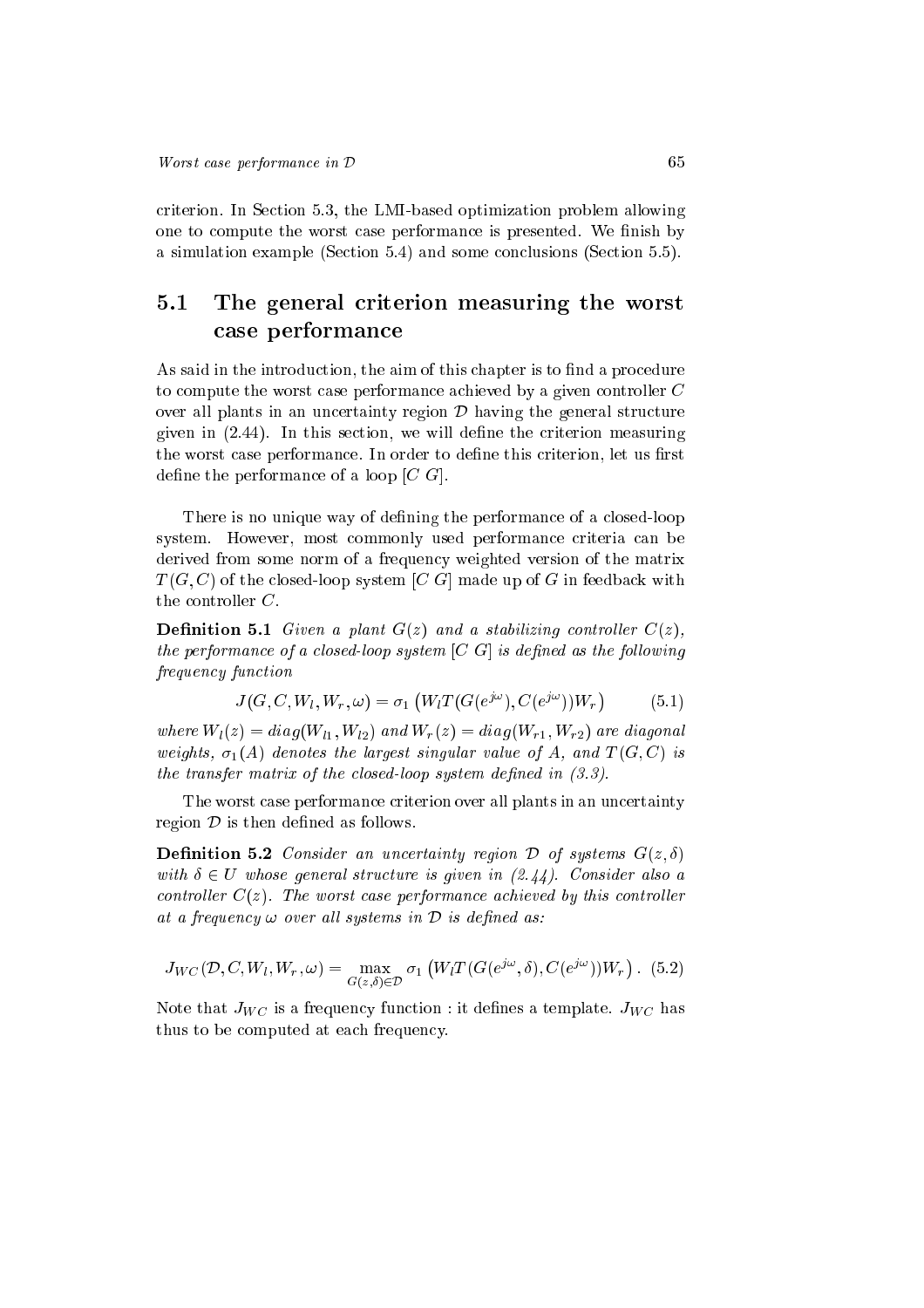criterion. In Section 5.3, the LMI-based optimization problem allowing one to compute the worst case performance is presented. We finish by a simulation example (Section 5.4) and some conclusions (Section 5.5).

## 5.1 The general criterion measuring the worst case performance

As said in the introduction, the aim of this chapter is to find a procedure to compute the worst case performance achieved by a given controller $C$ over all plants in an uncertainty region $\mathcal{D}$ having the general structure given in (2.44). In this section, we will define the criterion measuring the worst case performance. In order to define this criterion, let us first define the performance of a loop $[C\ G]$.

There is no unique way of defining the performance of a closed-loop system. However, most commonly used performance criteria can be derived from some norm of a frequency weighted version of the matrix $T(G, C)$ of the closed-loop system $[C\ G]$ made up of $G$ in feedback with the controller $C$.

**Definition 5.1** *Given a plant $G(z)$ and a stabilizing controller $C(z)$, the performance of a closed-loop system $[C\ G]$ is defined as the following frequency function*

$$J(G, C, W_l, W_r, \omega) = \sigma_1 \left( W_l T(G(e^{j\omega}), C(e^{j\omega})) W_r \right) \tag{5.1}$$

*where $W_l(z) = diag(W_{l1}, W_{l2})$ and $W_r(z) = diag(W_{r1}, W_{r2})$ are diagonal weights, $\sigma_1(A)$ denotes the largest singular value of $A$, and $T(G, C)$ is the transfer matrix of the closed-loop system defined in (3.3).*

The worst case performance criterion over all plants in an uncertainty region $\mathcal{D}$ is then defined as follows.

**Definition 5.2** *Consider an uncertainty region $\mathcal{D}$ of systems $G(z, \delta)$ with $\delta \in U$ whose general structure is given in (2.44). Consider also a controller $C(z)$. The worst case performance achieved by this controller at a frequency $\omega$ over all systems in $\mathcal{D}$ is defined as:*

$$J_{WC}(\mathcal{D}, C, W_l, W_r, \omega) = \max_{G(z,\delta) \in \mathcal{D}} \sigma_1 \left( W_l T(G(e^{j\omega}, \delta), C(e^{j\omega})) W_r \right). \tag{5.2}$$

Note that $J_{WC}$ is a frequency function : it defines a template. $J_{WC}$ has thus to be computed at each frequency.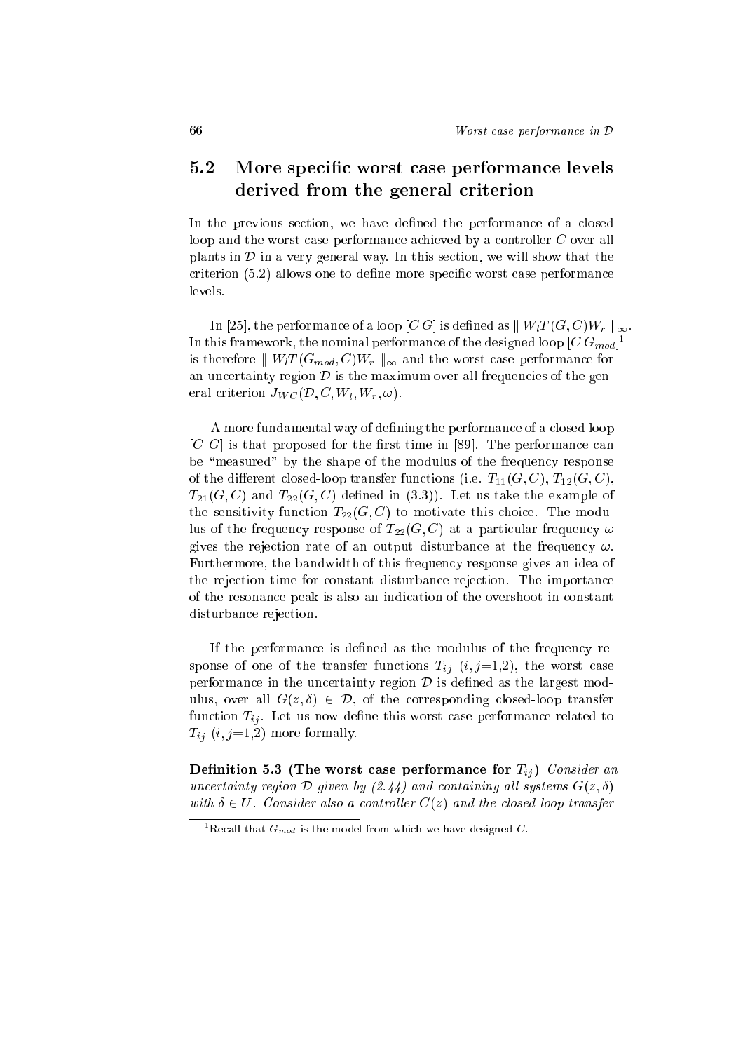## 5.2 More specific worst case performance levels derived from the general criterion

In the previous section, we have defined the performance of a closed loop and the worst case performance achieved by a controller $C$ over all plants in $\mathcal{D}$ in a very general way. In this section, we will show that the criterion (5.2) allows one to define more specific worst case performance levels.

In [25], the performance of a loop $[C\,G]$ is defined as $\| W_l T(G,C) W_r \|_\infty$. In this framework, the nominal performance of the designed loop $[C\,G_{mod}]$[1] is therefore $\| W_l T(G_{mod},C) W_r \|_\infty$ and the worst case performance for an uncertainty region $\mathcal{D}$ is the maximum over all frequencies of the general criterion $J_{WC}(\mathcal{D}, C, W_l, W_r, \omega)$.

A more fundamental way of defining the performance of a closed loop $[C\;G]$ is that proposed for the first time in [89]. The performance can be "measured" by the shape of the modulus of the frequency response of the different closed-loop transfer functions (i.e. $T_{11}(G,C)$, $T_{12}(G,C)$, $T_{21}(G,C)$ and $T_{22}(G,C)$ defined in (3.3)). Let us take the example of the sensitivity function $T_{22}(G,C)$ to motivate this choice. The modulus of the frequency response of $T_{22}(G,C)$ at a particular frequency $\omega$ gives the rejection rate of an output disturbance at the frequency $\omega$. Furthermore, the bandwidth of this frequency response gives an idea of the rejection time for constant disturbance rejection. The importance of the resonance peak is also an indication of the overshoot in constant disturbance rejection.

If the performance is defined as the modulus of the frequency response of one of the transfer functions $T_{ij}$ $(i,j{=}1{,}2)$, the worst case performance in the uncertainty region $\mathcal{D}$ is defined as the largest modulus, over all $G(z,\delta) \in \mathcal{D}$, of the corresponding closed-loop transfer function $T_{ij}$. Let us now define this worst case performance related to $T_{ij}$ $(i,j{=}1{,}2)$ more formally.

**Definition 5.3 (The worst case performance for $T_{ij}$)** *Consider an uncertainty region $\mathcal{D}$ given by (2.44) and containing all systems $G(z,\delta)$ with $\delta \in U$. Consider also a controller $C(z)$ and the closed-loop transfer*

[1] Recall that $G_{mod}$ is the model from which we have designed $C$.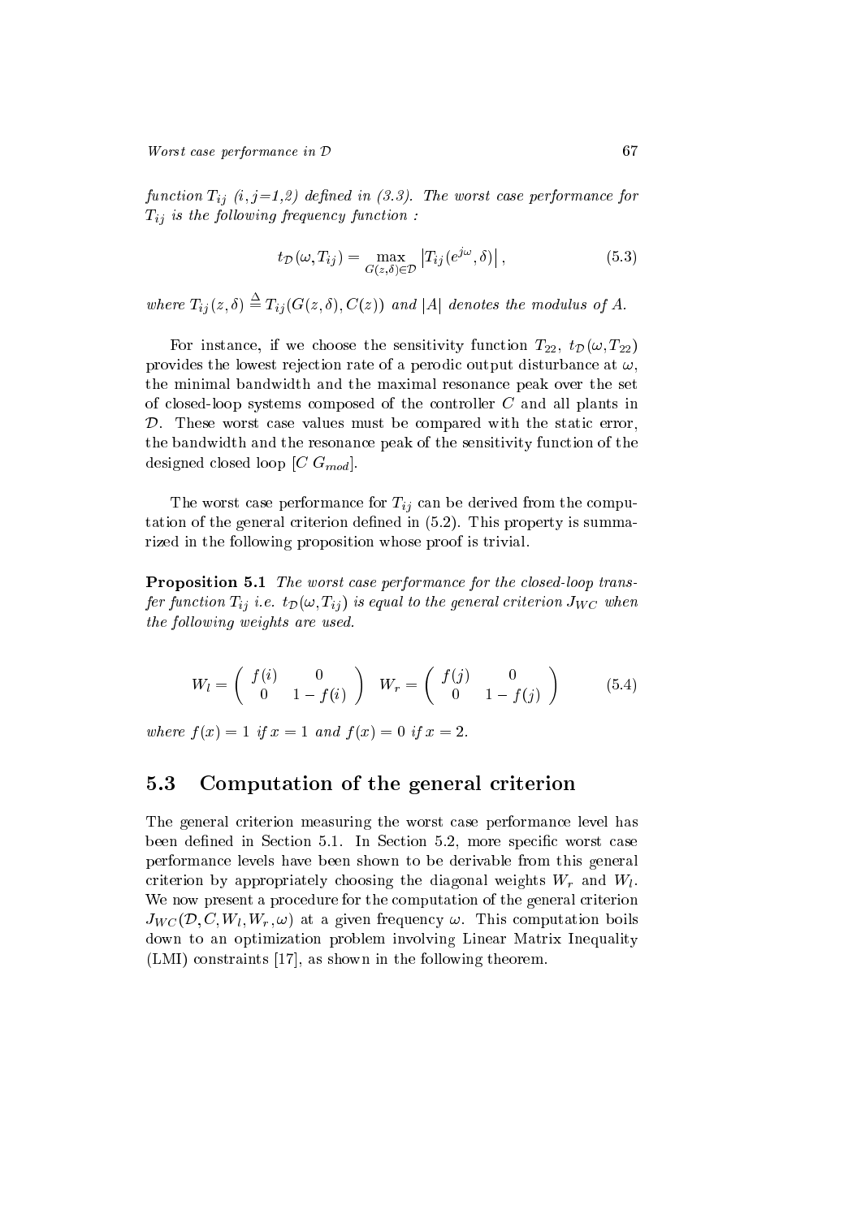*function $T_{ij}$ ($i,j$=1,2) defined in (3.3). The worst case performance for $T_{ij}$ is the following frequency function :*

$$t_{\mathcal{D}}(\omega, T_{ij}) = \max_{G(z,\delta)\in\mathcal{D}} \left|T_{ij}(e^{j\omega},\delta)\right|, \tag{5.3}$$

*where $T_{ij}(z,\delta) \stackrel{\Delta}{=} T_{ij}(G(z,\delta), C(z))$ and $|A|$ denotes the modulus of $A$.*

For instance, if we choose the sensitivity function $T_{22}$, $t_{\mathcal{D}}(\omega, T_{22})$ provides the lowest rejection rate of a perodic output disturbance at $\omega$, the minimal bandwidth and the maximal resonance peak over the set of closed-loop systems composed of the controller $C$ and all plants in $\mathcal{D}$. These worst case values must be compared with the static error, the bandwidth and the resonance peak of the sensitivity function of the designed closed loop $[C\ G_{mod}]$.

The worst case performance for $T_{ij}$ can be derived from the computation of the general criterion defined in (5.2). This property is summarized in the following proposition whose proof is trivial.

**Proposition 5.1** *The worst case performance for the closed-loop transfer function $T_{ij}$ i.e. $t_{\mathcal{D}}(\omega, T_{ij})$ is equal to the general criterion $J_{WC}$ when the following weights are used.*

$$W_l = \begin{pmatrix} f(i) & 0 \\ 0 & 1-f(i) \end{pmatrix} \quad W_r = \begin{pmatrix} f(j) & 0 \\ 0 & 1-f(j) \end{pmatrix} \tag{5.4}$$

*where $f(x) = 1$ if $x = 1$ and $f(x) = 0$ if $x = 2$.*

## 5.3 Computation of the general criterion

The general criterion measuring the worst case performance level has been defined in Section 5.1. In Section 5.2, more specific worst case performance levels have been shown to be derivable from this general criterion by appropriately choosing the diagonal weights $W_r$ and $W_l$. We now present a procedure for the computation of the general criterion $J_{WC}(\mathcal{D}, C, W_l, W_r, \omega)$ at a given frequency $\omega$. This computation boils down to an optimization problem involving Linear Matrix Inequality (LMI) constraints [17], as shown in the following theorem.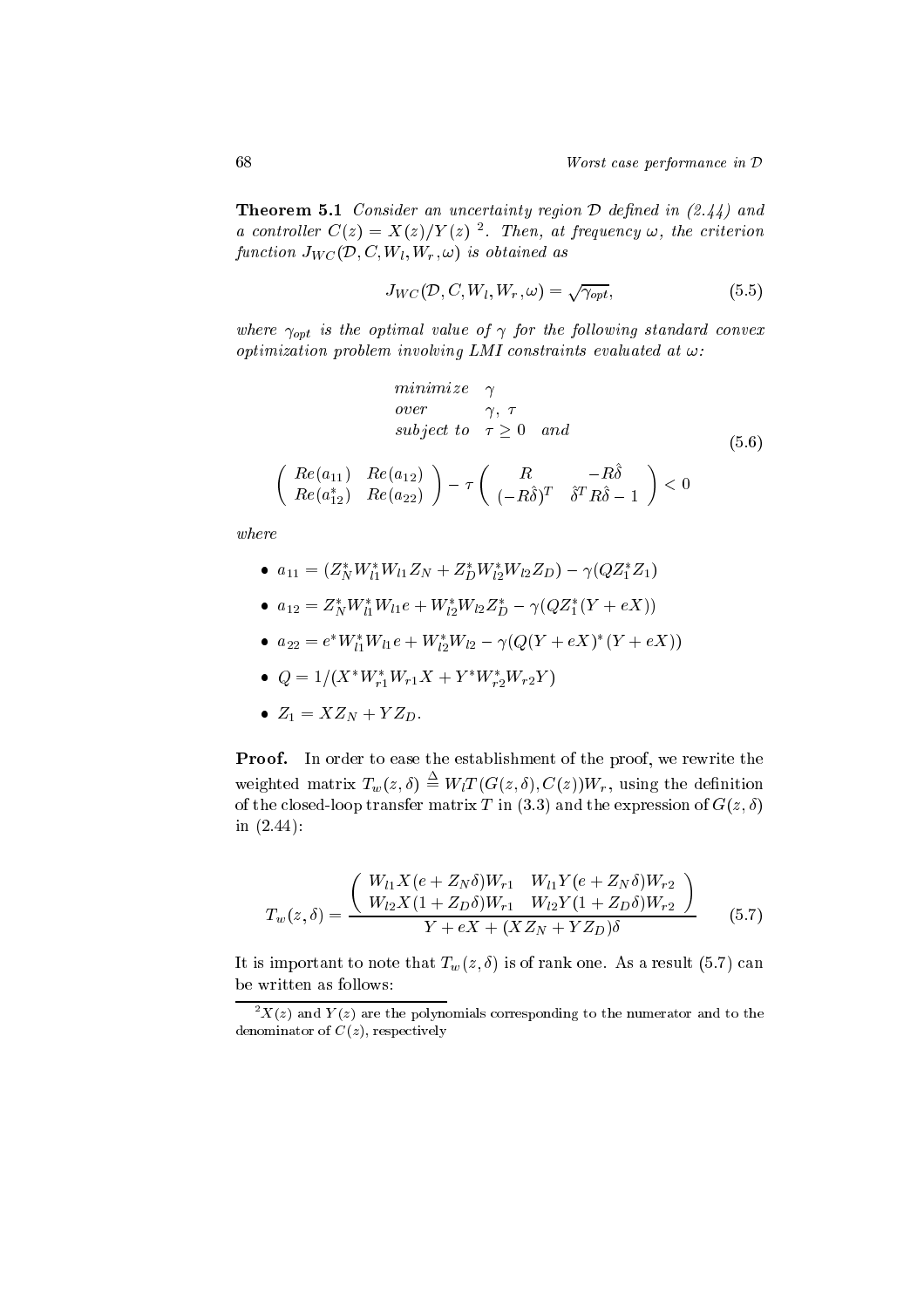**Theorem 5.1** *Consider an uncertainty region $\mathcal{D}$ defined in (2.44) and a controller $C(z) = X(z)/Y(z)$* [2]*. Then, at frequency $\omega$, the criterion function $J_{WC}(\mathcal{D}, C, W_l, W_r, \omega)$ is obtained as*

$$J_{WC}(\mathcal{D}, C, W_l, W_r, \omega) = \sqrt{\gamma_{opt}}, \tag{5.5}$$

*where $\gamma_{opt}$ is the optimal value of $\gamma$ for the following standard convex optimization problem involving LMI constraints evaluated at $\omega$:*

$$\begin{array}{ll} minimize & \gamma \\ over & \gamma,\ \tau \\ subject\ to & \tau \geq 0 \quad and \end{array}$$

$$\begin{pmatrix} Re(a_{11}) & Re(a_{12}) \\ Re(a_{12}^*) & Re(a_{22}) \end{pmatrix} - \tau \begin{pmatrix} R & -R\hat{\delta} \\ (-R\hat{\delta})^T & \hat{\delta}^T R \hat{\delta} - 1 \end{pmatrix} < 0 \tag{5.6}$$

*where*

- $a_{11} = (Z_N^* W_{l1}^* W_{l1} Z_N + Z_D^* W_{l2}^* W_{l2} Z_D) - \gamma(Q Z_1^* Z_1)$
- $a_{12} = Z_N^* W_{l1}^* W_{l1} e + W_{l2}^* W_{l2} Z_D^* - \gamma(Q Z_1^* (Y + eX))$
- $a_{22} = e^* W_{l1}^* W_{l1} e + W_{l2}^* W_{l2} - \gamma(Q(Y + eX)^*(Y + eX))$
- $Q = 1/(X^* W_{r1}^* W_{r1} X + Y^* W_{r2}^* W_{r2} Y)$
- $Z_1 = X Z_N + Y Z_D$.

**Proof.** In order to ease the establishment of the proof, we rewrite the weighted matrix $T_w(z, \delta) \stackrel{\Delta}{=} W_l T(G(z, \delta), C(z)) W_r$, using the definition of the closed-loop transfer matrix $T$ in (3.3) and the expression of $G(z, \delta)$ in (2.44):

$$T_w(z, \delta) = \frac{\begin{pmatrix} W_{l1} X(e + Z_N \delta) W_{r1} & W_{l1} Y(e + Z_N \delta) W_{r2} \\ W_{l2} X(1 + Z_D \delta) W_{r1} & W_{l2} Y(1 + Z_D \delta) W_{r2} \end{pmatrix}}{Y + eX + (X Z_N + Y Z_D)\delta} \tag{5.7}$$

It is important to note that $T_w(z, \delta)$ is of rank one. As a result (5.7) can be written as follows:

[2] $X(z)$ and $Y(z)$ are the polynomials corresponding to the numerator and to the denominator of $C(z)$, respectively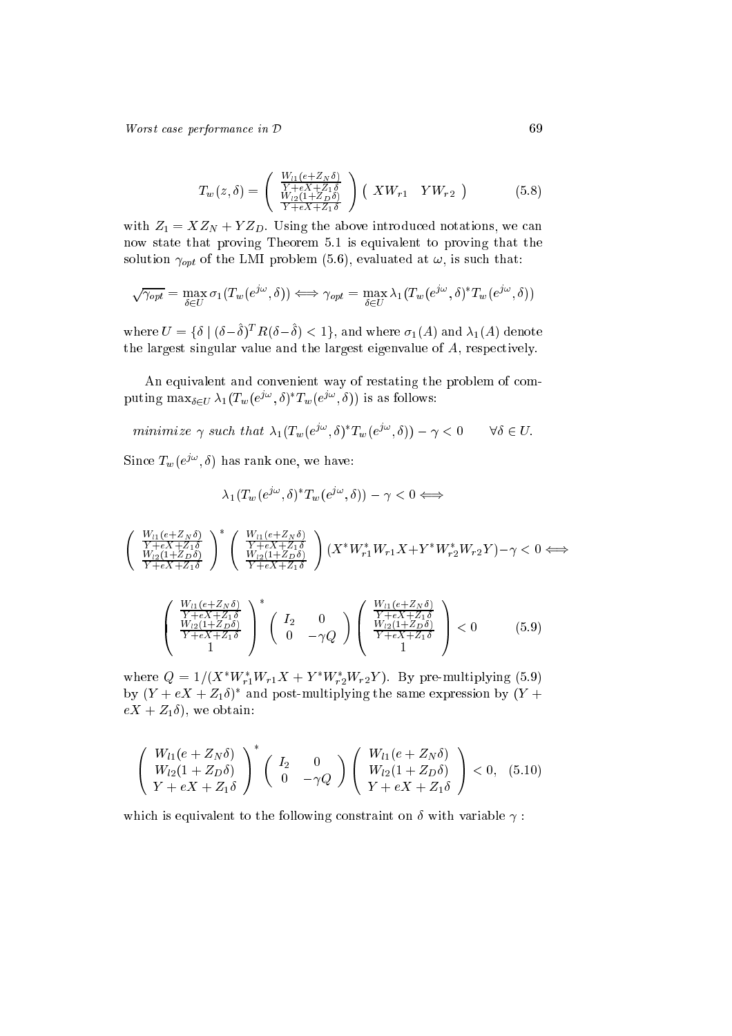$$T_w(z,\delta) = \left( \begin{array}{c} \frac{W_{l1}(e+Z_N\delta)}{Y+eX+Z_1\delta} \\ \frac{W_{l2}(1+Z_D\delta)}{Y+eX+Z_1\delta} \end{array} \right) \left( \begin{array}{cc} XW_{r1} & YW_{r2} \end{array} \right) \tag{5.8}$$

with $Z_1 = XZ_N + YZ_D$. Using the above introduced notations, we can now state that proving Theorem 5.1 is equivalent to proving that the solution $\gamma_{opt}$ of the LMI problem (5.6), evaluated at $\omega$, is such that:

$$\sqrt{\gamma_{opt}} = \max_{\delta \in U} \sigma_1(T_w(e^{j\omega},\delta)) \Longleftrightarrow \gamma_{opt} = \max_{\delta \in U} \lambda_1(T_w(e^{j\omega},\delta)^* T_w(e^{j\omega},\delta))$$

where $U = \{\delta \mid (\delta - \hat{\delta})^T R(\delta - \hat{\delta}) < 1\}$, and where $\sigma_1(A)$ and $\lambda_1(A)$ denote the largest singular value and the largest eigenvalue of $A$, respectively.

An equivalent and convenient way of restating the problem of computing $\max_{\delta \in U} \lambda_1(T_w(e^{j\omega},\delta)^* T_w(e^{j\omega},\delta))$ is as follows:

$$\textit{minimize } \gamma \textit{ such that } \lambda_1(T_w(e^{j\omega},\delta)^* T_w(e^{j\omega},\delta)) - \gamma < 0 \qquad \forall \delta \in U.$$

Since $T_w(e^{j\omega},\delta)$ has rank one, we have:

$$\lambda_1(T_w(e^{j\omega},\delta)^* T_w(e^{j\omega},\delta)) - \gamma < 0 \Longleftrightarrow$$

$$\left( \begin{array}{c} \frac{W_{l1}(e+Z_N\delta)}{Y+eX+Z_1\delta} \\ \frac{W_{l2}(1+Z_D\delta)}{Y+eX+Z_1\delta} \end{array} \right)^* \left( \begin{array}{c} \frac{W_{l1}(e+Z_N\delta)}{Y+eX+Z_1\delta} \\ \frac{W_{l2}(1+Z_D\delta)}{Y+eX+Z_1\delta} \end{array} \right) (X^* W_{r1}^* W_{r1} X + Y^* W_{r2}^* W_{r2} Y) - \gamma < 0 \Longleftrightarrow$$

$$\left( \begin{array}{c} \frac{W_{l1}(e+Z_N\delta)}{Y+eX+Z_1\delta} \\ \frac{W_{l2}(1+Z_D\delta)}{Y+eX+Z_1\delta} \\ 1 \end{array} \right)^* \left( \begin{array}{cc} I_2 & 0 \\ 0 & -\gamma Q \end{array} \right) \left( \begin{array}{c} \frac{W_{l1}(e+Z_N\delta)}{Y+eX+Z_1\delta} \\ \frac{W_{l2}(1+Z_D\delta)}{Y+eX+Z_1\delta} \\ 1 \end{array} \right) < 0 \tag{5.9}$$

where $Q = 1/(X^* W_{r1}^* W_{r1} X + Y^* W_{r2}^* W_{r2} Y)$. By pre-multiplying (5.9) by $(Y + eX + Z_1\delta)^*$ and post-multiplying the same expression by $(Y + eX + Z_1\delta)$, we obtain:

$$\left( \begin{array}{c} W_{l1}(e+Z_N\delta) \\ W_{l2}(1+Z_D\delta) \\ Y+eX+Z_1\delta \end{array} \right)^* \left( \begin{array}{cc} I_2 & 0 \\ 0 & -\gamma Q \end{array} \right) \left( \begin{array}{c} W_{l1}(e+Z_N\delta) \\ W_{l2}(1+Z_D\delta) \\ Y+eX+Z_1\delta \end{array} \right) < 0, \tag{5.10}$$

which is equivalent to the following constraint on $\delta$ with variable $\gamma$ :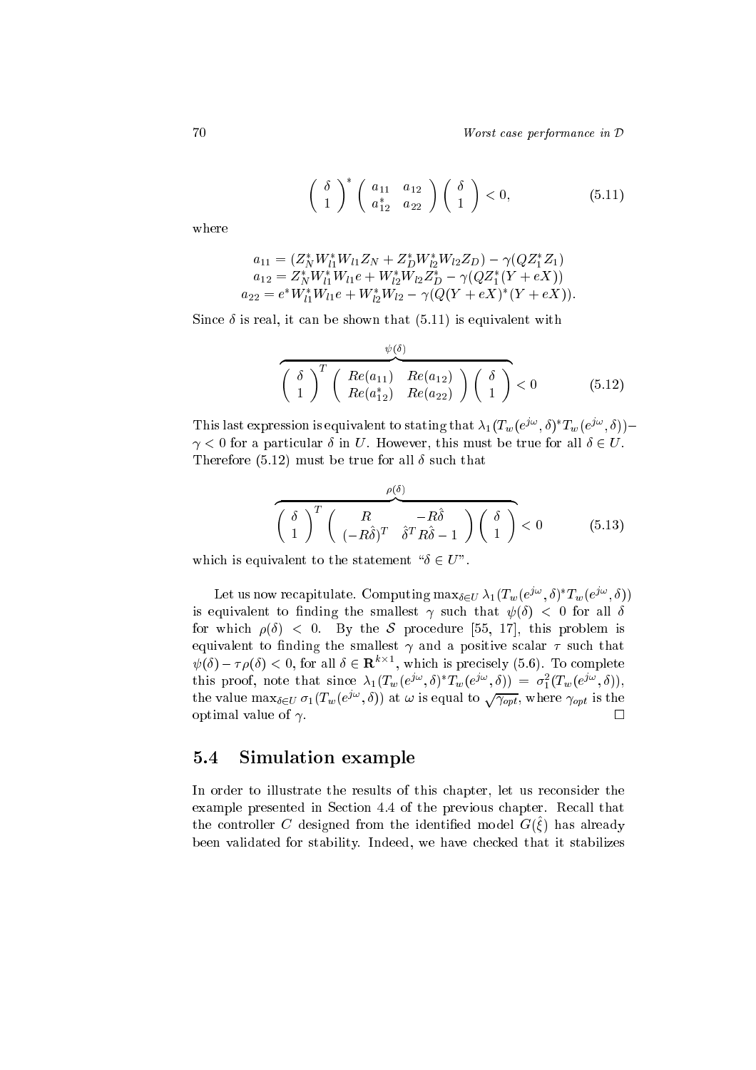$$\begin{pmatrix} \delta \\ 1 \end{pmatrix}^* \begin{pmatrix} a_{11} & a_{12} \\ a_{12}^* & a_{22} \end{pmatrix} \begin{pmatrix} \delta \\ 1 \end{pmatrix} < 0, \tag{5.11}$$

where

$$\begin{aligned}
a_{11} &= (Z_N^* W_{l1}^* W_{l1} Z_N + Z_D^* W_{l2}^* W_{l2} Z_D) - \gamma(Q Z_1^* Z_1) \\
a_{12} &= Z_N^* W_{l1}^* W_{l1} e + W_{l2}^* W_{l2} Z_D^* - \gamma(Q Z_1^* (Y + eX)) \\
a_{22} &= e^* W_{l1}^* W_{l1} e + W_{l2}^* W_{l2} - \gamma(Q (Y + eX)^* (Y + eX)).
\end{aligned}$$

Since $\delta$ is real, it can be shown that (5.11) is equivalent with

$$\overbrace{\begin{pmatrix} \delta \\ 1 \end{pmatrix}^T \begin{pmatrix} Re(a_{11}) & Re(a_{12}) \\ Re(a_{12}^*) & Re(a_{22}) \end{pmatrix} \begin{pmatrix} \delta \\ 1 \end{pmatrix}}^{\psi(\delta)} < 0 \tag{5.12}$$

This last expression is equivalent to stating that $\lambda_1(T_w(e^{j\omega}, \delta)^* T_w(e^{j\omega}, \delta)) - \gamma < 0$ for a particular $\delta$ in $U$. However, this must be true for all $\delta \in U$. Therefore (5.12) must be true for all $\delta$ such that

$$\overbrace{\begin{pmatrix} \delta \\ 1 \end{pmatrix}^T \begin{pmatrix} R & -R\hat{\delta} \\ (-R\hat{\delta})^T & \hat{\delta}^T R \hat{\delta} - 1 \end{pmatrix} \begin{pmatrix} \delta \\ 1 \end{pmatrix}}^{\rho(\delta)} < 0 \tag{5.13}$$

which is equivalent to the statement "$\delta \in U$".

Let us now recapitulate. Computing $\max_{\delta \in U} \lambda_1(T_w(e^{j\omega}, \delta)^* T_w(e^{j\omega}, \delta))$ is equivalent to finding the smallest $\gamma$ such that $\psi(\delta) < 0$ for all $\delta$ for which $\rho(\delta) < 0$. By the $\mathcal{S}$ procedure [55, 17], this problem is equivalent to finding the smallest $\gamma$ and a positive scalar $\tau$ such that $\psi(\delta) - \tau\rho(\delta) < 0$, for all $\delta \in \mathbf{R}^{k \times 1}$, which is precisely (5.6). To complete this proof, note that since $\lambda_1(T_w(e^{j\omega}, \delta)^* T_w(e^{j\omega}, \delta)) = \sigma_1^2(T_w(e^{j\omega}, \delta))$, the value $\max_{\delta \in U} \sigma_1(T_w(e^{j\omega}, \delta))$ at $\omega$ is equal to $\sqrt{\gamma_{opt}}$, where $\gamma_{opt}$ is the optimal value of $\gamma$. □

## 5.4 Simulation example

In order to illustrate the results of this chapter, let us reconsider the example presented in Section 4.4 of the previous chapter. Recall that the controller $C$ designed from the identified model $G(\hat{\xi})$ has already been validated for stability. Indeed, we have checked that it stabilizes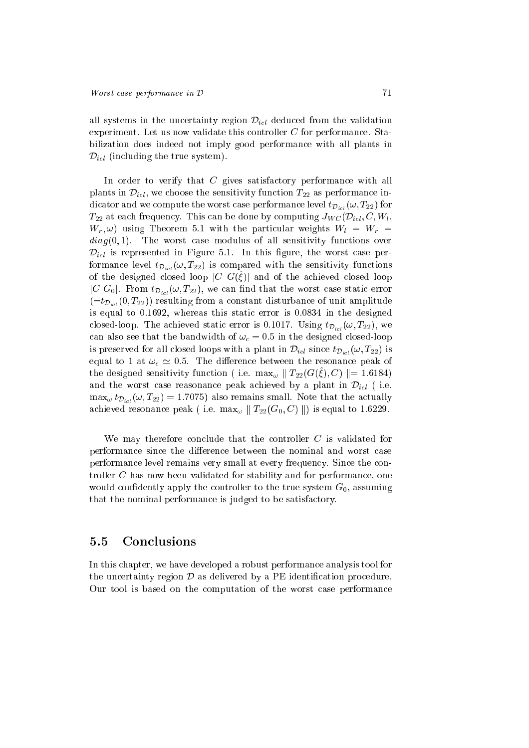all systems in the uncertainty region $\mathcal{D}_{icl}$ deduced from the validation experiment. Let us now validate this controller $C$ for performance. Stabilization does indeed not imply good performance with all plants in $\mathcal{D}_{icl}$ (including the true system).

In order to verify that $C$ gives satisfactory performance with all plants in $\mathcal{D}_{icl}$, we choose the sensitivity function $T_{22}$ as performance indicator and we compute the worst case performance level $t_{\mathcal{D}_{icl}}(\omega, T_{22})$ for $T_{22}$ at each frequency. This can be done by computing $J_{WC}(\mathcal{D}_{icl}, C, W_l, W_r, \omega)$ using Theorem 5.1 with the particular weights $W_l = W_r = diag(0,1)$. The worst case modulus of all sensitivity functions over $\mathcal{D}_{icl}$ is represented in Figure 5.1. In this figure, the worst case performance level $t_{\mathcal{D}_{icl}}(\omega, T_{22})$ is compared with the sensitivity functions of the designed closed loop $[C\ G(\hat{\xi})]$ and of the achieved closed loop $[C\ G_0]$. From $t_{\mathcal{D}_{icl}}(\omega, T_{22})$, we can find that the worst case static error ($=t_{\mathcal{D}_{icl}}(0, T_{22})$) resulting from a constant disturbance of unit amplitude is equal to 0.1692, whereas this static error is 0.0834 in the designed closed-loop. The achieved static error is 0.1017. Using $t_{\mathcal{D}_{icl}}(\omega, T_{22})$, we can also see that the bandwidth of $\omega_c = 0.5$ in the designed closed-loop is preserved for all closed loops with a plant in $\mathcal{D}_{icl}$ since $t_{\mathcal{D}_{icl}}(\omega, T_{22})$ is equal to 1 at $\omega_c \simeq 0.5$. The difference between the resonance peak of the designed sensitivity function ( i.e. $\max_\omega \parallel T_{22}(G(\hat{\xi}), C) \parallel = 1.6184$) and the worst case reasonance peak achieved by a plant in $\mathcal{D}_{icl}$ ( i.e. $\max_\omega t_{\mathcal{D}_{icl}}(\omega, T_{22}) = 1.7075$) also remains small. Note that the actually achieved resonance peak ( i.e. $\max_\omega \parallel T_{22}(G_0, C) \parallel$) is equal to 1.6229.

We may therefore conclude that the controller $C$ is validated for performance since the difference between the nominal and worst case performance level remains very small at every frequency. Since the controller $C$ has now been validated for stability and for performance, one would confidently apply the controller to the true system $G_0$, assuming that the nominal performance is judged to be satisfactory.

## 5.5 Conclusions

In this chapter, we have developed a robust performance analysis tool for the uncertainty region $\mathcal{D}$ as delivered by a PE identification procedure. Our tool is based on the computation of the worst case performance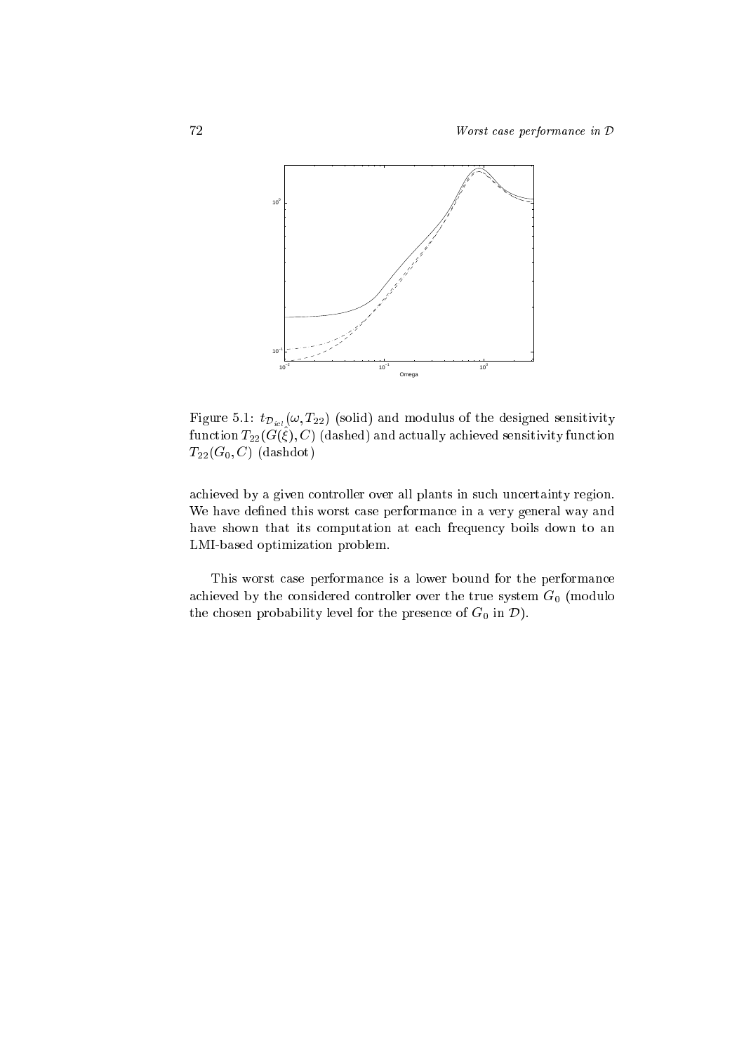Figure 5.1: $t_{\mathcal{D}_{icl}}(\omega, T_{22})$ (solid) and modulus of the designed sensitivity function $T_{22}(G(\hat{\xi}), C)$ (dashed) and actually achieved sensitivity function $T_{22}(G_0, C)$ (dashdot)

achieved by a given controller over all plants in such uncertainty region. We have defined this worst case performance in a very general way and have shown that its computation at each frequency boils down to an LMI-based optimization problem.

This worst case performance is a lower bound for the performance achieved by the considered controller over the true system $G_0$ (modulo the chosen probability level for the presence of $G_0$ in $\mathcal{D}$).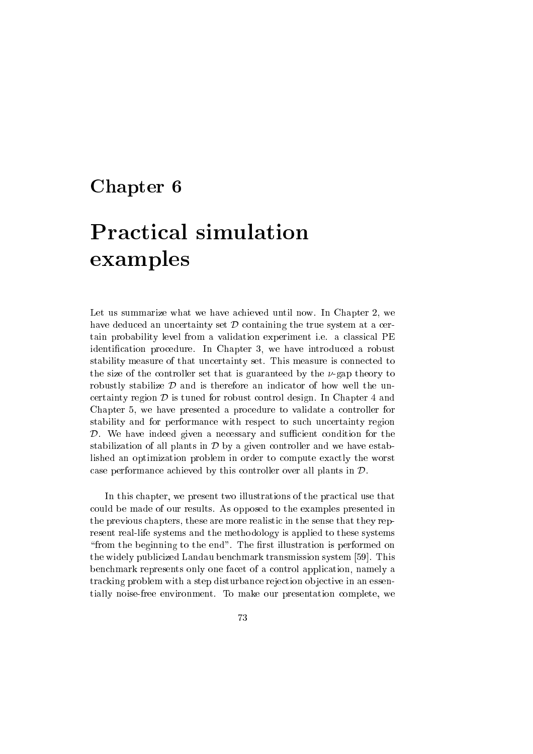# Chapter 6

# Practical simulation examples

Let us summarize what we have achieved until now. In Chapter 2, we have deduced an uncertainty set $\mathcal{D}$ containing the true system at a certain probability level from a validation experiment i.e. a classical PE identification procedure. In Chapter 3, we have introduced a robust stability measure of that uncertainty set. This measure is connected to the size of the controller set that is guaranteed by the $\nu$-gap theory to robustly stabilize $\mathcal{D}$ and is therefore an indicator of how well the uncertainty region $\mathcal{D}$ is tuned for robust control design. In Chapter 4 and Chapter 5, we have presented a procedure to validate a controller for stability and for performance with respect to such uncertainty region $\mathcal{D}$. We have indeed given a necessary and sufficient condition for the stabilization of all plants in $\mathcal{D}$ by a given controller and we have established an optimization problem in order to compute exactly the worst case performance achieved by this controller over all plants in $\mathcal{D}$.

In this chapter, we present two illustrations of the practical use that could be made of our results. As opposed to the examples presented in the previous chapters, these are more realistic in the sense that they represent real-life systems and the methodology is applied to these systems "from the beginning to the end". The first illustration is performed on the widely publicized Landau benchmark transmission system [59]. This benchmark represents only one facet of a control application, namely a tracking problem with a step disturbance rejection objective in an essentially noise-free environment. To make our presentation complete, we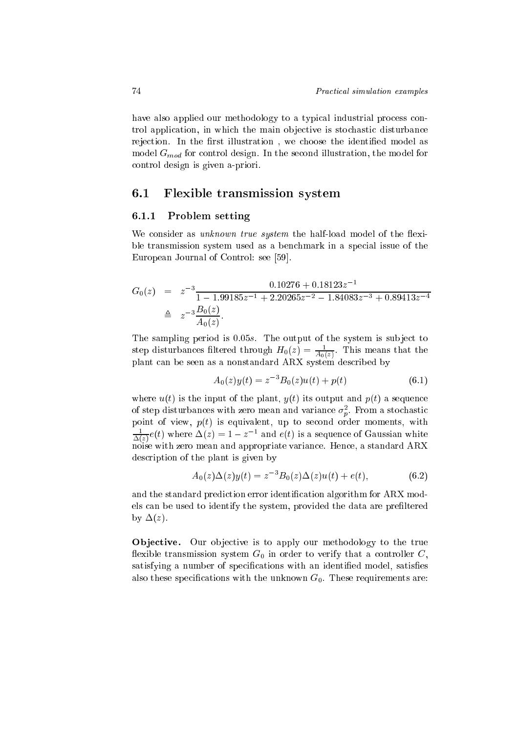have also applied our methodology to a typical industrial process control application, in which the main objective is stochastic disturbance rejection. In the first illustration , we choose the identified model as model $G_{mod}$ for control design. In the second illustration, the model for control design is given a-priori.

## 6.1 Flexible transmission system

### 6.1.1 Problem setting

We consider as *unknown true system* the half-load model of the flexible transmission system used as a benchmark in a special issue of the European Journal of Control: see [59].

$$
\begin{aligned}
G_0(z) &= z^{-3}\frac{0.10276 + 0.18123z^{-1}}{1 - 1.99185z^{-1} + 2.20265z^{-2} - 1.84083z^{-3} + 0.89413z^{-4}} \\
&\triangleq z^{-3}\frac{B_0(z)}{A_0(z)}.
\end{aligned}
$$

The sampling period is $0.05s$. The output of the system is subject to step disturbances filtered through $H_0(z) = \frac{1}{A_0(z)}$. This means that the plant can be seen as a nonstandard ARX system described by

$$
A_0(z)y(t) = z^{-3}B_0(z)u(t) + p(t) \tag{6.1}
$$

where $u(t)$ is the input of the plant, $y(t)$ its output and $p(t)$ a sequence of step disturbances with zero mean and variance $\sigma_p^2$. From a stochastic point of view, $p(t)$ is equivalent, up to second order moments, with $\frac{1}{\Delta(z)}e(t)$ where $\Delta(z) = 1 - z^{-1}$ and $e(t)$ is a sequence of Gaussian white noise with zero mean and appropriate variance. Hence, a standard ARX description of the plant is given by

$$
A_0(z)\Delta(z)y(t) = z^{-3}B_0(z)\Delta(z)u(t) + e(t), \tag{6.2}
$$

and the standard prediction error identification algorithm for ARX models can be used to identify the system, provided the data are prefiltered by $\Delta(z)$.

**Objective.** Our objective is to apply our methodology to the true flexible transmission system $G_0$ in order to verify that a controller $C$, satisfying a number of specifications with an identified model, satisfies also these specifications with the unknown $G_0$. These requirements are: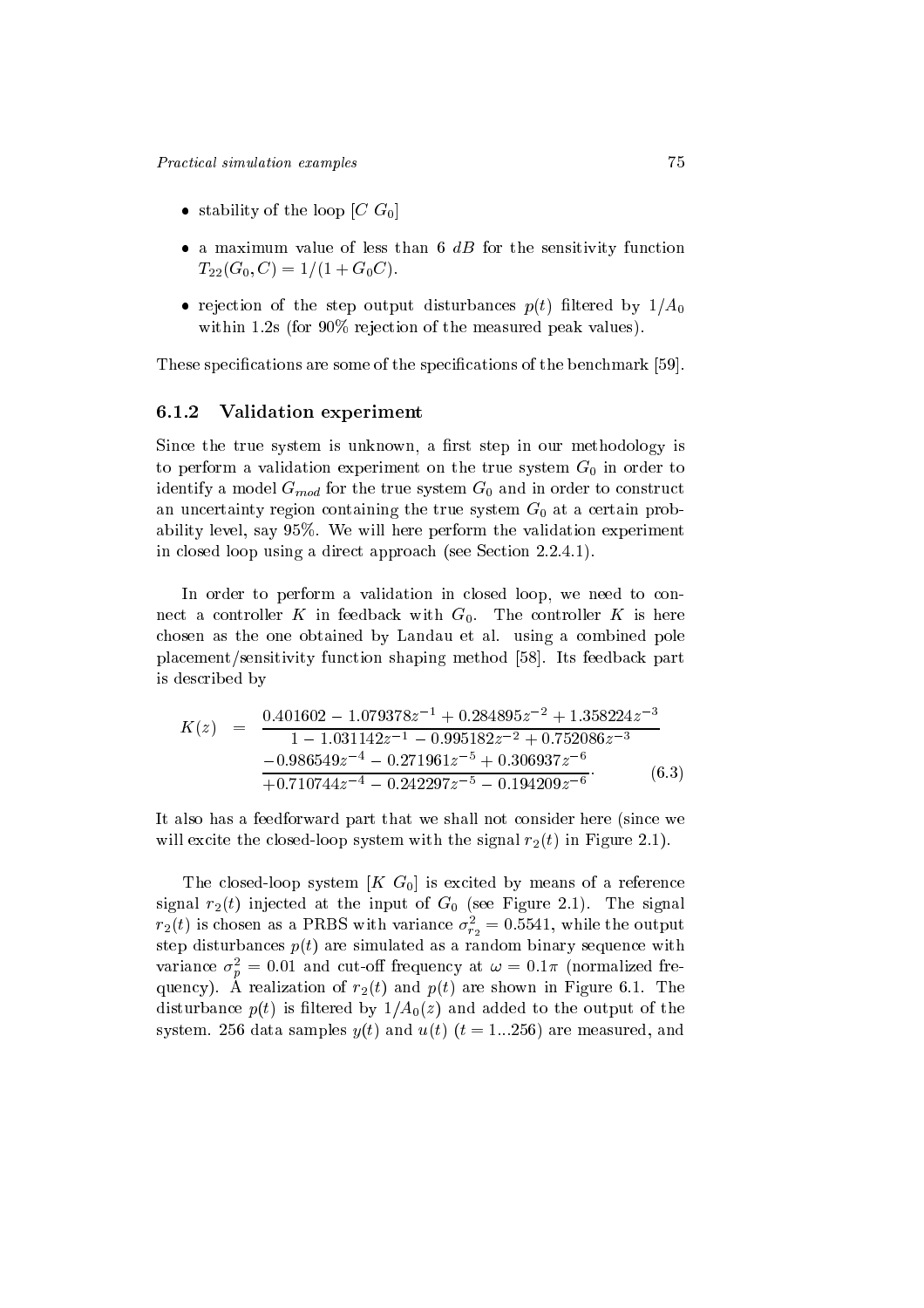- stability of the loop $[C\ G_0]$
- a maximum value of less than 6 $dB$ for the sensitivity function $T_{22}(G_0, C) = 1/(1 + G_0 C)$.
- rejection of the step output disturbances $p(t)$ filtered by $1/A_0$ within 1.2s (for 90% rejection of the measured peak values).

These specifications are some of the specifications of the benchmark [59].

### 6.1.2 Validation experiment

Since the true system is unknown, a first step in our methodology is to perform a validation experiment on the true system $G_0$ in order to identify a model $G_{mod}$ for the true system $G_0$ and in order to construct an uncertainty region containing the true system $G_0$ at a certain probability level, say 95%. We will here perform the validation experiment in closed loop using a direct approach (see Section 2.2.4.1).

In order to perform a validation in closed loop, we need to connect a controller $K$ in feedback with $G_0$. The controller $K$ is here chosen as the one obtained by Landau et al. using a combined pole placement/sensitivity function shaping method [58]. Its feedback part is described by

$$K(z) = \frac{0.401602 - 1.079378z^{-1} + 0.284895z^{-2} + 1.358224z^{-3}}{1 - 1.031142z^{-1} - 0.995182z^{-2} + 0.752086z^{-3}} \frac{-0.986549z^{-4} - 0.271961z^{-5} + 0.306937z^{-6}}{+0.710744z^{-4} - 0.242297z^{-5} - 0.194209z^{-6}}. \tag{6.3}$$

It also has a feedforward part that we shall not consider here (since we will excite the closed-loop system with the signal $r_2(t)$ in Figure 2.1).

The closed-loop system $[K\ G_0]$ is excited by means of a reference signal $r_2(t)$ injected at the input of $G_0$ (see Figure 2.1). The signal $r_2(t)$ is chosen as a PRBS with variance $\sigma_{r_2}^2 = 0.5541$, while the output step disturbances $p(t)$ are simulated as a random binary sequence with variance $\sigma_p^2 = 0.01$ and cut-off frequency at $\omega = 0.1\pi$ (normalized frequency). A realization of $r_2(t)$ and $p(t)$ are shown in Figure 6.1. The disturbance $p(t)$ is filtered by $1/A_0(z)$ and added to the output of the system. 256 data samples $y(t)$ and $u(t)$ ($t = 1...256$) are measured, and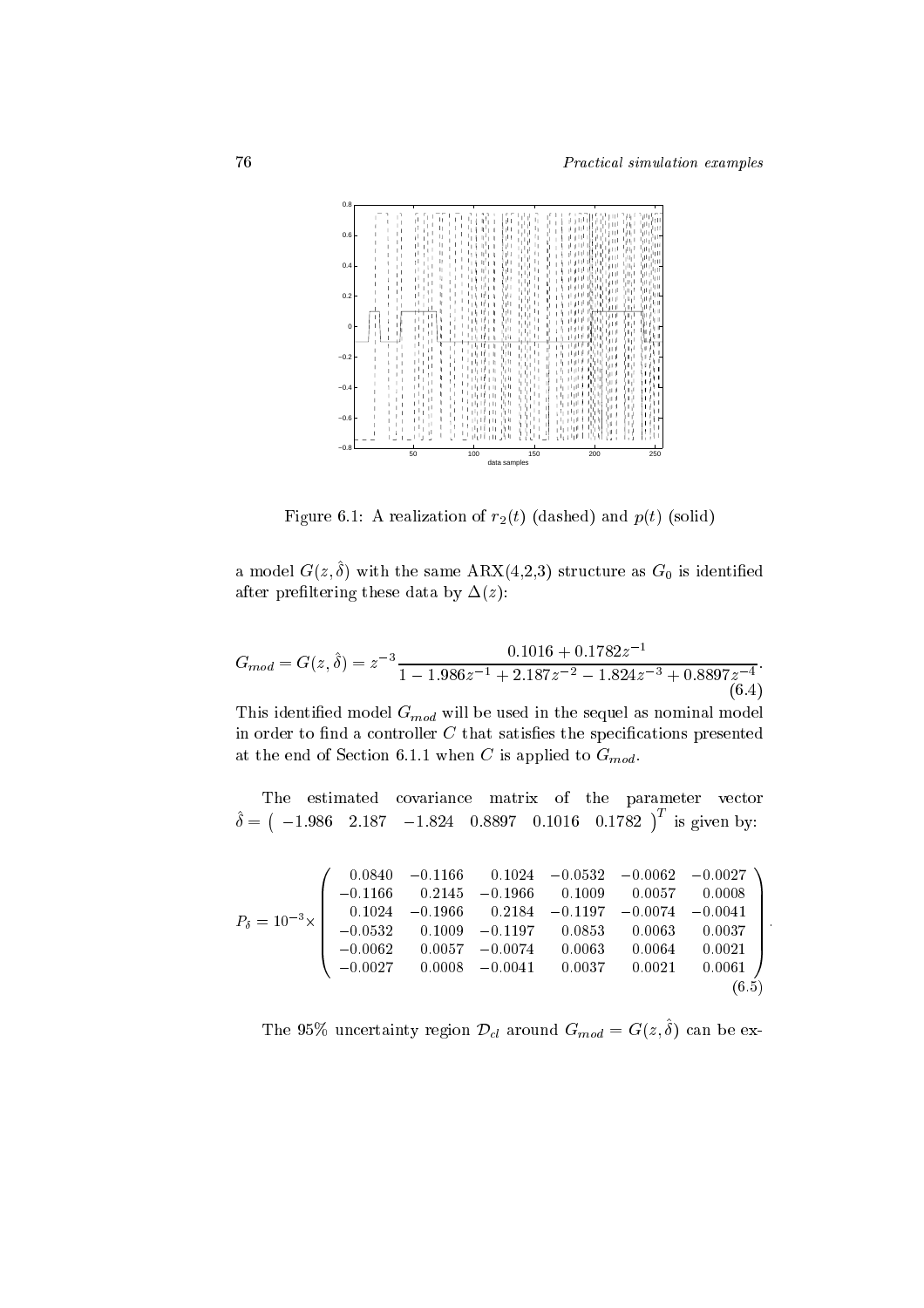Figure 6.1: A realization of $r_2(t)$ (dashed) and $p(t)$ (solid)

a model $G(z, \hat{\delta})$ with the same ARX(4,2,3) structure as $G_0$ is identified after prefiltering these data by $\Delta(z)$:

$$G_{mod} = G(z, \hat{\delta}) = z^{-3} \frac{0.1016 + 0.1782z^{-1}}{1 - 1.986z^{-1} + 2.187z^{-2} - 1.824z^{-3} + 0.8897z^{-4}}. \tag{6.4}$$

This identified model $G_{mod}$ will be used in the sequel as nominal model in order to find a controller $C$ that satisfies the specifications presented at the end of Section 6.1.1 when $C$ is applied to $G_{mod}$.

The estimated covariance matrix of the parameter vector $\hat{\delta} = \begin{pmatrix} -1.986 & 2.187 & -1.824 & 0.8897 & 0.1016 & 0.1782 \end{pmatrix}^T$ is given by:

$$P_\delta = 10^{-3} \times \begin{pmatrix} 0.0840 & -0.1166 & 0.1024 & -0.0532 & -0.0062 & -0.0027 \\ -0.1166 & 0.2145 & -0.1966 & 0.1009 & 0.0057 & 0.0008 \\ 0.1024 & -0.1966 & 0.2184 & -0.1197 & -0.0074 & -0.0041 \\ -0.0532 & 0.1009 & -0.1197 & 0.0853 & 0.0063 & 0.0037 \\ -0.0062 & 0.0057 & -0.0074 & 0.0063 & 0.0064 & 0.0021 \\ -0.0027 & 0.0008 & -0.0041 & 0.0037 & 0.0021 & 0.0061 \end{pmatrix}. \tag{6.5}$$

The 95% uncertainty region $\mathcal{D}_{cl}$ around $G_{mod} = G(z, \hat{\delta})$ can be ex-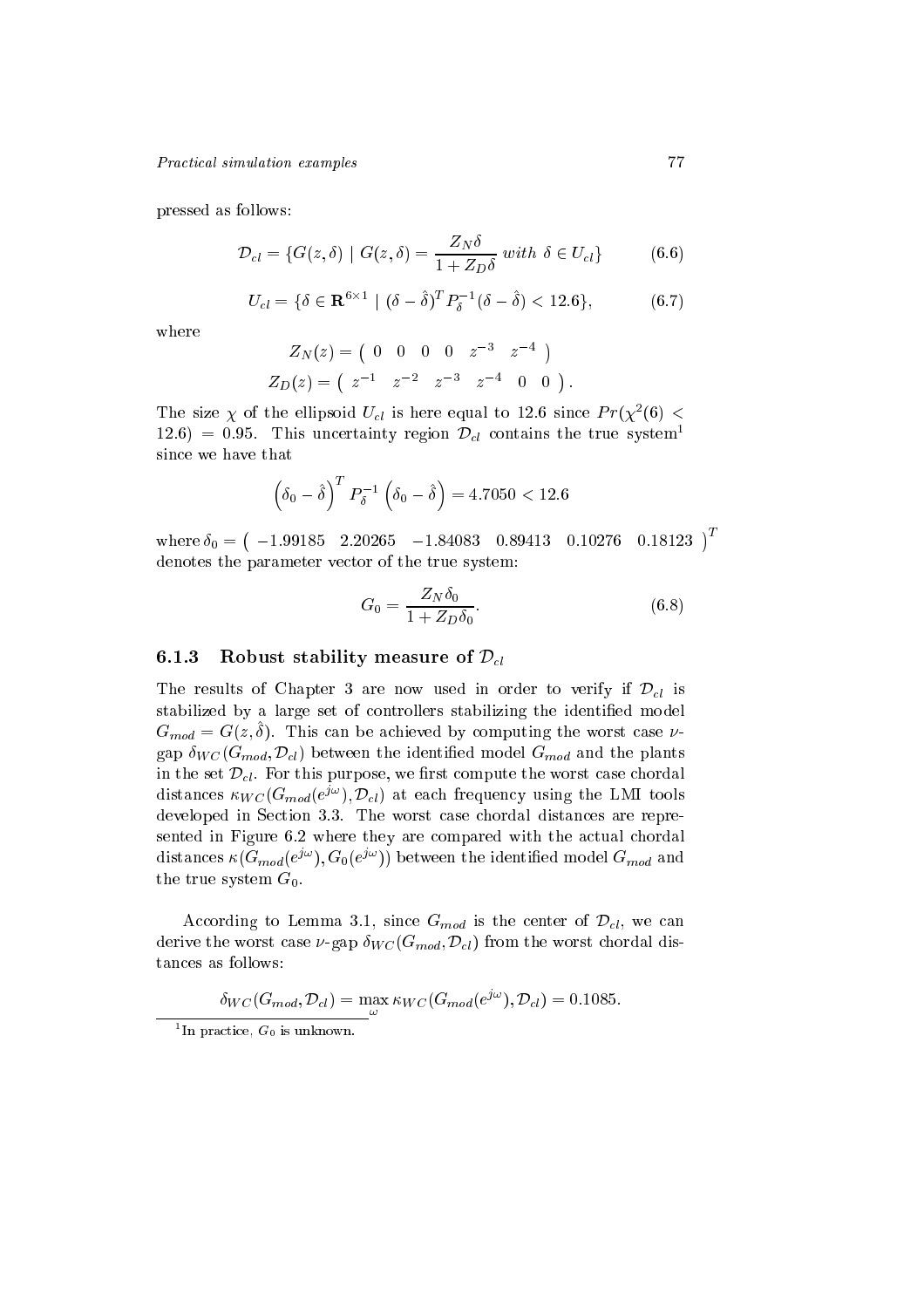pressed as follows:

$$\mathcal{D}_{cl} = \{G(z,\delta) \mid G(z,\delta) = \frac{Z_N \delta}{1 + Z_D \delta} \; with \; \delta \in U_{cl}\} \tag{6.6}$$

$$U_{cl} = \{\delta \in \mathbf{R}^{6\times 1} \mid (\delta - \hat{\delta})^T P_{\delta}^{-1} (\delta - \hat{\delta}) < 12.6\}, \tag{6.7}$$

where

$$Z_N(z) = \begin{pmatrix} 0 & 0 & 0 & 0 & z^{-3} & z^{-4} \end{pmatrix}$$

$$Z_D(z) = \begin{pmatrix} z^{-1} & z^{-2} & z^{-3} & z^{-4} & 0 & 0 \end{pmatrix}.$$

The size $\chi$ of the ellipsoid $U_{cl}$ is here equal to 12.6 since $Pr(\chi^2(6) < 12.6) = 0.95$. This uncertainty region $\mathcal{D}_{cl}$ contains the true system[1] since we have that

$$\left(\delta_0 - \hat{\delta}\right)^T P_{\delta}^{-1} \left(\delta_0 - \hat{\delta}\right) = 4.7050 < 12.6$$

where $\delta_0 = \begin{pmatrix} -1.99185 & 2.20265 & -1.84083 & 0.89413 & 0.10276 & 0.18123 \end{pmatrix}^T$ denotes the parameter vector of the true system:

$$G_0 = \frac{Z_N \delta_0}{1 + Z_D \delta_0}. \tag{6.8}$$

### 6.1.3 Robust stability measure of $\mathcal{D}_{cl}$

The results of Chapter 3 are now used in order to verify if $\mathcal{D}_{cl}$ is stabilized by a large set of controllers stabilizing the identified model $G_{mod} = G(z, \hat{\delta})$. This can be achieved by computing the worst case $\nu$-gap $\delta_{WC}(G_{mod}, \mathcal{D}_{cl})$ between the identified model $G_{mod}$ and the plants in the set $\mathcal{D}_{cl}$. For this purpose, we first compute the worst case chordal distances $\kappa_{WC}(G_{mod}(e^{j\omega}), \mathcal{D}_{cl})$ at each frequency using the LMI tools developed in Section 3.3. The worst case chordal distances are represented in Figure 6.2 where they are compared with the actual chordal distances $\kappa(G_{mod}(e^{j\omega}), G_0(e^{j\omega}))$ between the identified model $G_{mod}$ and the true system $G_0$.

According to Lemma 3.1, since $G_{mod}$ is the center of $\mathcal{D}_{cl}$, we can derive the worst case $\nu$-gap $\delta_{WC}(G_{mod}, \mathcal{D}_{cl})$ from the worst chordal distances as follows:

$$\delta_{WC}(G_{mod}, \mathcal{D}_{cl}) = \max_{\omega} \kappa_{WC}(G_{mod}(e^{j\omega}), \mathcal{D}_{cl}) = 0.1085.$$

[1] In practice, $G_0$ is unknown.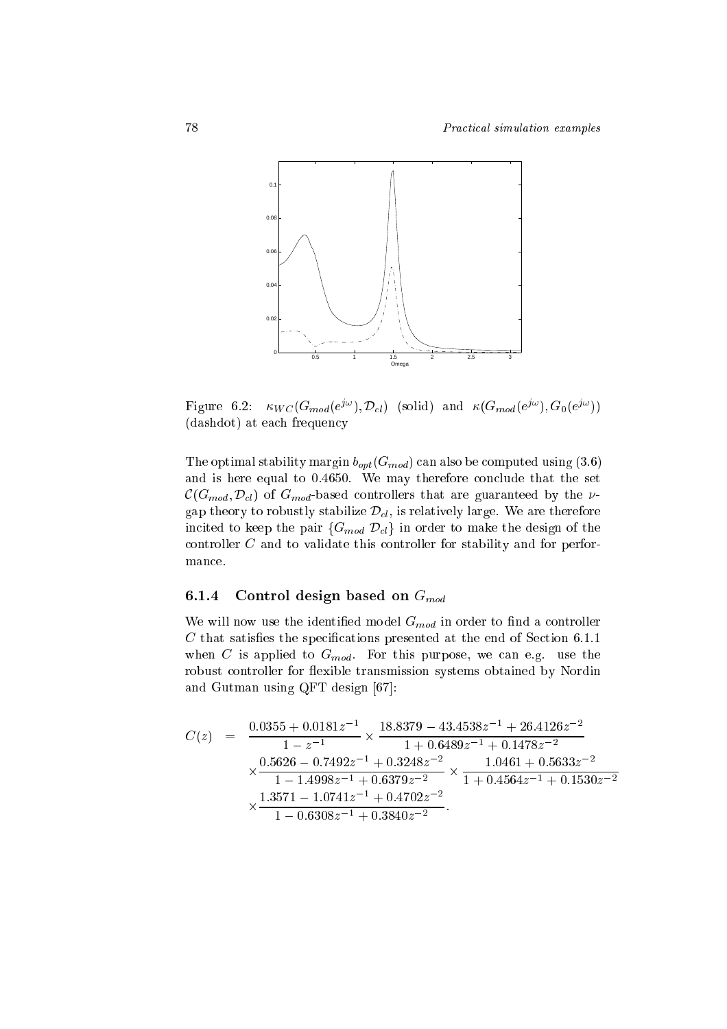Figure 6.2: $\kappa_{WC}(G_{mod}(e^{j\omega}), \mathcal{D}_{cl})$ (solid) and $\kappa(G_{mod}(e^{j\omega}), G_0(e^{j\omega}))$ (dashdot) at each frequency

The optimal stability margin $b_{opt}(G_{mod})$ can also be computed using (3.6) and is here equal to 0.4650. We may therefore conclude that the set $\mathcal{C}(G_{mod}, \mathcal{D}_{cl})$ of $G_{mod}$-based controllers that are guaranteed by the $\nu$-gap theory to robustly stabilize $\mathcal{D}_{cl}$, is relatively large. We are therefore incited to keep the pair $\{G_{mod}\ \mathcal{D}_{cl}\}$ in order to make the design of the controller $C$ and to validate this controller for stability and for performance.

### 6.1.4 Control design based on $G_{mod}$

We will now use the identified model $G_{mod}$ in order to find a controller $C$ that satisfies the specifications presented at the end of Section 6.1.1 when $C$ is applied to $G_{mod}$. For this purpose, we can e.g. use the robust controller for flexible transmission systems obtained by Nordin and Gutman using QFT design [67]:

$$
\begin{aligned}
C(z) \quad = \quad & \frac{0.0355 + 0.0181z^{-1}}{1 - z^{-1}} \times \frac{18.8379 - 43.4538z^{-1} + 26.4126z^{-2}}{1 + 0.6489z^{-1} + 0.1478z^{-2}} \\
& \times \frac{0.5626 - 0.7492z^{-1} + 0.3248z^{-2}}{1 - 1.4998z^{-1} + 0.6379z^{-2}} \times \frac{1.0461 + 0.5633z^{-2}}{1 + 0.4564z^{-1} + 0.1530z^{-2}} \\
& \times \frac{1.3571 - 1.0741z^{-1} + 0.4702z^{-2}}{1 - 0.6308z^{-1} + 0.3840z^{-2}}.
\end{aligned}
$$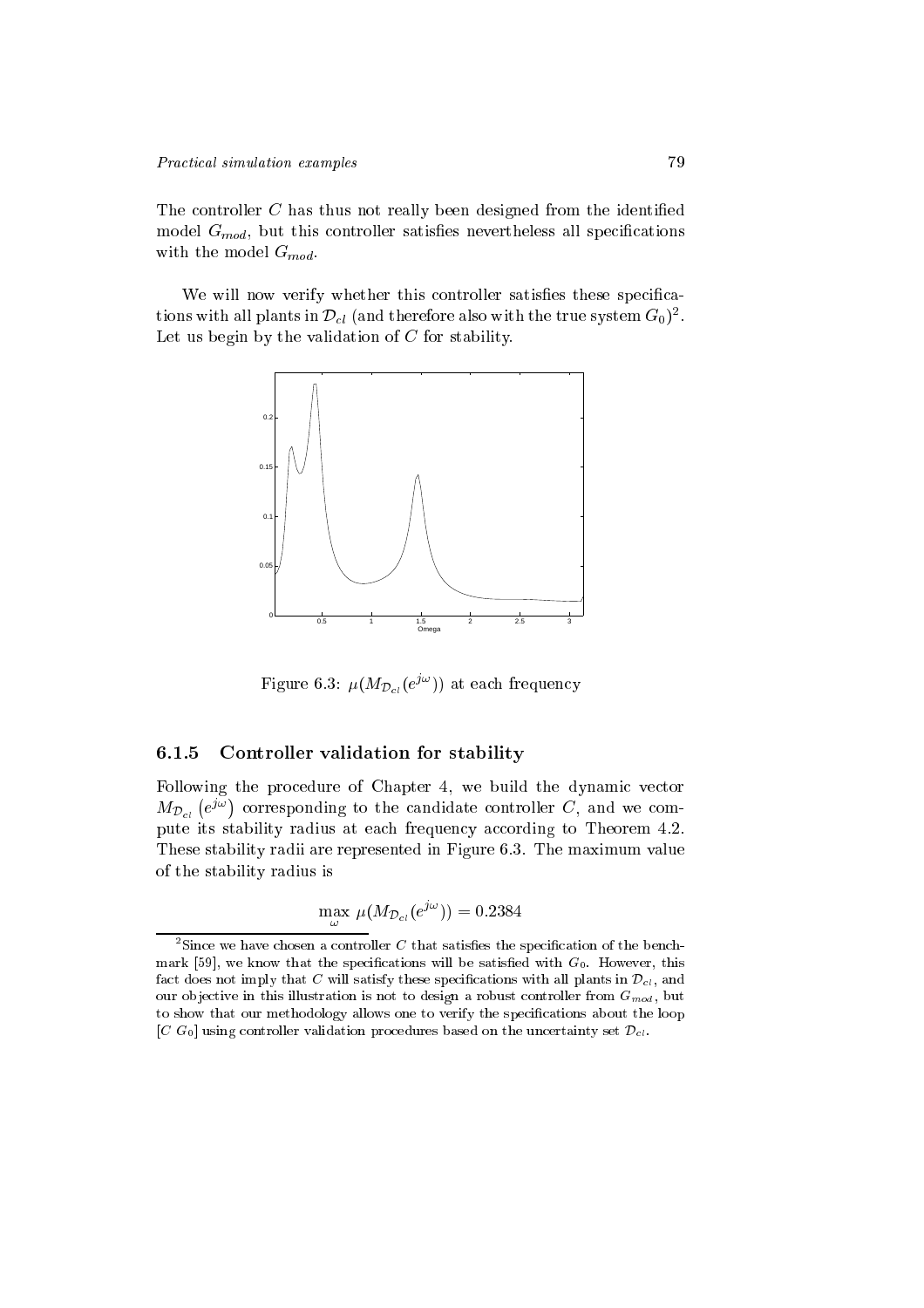The controller $C$ has thus not really been designed from the identified model $G_{mod}$, but this controller satisfies nevertheless all specifications with the model $G_{mod}$.

We will now verify whether this controller satisfies these specifications with all plants in $\mathcal{D}_{cl}$ (and therefore also with the true system $G_0$)[2]. Let us begin by the validation of $C$ for stability.

Figure 6.3: $\mu(M_{\mathcal{D}_{cl}}(e^{j\omega}))$ at each frequency

### 6.1.5 Controller validation for stability

Following the procedure of Chapter 4, we build the dynamic vector $M_{\mathcal{D}_{cl}}\left(e^{j\omega}\right)$ corresponding to the candidate controller $C$, and we compute its stability radius at each frequency according to Theorem 4.2. These stability radii are represented in Figure 6.3. The maximum value of the stability radius is

$$\max_{\omega} \mu(M_{\mathcal{D}_{cl}}(e^{j\omega})) = 0.2384$$

[2]Since we have chosen a controller $C$ that satisfies the specification of the benchmark [59], we know that the specifications will be satisfied with $G_0$. However, this fact does not imply that $C$ will satisfy these specifications with all plants in $\mathcal{D}_{cl}$, and our objective in this illustration is not to design a robust controller from $G_{mod}$, but to show that our methodology allows one to verify the specifications about the loop $[C\ G_0]$ using controller validation procedures based on the uncertainty set $\mathcal{D}_{cl}$.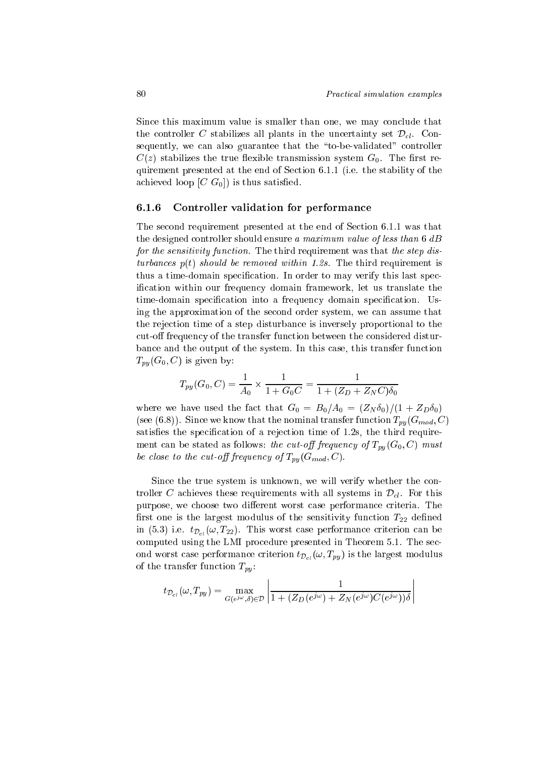Since this maximum value is smaller than one, we may conclude that the controller $C$ stabilizes all plants in the uncertainty set $\mathcal{D}_{cl}$. Consequently, we can also guarantee that the "to-be-validated" controller $C(z)$ stabilizes the true flexible transmission system $G_0$. The first requirement presented at the end of Section 6.1.1 (i.e. the stability of the achieved loop $[C\ G_0]$) is thus satisfied.

### 6.1.6 Controller validation for performance

The second requirement presented at the end of Section 6.1.1 was that the designed controller should ensure *a maximum value of less than 6 dB for the sensitivity function*. The third requirement was that *the step disturbances $p(t)$ should be removed within 1.2s*. The third requirement is thus a time-domain specification. In order to may verify this last specification within our frequency domain framework, let us translate the time-domain specification into a frequency domain specification. Using the approximation of the second order system, we can assume that the rejection time of a step disturbance is inversely proportional to the cut-off frequency of the transfer function between the considered disturbance and the output of the system. In this case, this transfer function $T_{py}(G_0, C)$ is given by:

$$T_{py}(G_0, C) = \frac{1}{A_0} \times \frac{1}{1 + G_0 C} = \frac{1}{1 + (Z_D + Z_N C)\delta_0}$$

where we have used the fact that $G_0 = B_0/A_0 = (Z_N \delta_0)/(1 + Z_D \delta_0)$ (see (6.8)). Since we know that the nominal transfer function $T_{py}(G_{mod}, C)$ satisfies the specification of a rejection time of 1.2s, the third requirement can be stated as follows: *the cut-off frequency of $T_{py}(G_0, C)$ must be close to the cut-off frequency of $T_{py}(G_{mod}, C)$.*

Since the true system is unknown, we will verify whether the controller $C$ achieves these requirements with all systems in $\mathcal{D}_{cl}$. For this purpose, we choose two different worst case performance criteria. The first one is the largest modulus of the sensitivity function $T_{22}$ defined in (5.3) i.e. $t_{\mathcal{D}_{cl}}(\omega, T_{22})$. This worst case performance criterion can be computed using the LMI procedure presented in Theorem 5.1. The second worst case performance criterion $t_{\mathcal{D}_{cl}}(\omega, T_{py})$ is the largest modulus of the transfer function $T_{py}$:

$$t_{\mathcal{D}_{cl}}(\omega, T_{py}) = \max_{G(e^{j\omega}, \delta) \in \mathcal{D}} \left| \frac{1}{1 + (Z_D(e^{j\omega}) + Z_N(e^{j\omega}) C(e^{j\omega}))\delta} \right|$$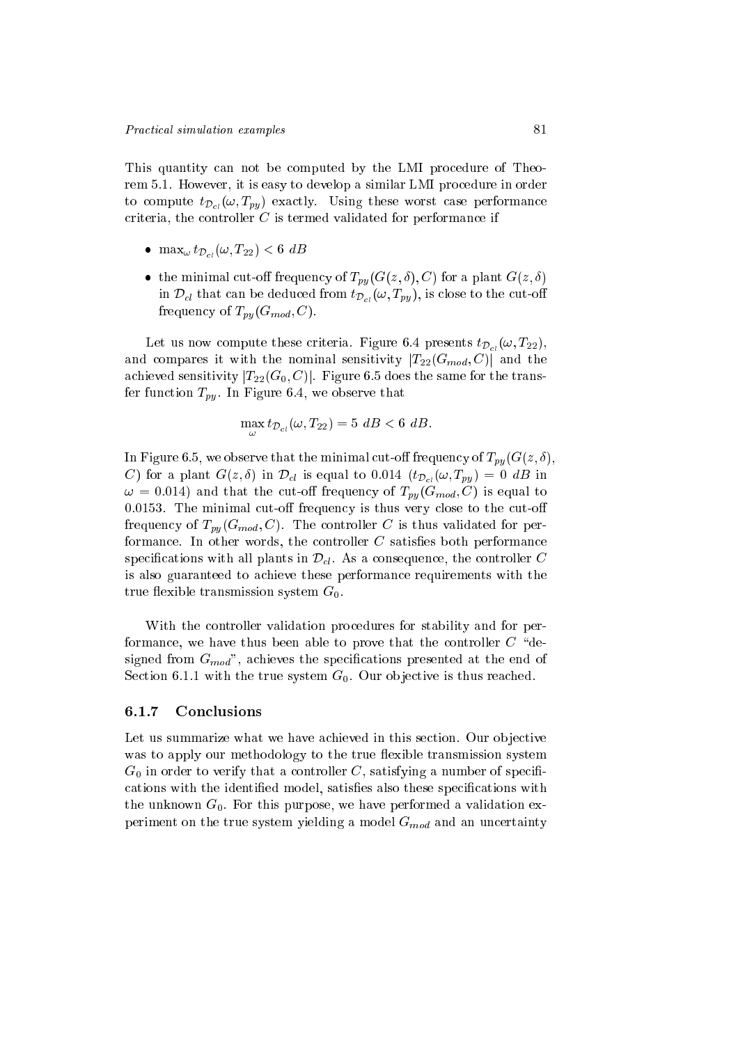This quantity can not be computed by the LMI procedure of Theorem 5.1. However, it is easy to develop a similar LMI procedure in order to compute $t_{\mathcal{D}_{cl}}(\omega, T_{py})$ exactly. Using these worst case performance criteria, the controller $C$ is termed validated for performance if

- $\max_{\omega} t_{\mathcal{D}_{cl}}(\omega, T_{22}) < 6 \ dB$
- the minimal cut-off frequency of $T_{py}(G(z,\delta), C)$ for a plant $G(z,\delta)$ in $\mathcal{D}_{cl}$ that can be deduced from $t_{\mathcal{D}_{cl}}(\omega, T_{py})$, is close to the cut-off frequency of $T_{py}(G_{mod}, C)$.

Let us now compute these criteria. Figure 6.4 presents $t_{\mathcal{D}_{cl}}(\omega, T_{22})$, and compares it with the nominal sensitivity $|T_{22}(G_{mod}, C)|$ and the achieved sensitivity $|T_{22}(G_0, C)|$. Figure 6.5 does the same for the transfer function $T_{py}$. In Figure 6.4, we observe that

$$\max_{\omega} t_{\mathcal{D}_{cl}}(\omega, T_{22}) = 5 \ dB < 6 \ dB.$$

In Figure 6.5, we observe that the minimal cut-off frequency of $T_{py}(G(z,\delta), C)$ for a plant $G(z,\delta)$ in $\mathcal{D}_{cl}$ is equal to 0.014 ($t_{\mathcal{D}_{cl}}(\omega, T_{py}) = 0 \ dB$ in $\omega = 0.014$) and that the cut-off frequency of $T_{py}(G_{mod}, C)$ is equal to 0.0153. The minimal cut-off frequency is thus very close to the cut-off frequency of $T_{py}(G_{mod}, C)$. The controller $C$ is thus validated for performance. In other words, the controller $C$ satisfies both performance specifications with all plants in $\mathcal{D}_{cl}$. As a consequence, the controller $C$ is also guaranteed to achieve these performance requirements with the true flexible transmission system $G_0$.

With the controller validation procedures for stability and for performance, we have thus been able to prove that the controller $C$ "designed from $G_{mod}$", achieves the specifications presented at the end of Section 6.1.1 with the true system $G_0$. Our objective is thus reached.

### 6.1.7 Conclusions

Let us summarize what we have achieved in this section. Our objective was to apply our methodology to the true flexible transmission system $G_0$ in order to verify that a controller $C$, satisfying a number of specifications with the identified model, satisfies also these specifications with the unknown $G_0$. For this purpose, we have performed a validation experiment on the true system yielding a model $G_{mod}$ and an uncertainty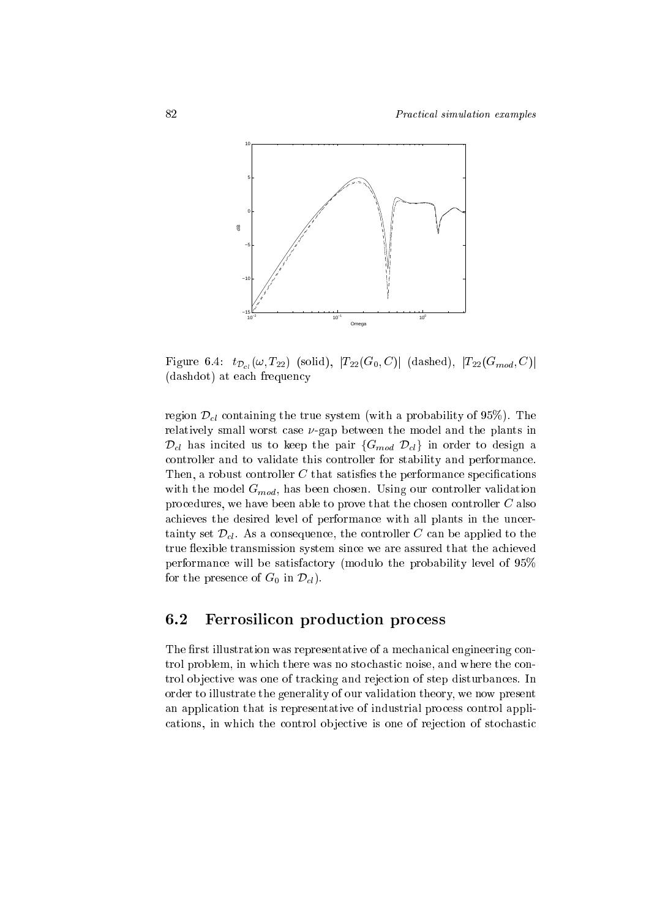Figure 6.4: $t_{\mathcal{D}_{cl}}(\omega, T_{22})$ (solid), $|T_{22}(G_0, C)|$ (dashed), $|T_{22}(G_{mod}, C)|$ (dashdot) at each frequency

region $\mathcal{D}_{cl}$ containing the true system (with a probability of 95%). The relatively small worst case $\nu$-gap between the model and the plants in $\mathcal{D}_{cl}$ has incited us to keep the pair $\{G_{mod}\ \mathcal{D}_{cl}\}$ in order to design a controller and to validate this controller for stability and performance. Then, a robust controller $C$ that satisfies the performance specifications with the model $G_{mod}$, has been chosen. Using our controller validation procedures, we have been able to prove that the chosen controller $C$ also achieves the desired level of performance with all plants in the uncertainty set $\mathcal{D}_{cl}$. As a consequence, the controller $C$ can be applied to the true flexible transmission system since we are assured that the achieved performance will be satisfactory (modulo the probability level of 95% for the presence of $G_0$ in $\mathcal{D}_{cl}$).

## 6.2 Ferrosilicon production process

The first illustration was representative of a mechanical engineering control problem, in which there was no stochastic noise, and where the control objective was one of tracking and rejection of step disturbances. In order to illustrate the generality of our validation theory, we now present an application that is representative of industrial process control applications, in which the control objective is one of rejection of stochastic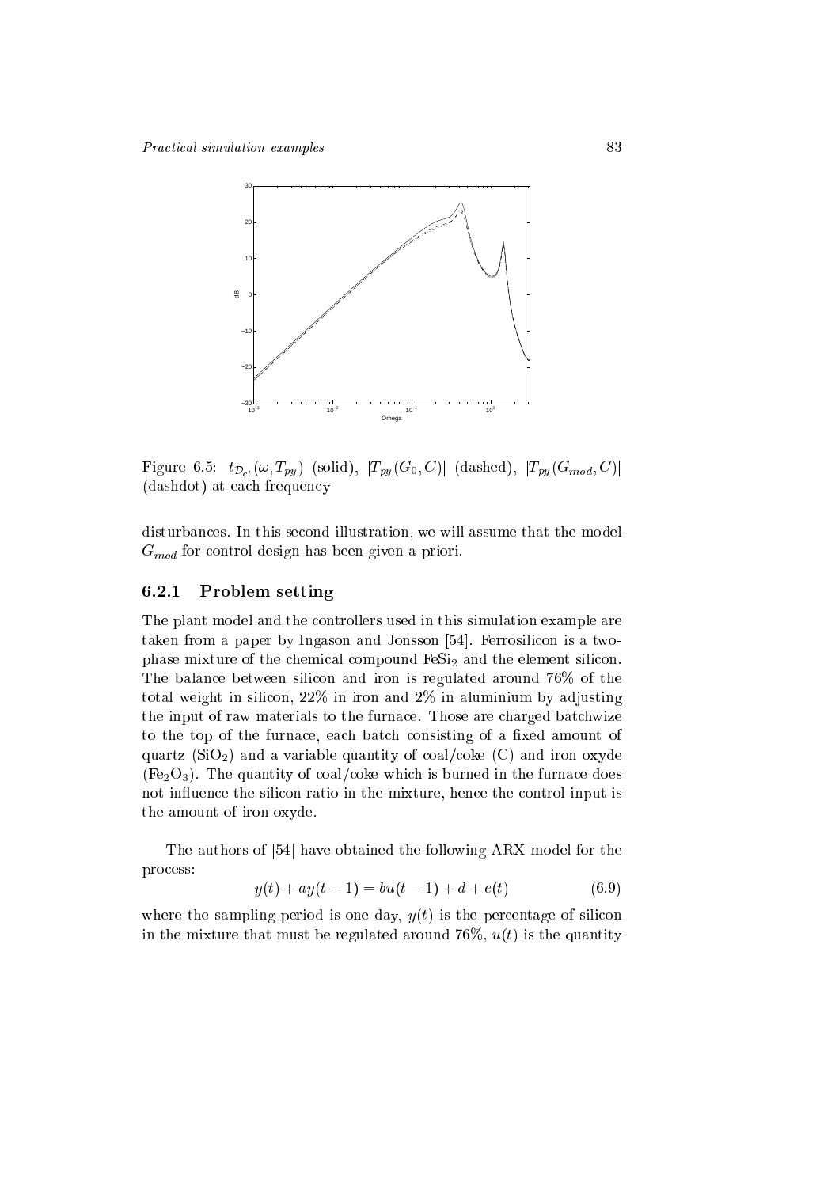Figure 6.5: $t_{\mathcal{D}_{cl}}(\omega, T_{py})$ (solid), $|T_{py}(G_0, C)|$ (dashed), $|T_{py}(G_{mod}, C)|$ (dashdot) at each frequency

disturbances. In this second illustration, we will assume that the model $G_{mod}$ for control design has been given a-priori.

### 6.2.1 Problem setting

The plant model and the controllers used in this simulation example are taken from a paper by Ingason and Jonsson [54]. Ferrosilicon is a two-phase mixture of the chemical compound $FeSi_2$ and the element silicon. The balance between silicon and iron is regulated around 76% of the total weight in silicon, 22% in iron and 2% in aluminium by adjusting the input of raw materials to the furnace. Those are charged batchwize to the top of the furnace, each batch consisting of a fixed amount of quartz ($SiO_2$) and a variable quantity of coal/coke (C) and iron oxyde ($Fe_2O_3$). The quantity of coal/coke which is burned in the furnace does not influence the silicon ratio in the mixture, hence the control input is the amount of iron oxyde.

The authors of [54] have obtained the following ARX model for the process:

$$y(t) + ay(t-1) = bu(t-1) + d + e(t) \tag{6.9}$$

where the sampling period is one day, $y(t)$ is the percentage of silicon in the mixture that must be regulated around 76%, $u(t)$ is the quantity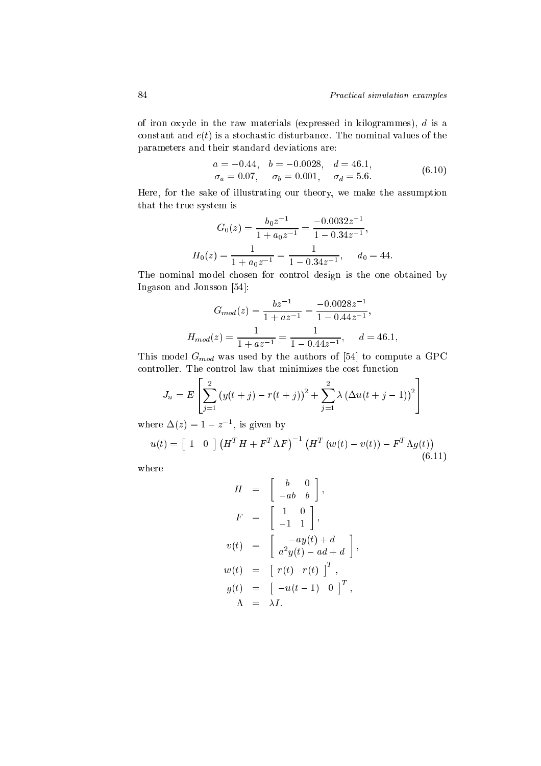of iron oxyde in the raw materials (expressed in kilogrammes), $d$ is a constant and $e(t)$ is a stochastic disturbance. The nominal values of the parameters and their standard deviations are:

$$
\begin{aligned}
a &= -0.44, \quad b = -0.0028, \quad d = 46.1, \\
\sigma_a &= 0.07, \quad\;\; \sigma_b = 0.001, \quad\;\; \sigma_d = 5.6.
\end{aligned}
\tag{6.10}
$$

Here, for the sake of illustrating our theory, we make the assumption that the true system is

$$
G_0(z) = \frac{b_0 z^{-1}}{1 + a_0 z^{-1}} = \frac{-0.0032 z^{-1}}{1 - 0.34 z^{-1}},
$$

$$
H_0(z) = \frac{1}{1 + a_0 z^{-1}} = \frac{1}{1 - 0.34 z^{-1}}, \qquad d_0 = 44.
$$

The nominal model chosen for control design is the one obtained by Ingason and Jonsson [54]:

$$
G_{mod}(z) = \frac{b z^{-1}}{1 + a z^{-1}} = \frac{-0.0028 z^{-1}}{1 - 0.44 z^{-1}},
$$

$$
H_{mod}(z) = \frac{1}{1 + a z^{-1}} = \frac{1}{1 - 0.44 z^{-1}}, \qquad d = 46.1,
$$

This model $G_{mod}$ was used by the authors of [54] to compute a GPC controller. The control law that minimizes the cost function

$$
J_u = E\left[\sum_{j=1}^{2} \left(y(t+j) - r(t+j)\right)^2 + \sum_{j=1}^{2} \lambda \left(\Delta u(t+j-1)\right)^2\right]
$$

where $\Delta(z) = 1 - z^{-1}$, is given by

$$
u(t) = \begin{bmatrix} 1 & 0 \end{bmatrix} \left(H^T H + F^T \Lambda F\right)^{-1} \left(H^T \left(w(t) - v(t)\right) - F^T \Lambda g(t)\right)
\tag{6.11}
$$

where

$$
\begin{aligned}
H &= \begin{bmatrix} b & 0 \\ -ab & b \end{bmatrix}, \\
F &= \begin{bmatrix} 1 & 0 \\ -1 & 1 \end{bmatrix}, \\
v(t) &= \begin{bmatrix} -a y(t) + d \\ a^2 y(t) - ad + d \end{bmatrix}, \\
w(t) &= \begin{bmatrix} r(t) & r(t) \end{bmatrix}^T, \\
g(t) &= \begin{bmatrix} -u(t-1) & 0 \end{bmatrix}^T, \\
\Lambda &= \lambda I.
\end{aligned}
$$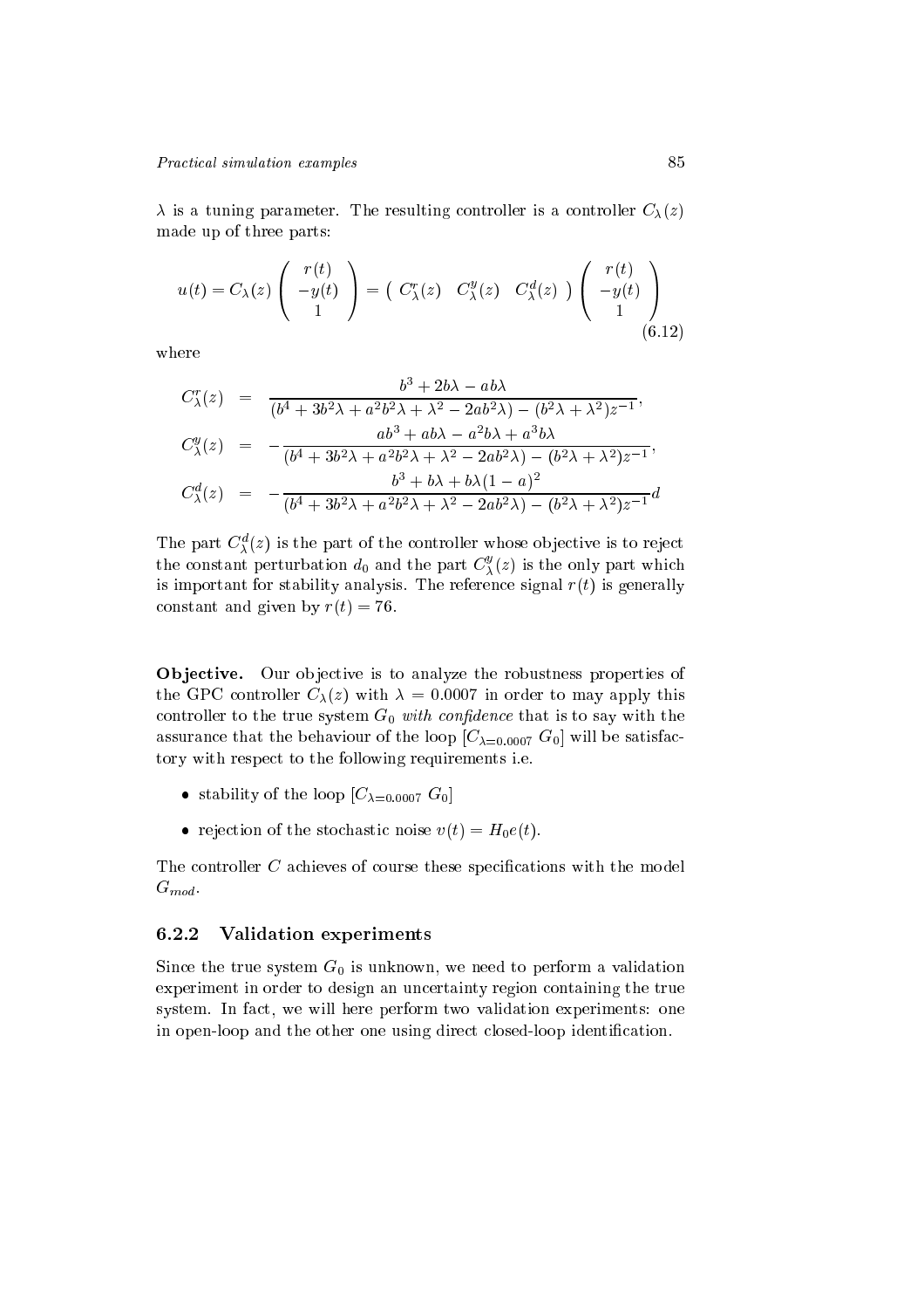$\lambda$ is a tuning parameter. The resulting controller is a controller $C_\lambda(z)$ made up of three parts:

$$u(t) = C_\lambda(z) \begin{pmatrix} r(t) \\ -y(t) \\ 1 \end{pmatrix} = \begin{pmatrix} C_\lambda^r(z) & C_\lambda^y(z) & C_\lambda^d(z) \end{pmatrix} \begin{pmatrix} r(t) \\ -y(t) \\ 1 \end{pmatrix} \tag{6.12}$$

where

$$\begin{aligned}
C_\lambda^r(z) &= \frac{b^3 + 2b\lambda - ab\lambda}{(b^4 + 3b^2\lambda + a^2b^2\lambda + \lambda^2 - 2ab^2\lambda) - (b^2\lambda + \lambda^2)z^{-1}}, \\
C_\lambda^y(z) &= -\frac{ab^3 + ab\lambda - a^2b\lambda + a^3b\lambda}{(b^4 + 3b^2\lambda + a^2b^2\lambda + \lambda^2 - 2ab^2\lambda) - (b^2\lambda + \lambda^2)z^{-1}}, \\
C_\lambda^d(z) &= -\frac{b^3 + b\lambda + b\lambda(1-a)^2}{(b^4 + 3b^2\lambda + a^2b^2\lambda + \lambda^2 - 2ab^2\lambda) - (b^2\lambda + \lambda^2)z^{-1}}d
\end{aligned}$$

The part $C_\lambda^d(z)$ is the part of the controller whose objective is to reject the constant perturbation $d_0$ and the part $C_\lambda^y(z)$ is the only part which is important for stability analysis. The reference signal $r(t)$ is generally constant and given by $r(t) = 76$.

**Objective.** Our objective is to analyze the robustness properties of the GPC controller $C_\lambda(z)$ with $\lambda = 0.0007$ in order to may apply this controller to the true system $G_0$ *with confidence* that is to say with the assurance that the behaviour of the loop $[C_{\lambda=0.0007}\ G_0]$ will be satisfactory with respect to the following requirements i.e.

- stability of the loop $[C_{\lambda=0.0007}\ G_0]$
- rejection of the stochastic noise $v(t) = H_0 e(t)$.

The controller $C$ achieves of course these specifications with the model $G_{mod}$.

### 6.2.2 Validation experiments

Since the true system $G_0$ is unknown, we need to perform a validation experiment in order to design an uncertainty region containing the true system. In fact, we will here perform two validation experiments: one in open-loop and the other one using direct closed-loop identification.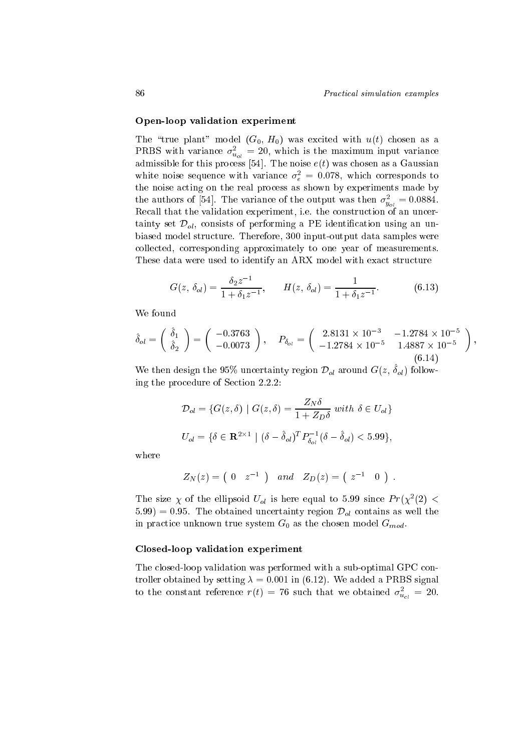### Open-loop validation experiment

The "true plant" model ($G_0$, $H_0$) was excited with $u(t)$ chosen as a PRBS with variance $\sigma^2_{u_{ol}} = 20$, which is the maximum input variance admissible for this process [54]. The noise $e(t)$ was chosen as a Gaussian white noise sequence with variance $\sigma^2_e = 0.078$, which corresponds to the noise acting on the real process as shown by experiments made by the authors of [54]. The variance of the output was then $\sigma^2_{y_{ol}} = 0.0884$. Recall that the validation experiment, i.e. the construction of an uncertainty set $\mathcal{D}_{ol}$, consists of performing a PE identification using an unbiased model structure. Therefore, 300 input-output data samples were collected, corresponding approximately to one year of measurements. These data were used to identify an ARX model with exact structure

$$G(z,\,\delta_{ol}) = \frac{\delta_2 z^{-1}}{1+\delta_1 z^{-1}}, \qquad H(z,\,\delta_{ol}) = \frac{1}{1+\delta_1 z^{-1}}. \tag{6.13}$$

We found

$$\hat{\delta}_{ol} = \begin{pmatrix} \hat{\delta}_1 \\ \hat{\delta}_2 \end{pmatrix} = \begin{pmatrix} -0.3763 \\ -0.0073 \end{pmatrix}, \quad P_{\delta_{ol}} = \begin{pmatrix} 2.8131\times 10^{-3} & -1.2784\times 10^{-5} \\ -1.2784\times 10^{-5} & 1.4887\times 10^{-5} \end{pmatrix}, \tag{6.14}$$

We then design the 95% uncertainty region $\mathcal{D}_{ol}$ around $G(z,\,\hat{\delta}_{ol})$ following the procedure of Section 2.2.2:

$$\mathcal{D}_{ol} = \{G(z,\delta)\mid G(z,\delta) = \frac{Z_N\delta}{1+Z_D\delta}\ with\ \delta\in U_{ol}\}$$

$$U_{ol} = \{\delta\in\mathbf{R}^{2\times 1}\mid (\delta-\hat{\delta}_{ol})^T P^{-1}_{\delta_{ol}}(\delta-\hat{\delta}_{ol}) < 5.99\},$$

where

$$Z_N(z) = \begin{pmatrix} 0 & z^{-1} \end{pmatrix} \quad and \quad Z_D(z) = \begin{pmatrix} z^{-1} & 0 \end{pmatrix}.$$

The size $\chi$ of the ellipsoid $U_{ol}$ is here equal to 5.99 since $Pr(\chi^2(2) < 5.99) = 0.95$. The obtained uncertainty region $\mathcal{D}_{ol}$ contains as well the in practice unknown true system $G_0$ as the chosen model $G_{mod}$.

### Closed-loop validation experiment

The closed-loop validation was performed with a sub-optimal GPC controller obtained by setting $\lambda = 0.001$ in (6.12). We added a PRBS signal to the constant reference $r(t) = 76$ such that we obtained $\sigma^2_{u_{cl}} = 20$.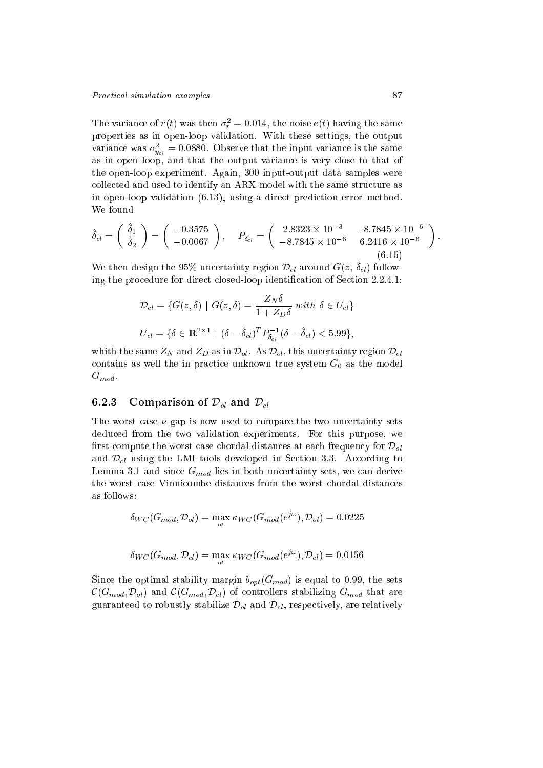The variance of $r(t)$ was then $\sigma_r^2 = 0.014$, the noise $e(t)$ having the same properties as in open-loop validation. With these settings, the output variance was $\sigma_{y_{cl}}^2 = 0.0880$. Observe that the input variance is the same as in open loop, and that the output variance is very close to that of the open-loop experiment. Again, 300 input-output data samples were collected and used to identify an ARX model with the same structure as in open-loop validation (6.13), using a direct prediction error method. We found

$$\hat{\delta}_{cl} = \begin{pmatrix} \hat{\delta}_1 \\ \hat{\delta}_2 \end{pmatrix} = \begin{pmatrix} -0.3575 \\ -0.0067 \end{pmatrix}, \quad P_{\delta_{cl}} = \begin{pmatrix} 2.8323 \times 10^{-3} & -8.7845 \times 10^{-6} \\ -8.7845 \times 10^{-6} & 6.2416 \times 10^{-6} \end{pmatrix}. \tag{6.15}$$

We then design the 95% uncertainty region $\mathcal{D}_{cl}$ around $G(z, \hat{\delta}_{cl})$ following the procedure for direct closed-loop identification of Section 2.2.4.1:

$$\mathcal{D}_{cl} = \{G(z, \delta) \mid G(z, \delta) = \frac{Z_N \delta}{1 + Z_D \delta} \text{ with } \delta \in U_{cl}\}$$

$$U_{cl} = \{\delta \in \mathbf{R}^{2\times 1} \mid (\delta - \hat{\delta}_{cl})^T P_{\delta_{cl}}^{-1} (\delta - \hat{\delta}_{cl}) < 5.99\},$$

whith the same $Z_N$ and $Z_D$ as in $\mathcal{D}_{ol}$. As $\mathcal{D}_{ol}$, this uncertainty region $\mathcal{D}_{cl}$ contains as well the in practice unknown true system $G_0$ as the model $G_{mod}$.

### 6.2.3 Comparison of $\mathcal{D}_{ol}$ and $\mathcal{D}_{cl}$

The worst case $\nu$-gap is now used to compare the two uncertainty sets deduced from the two validation experiments. For this purpose, we first compute the worst case chordal distances at each frequency for $\mathcal{D}_{ol}$ and $\mathcal{D}_{cl}$ using the LMI tools developed in Section 3.3. According to Lemma 3.1 and since $G_{mod}$ lies in both uncertainty sets, we can derive the worst case Vinnicombe distances from the worst chordal distances as follows:

$$\delta_{WC}(G_{mod}, \mathcal{D}_{ol}) = \max_{\omega} \kappa_{WC}(G_{mod}(e^{j\omega}), \mathcal{D}_{ol}) = 0.0225$$

$$\delta_{WC}(G_{mod}, \mathcal{D}_{cl}) = \max_{\omega} \kappa_{WC}(G_{mod}(e^{j\omega}), \mathcal{D}_{cl}) = 0.0156$$

Since the optimal stability margin $b_{opt}(G_{mod})$ is equal to 0.99, the sets $\mathcal{C}(G_{mod}, \mathcal{D}_{ol})$ and $\mathcal{C}(G_{mod}, \mathcal{D}_{cl})$ of controllers stabilizing $G_{mod}$ that are guaranteed to robustly stabilize $\mathcal{D}_{ol}$ and $\mathcal{D}_{cl}$, respectively, are relatively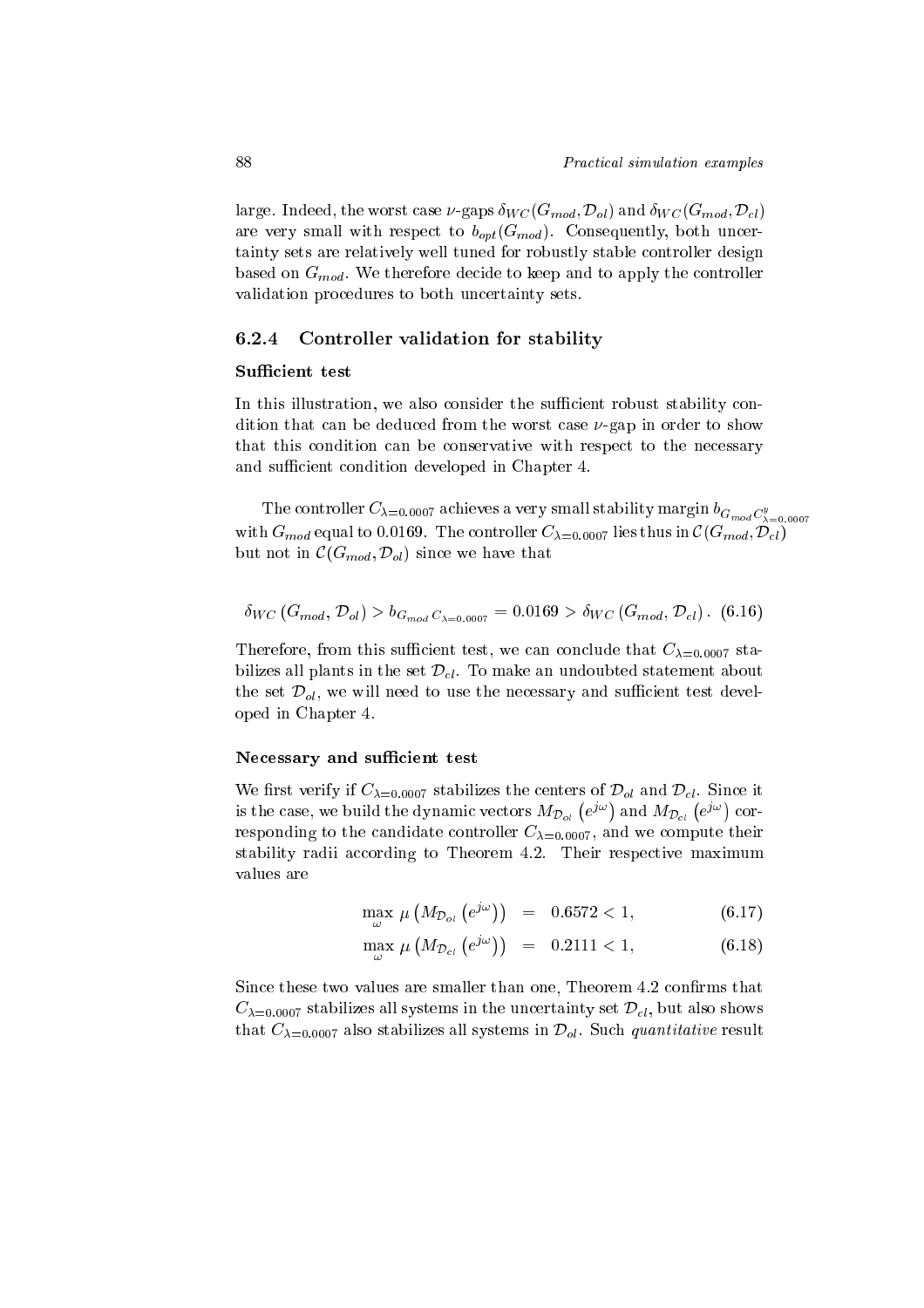large. Indeed, the worst case $\nu$-gaps $\delta_{WC}(G_{mod}, \mathcal{D}_{ol})$ and $\delta_{WC}(G_{mod}, \mathcal{D}_{cl})$ are very small with respect to $b_{opt}(G_{mod})$. Consequently, both uncertainty sets are relatively well tuned for robustly stable controller design based on $G_{mod}$. We therefore decide to keep and to apply the controller validation procedures to both uncertainty sets.

### 6.2.4 Controller validation for stability

#### Sufficient test

In this illustration, we also consider the sufficient robust stability condition that can be deduced from the worst case $\nu$-gap in order to show that this condition can be conservative with respect to the necessary and sufficient condition developed in Chapter 4.

The controller $C_{\lambda=0.0007}$ achieves a very small stability margin $b_{G_{mod}C^y_{\lambda=0.0007}}$ with $G_{mod}$ equal to 0.0169. The controller $C_{\lambda=0.0007}$ lies thus in $\mathcal{C}(G_{mod}, \mathcal{D}_{cl})$ but not in $\mathcal{C}(G_{mod}, \mathcal{D}_{ol})$ since we have that

$$\delta_{WC}\left(G_{mod}, \mathcal{D}_{ol}\right) > b_{G_{mod}\,C_{\lambda=0.0007}} = 0.0169 > \delta_{WC}\left(G_{mod}, \mathcal{D}_{cl}\right). \quad (6.16)$$

Therefore, from this sufficient test, we can conclude that $C_{\lambda=0.0007}$ stabilizes all plants in the set $\mathcal{D}_{cl}$. To make an undoubted statement about the set $\mathcal{D}_{ol}$, we will need to use the necessary and sufficient test developed in Chapter 4.

#### Necessary and sufficient test

We first verify if $C_{\lambda=0.0007}$ stabilizes the centers of $\mathcal{D}_{ol}$ and $\mathcal{D}_{cl}$. Since it is the case, we build the dynamic vectors $M_{\mathcal{D}_{ol}}\left(e^{j\omega}\right)$ and $M_{\mathcal{D}_{cl}}\left(e^{j\omega}\right)$ corresponding to the candidate controller $C_{\lambda=0.0007}$, and we compute their stability radii according to Theorem 4.2. Their respective maximum values are

$$\max_{\omega} \mu\left(M_{\mathcal{D}_{ol}}\left(e^{j\omega}\right)\right) = 0.6572 < 1, \quad (6.17)$$

$$\max_{\omega} \mu\left(M_{\mathcal{D}_{cl}}\left(e^{j\omega}\right)\right) = 0.2111 < 1, \quad (6.18)$$

Since these two values are smaller than one, Theorem 4.2 confirms that $C_{\lambda=0.0007}$ stabilizes all systems in the uncertainty set $\mathcal{D}_{cl}$, but also shows that $C_{\lambda=0.0007}$ also stabilizes all systems in $\mathcal{D}_{ol}$. Such *quantitative* result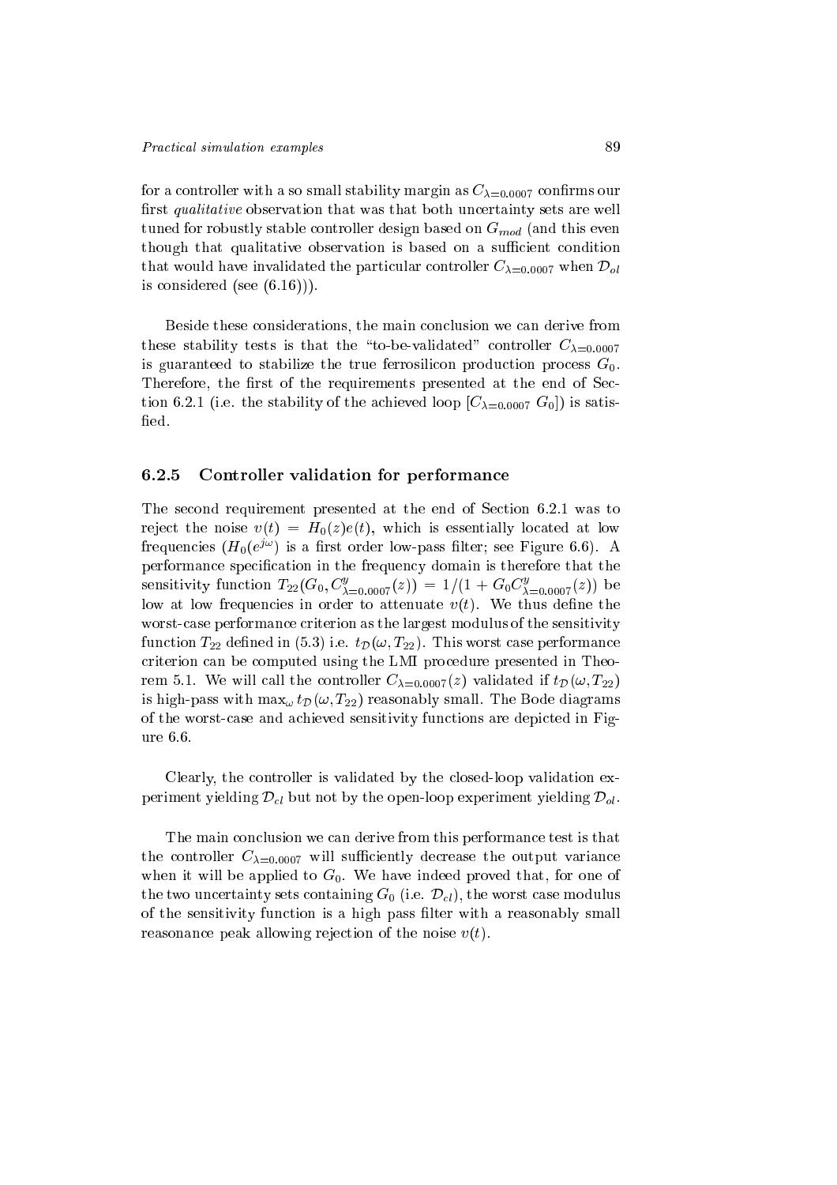for a controller with a so small stability margin as $C_{\lambda=0.0007}$ confirms our first *qualitative* observation that was that both uncertainty sets are well tuned for robustly stable controller design based on $G_{mod}$ (and this even though that qualitative observation is based on a sufficient condition that would have invalidated the particular controller $C_{\lambda=0.0007}$ when $\mathcal{D}_{ol}$ is considered (see (6.16))).

Beside these considerations, the main conclusion we can derive from these stability tests is that the "to-be-validated" controller $C_{\lambda=0.0007}$ is guaranteed to stabilize the true ferrosilicon production process $G_0$. Therefore, the first of the requirements presented at the end of Section 6.2.1 (i.e. the stability of the achieved loop $[C_{\lambda=0.0007}\ G_0]$) is satisfied.

### 6.2.5 Controller validation for performance

The second requirement presented at the end of Section 6.2.1 was to reject the noise $v(t) = H_0(z)e(t)$, which is essentially located at low frequencies ($H_0(e^{j\omega})$ is a first order low-pass filter; see Figure 6.6). A performance specification in the frequency domain is therefore that the sensitivity function $T_{22}(G_0, C^y_{\lambda=0.0007}(z)) = 1/(1 + G_0 C^y_{\lambda=0.0007}(z))$ be low at low frequencies in order to attenuate $v(t)$. We thus define the worst-case performance criterion as the largest modulus of the sensitivity function $T_{22}$ defined in (5.3) i.e. $t_{\mathcal{D}}(\omega, T_{22})$. This worst case performance criterion can be computed using the LMI procedure presented in Theorem 5.1. We will call the controller $C_{\lambda=0.0007}(z)$ validated if $t_{\mathcal{D}}(\omega, T_{22})$ is high-pass with $\max_\omega t_{\mathcal{D}}(\omega, T_{22})$ reasonably small. The Bode diagrams of the worst-case and achieved sensitivity functions are depicted in Figure 6.6.

Clearly, the controller is validated by the closed-loop validation experiment yielding $\mathcal{D}_{cl}$ but not by the open-loop experiment yielding $\mathcal{D}_{ol}$.

The main conclusion we can derive from this performance test is that the controller $C_{\lambda=0.0007}$ will sufficiently decrease the output variance when it will be applied to $G_0$. We have indeed proved that, for one of the two uncertainty sets containing $G_0$ (i.e. $\mathcal{D}_{cl}$), the worst case modulus of the sensitivity function is a high pass filter with a reasonably small reasonance peak allowing rejection of the noise $v(t)$.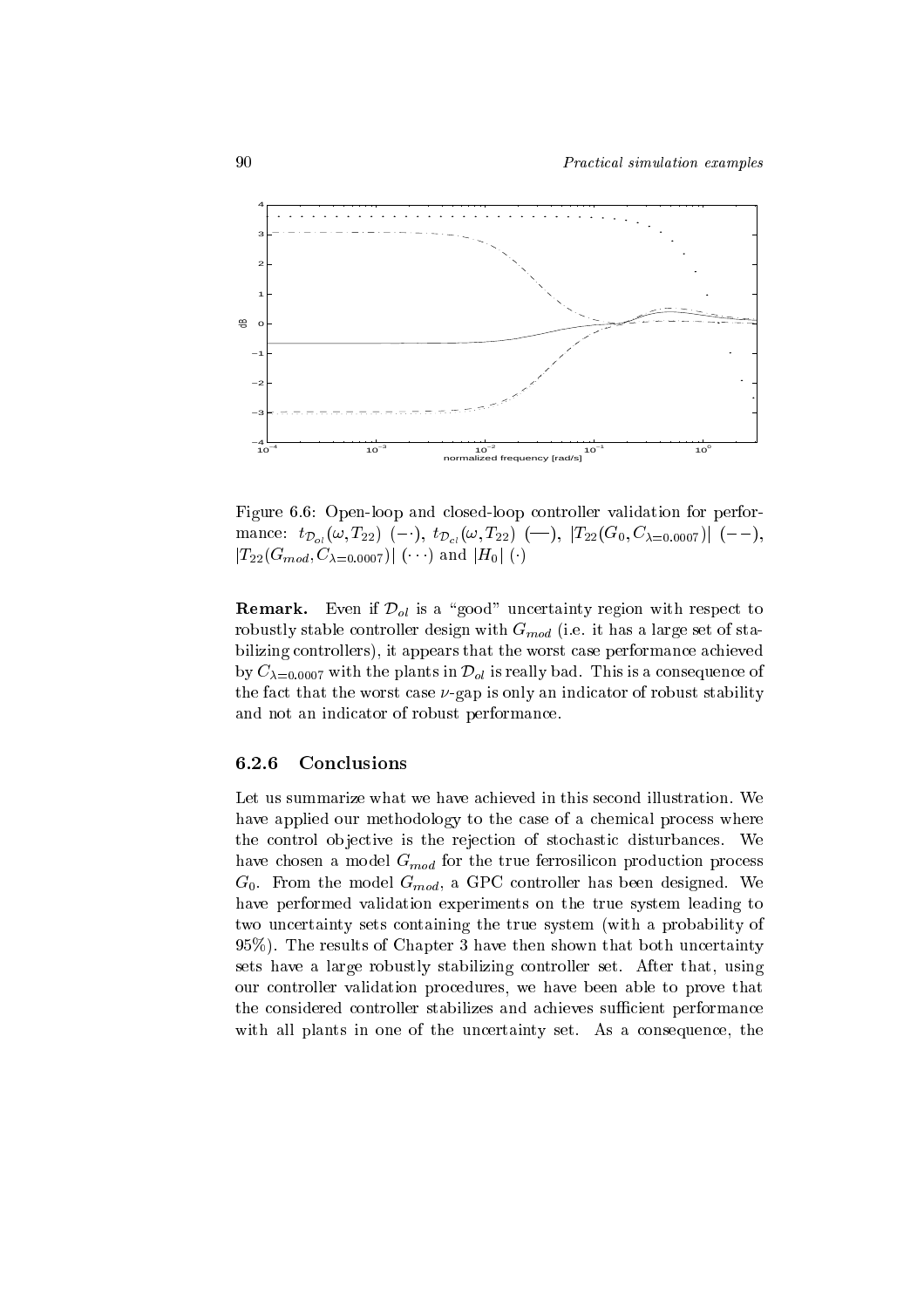Figure 6.6: Open-loop and closed-loop controller validation for performance: $t_{\mathcal{D}_{ol}}(\omega, T_{22})$ $(-\cdot)$, $t_{\mathcal{D}_{cl}}(\omega, T_{22})$ $(—)$, $|T_{22}(G_0, C_{\lambda=0.0007})|$ $(--)$, $|T_{22}(G_{mod}, C_{\lambda=0.0007})|$ $(\cdots)$ and $|H_0|$ $(\cdot)$

**Remark.** Even if $\mathcal{D}_{ol}$ is a "good" uncertainty region with respect to robustly stable controller design with $G_{mod}$ (i.e. it has a large set of stabilizing controllers), it appears that the worst case performance achieved by $C_{\lambda=0.0007}$ with the plants in $\mathcal{D}_{ol}$ is really bad. This is a consequence of the fact that the worst case $\nu$-gap is only an indicator of robust stability and not an indicator of robust performance.

### 6.2.6 Conclusions

Let us summarize what we have achieved in this second illustration. We have applied our methodology to the case of a chemical process where the control objective is the rejection of stochastic disturbances. We have chosen a model $G_{mod}$ for the true ferrosilicon production process $G_0$. From the model $G_{mod}$, a GPC controller has been designed. We have performed validation experiments on the true system leading to two uncertainty sets containing the true system (with a probability of 95%). The results of Chapter 3 have then shown that both uncertainty sets have a large robustly stabilizing controller set. After that, using our controller validation procedures, we have been able to prove that the considered controller stabilizes and achieves sufficient performance with all plants in one of the uncertainty set. As a consequence, the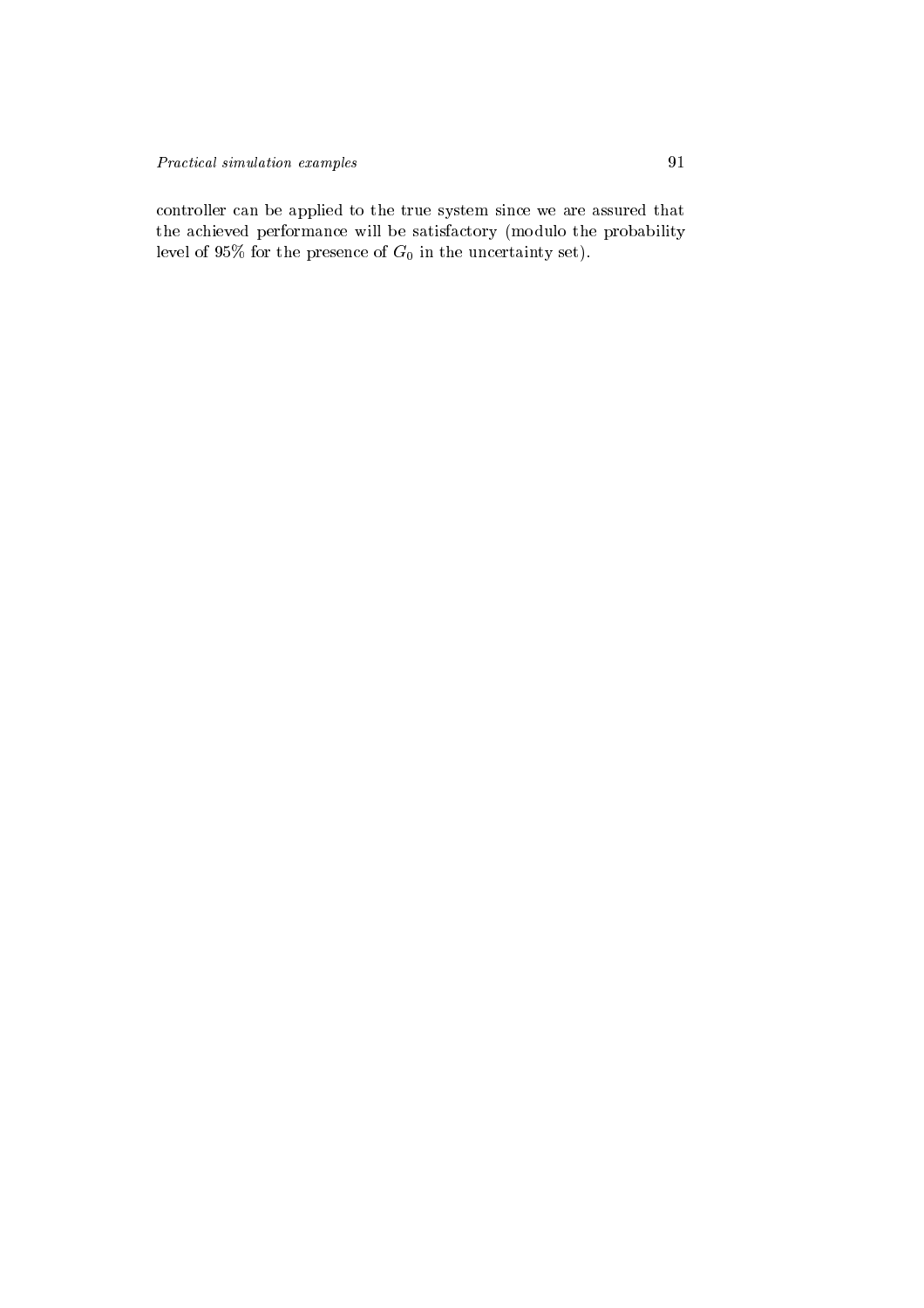controller can be applied to the true system since we are assured that the achieved performance will be satisfactory (modulo the probability level of 95% for the presence of $G_0$ in the uncertainty set).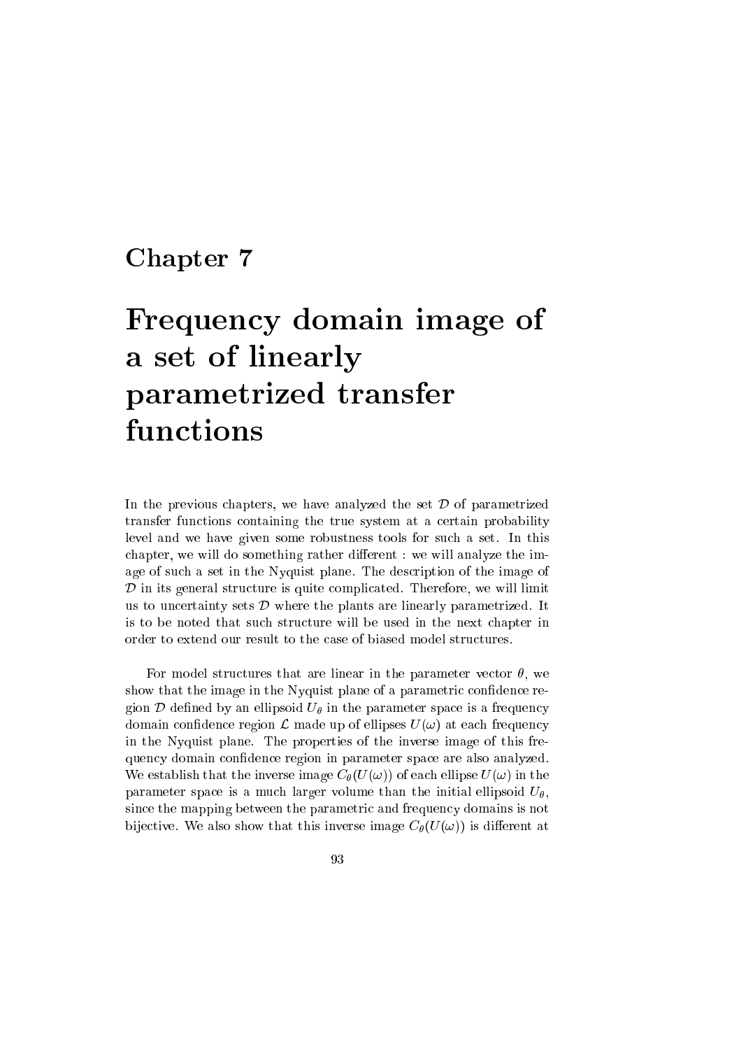# Chapter 7

# Frequency domain image of a set of linearly parametrized transfer functions

In the previous chapters, we have analyzed the set $\mathcal{D}$ of parametrized transfer functions containing the true system at a certain probability level and we have given some robustness tools for such a set. In this chapter, we will do something rather different : we will analyze the image of such a set in the Nyquist plane. The description of the image of $\mathcal{D}$ in its general structure is quite complicated. Therefore, we will limit us to uncertainty sets $\mathcal{D}$ where the plants are linearly parametrized. It is to be noted that such structure will be used in the next chapter in order to extend our result to the case of biased model structures.

For model structures that are linear in the parameter vector $\theta$, we show that the image in the Nyquist plane of a parametric confidence region $\mathcal{D}$ defined by an ellipsoid $U_\theta$ in the parameter space is a frequency domain confidence region $\mathcal{L}$ made up of ellipses $U(\omega)$ at each frequency in the Nyquist plane. The properties of the inverse image of this frequency domain confidence region in parameter space are also analyzed. We establish that the inverse image $C_\theta(U(\omega))$ of each ellipse $U(\omega)$ in the parameter space is a much larger volume than the initial ellipsoid $U_\theta$, since the mapping between the parametric and frequency domains is not bijective. We also show that this inverse image $C_\theta(U(\omega))$ is different at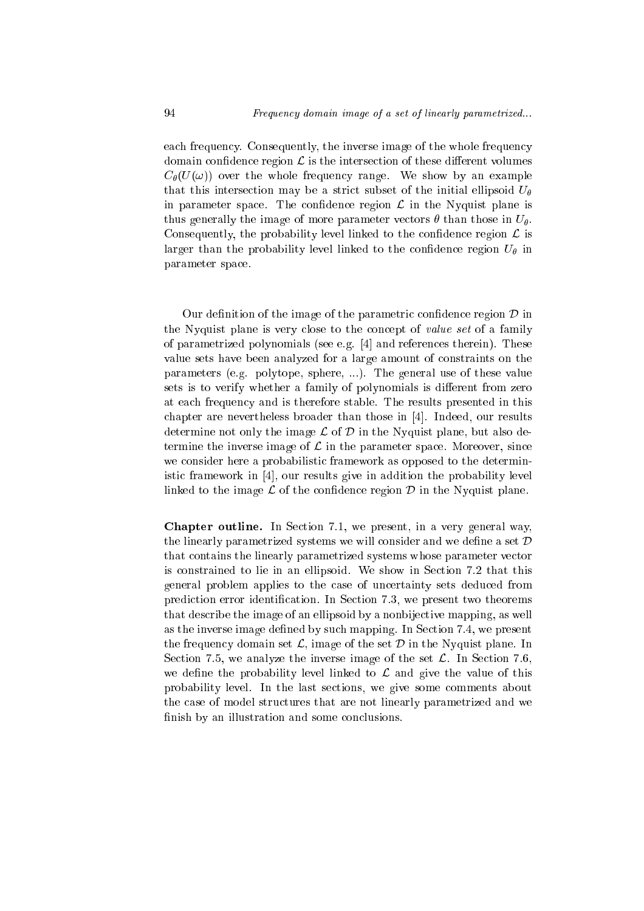each frequency. Consequently, the inverse image of the whole frequency domain confidence region $\mathcal{L}$ is the intersection of these different volumes $C_\theta(U(\omega))$ over the whole frequency range. We show by an example that this intersection may be a strict subset of the initial ellipsoid $U_\theta$ in parameter space. The confidence region $\mathcal{L}$ in the Nyquist plane is thus generally the image of more parameter vectors $\theta$ than those in $U_\theta$. Consequently, the probability level linked to the confidence region $\mathcal{L}$ is larger than the probability level linked to the confidence region $U_\theta$ in parameter space.

Our definition of the image of the parametric confidence region $\mathcal{D}$ in the Nyquist plane is very close to the concept of *value set* of a family of parametrized polynomials (see e.g. [4] and references therein). These value sets have been analyzed for a large amount of constraints on the parameters (e.g. polytope, sphere, ...). The general use of these value sets is to verify whether a family of polynomials is different from zero at each frequency and is therefore stable. The results presented in this chapter are nevertheless broader than those in [4]. Indeed, our results determine not only the image $\mathcal{L}$ of $\mathcal{D}$ in the Nyquist plane, but also determine the inverse image of $\mathcal{L}$ in the parameter space. Moreover, since we consider here a probabilistic framework as opposed to the deterministic framework in [4], our results give in addition the probability level linked to the image $\mathcal{L}$ of the confidence region $\mathcal{D}$ in the Nyquist plane.

**Chapter outline.** In Section 7.1, we present, in a very general way, the linearly parametrized systems we will consider and we define a set $\mathcal{D}$ that contains the linearly parametrized systems whose parameter vector is constrained to lie in an ellipsoid. We show in Section 7.2 that this general problem applies to the case of uncertainty sets deduced from prediction error identification. In Section 7.3, we present two theorems that describe the image of an ellipsoid by a nonbijective mapping, as well as the inverse image defined by such mapping. In Section 7.4, we present the frequency domain set $\mathcal{L}$, image of the set $\mathcal{D}$ in the Nyquist plane. In Section 7.5, we analyze the inverse image of the set $\mathcal{L}$. In Section 7.6, we define the probability level linked to $\mathcal{L}$ and give the value of this probability level. In the last sections, we give some comments about the case of model structures that are not linearly parametrized and we finish by an illustration and some conclusions.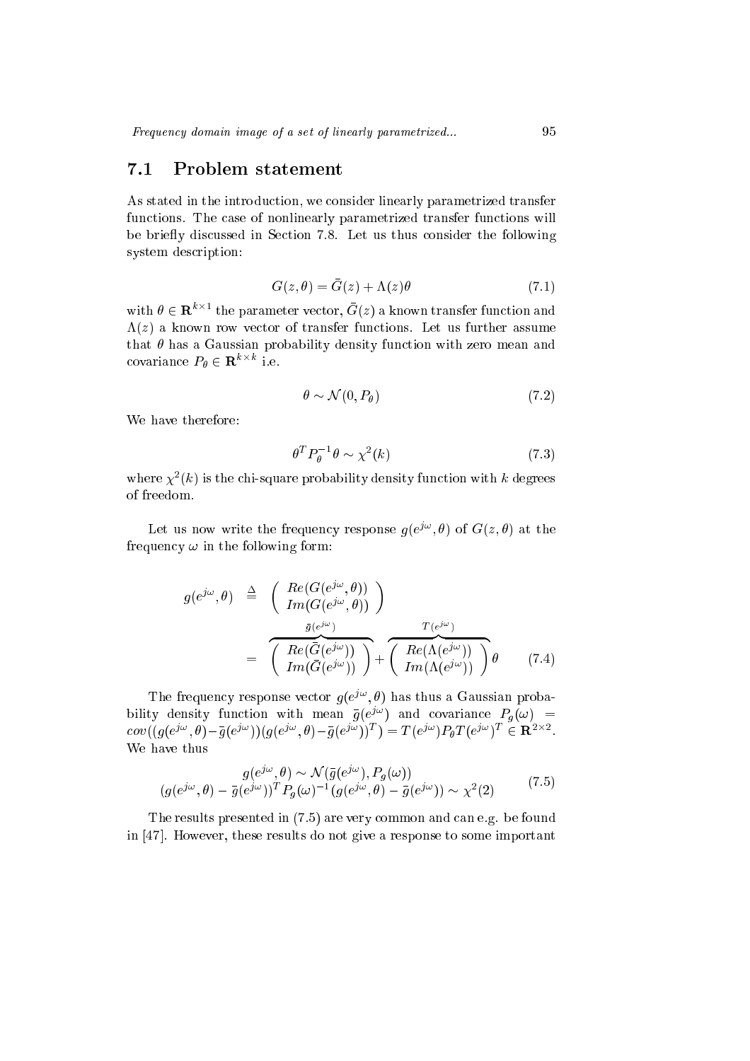## 7.1 Problem statement

As stated in the introduction, we consider linearly parametrized transfer functions. The case of nonlinearly parametrized transfer functions will be briefly discussed in Section 7.8. Let us thus consider the following system description:

$$G(z, \theta) = \bar{G}(z) + \Lambda(z)\theta \tag{7.1}$$

with $\theta \in \mathbf{R}^{k \times 1}$ the parameter vector, $\bar{G}(z)$ a known transfer function and $\Lambda(z)$ a known row vector of transfer functions. Let us further assume that $\theta$ has a Gaussian probability density function with zero mean and covariance $P_\theta \in \mathbf{R}^{k \times k}$ i.e.

$$\theta \sim \mathcal{N}(0, P_\theta) \tag{7.2}$$

We have therefore:

$$\theta^T P_\theta^{-1} \theta \sim \chi^2(k) \tag{7.3}$$

where $\chi^2(k)$ is the chi-square probability density function with $k$ degrees of freedom.

Let us now write the frequency response $g(e^{j\omega}, \theta)$ of $G(z, \theta)$ at the frequency $\omega$ in the following form:

$$\begin{aligned} g(e^{j\omega}, \theta) &\triangleq \begin{pmatrix} Re(G(e^{j\omega}, \theta)) \\ Im(G(e^{j\omega}, \theta)) \end{pmatrix} \\ &= \overbrace{\begin{pmatrix} Re(\bar{G}(e^{j\omega})) \\ Im(\bar{G}(e^{j\omega})) \end{pmatrix}}^{\bar{g}(e^{j\omega})} + \overbrace{\begin{pmatrix} Re(\Lambda(e^{j\omega})) \\ Im(\Lambda(e^{j\omega})) \end{pmatrix}}^{T(e^{j\omega})} \theta \end{aligned} \tag{7.4}$$

The frequency response vector $g(e^{j\omega}, \theta)$ has thus a Gaussian probability density function with mean $\bar{g}(e^{j\omega})$ and covariance $P_g(\omega) = cov((g(e^{j\omega}, \theta) - \bar{g}(e^{j\omega}))(g(e^{j\omega}, \theta) - \bar{g}(e^{j\omega}))^T) = T(e^{j\omega}) P_\theta T(e^{j\omega})^T \in \mathbf{R}^{2 \times 2}$. We have thus

$$\begin{aligned} g(e^{j\omega}, \theta) &\sim \mathcal{N}(\bar{g}(e^{j\omega}), P_g(\omega)) \\ (g(e^{j\omega}, \theta) - \bar{g}(e^{j\omega}))^T P_g(\omega)^{-1} (g(e^{j\omega}, \theta) - \bar{g}(e^{j\omega})) &\sim \chi^2(2) \end{aligned} \tag{7.5}$$

The results presented in (7.5) are very common and can e.g. be found in [47]. However, these results do not give a response to some important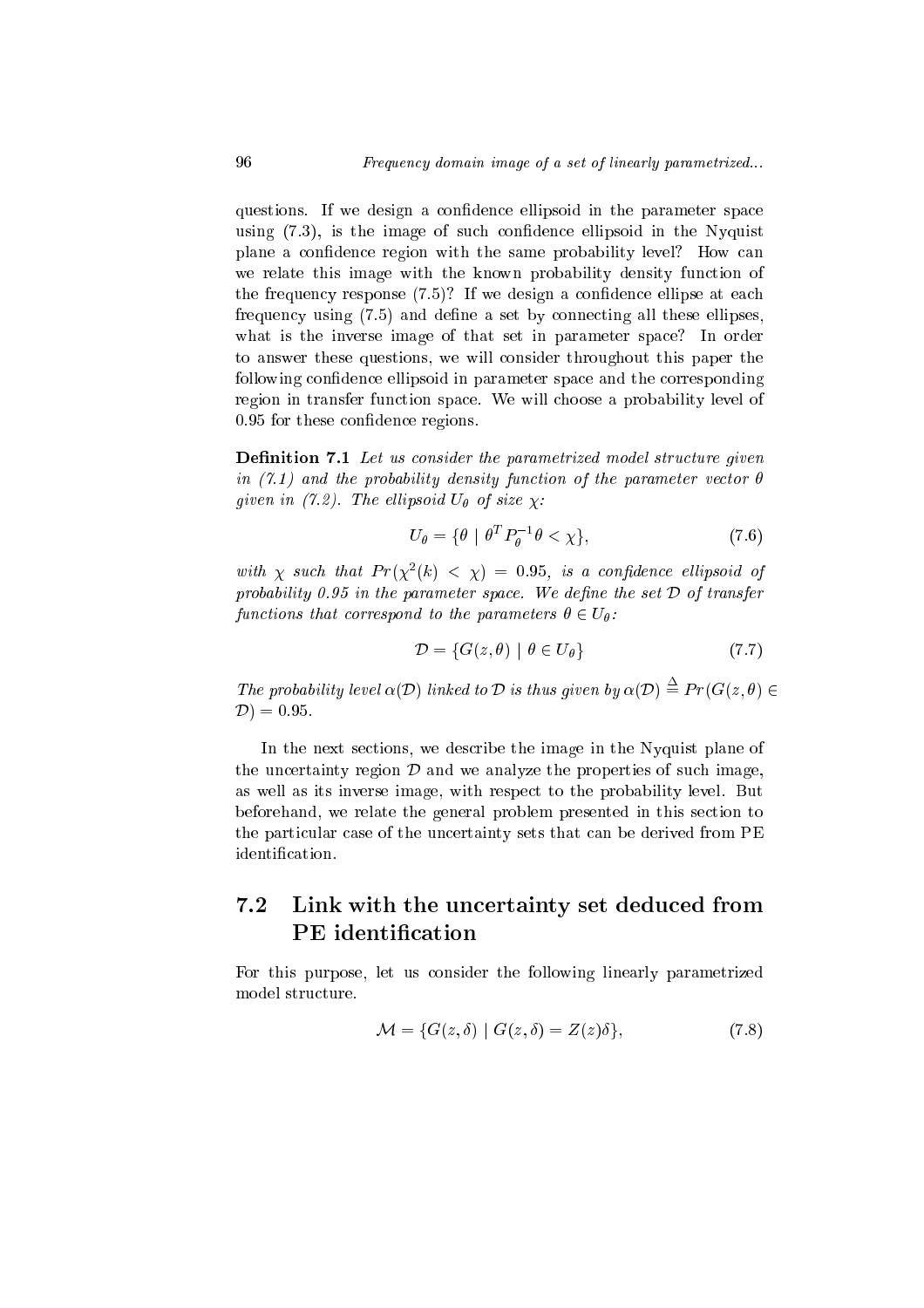questions. If we design a confidence ellipsoid in the parameter space using (7.3), is the image of such confidence ellipsoid in the Nyquist plane a confidence region with the same probability level? How can we relate this image with the known probability density function of the frequency response (7.5)? If we design a confidence ellipse at each frequency using (7.5) and define a set by connecting all these ellipses, what is the inverse image of that set in parameter space? In order to answer these questions, we will consider throughout this paper the following confidence ellipsoid in parameter space and the corresponding region in transfer function space. We will choose a probability level of 0.95 for these confidence regions.

**Definition 7.1** *Let us consider the parametrized model structure given in (7.1) and the probability density function of the parameter vector $\theta$ given in (7.2). The ellipsoid $U_\theta$ of size $\chi$:*

$$U_\theta = \{\theta \mid \theta^T P_\theta^{-1} \theta < \chi\}, \tag{7.6}$$

*with $\chi$ such that $Pr(\chi^2(k) < \chi) = 0.95$, is a confidence ellipsoid of probability 0.95 in the parameter space. We define the set $\mathcal{D}$ of transfer functions that correspond to the parameters $\theta \in U_\theta$:*

$$\mathcal{D} = \{G(z, \theta) \mid \theta \in U_\theta\} \tag{7.7}$$

*The probability level $\alpha(\mathcal{D})$ linked to $\mathcal{D}$ is thus given by $\alpha(\mathcal{D}) \stackrel{\Delta}{=} Pr(G(z,\theta) \in \mathcal{D}) = 0.95$.*

In the next sections, we describe the image in the Nyquist plane of the uncertainty region $\mathcal{D}$ and we analyze the properties of such image, as well as its inverse image, with respect to the probability level. But beforehand, we relate the general problem presented in this section to the particular case of the uncertainty sets that can be derived from PE identification.

## 7.2 Link with the uncertainty set deduced from PE identification

For this purpose, let us consider the following linearly parametrized model structure.

$$\mathcal{M} = \{G(z, \delta) \mid G(z, \delta) = Z(z)\delta\}, \tag{7.8}$$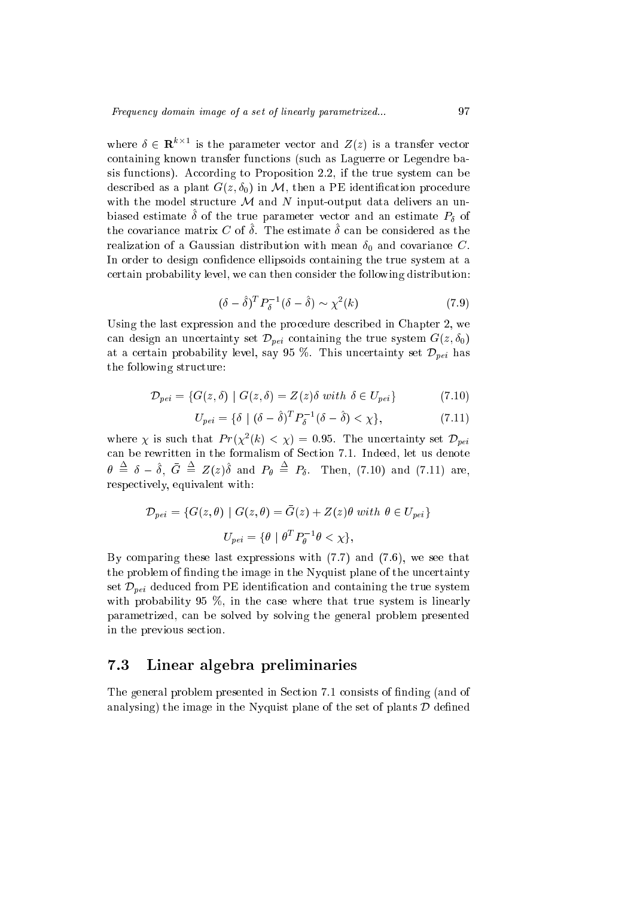where $\delta \in \mathbf{R}^{k \times 1}$ is the parameter vector and $Z(z)$ is a transfer vector containing known transfer functions (such as Laguerre or Legendre basis functions). According to Proposition 2.2, if the true system can be described as a plant $G(z, \delta_0)$ in $\mathcal{M}$, then a PE identification procedure with the model structure $\mathcal{M}$ and $N$ input-output data delivers an unbiased estimate $\hat{\delta}$ of the true parameter vector and an estimate $P_\delta$ of the covariance matrix $C$ of $\hat{\delta}$. The estimate $\hat{\delta}$ can be considered as the realization of a Gaussian distribution with mean $\delta_0$ and covariance $C$. In order to design confidence ellipsoids containing the true system at a certain probability level, we can then consider the following distribution:

$$(\delta - \hat{\delta})^T P_\delta^{-1} (\delta - \hat{\delta}) \sim \chi^2(k) \tag{7.9}$$

Using the last expression and the procedure described in Chapter 2, we can design an uncertainty set $\mathcal{D}_{pei}$ containing the true system $G(z, \delta_0)$ at a certain probability level, say 95 %. This uncertainty set $\mathcal{D}_{pei}$ has the following structure:

$$\mathcal{D}_{pei} = \{G(z, \delta) \mid G(z, \delta) = Z(z)\delta \ \mathit{with} \ \delta \in U_{pei}\} \tag{7.10}$$

$$U_{pei} = \{\delta \mid (\delta - \hat{\delta})^T P_\delta^{-1} (\delta - \hat{\delta}) < \chi\}, \tag{7.11}$$

where $\chi$ is such that $Pr(\chi^2(k) < \chi) = 0.95$. The uncertainty set $\mathcal{D}_{pei}$ can be rewritten in the formalism of Section 7.1. Indeed, let us denote $\theta \triangleq \delta - \hat{\delta}$, $\bar{G} \triangleq Z(z)\hat{\delta}$ and $P_\theta \triangleq P_\delta$. Then, (7.10) and (7.11) are, respectively, equivalent with:

$$\mathcal{D}_{pei} = \{G(z, \theta) \mid G(z, \theta) = \bar{G}(z) + Z(z)\theta \ \mathit{with} \ \theta \in U_{pei}\}$$

$$U_{pei} = \{\theta \mid \theta^T P_\theta^{-1} \theta < \chi\},$$

By comparing these last expressions with (7.7) and (7.6), we see that the problem of finding the image in the Nyquist plane of the uncertainty set $\mathcal{D}_{pei}$ deduced from PE identification and containing the true system with probability 95 %, in the case where that true system is linearly parametrized, can be solved by solving the general problem presented in the previous section.

## 7.3 Linear algebra preliminaries

The general problem presented in Section 7.1 consists of finding (and of analysing) the image in the Nyquist plane of the set of plants $\mathcal{D}$ defined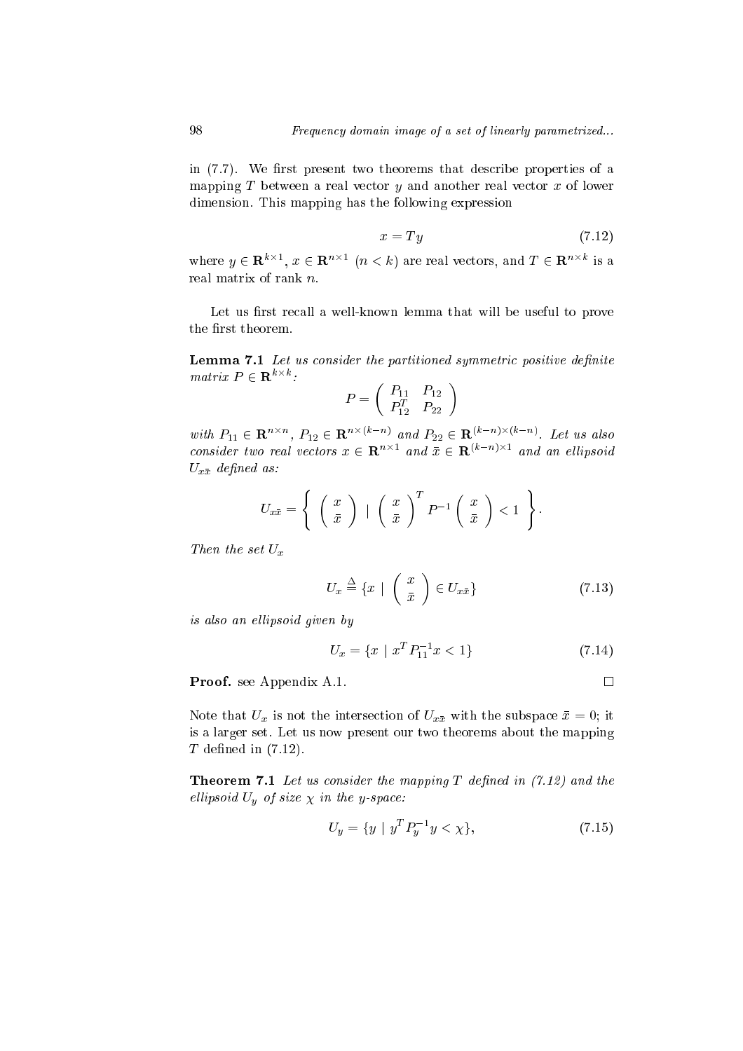in (7.7). We first present two theorems that describe properties of a mapping $T$ between a real vector $y$ and another real vector $x$ of lower dimension. This mapping has the following expression

$$x = Ty \tag{7.12}$$

where $y \in \mathbf{R}^{k\times 1}$, $x \in \mathbf{R}^{n\times 1}$ $(n < k)$ are real vectors, and $T \in \mathbf{R}^{n\times k}$ is a real matrix of rank $n$.

Let us first recall a well-known lemma that will be useful to prove the first theorem.

**Lemma 7.1** *Let us consider the partitioned symmetric positive definite matrix $P \in \mathbf{R}^{k\times k}$:*

$$P = \begin{pmatrix} P_{11} & P_{12} \\ P_{12}^T & P_{22} \end{pmatrix}$$

*with $P_{11} \in \mathbf{R}^{n\times n}$, $P_{12} \in \mathbf{R}^{n\times(k-n)}$ and $P_{22} \in \mathbf{R}^{(k-n)\times(k-n)}$. Let us also consider two real vectors $x \in \mathbf{R}^{n\times 1}$ and $\bar{x} \in \mathbf{R}^{(k-n)\times 1}$ and an ellipsoid $U_{x\bar{x}}$ defined as:*

$$U_{x\bar{x}} = \left\{ \begin{pmatrix} x \\ \bar{x} \end{pmatrix} \mid \begin{pmatrix} x \\ \bar{x} \end{pmatrix}^T P^{-1} \begin{pmatrix} x \\ \bar{x} \end{pmatrix} < 1 \right\}.$$

*Then the set $U_x$*

$$U_x \triangleq \{x \mid \begin{pmatrix} x \\ \bar{x} \end{pmatrix} \in U_{x\bar{x}}\} \tag{7.13}$$

*is also an ellipsoid given by*

$$U_x = \{x \mid x^T P_{11}^{-1} x < 1\} \tag{7.14}$$

**Proof.** see Appendix A.1. □

Note that $U_x$ is not the intersection of $U_{x\bar{x}}$ with the subspace $\bar{x} = 0$; it is a larger set. Let us now present our two theorems about the mapping $T$ defined in (7.12).

**Theorem 7.1** *Let us consider the mapping $T$ defined in (7.12) and the ellipsoid $U_y$ of size $\chi$ in the y-space:*

$$U_y = \{y \mid y^T P_y^{-1} y < \chi\}, \tag{7.15}$$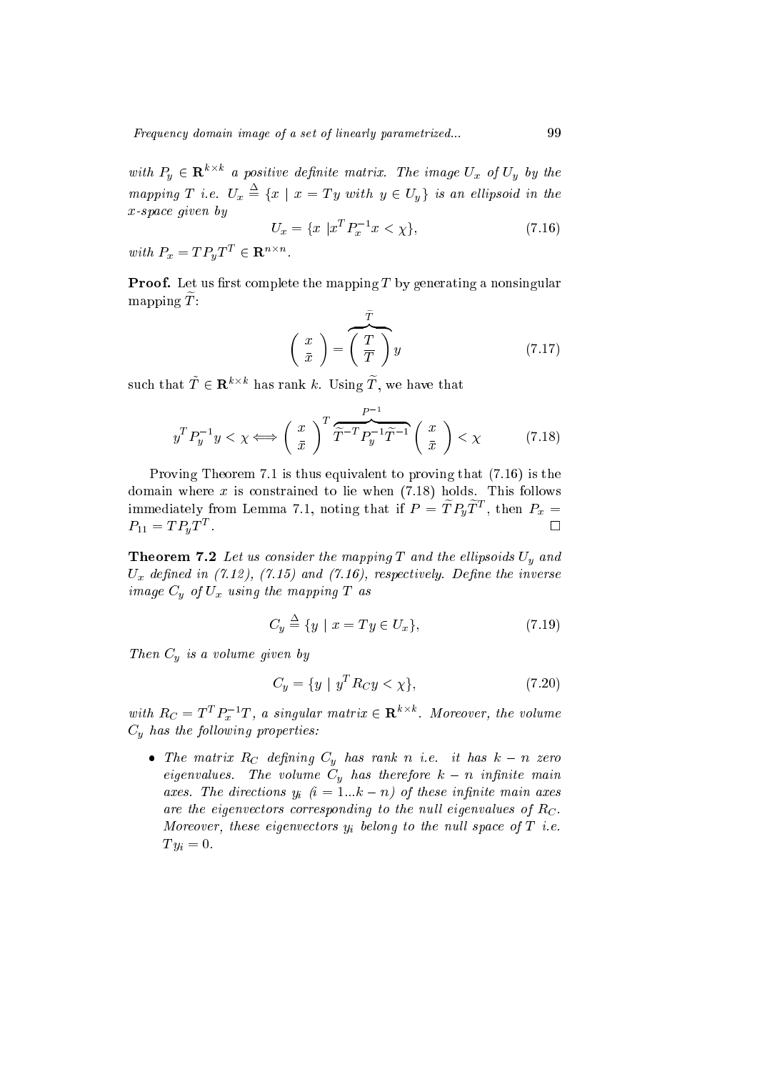*with $P_y \in \mathbf{R}^{k\times k}$ a positive definite matrix. The image $U_x$ of $U_y$ by the mapping $T$ i.e. $U_x \triangleq \{x \mid x = Ty \text{ with } y \in U_y\}$ is an ellipsoid in the x-space given by*

$$U_x = \{x \mid x^T P_x^{-1} x < \chi\}, \tag{7.16}$$

*with $P_x = TP_yT^T \in \mathbf{R}^{n\times n}$.*

**Proof.** Let us first complete the mapping $T$ by generating a nonsingular mapping $\widetilde{T}$:

$$\begin{pmatrix} x \\ \bar{x} \end{pmatrix} = \overbrace{\begin{pmatrix} T \\ \overline{T} \end{pmatrix}}^{\tilde{T}} y \tag{7.17}$$

such that $\tilde{T} \in \mathbf{R}^{k\times k}$ has rank $k$. Using $\widetilde{T}$, we have that

$$y^T P_y^{-1} y < \chi \Longleftrightarrow \begin{pmatrix} x \\ \bar{x} \end{pmatrix}^T \overbrace{\widetilde{T}^{-T} P_y^{-1} \widetilde{T}^{-1}}^{P^{-1}} \begin{pmatrix} x \\ \bar{x} \end{pmatrix} < \chi \tag{7.18}$$

Proving Theorem 7.1 is thus equivalent to proving that (7.16) is the domain where $x$ is constrained to lie when (7.18) holds. This follows immediately from Lemma 7.1, noting that if $P = \widetilde{T}P_y\widetilde{T}^T$, then $P_x = P_{11} = TP_yT^T$. $\square$

**Theorem 7.2** *Let us consider the mapping $T$ and the ellipsoids $U_y$ and $U_x$ defined in (7.12), (7.15) and (7.16), respectively. Define the inverse image $C_y$ of $U_x$ using the mapping $T$ as*

$$C_y \triangleq \{y \mid x = Ty \in U_x\}, \tag{7.19}$$

*Then $C_y$ is a volume given by*

$$C_y = \{y \mid y^T R_C y < \chi\}, \tag{7.20}$$

*with $R_C = T^T P_x^{-1} T$, a singular matrix $\in \mathbf{R}^{k\times k}$. Moreover, the volume $C_y$ has the following properties:*

- *The matrix $R_C$ defining $C_y$ has rank $n$ i.e. it has $k-n$ zero eigenvalues. The volume $C_y$ has therefore $k-n$ infinite main axes. The directions $y_i$ ($i = 1...k-n$) of these infinite main axes are the eigenvectors corresponding to the null eigenvalues of $R_C$. Moreover, these eigenvectors $y_i$ belong to the null space of $T$ i.e. $Ty_i = 0$.*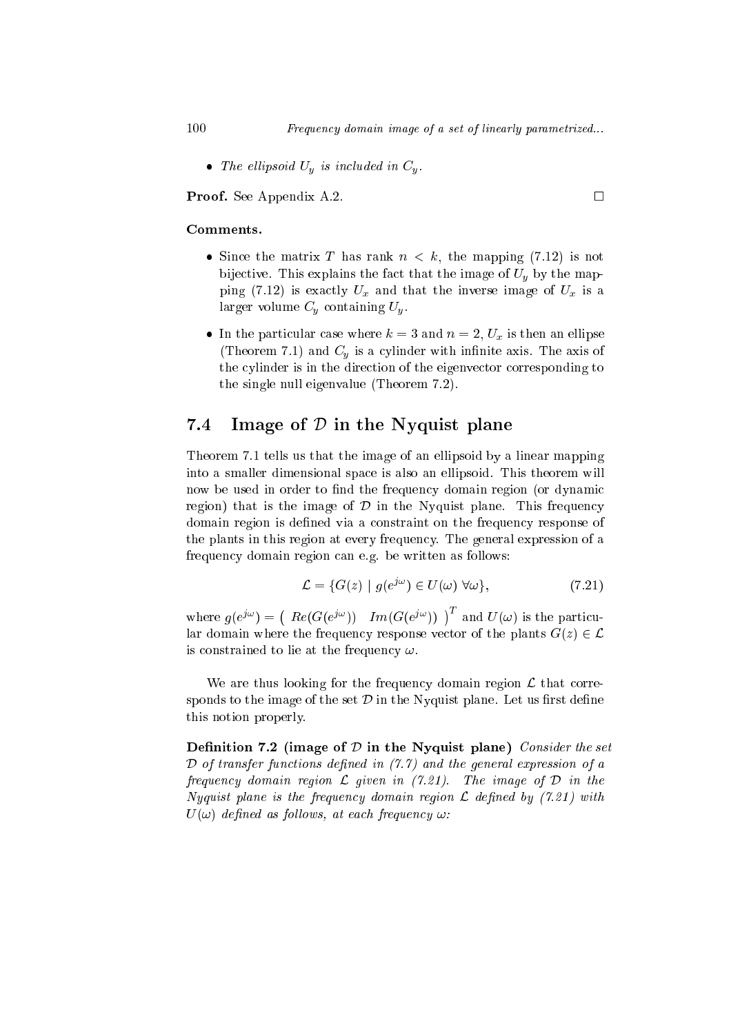- *The ellipsoid $U_y$ is included in $C_y$.*

**Proof.** See Appendix A.2. $\square$

**Comments.**

- Since the matrix $T$ has rank $n < k$, the mapping (7.12) is not bijective. This explains the fact that the image of $U_y$ by the mapping (7.12) is exactly $U_x$ and that the inverse image of $U_x$ is a larger volume $C_y$ containing $U_y$.
- In the particular case where $k = 3$ and $n = 2$, $U_x$ is then an ellipse (Theorem 7.1) and $C_y$ is a cylinder with infinite axis. The axis of the cylinder is in the direction of the eigenvector corresponding to the single null eigenvalue (Theorem 7.2).

## 7.4 Image of $\mathcal{D}$ in the Nyquist plane

Theorem 7.1 tells us that the image of an ellipsoid by a linear mapping into a smaller dimensional space is also an ellipsoid. This theorem will now be used in order to find the frequency domain region (or dynamic region) that is the image of $\mathcal{D}$ in the Nyquist plane. This frequency domain region is defined via a constraint on the frequency response of the plants in this region at every frequency. The general expression of a frequency domain region can e.g. be written as follows:

$$\mathcal{L} = \{G(z) \mid g(e^{j\omega}) \in U(\omega) \ \forall \omega\}, \tag{7.21}$$

where $g(e^{j\omega}) = \begin{pmatrix} Re(G(e^{j\omega})) & Im(G(e^{j\omega})) \end{pmatrix}^T$ and $U(\omega)$ is the particular domain where the frequency response vector of the plants $G(z) \in \mathcal{L}$ is constrained to lie at the frequency $\omega$.

We are thus looking for the frequency domain region $\mathcal{L}$ that corresponds to the image of the set $\mathcal{D}$ in the Nyquist plane. Let us first define this notion properly.

**Definition 7.2 (image of $\mathcal{D}$ in the Nyquist plane)** *Consider the set $\mathcal{D}$ of transfer functions defined in (7.7) and the general expression of a frequency domain region $\mathcal{L}$ given in (7.21). The image of $\mathcal{D}$ in the Nyquist plane is the frequency domain region $\mathcal{L}$ defined by (7.21) with $U(\omega)$ defined as follows, at each frequency $\omega$:*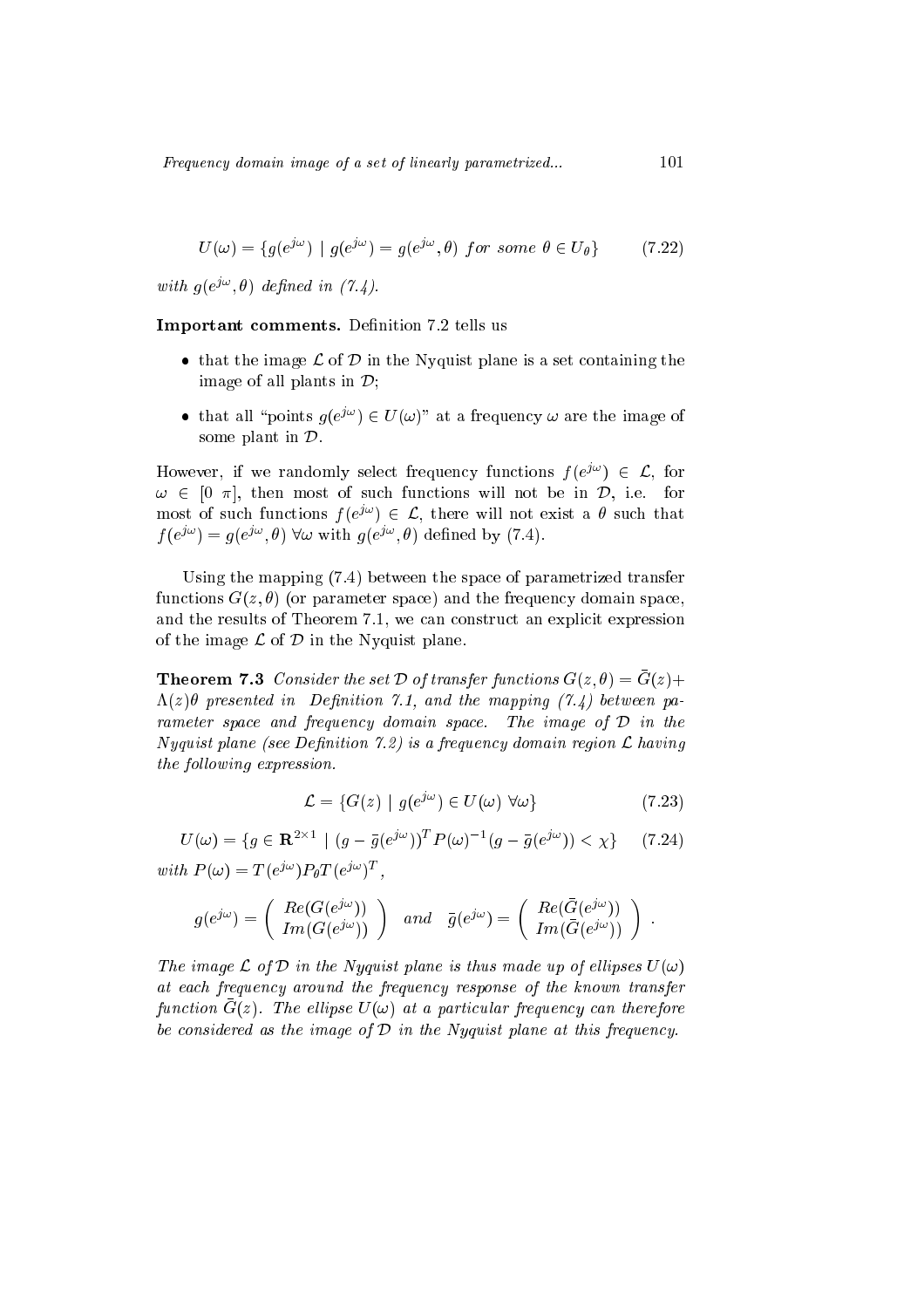$$U(\omega) = \{g(e^{j\omega}) \mid g(e^{j\omega}) = g(e^{j\omega}, \theta) \ for \ some \ \theta \in U_\theta\} \qquad (7.22)$$

*with* $g(e^{j\omega}, \theta)$ *defined in (7.4).*

**Important comments.** Definition 7.2 tells us

- that the image $\mathcal{L}$ of $\mathcal{D}$ in the Nyquist plane is a set containing the image of all plants in $\mathcal{D}$;
- that all "points $g(e^{j\omega}) \in U(\omega)$" at a frequency $\omega$ are the image of some plant in $\mathcal{D}$.

However, if we randomly select frequency functions $f(e^{j\omega}) \in \mathcal{L}$, for $\omega \in [0 \ \pi]$, then most of such functions will not be in $\mathcal{D}$, i.e. for most of such functions $f(e^{j\omega}) \in \mathcal{L}$, there will not exist a $\theta$ such that $f(e^{j\omega}) = g(e^{j\omega}, \theta) \ \forall\omega$ with $g(e^{j\omega}, \theta)$ defined by (7.4).

Using the mapping (7.4) between the space of parametrized transfer functions $G(z, \theta)$ (or parameter space) and the frequency domain space, and the results of Theorem 7.1, we can construct an explicit expression of the image $\mathcal{L}$ of $\mathcal{D}$ in the Nyquist plane.

**Theorem 7.3** *Consider the set $\mathcal{D}$ of transfer functions $G(z, \theta) = \bar{G}(z) + \Lambda(z)\theta$ presented in Definition 7.1, and the mapping (7.4) between parameter space and frequency domain space. The image of $\mathcal{D}$ in the Nyquist plane (see Definition 7.2) is a frequency domain region $\mathcal{L}$ having the following expression.*

$$\mathcal{L} = \{G(z) \mid g(e^{j\omega}) \in U(\omega) \ \forall\omega\} \qquad (7.23)$$

$$U(\omega) = \{g \in \mathbf{R}^{2\times 1} \mid (g - \bar{g}(e^{j\omega}))^T P(\omega)^{-1} (g - \bar{g}(e^{j\omega})) < \chi\} \qquad (7.24)$$

*with* $P(\omega) = T(e^{j\omega}) P_\theta T(e^{j\omega})^T$,

$$g(e^{j\omega}) = \begin{pmatrix} Re(G(e^{j\omega})) \\ Im(G(e^{j\omega})) \end{pmatrix} \quad and \quad \bar{g}(e^{j\omega}) = \begin{pmatrix} Re(\bar{G}(e^{j\omega})) \\ Im(\bar{G}(e^{j\omega})) \end{pmatrix}.$$

*The image $\mathcal{L}$ of $\mathcal{D}$ in the Nyquist plane is thus made up of ellipses $U(\omega)$ at each frequency around the frequency response of the known transfer function $\bar{G}(z)$. The ellipse $U(\omega)$ at a particular frequency can therefore be considered as the image of $\mathcal{D}$ in the Nyquist plane at this frequency.*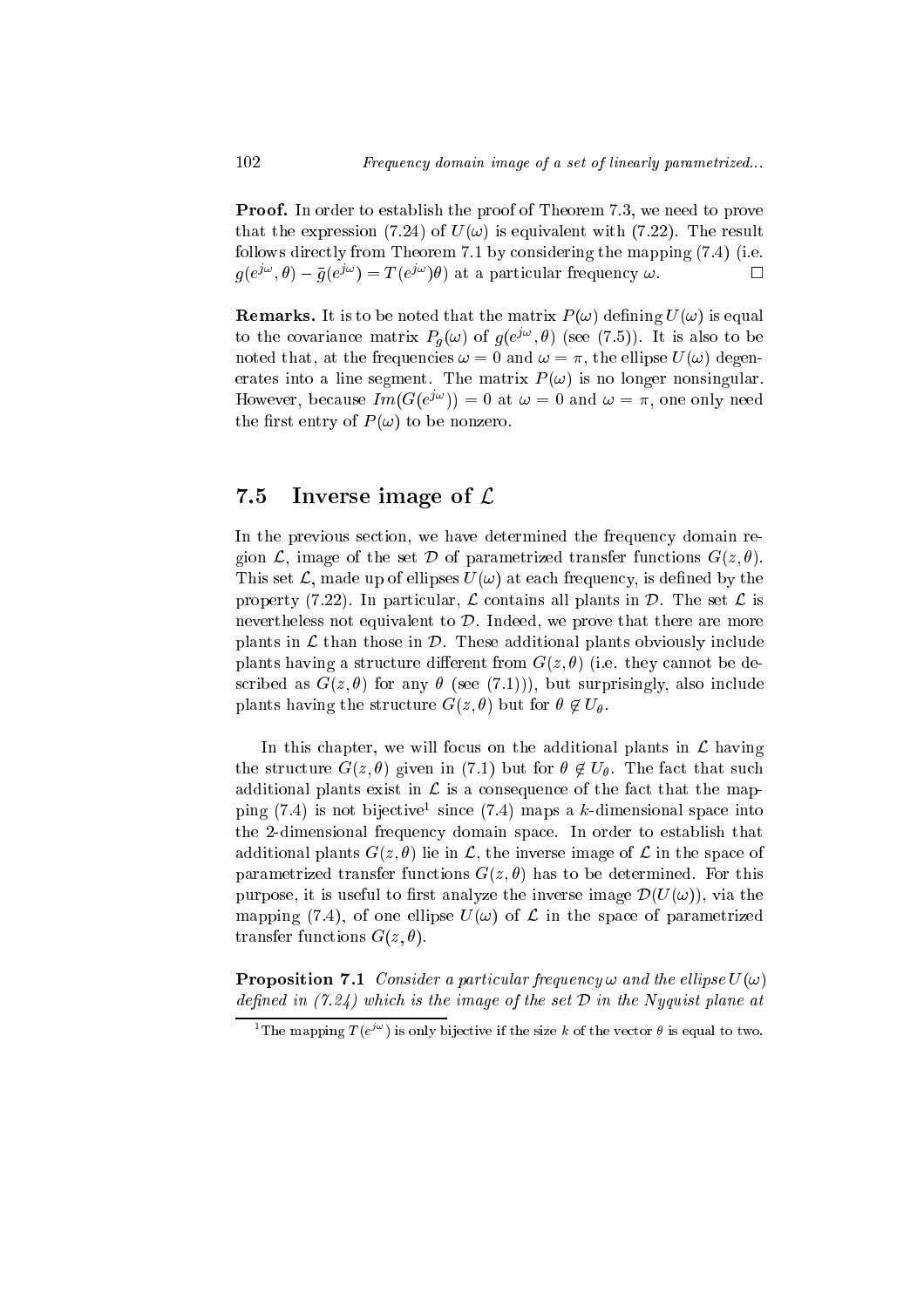**Proof.** In order to establish the proof of Theorem 7.3, we need to prove that the expression (7.24) of $U(\omega)$ is equivalent with (7.22). The result follows directly from Theorem 7.1 by considering the mapping (7.4) (i.e. $g(e^{j\omega}, \theta) - \bar{g}(e^{j\omega}) = T(e^{j\omega})\theta$) at a particular frequency $\omega$. $\square$

**Remarks.** It is to be noted that the matrix $P(\omega)$ defining $U(\omega)$ is equal to the covariance matrix $P_g(\omega)$ of $g(e^{j\omega}, \theta)$ (see (7.5)). It is also to be noted that, at the frequencies $\omega = 0$ and $\omega = \pi$, the ellipse $U(\omega)$ degenerates into a line segment. The matrix $P(\omega)$ is no longer nonsingular. However, because $Im(G(e^{j\omega})) = 0$ at $\omega = 0$ and $\omega = \pi$, one only need the first entry of $P(\omega)$ to be nonzero.

## 7.5 Inverse image of $\mathcal{L}$

In the previous section, we have determined the frequency domain region $\mathcal{L}$, image of the set $\mathcal{D}$ of parametrized transfer functions $G(z, \theta)$. This set $\mathcal{L}$, made up of ellipses $U(\omega)$ at each frequency, is defined by the property (7.22). In particular, $\mathcal{L}$ contains all plants in $\mathcal{D}$. The set $\mathcal{L}$ is nevertheless not equivalent to $\mathcal{D}$. Indeed, we prove that there are more plants in $\mathcal{L}$ than those in $\mathcal{D}$. These additional plants obviously include plants having a structure different from $G(z, \theta)$ (i.e. they cannot be described as $G(z, \theta)$ for any $\theta$ (see (7.1))), but surprisingly, also include plants having the structure $G(z, \theta)$ but for $\theta \notin U_\theta$.

In this chapter, we will focus on the additional plants in $\mathcal{L}$ having the structure $G(z, \theta)$ given in (7.1) but for $\theta \notin U_\theta$. The fact that such additional plants exist in $\mathcal{L}$ is a consequence of the fact that the mapping (7.4) is not bijective[1] since (7.4) maps a $k$-dimensional space into the 2-dimensional frequency domain space. In order to establish that additional plants $G(z, \theta)$ lie in $\mathcal{L}$, the inverse image of $\mathcal{L}$ in the space of parametrized transfer functions $G(z, \theta)$ has to be determined. For this purpose, it is useful to first analyze the inverse image $\mathcal{D}(U(\omega))$, via the mapping (7.4), of one ellipse $U(\omega)$ of $\mathcal{L}$ in the space of parametrized transfer functions $G(z, \theta)$.

**Proposition 7.1** *Consider a particular frequency $\omega$ and the ellipse $U(\omega)$ defined in (7.24) which is the image of the set $\mathcal{D}$ in the Nyquist plane at*

[1] The mapping $T(e^{j\omega})$ is only bijective if the size $k$ of the vector $\theta$ is equal to two.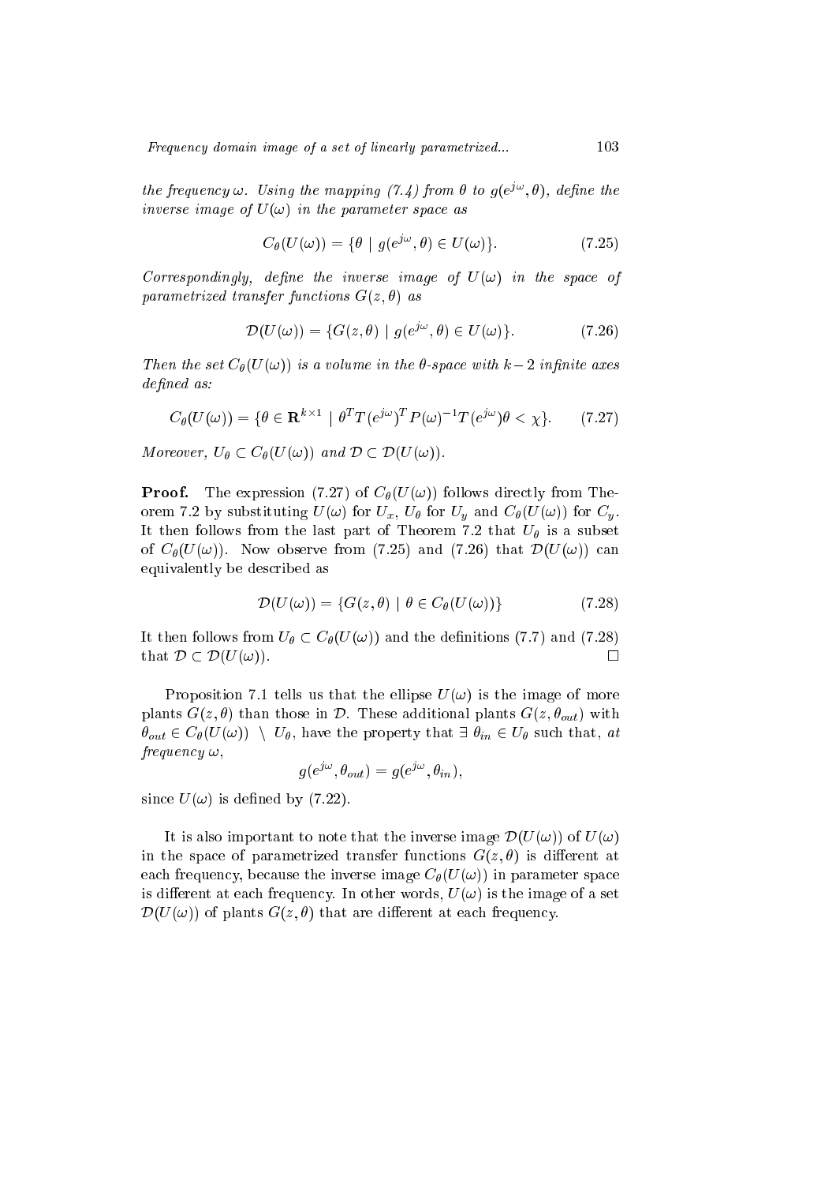*the frequency $\omega$. Using the mapping (7.4) from $\theta$ to $g(e^{j\omega}, \theta)$, define the inverse image of $U(\omega)$ in the parameter space as*

$$C_\theta(U(\omega)) = \{\theta \mid g(e^{j\omega}, \theta) \in U(\omega)\}. \tag{7.25}$$

*Correspondingly, define the inverse image of $U(\omega)$ in the space of parametrized transfer functions $G(z, \theta)$ as*

$$\mathcal{D}(U(\omega)) = \{G(z, \theta) \mid g(e^{j\omega}, \theta) \in U(\omega)\}. \tag{7.26}$$

*Then the set $C_\theta(U(\omega))$ is a volume in the $\theta$-space with $k-2$ infinite axes defined as:*

$$C_\theta(U(\omega)) = \{\theta \in \mathbf{R}^{k\times 1} \mid \theta^T T(e^{j\omega})^T P(\omega)^{-1} T(e^{j\omega})\theta < \chi\}. \tag{7.27}$$

*Moreover, $U_\theta \subset C_\theta(U(\omega))$ and $\mathcal{D} \subset \mathcal{D}(U(\omega))$.*

**Proof.** The expression (7.27) of $C_\theta(U(\omega))$ follows directly from Theorem 7.2 by substituting $U(\omega)$ for $U_x$, $U_\theta$ for $U_y$ and $C_\theta(U(\omega))$ for $C_y$. It then follows from the last part of Theorem 7.2 that $U_\theta$ is a subset of $C_\theta(U(\omega))$. Now observe from (7.25) and (7.26) that $\mathcal{D}(U(\omega))$ can equivalently be described as

$$\mathcal{D}(U(\omega)) = \{G(z, \theta) \mid \theta \in C_\theta(U(\omega))\} \tag{7.28}$$

It then follows from $U_\theta \subset C_\theta(U(\omega))$ and the definitions (7.7) and (7.28) that $\mathcal{D} \subset \mathcal{D}(U(\omega))$. $\square$

Proposition 7.1 tells us that the ellipse $U(\omega)$ is the image of more plants $G(z, \theta)$ than those in $\mathcal{D}$. These additional plants $G(z, \theta_{out})$ with $\theta_{out} \in C_\theta(U(\omega)) \setminus U_\theta$, have the property that $\exists\ \theta_{in} \in U_\theta$ such that, *at frequency $\omega$*,

$$g(e^{j\omega}, \theta_{out}) = g(e^{j\omega}, \theta_{in}),$$

since $U(\omega)$ is defined by (7.22).

It is also important to note that the inverse image $\mathcal{D}(U(\omega))$ of $U(\omega)$ in the space of parametrized transfer functions $G(z, \theta)$ is different at each frequency, because the inverse image $C_\theta(U(\omega))$ in parameter space is different at each frequency. In other words, $U(\omega)$ is the image of a set $\mathcal{D}(U(\omega))$ of plants $G(z, \theta)$ that are different at each frequency.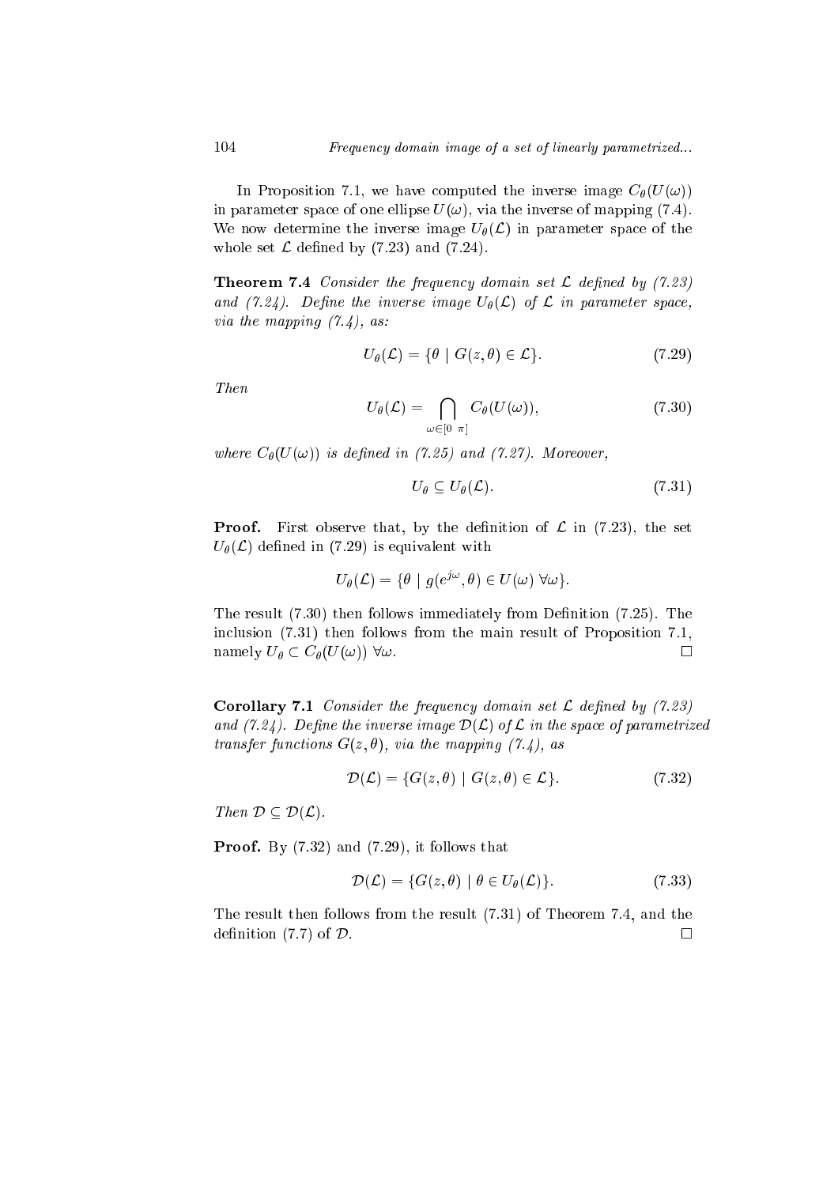In Proposition 7.1, we have computed the inverse image $C_\theta(U(\omega))$ in parameter space of one ellipse $U(\omega)$, via the inverse of mapping (7.4). We now determine the inverse image $U_\theta(\mathcal{L})$ in parameter space of the whole set $\mathcal{L}$ defined by (7.23) and (7.24).

**Theorem 7.4** *Consider the frequency domain set $\mathcal{L}$ defined by (7.23) and (7.24). Define the inverse image $U_\theta(\mathcal{L})$ of $\mathcal{L}$ in parameter space, via the mapping (7.4), as:*

$$U_\theta(\mathcal{L}) = \{\theta \mid G(z,\theta) \in \mathcal{L}\}. \tag{7.29}$$

*Then*

$$U_\theta(\mathcal{L}) = \bigcap_{\omega \in [0\ \pi]} C_\theta(U(\omega)), \tag{7.30}$$

*where $C_\theta(U(\omega))$ is defined in (7.25) and (7.27). Moreover,*

$$U_\theta \subseteq U_\theta(\mathcal{L}). \tag{7.31}$$

**Proof.** First observe that, by the definition of $\mathcal{L}$ in (7.23), the set $U_\theta(\mathcal{L})$ defined in (7.29) is equivalent with

$$U_\theta(\mathcal{L}) = \{\theta \mid g(e^{j\omega},\theta) \in U(\omega)\ \forall\omega\}.$$

The result (7.30) then follows immediately from Definition (7.25). The inclusion (7.31) then follows from the main result of Proposition 7.1, namely $U_\theta \subset C_\theta(U(\omega))\ \forall\omega$. $\square$

**Corollary 7.1** *Consider the frequency domain set $\mathcal{L}$ defined by (7.23) and (7.24). Define the inverse image $\mathcal{D}(\mathcal{L})$ of $\mathcal{L}$ in the space of parametrized transfer functions $G(z,\theta)$, via the mapping (7.4), as*

$$\mathcal{D}(\mathcal{L}) = \{G(z,\theta) \mid G(z,\theta) \in \mathcal{L}\}. \tag{7.32}$$

*Then $\mathcal{D} \subseteq \mathcal{D}(\mathcal{L})$.*

**Proof.** By (7.32) and (7.29), it follows that

$$\mathcal{D}(\mathcal{L}) = \{G(z,\theta) \mid \theta \in U_\theta(\mathcal{L})\}. \tag{7.33}$$

The result then follows from the result (7.31) of Theorem 7.4, and the definition (7.7) of $\mathcal{D}$. $\square$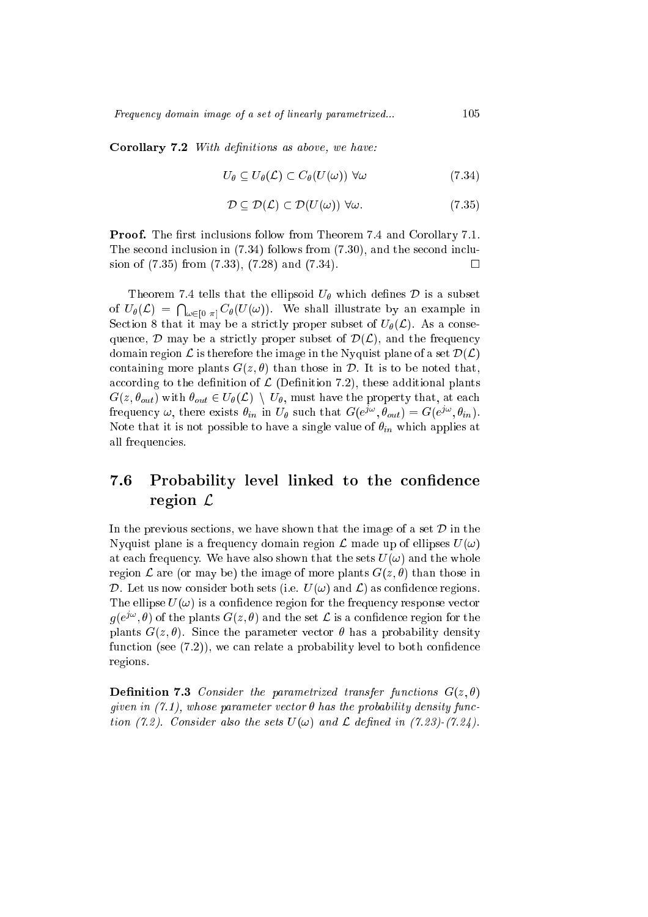**Corollary 7.2** *With definitions as above, we have:*

$$U_\theta \subseteq U_\theta(\mathcal{L}) \subset C_\theta(U(\omega)) \ \forall\omega \tag{7.34}$$

$$\mathcal{D} \subseteq \mathcal{D}(\mathcal{L}) \subset \mathcal{D}(U(\omega)) \ \forall\omega. \tag{7.35}$$

**Proof.** The first inclusions follow from Theorem 7.4 and Corollary 7.1. The second inclusion in (7.34) follows from (7.30), and the second inclusion of (7.35) from (7.33), (7.28) and (7.34). $\square$

Theorem 7.4 tells that the ellipsoid $U_\theta$ which defines $\mathcal{D}$ is a subset of $U_\theta(\mathcal{L}) = \bigcap_{\omega\in[0\ \pi]} C_\theta(U(\omega))$. We shall illustrate by an example in Section 8 that it may be a strictly proper subset of $U_\theta(\mathcal{L})$. As a consequence, $\mathcal{D}$ may be a strictly proper subset of $\mathcal{D}(\mathcal{L})$, and the frequency domain region $\mathcal{L}$ is therefore the image in the Nyquist plane of a set $\mathcal{D}(\mathcal{L})$ containing more plants $G(z,\theta)$ than those in $\mathcal{D}$. It is to be noted that, according to the definition of $\mathcal{L}$ (Definition 7.2), these additional plants $G(z,\theta_{out})$ with $\theta_{out} \in U_\theta(\mathcal{L}) \setminus U_\theta$, must have the property that, at each frequency $\omega$, there exists $\theta_{in}$ in $U_\theta$ such that $G(e^{j\omega},\theta_{out}) = G(e^{j\omega},\theta_{in})$. Note that it is not possible to have a single value of $\theta_{in}$ which applies at all frequencies.

## 7.6 Probability level linked to the confidence region $\mathcal{L}$

In the previous sections, we have shown that the image of a set $\mathcal{D}$ in the Nyquist plane is a frequency domain region $\mathcal{L}$ made up of ellipses $U(\omega)$ at each frequency. We have also shown that the sets $U(\omega)$ and the whole region $\mathcal{L}$ are (or may be) the image of more plants $G(z,\theta)$ than those in $\mathcal{D}$. Let us now consider both sets (i.e. $U(\omega)$ and $\mathcal{L}$) as confidence regions. The ellipse $U(\omega)$ is a confidence region for the frequency response vector $g(e^{j\omega},\theta)$ of the plants $G(z,\theta)$ and the set $\mathcal{L}$ is a confidence region for the plants $G(z,\theta)$. Since the parameter vector $\theta$ has a probability density function (see (7.2)), we can relate a probability level to both confidence regions.

**Definition 7.3** *Consider the parametrized transfer functions $G(z,\theta)$ given in (7.1), whose parameter vector $\theta$ has the probability density function (7.2). Consider also the sets $U(\omega)$ and $\mathcal{L}$ defined in (7.23)-(7.24).*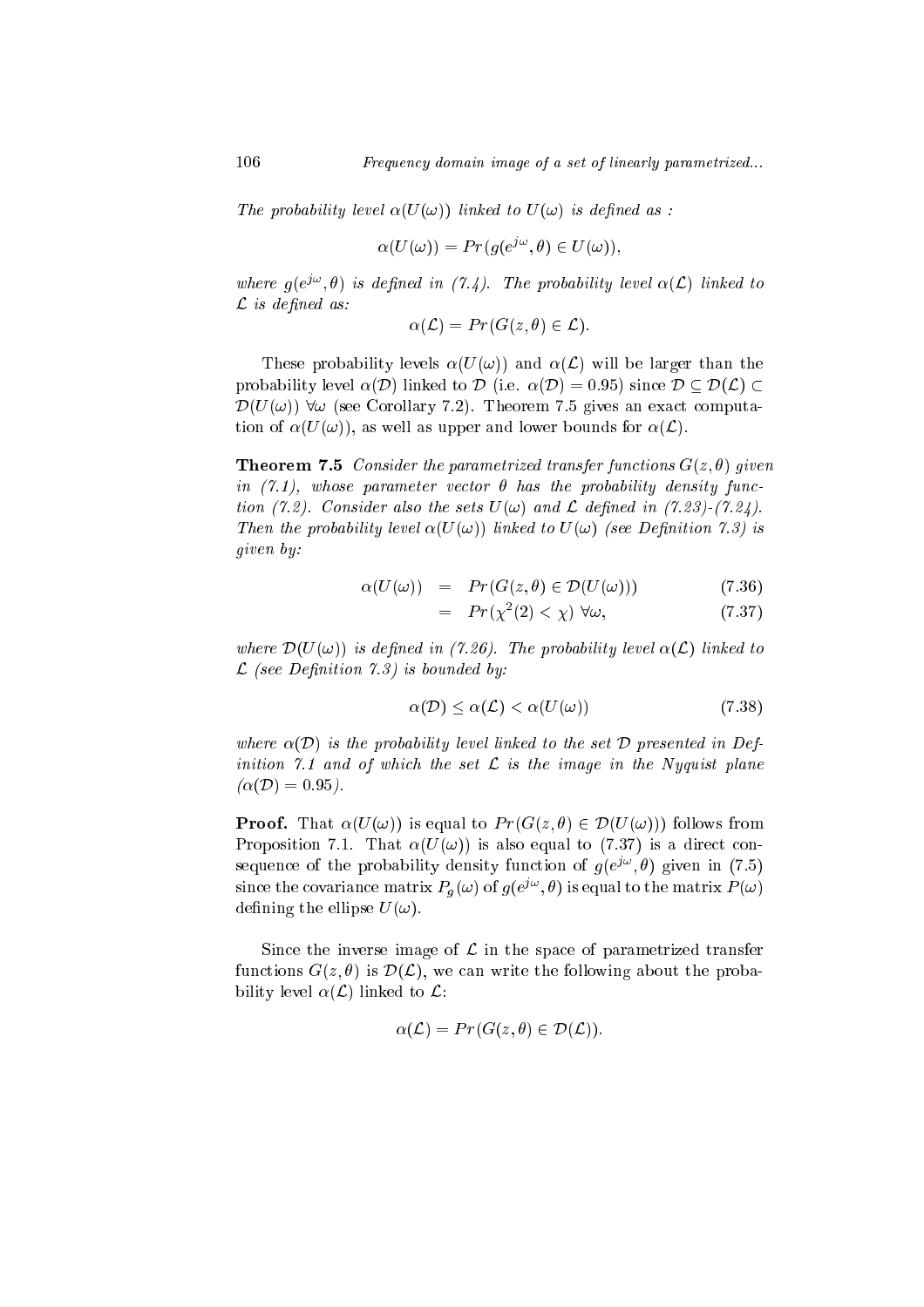*The probability level $\alpha(U(\omega))$ linked to $U(\omega)$ is defined as :*

$$\alpha(U(\omega)) = Pr(g(e^{j\omega}, \theta) \in U(\omega)),$$

*where $g(e^{j\omega}, \theta)$ is defined in (7.4). The probability level $\alpha(\mathcal{L})$ linked to $\mathcal{L}$ is defined as:*

$$\alpha(\mathcal{L}) = Pr(G(z, \theta) \in \mathcal{L}).$$

These probability levels $\alpha(U(\omega))$ and $\alpha(\mathcal{L})$ will be larger than the probability level $\alpha(\mathcal{D})$ linked to $\mathcal{D}$ (i.e. $\alpha(\mathcal{D}) = 0.95$) since $\mathcal{D} \subseteq \mathcal{D}(\mathcal{L}) \subset \mathcal{D}(U(\omega))$ $\forall\omega$ (see Corollary 7.2). Theorem 7.5 gives an exact computation of $\alpha(U(\omega))$, as well as upper and lower bounds for $\alpha(\mathcal{L})$.

**Theorem 7.5** *Consider the parametrized transfer functions $G(z, \theta)$ given in (7.1), whose parameter vector $\theta$ has the probability density function (7.2). Consider also the sets $U(\omega)$ and $\mathcal{L}$ defined in (7.23)-(7.24). Then the probability level $\alpha(U(\omega))$ linked to $U(\omega)$ (see Definition 7.3) is given by:*

$$\alpha(U(\omega)) = Pr(G(z, \theta) \in \mathcal{D}(U(\omega))) \tag{7.36}$$

$$= Pr(\chi^2(2) < \chi) \ \forall\omega, \tag{7.37}$$

*where $\mathcal{D}(U(\omega))$ is defined in (7.26). The probability level $\alpha(\mathcal{L})$ linked to $\mathcal{L}$ (see Definition 7.3) is bounded by:*

$$\alpha(\mathcal{D}) \leq \alpha(\mathcal{L}) < \alpha(U(\omega)) \tag{7.38}$$

*where $\alpha(\mathcal{D})$ is the probability level linked to the set $\mathcal{D}$ presented in Definition 7.1 and of which the set $\mathcal{L}$ is the image in the Nyquist plane ($\alpha(\mathcal{D}) = 0.95$).*

**Proof.** That $\alpha(U(\omega))$ is equal to $Pr(G(z, \theta) \in \mathcal{D}(U(\omega)))$ follows from Proposition 7.1. That $\alpha(U(\omega))$ is also equal to (7.37) is a direct consequence of the probability density function of $g(e^{j\omega}, \theta)$ given in (7.5) since the covariance matrix $P_g(\omega)$ of $g(e^{j\omega}, \theta)$ is equal to the matrix $P(\omega)$ defining the ellipse $U(\omega)$.

Since the inverse image of $\mathcal{L}$ in the space of parametrized transfer functions $G(z, \theta)$ is $\mathcal{D}(\mathcal{L})$, we can write the following about the probability level $\alpha(\mathcal{L})$ linked to $\mathcal{L}$:

$$\alpha(\mathcal{L}) = Pr(G(z, \theta) \in \mathcal{D}(\mathcal{L})).$$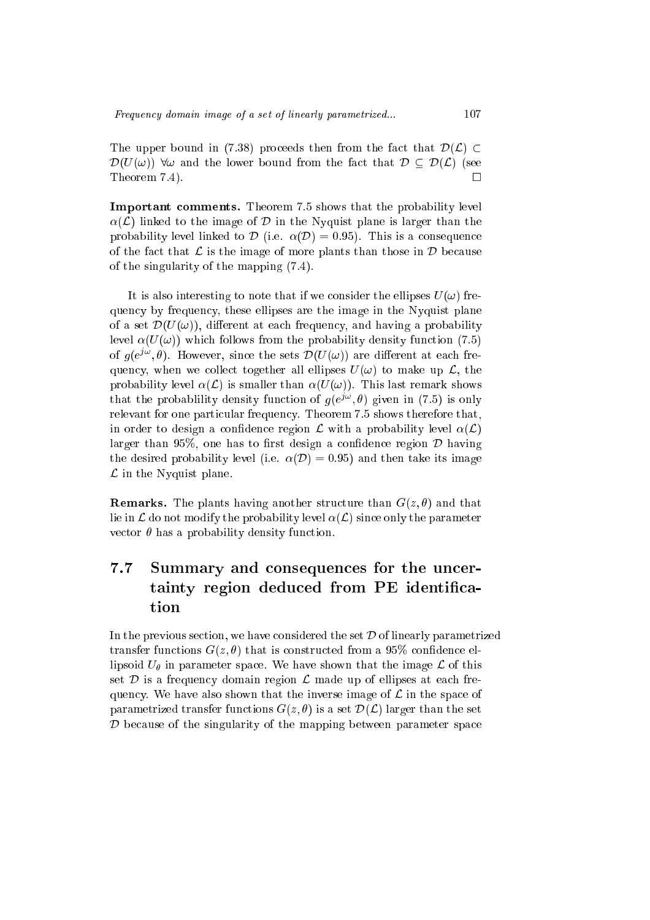The upper bound in (7.38) proceeds then from the fact that $\mathcal{D}(\mathcal{L}) \subset \mathcal{D}(U(\omega))$ $\forall \omega$ and the lower bound from the fact that $\mathcal{D} \subseteq \mathcal{D}(\mathcal{L})$ (see Theorem 7.4). $\square$

**Important comments.** Theorem 7.5 shows that the probability level $\alpha(\mathcal{L})$ linked to the image of $\mathcal{D}$ in the Nyquist plane is larger than the probability level linked to $\mathcal{D}$ (i.e. $\alpha(\mathcal{D}) = 0.95$). This is a consequence of the fact that $\mathcal{L}$ is the image of more plants than those in $\mathcal{D}$ because of the singularity of the mapping (7.4).

It is also interesting to note that if we consider the ellipses $U(\omega)$ frequency by frequency, these ellipses are the image in the Nyquist plane of a set $\mathcal{D}(U(\omega))$, different at each frequency, and having a probability level $\alpha(U(\omega))$ which follows from the probability density function (7.5) of $g(e^{j\omega}, \theta)$. However, since the sets $\mathcal{D}(U(\omega))$ are different at each frequency, when we collect together all ellipses $U(\omega)$ to make up $\mathcal{L}$, the probability level $\alpha(\mathcal{L})$ is smaller than $\alpha(U(\omega))$. This last remark shows that the probablility density function of $g(e^{j\omega}, \theta)$ given in (7.5) is only relevant for one particular frequency. Theorem 7.5 shows therefore that, in order to design a confidence region $\mathcal{L}$ with a probability level $\alpha(\mathcal{L})$ larger than 95%, one has to first design a confidence region $\mathcal{D}$ having the desired probability level (i.e. $\alpha(\mathcal{D}) = 0.95$) and then take its image $\mathcal{L}$ in the Nyquist plane.

**Remarks.** The plants having another structure than $G(z, \theta)$ and that lie in $\mathcal{L}$ do not modify the probability level $\alpha(\mathcal{L})$ since only the parameter vector $\theta$ has a probability density function.

## 7.7 Summary and consequences for the uncertainty region deduced from PE identification

In the previous section, we have considered the set $\mathcal{D}$ of linearly parametrized transfer functions $G(z, \theta)$ that is constructed from a 95% confidence ellipsoid $U_\theta$ in parameter space. We have shown that the image $\mathcal{L}$ of this set $\mathcal{D}$ is a frequency domain region $\mathcal{L}$ made up of ellipses at each frequency. We have also shown that the inverse image of $\mathcal{L}$ in the space of parametrized transfer functions $G(z, \theta)$ is a set $\mathcal{D}(\mathcal{L})$ larger than the set $\mathcal{D}$ because of the singularity of the mapping between parameter space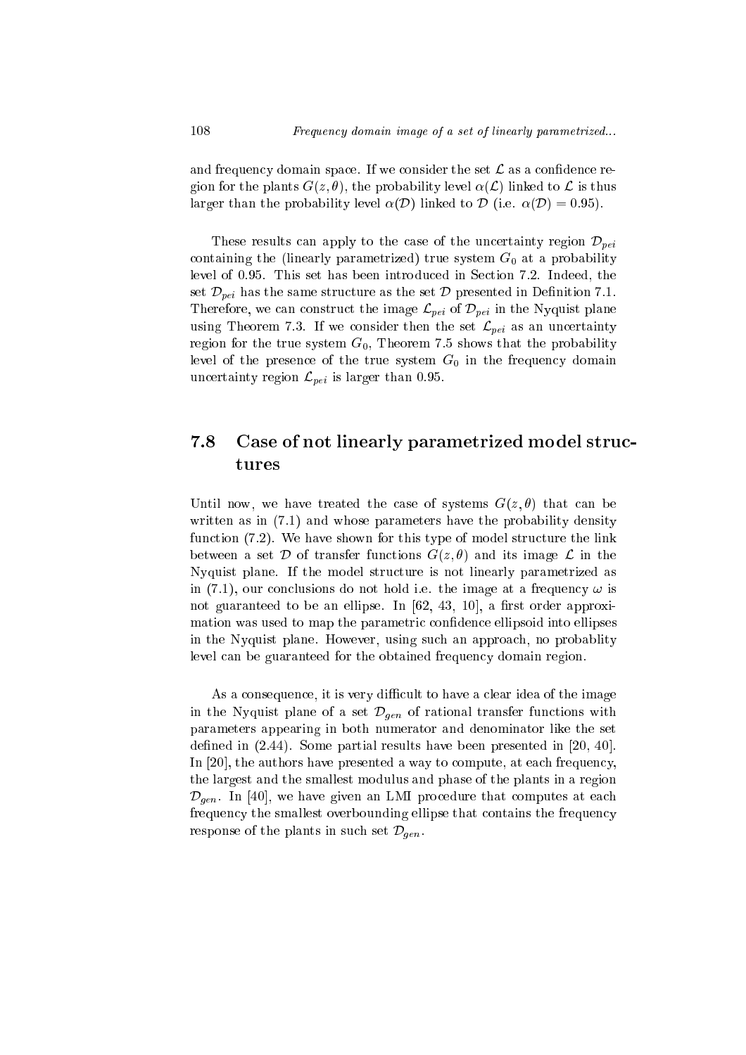and frequency domain space. If we consider the set $\mathcal{L}$ as a confidence region for the plants $G(z, \theta)$, the probability level $\alpha(\mathcal{L})$ linked to $\mathcal{L}$ is thus larger than the probability level $\alpha(\mathcal{D})$ linked to $\mathcal{D}$ (i.e. $\alpha(\mathcal{D}) = 0.95$).

These results can apply to the case of the uncertainty region $\mathcal{D}_{pei}$ containing the (linearly parametrized) true system $G_0$ at a probability level of 0.95. This set has been introduced in Section 7.2. Indeed, the set $\mathcal{D}_{pei}$ has the same structure as the set $\mathcal{D}$ presented in Definition 7.1. Therefore, we can construct the image $\mathcal{L}_{pei}$ of $\mathcal{D}_{pei}$ in the Nyquist plane using Theorem 7.3. If we consider then the set $\mathcal{L}_{pei}$ as an uncertainty region for the true system $G_0$, Theorem 7.5 shows that the probability level of the presence of the true system $G_0$ in the frequency domain uncertainty region $\mathcal{L}_{pei}$ is larger than 0.95.

## 7.8 Case of not linearly parametrized model structures

Until now, we have treated the case of systems $G(z, \theta)$ that can be written as in (7.1) and whose parameters have the probability density function (7.2). We have shown for this type of model structure the link between a set $\mathcal{D}$ of transfer functions $G(z, \theta)$ and its image $\mathcal{L}$ in the Nyquist plane. If the model structure is not linearly parametrized as in (7.1), our conclusions do not hold i.e. the image at a frequency $\omega$ is not guaranteed to be an ellipse. In [62, 43, 10], a first order approximation was used to map the parametric confidence ellipsoid into ellipses in the Nyquist plane. However, using such an approach, no probablity level can be guaranteed for the obtained frequency domain region.

As a consequence, it is very difficult to have a clear idea of the image in the Nyquist plane of a set $\mathcal{D}_{gen}$ of rational transfer functions with parameters appearing in both numerator and denominator like the set defined in (2.44). Some partial results have been presented in [20, 40]. In [20], the authors have presented a way to compute, at each frequency, the largest and the smallest modulus and phase of the plants in a region $\mathcal{D}_{gen}$. In [40], we have given an LMI procedure that computes at each frequency the smallest overbounding ellipse that contains the frequency response of the plants in such set $\mathcal{D}_{gen}$.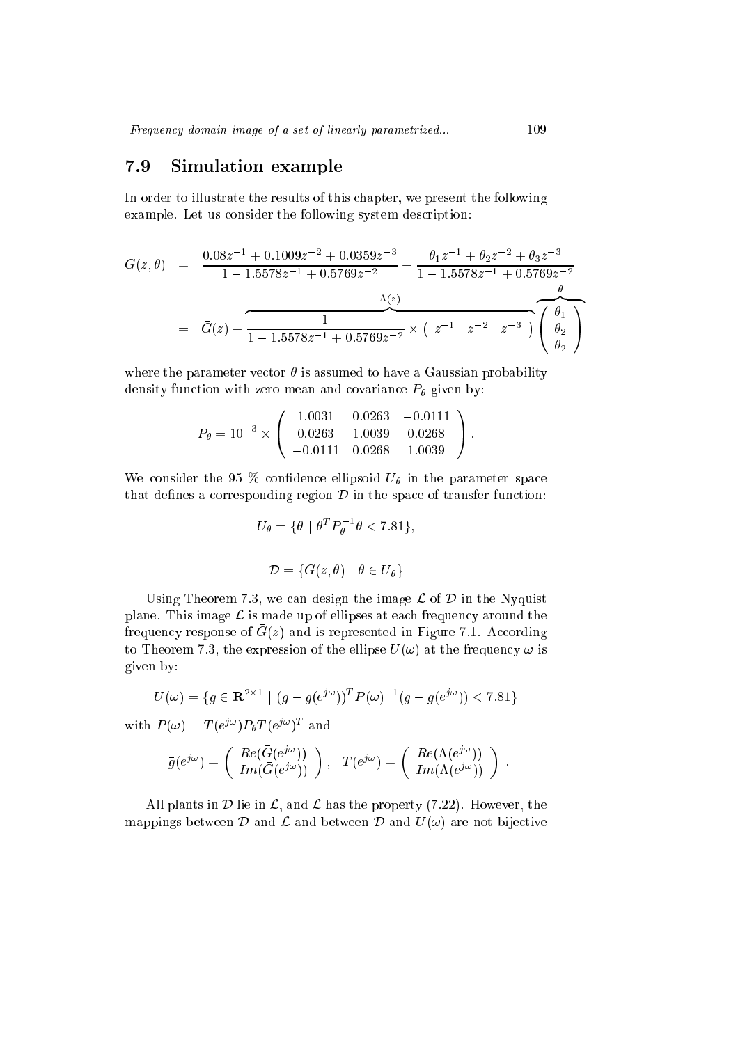## 7.9 Simulation example

In order to illustrate the results of this chapter, we present the following example. Let us consider the following system description:

$$
\begin{aligned}
G(z,\theta) &= \frac{0.08z^{-1}+0.1009z^{-2}+0.0359z^{-3}}{1-1.5578z^{-1}+0.5769z^{-2}} + \frac{\theta_1 z^{-1}+\theta_2 z^{-2}+\theta_3 z^{-3}}{1-1.5578z^{-1}+0.5769z^{-2}} \\
&= \bar{G}(z) + \overbrace{\frac{1}{1-1.5578z^{-1}+0.5769z^{-2}} \times \begin{pmatrix} z^{-1} & z^{-2} & z^{-3} \end{pmatrix}}^{\Lambda(z)} \overbrace{\begin{pmatrix} \theta_1 \\ \theta_2 \\ \theta_2 \end{pmatrix}}^{\theta}
\end{aligned}
$$

where the parameter vector $\theta$ is assumed to have a Gaussian probability density function with zero mean and covariance $P_\theta$ given by:

$$
P_\theta = 10^{-3} \times \begin{pmatrix} 1.0031 & 0.0263 & -0.0111 \\ 0.0263 & 1.0039 & 0.0268 \\ -0.0111 & 0.0268 & 1.0039 \end{pmatrix}.
$$

We consider the 95 % confidence ellipsoid $U_\theta$ in the parameter space that defines a corresponding region $\mathcal{D}$ in the space of transfer function:

$$
U_\theta = \{\theta \mid \theta^T P_\theta^{-1} \theta < 7.81\},
$$

$$
\mathcal{D} = \{G(z,\theta) \mid \theta \in U_\theta\}
$$

Using Theorem 7.3, we can design the image $\mathcal{L}$ of $\mathcal{D}$ in the Nyquist plane. This image $\mathcal{L}$ is made up of ellipses at each frequency around the frequency response of $\bar{G}(z)$ and is represented in Figure 7.1. According to Theorem 7.3, the expression of the ellipse $U(\omega)$ at the frequency $\omega$ is given by:

$$
U(\omega) = \{g \in \mathbf{R}^{2\times 1} \mid (g - \bar{g}(e^{j\omega}))^T P(\omega)^{-1} (g - \bar{g}(e^{j\omega})) < 7.81\}
$$

with $P(\omega) = T(e^{j\omega}) P_\theta T(e^{j\omega})^T$ and

$$
\bar{g}(e^{j\omega}) = \begin{pmatrix} Re(\bar{G}(e^{j\omega})) \\ Im(\bar{G}(e^{j\omega})) \end{pmatrix}, \quad T(e^{j\omega}) = \begin{pmatrix} Re(\Lambda(e^{j\omega})) \\ Im(\Lambda(e^{j\omega})) \end{pmatrix}.
$$

All plants in $\mathcal{D}$ lie in $\mathcal{L}$, and $\mathcal{L}$ has the property (7.22). However, the mappings between $\mathcal{D}$ and $\mathcal{L}$ and between $\mathcal{D}$ and $U(\omega)$ are not bijective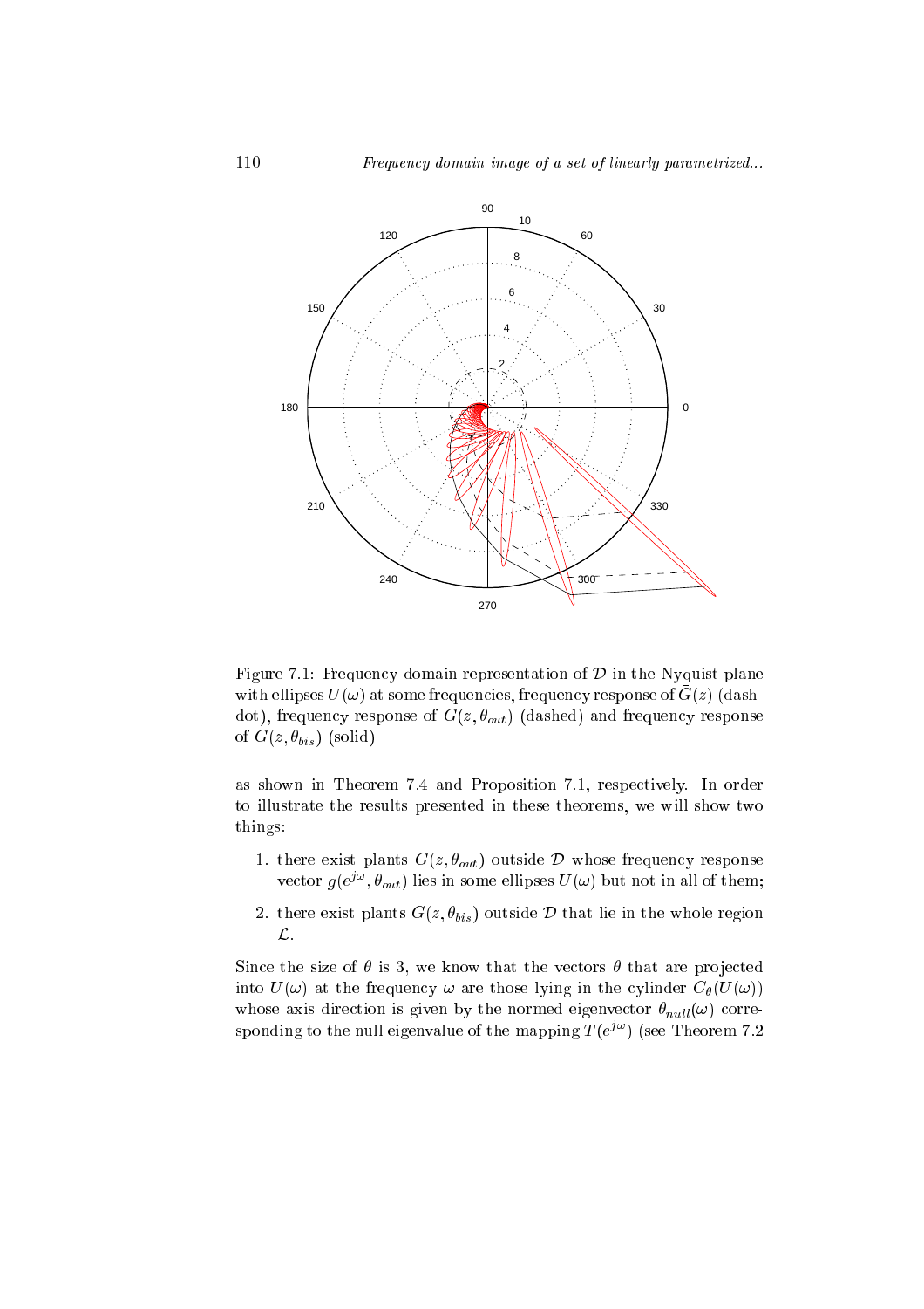Figure 7.1: Frequency domain representation of $\mathcal{D}$ in the Nyquist plane with ellipses $U(\omega)$ at some frequencies, frequency response of $\widetilde{G}(z)$ (dash-dot), frequency response of $G(z, \theta_{out})$ (dashed) and frequency response of $G(z, \theta_{bis})$ (solid)

as shown in Theorem 7.4 and Proposition 7.1, respectively. In order to illustrate the results presented in these theorems, we will show two things:

1. there exist plants $G(z, \theta_{out})$ outside $\mathcal{D}$ whose frequency response vector $g(e^{j\omega}, \theta_{out})$ lies in some ellipses $U(\omega)$ but not in all of them;
2. there exist plants $G(z, \theta_{bis})$ outside $\mathcal{D}$ that lie in the whole region $\mathcal{L}$.

Since the size of $\theta$ is 3, we know that the vectors $\theta$ that are projected into $U(\omega)$ at the frequency $\omega$ are those lying in the cylinder $C_\theta(U(\omega))$ whose axis direction is given by the normed eigenvector $\theta_{null}(\omega)$ corresponding to the null eigenvalue of the mapping $T(e^{j\omega})$ (see Theorem 7.2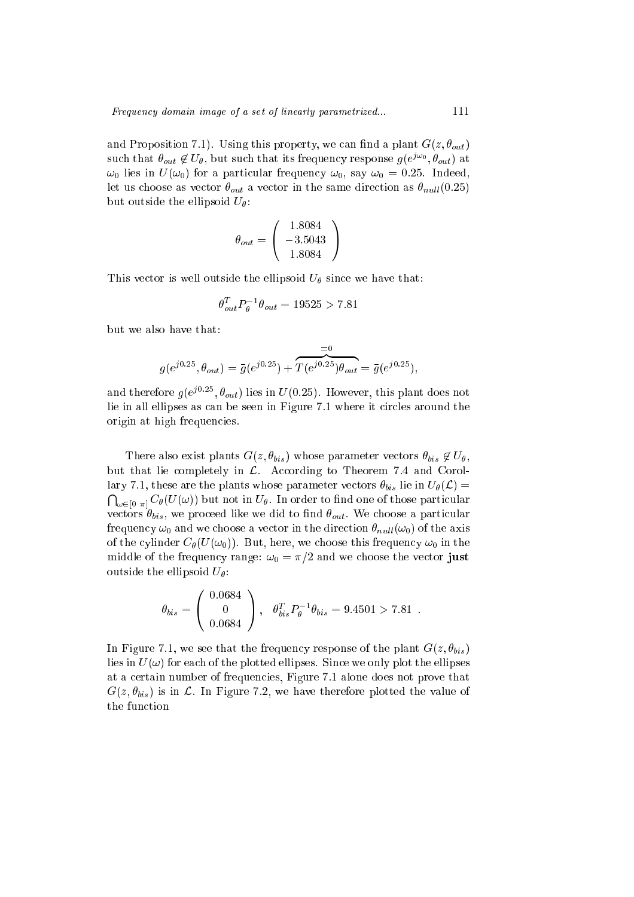and Proposition 7.1). Using this property, we can find a plant $G(z, \theta_{out})$ such that $\theta_{out} \notin U_\theta$, but such that its frequency response $g(e^{j\omega_0}, \theta_{out})$ at $\omega_0$ lies in $U(\omega_0)$ for a particular frequency $\omega_0$, say $\omega_0 = 0.25$. Indeed, let us choose as vector $\theta_{out}$ a vector in the same direction as $\theta_{null}(0.25)$ but outside the ellipsoid $U_\theta$:

$$\theta_{out} = \begin{pmatrix} 1.8084 \\ -3.5043 \\ 1.8084 \end{pmatrix}$$

This vector is well outside the ellipsoid $U_\theta$ since we have that:

$$\theta_{out}^T P_\theta^{-1} \theta_{out} = 19525 > 7.81$$

but we also have that:

$$g(e^{j0.25}, \theta_{out}) = \bar{g}(e^{j0.25}) + \overbrace{T(e^{j0.25})\theta_{out}}^{=0} = \bar{g}(e^{j0.25}),$$

and therefore $g(e^{j0.25}, \theta_{out})$ lies in $U(0.25)$. However, this plant does not lie in all ellipses as can be seen in Figure 7.1 where it circles around the origin at high frequencies.

There also exist plants $G(z, \theta_{bis})$ whose parameter vectors $\theta_{bis} \notin U_\theta$, but that lie completely in $\mathcal{L}$. According to Theorem 7.4 and Corollary 7.1, these are the plants whose parameter vectors $\theta_{bis}$ lie in $U_\theta(\mathcal{L}) = \bigcap_{\omega \in [0 \ \pi]} C_\theta(U(\omega))$ but not in $U_\theta$. In order to find one of those particular vectors $\theta_{bis}$, we proceed like we did to find $\theta_{out}$. We choose a particular frequency $\omega_0$ and we choose a vector in the direction $\theta_{null}(\omega_0)$ of the axis of the cylinder $C_\theta(U(\omega_0))$. But, here, we choose this frequency $\omega_0$ in the middle of the frequency range: $\omega_0 = \pi/2$ and we choose the vector **just** outside the ellipsoid $U_\theta$:

$$\theta_{bis} = \begin{pmatrix} 0.0684 \\ 0 \\ 0.0684 \end{pmatrix}, \quad \theta_{bis}^T P_\theta^{-1} \theta_{bis} = 9.4501 > 7.81 \ .$$

In Figure 7.1, we see that the frequency response of the plant $G(z, \theta_{bis})$ lies in $U(\omega)$ for each of the plotted ellipses. Since we only plot the ellipses at a certain number of frequencies, Figure 7.1 alone does not prove that $G(z, \theta_{bis})$ is in $\mathcal{L}$. In Figure 7.2, we have therefore plotted the value of the function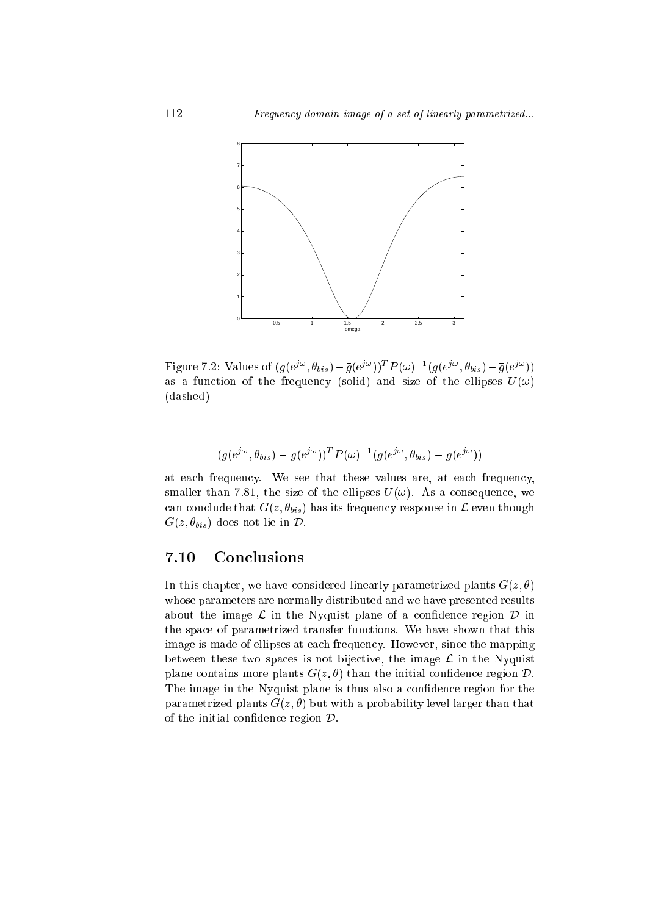Figure 7.2: Values of $(g(e^{j\omega}, \theta_{bis}) - \bar{g}(e^{j\omega}))^T P(\omega)^{-1} (g(e^{j\omega}, \theta_{bis}) - \bar{g}(e^{j\omega}))$ as a function of the frequency (solid) and size of the ellipses $U(\omega)$ (dashed)

$$(g(e^{j\omega}, \theta_{bis}) - \bar{g}(e^{j\omega}))^T P(\omega)^{-1} (g(e^{j\omega}, \theta_{bis}) - \bar{g}(e^{j\omega}))$$

at each frequency. We see that these values are, at each frequency, smaller than 7.81, the size of the ellipses $U(\omega)$. As a consequence, we can conclude that $G(z, \theta_{bis})$ has its frequency response in $\mathcal{L}$ even though $G(z, \theta_{bis})$ does not lie in $\mathcal{D}$.

## 7.10 Conclusions

In this chapter, we have considered linearly parametrized plants $G(z, \theta)$ whose parameters are normally distributed and we have presented results about the image $\mathcal{L}$ in the Nyquist plane of a confidence region $\mathcal{D}$ in the space of parametrized transfer functions. We have shown that this image is made of ellipses at each frequency. However, since the mapping between these two spaces is not bijective, the image $\mathcal{L}$ in the Nyquist plane contains more plants $G(z, \theta)$ than the initial confidence region $\mathcal{D}$. The image in the Nyquist plane is thus also a confidence region for the parametrized plants $G(z, \theta)$ but with a probability level larger than that of the initial confidence region $\mathcal{D}$.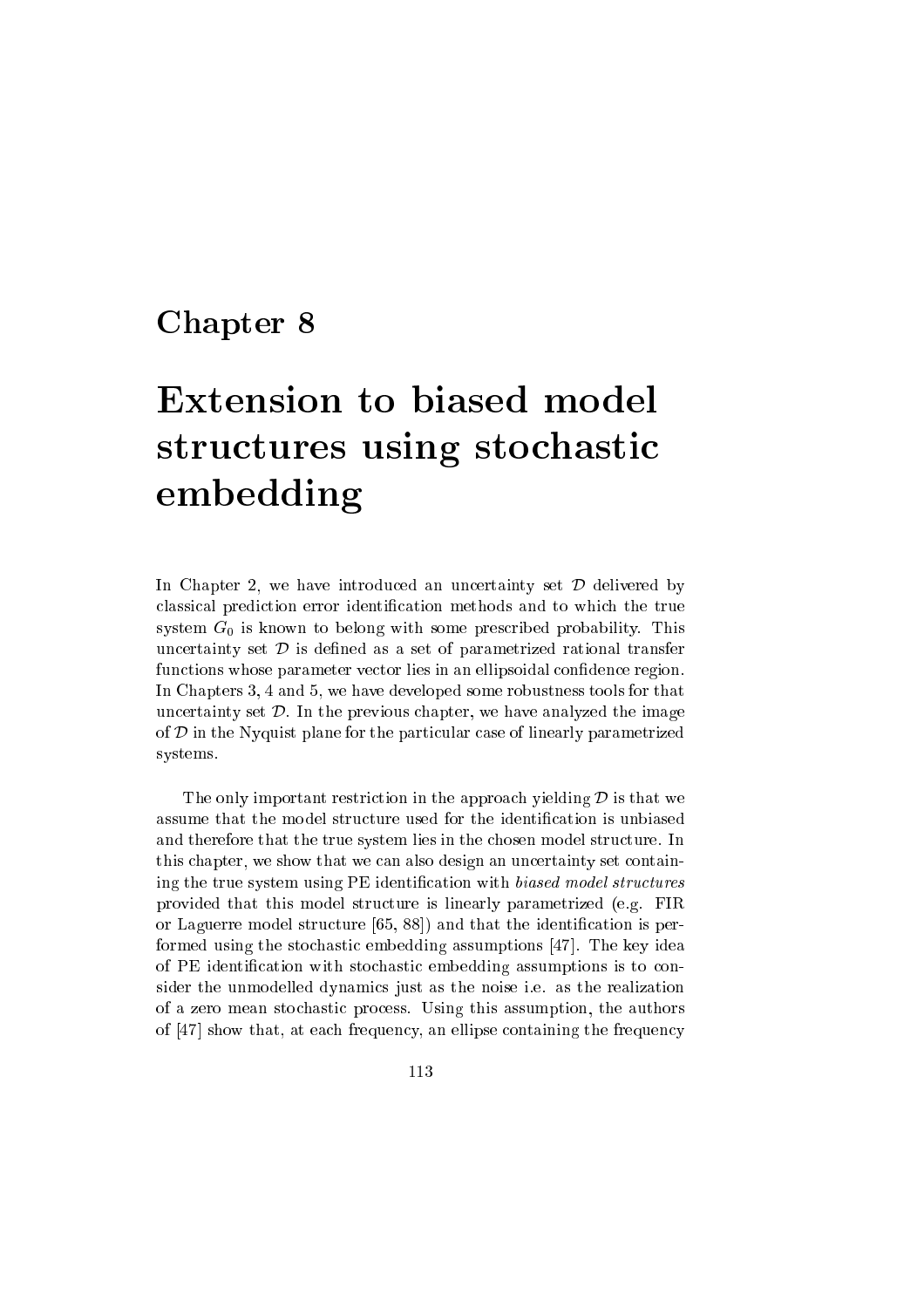# Chapter 8

# Extension to biased model structures using stochastic embedding

In Chapter 2, we have introduced an uncertainty set $\mathcal{D}$ delivered by classical prediction error identification methods and to which the true system $G_0$ is known to belong with some prescribed probability. This uncertainty set $\mathcal{D}$ is defined as a set of parametrized rational transfer functions whose parameter vector lies in an ellipsoidal confidence region. In Chapters 3, 4 and 5, we have developed some robustness tools for that uncertainty set $\mathcal{D}$. In the previous chapter, we have analyzed the image of $\mathcal{D}$ in the Nyquist plane for the particular case of linearly parametrized systems.

The only important restriction in the approach yielding $\mathcal{D}$ is that we assume that the model structure used for the identification is unbiased and therefore that the true system lies in the chosen model structure. In this chapter, we show that we can also design an uncertainty set containing the true system using PE identification with *biased model structures* provided that this model structure is linearly parametrized (e.g. FIR or Laguerre model structure [65, 88]) and that the identification is performed using the stochastic embedding assumptions [47]. The key idea of PE identification with stochastic embedding assumptions is to consider the unmodelled dynamics just as the noise i.e. as the realization of a zero mean stochastic process. Using this assumption, the authors of [47] show that, at each frequency, an ellipse containing the frequency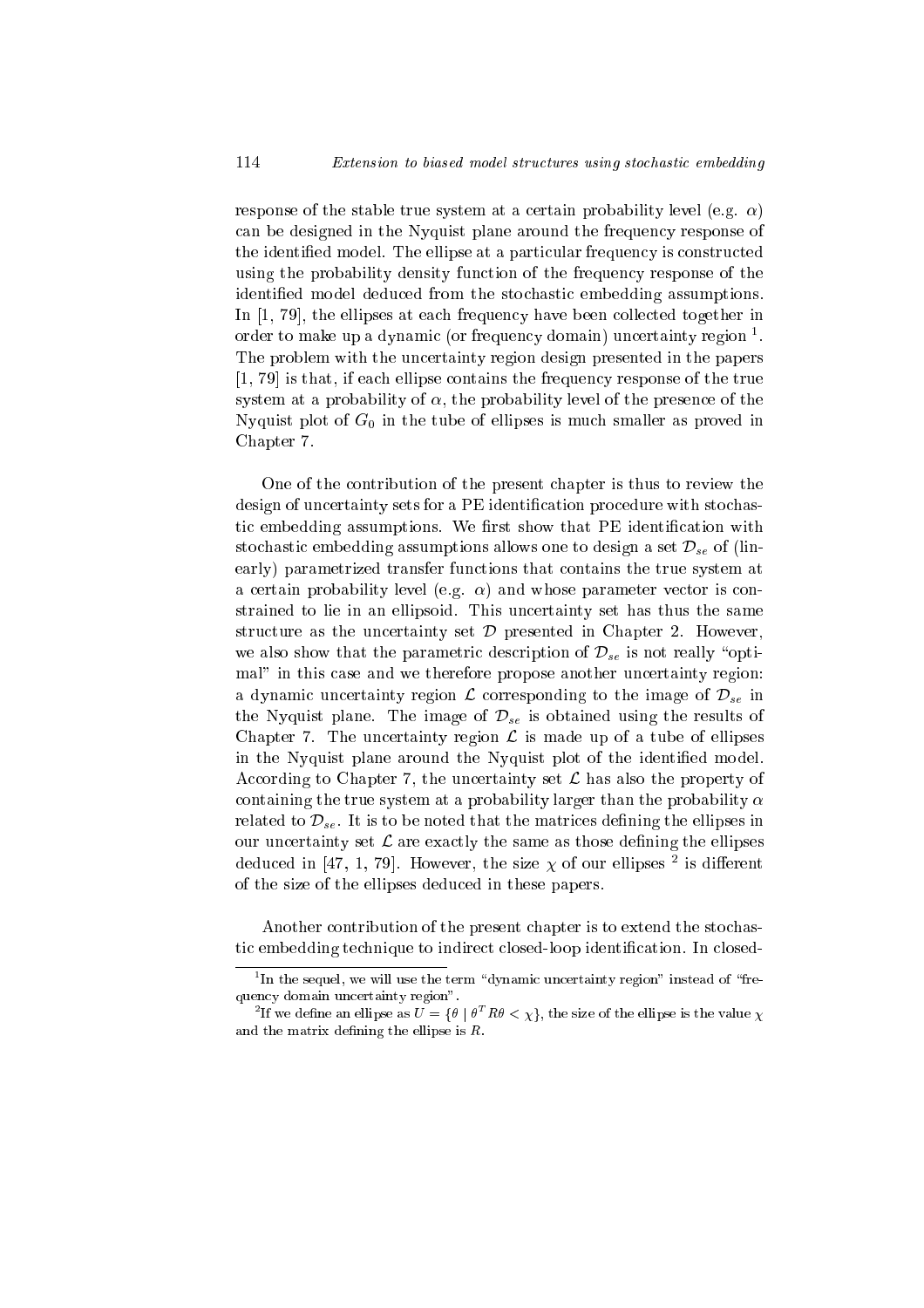response of the stable true system at a certain probability level (e.g. $\alpha$) can be designed in the Nyquist plane around the frequency response of the identified model. The ellipse at a particular frequency is constructed using the probability density function of the frequency response of the identified model deduced from the stochastic embedding assumptions. In [1, 79], the ellipses at each frequency have been collected together in order to make up a dynamic (or frequency domain) uncertainty region [1]. The problem with the uncertainty region design presented in the papers [1, 79] is that, if each ellipse contains the frequency response of the true system at a probability of $\alpha$, the probability level of the presence of the Nyquist plot of $G_0$ in the tube of ellipses is much smaller as proved in Chapter 7.

One of the contribution of the present chapter is thus to review the design of uncertainty sets for a PE identification procedure with stochastic embedding assumptions. We first show that PE identification with stochastic embedding assumptions allows one to design a set $\mathcal{D}_{se}$ of (linearly) parametrized transfer functions that contains the true system at a certain probability level (e.g. $\alpha$) and whose parameter vector is constrained to lie in an ellipsoid. This uncertainty set has thus the same structure as the uncertainty set $\mathcal{D}$ presented in Chapter 2. However, we also show that the parametric description of $\mathcal{D}_{se}$ is not really "optimal" in this case and we therefore propose another uncertainty region: a dynamic uncertainty region $\mathcal{L}$ corresponding to the image of $\mathcal{D}_{se}$ in the Nyquist plane. The image of $\mathcal{D}_{se}$ is obtained using the results of Chapter 7. The uncertainty region $\mathcal{L}$ is made up of a tube of ellipses in the Nyquist plane around the Nyquist plot of the identified model. According to Chapter 7, the uncertainty set $\mathcal{L}$ has also the property of containing the true system at a probability larger than the probability $\alpha$ related to $\mathcal{D}_{se}$. It is to be noted that the matrices defining the ellipses in our uncertainty set $\mathcal{L}$ are exactly the same as those defining the ellipses deduced in [47, 1, 79]. However, the size $\chi$ of our ellipses [2] is different of the size of the ellipses deduced in these papers.

Another contribution of the present chapter is to extend the stochastic embedding technique to indirect closed-loop identification. In closed-

[1] In the sequel, we will use the term "dynamic uncertainty region" instead of "frequency domain uncertainty region".

[2] If we define an ellipse as $U = \{\theta \mid \theta^T R \theta < \chi\}$, the size of the ellipse is the value $\chi$ and the matrix defining the ellipse is $R$.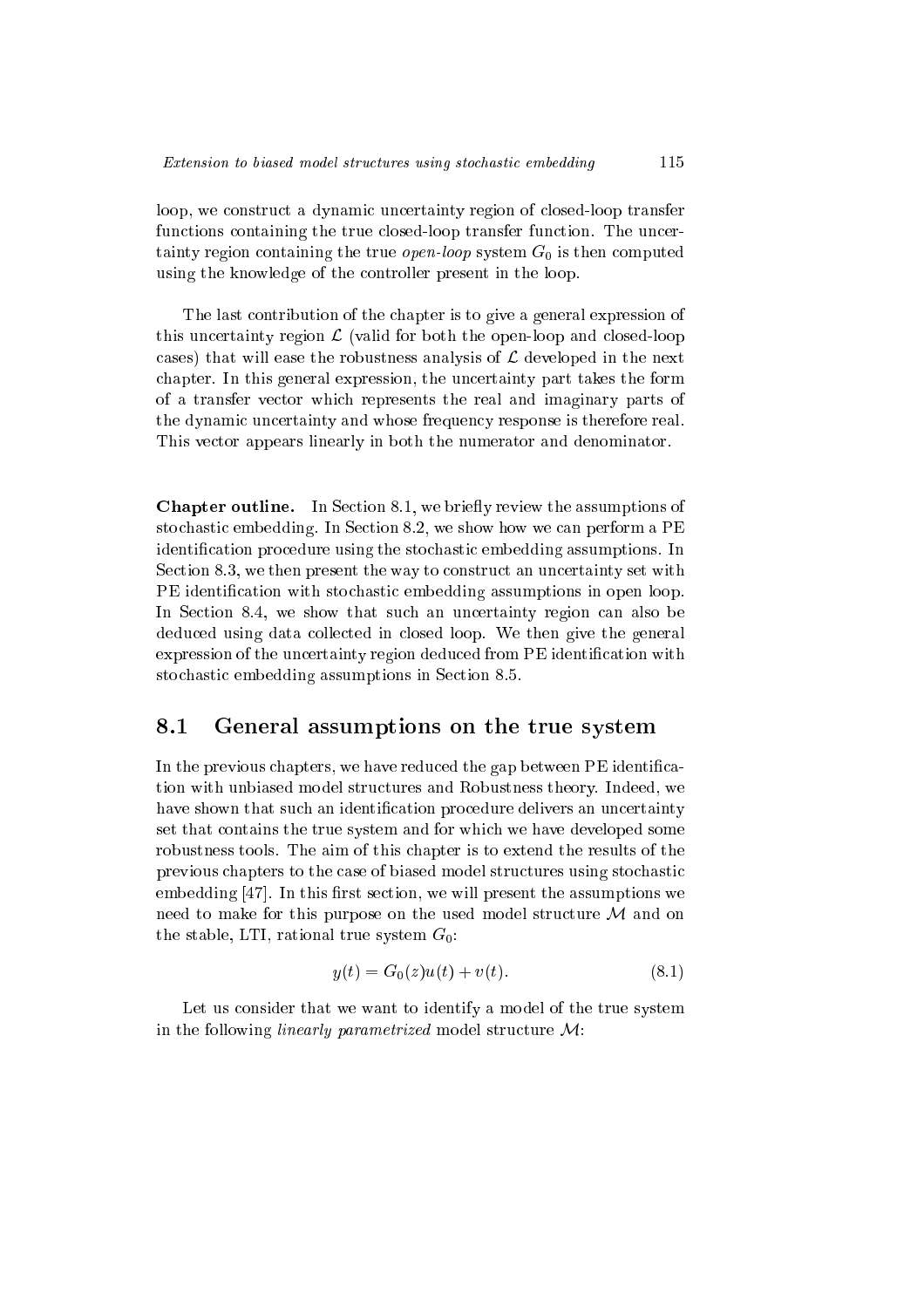loop, we construct a dynamic uncertainty region of closed-loop transfer functions containing the true closed-loop transfer function. The uncertainty region containing the true *open-loop* system $G_0$ is then computed using the knowledge of the controller present in the loop.

The last contribution of the chapter is to give a general expression of this uncertainty region $\mathcal{L}$ (valid for both the open-loop and closed-loop cases) that will ease the robustness analysis of $\mathcal{L}$ developed in the next chapter. In this general expression, the uncertainty part takes the form of a transfer vector which represents the real and imaginary parts of the dynamic uncertainty and whose frequency response is therefore real. This vector appears linearly in both the numerator and denominator.

**Chapter outline.** In Section 8.1, we briefly review the assumptions of stochastic embedding. In Section 8.2, we show how we can perform a PE identification procedure using the stochastic embedding assumptions. In Section 8.3, we then present the way to construct an uncertainty set with PE identification with stochastic embedding assumptions in open loop. In Section 8.4, we show that such an uncertainty region can also be deduced using data collected in closed loop. We then give the general expression of the uncertainty region deduced from PE identification with stochastic embedding assumptions in Section 8.5.

## 8.1 General assumptions on the true system

In the previous chapters, we have reduced the gap between PE identification with unbiased model structures and Robustness theory. Indeed, we have shown that such an identification procedure delivers an uncertainty set that contains the true system and for which we have developed some robustness tools. The aim of this chapter is to extend the results of the previous chapters to the case of biased model structures using stochastic embedding [47]. In this first section, we will present the assumptions we need to make for this purpose on the used model structure $\mathcal{M}$ and on the stable, LTI, rational true system $G_0$:

$$y(t) = G_0(z)u(t) + v(t). \tag{8.1}$$

Let us consider that we want to identify a model of the true system in the following *linearly parametrized* model structure $\mathcal{M}$: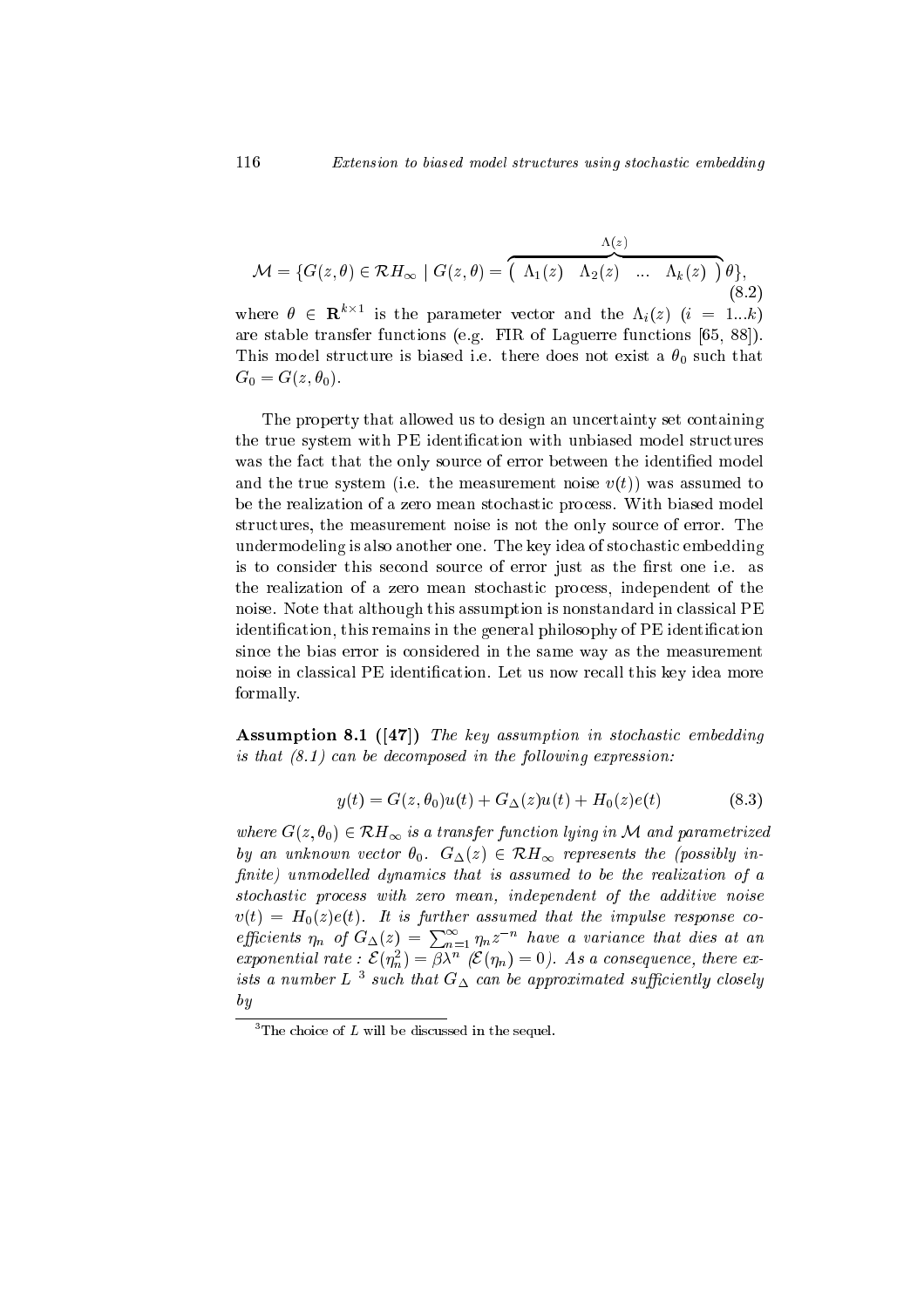$$\mathcal{M} = \{G(z,\theta) \in \mathcal{RH}_\infty \mid G(z,\theta) = \overbrace{\begin{pmatrix} \Lambda_1(z) & \Lambda_2(z) & \dots & \Lambda_k(z) \end{pmatrix}}^{\Lambda(z)} \theta\}, \tag{8.2}$$

where $\theta \in \mathbf{R}^{k\times 1}$ is the parameter vector and the $\Lambda_i(z)$ $(i = 1...k)$ are stable transfer functions (e.g. FIR of Laguerre functions [65, 88]). This model structure is biased i.e. there does not exist a $\theta_0$ such that $G_0 = G(z, \theta_0)$.

The property that allowed us to design an uncertainty set containing the true system with PE identification with unbiased model structures was the fact that the only source of error between the identified model and the true system (i.e. the measurement noise $v(t)$) was assumed to be the realization of a zero mean stochastic process. With biased model structures, the measurement noise is not the only source of error. The undermodeling is also another one. The key idea of stochastic embedding is to consider this second source of error just as the first one i.e. as the realization of a zero mean stochastic process, independent of the noise. Note that although this assumption is nonstandard in classical PE identification, this remains in the general philosophy of PE identification since the bias error is considered in the same way as the measurement noise in classical PE identification. Let us now recall this key idea more formally.

**Assumption 8.1 ([47])** *The key assumption in stochastic embedding is that (8.1) can be decomposed in the following expression:*

$$y(t) = G(z,\theta_0)u(t) + G_\Delta(z)u(t) + H_0(z)e(t) \tag{8.3}$$

*where $G(z,\theta_0) \in \mathcal{RH}_\infty$ is a transfer function lying in $\mathcal{M}$ and parametrized by an unknown vector $\theta_0$. $G_\Delta(z) \in \mathcal{RH}_\infty$ represents the (possibly infinite) unmodelled dynamics that is assumed to be the realization of a stochastic process with zero mean, independent of the additive noise $v(t) = H_0(z)e(t)$. It is further assumed that the impulse response coefficients $\eta_n$ of $G_\Delta(z) = \sum_{n=1}^{\infty} \eta_n z^{-n}$ have a variance that dies at an exponential rate : $\mathcal{E}(\eta_n^2) = \beta\lambda^n$ ($\mathcal{E}(\eta_n) = 0$). As a consequence, there exists a number $L$ [3] such that $G_\Delta$ can be approximated sufficiently closely by*

[3] The choice of $L$ will be discussed in the sequel.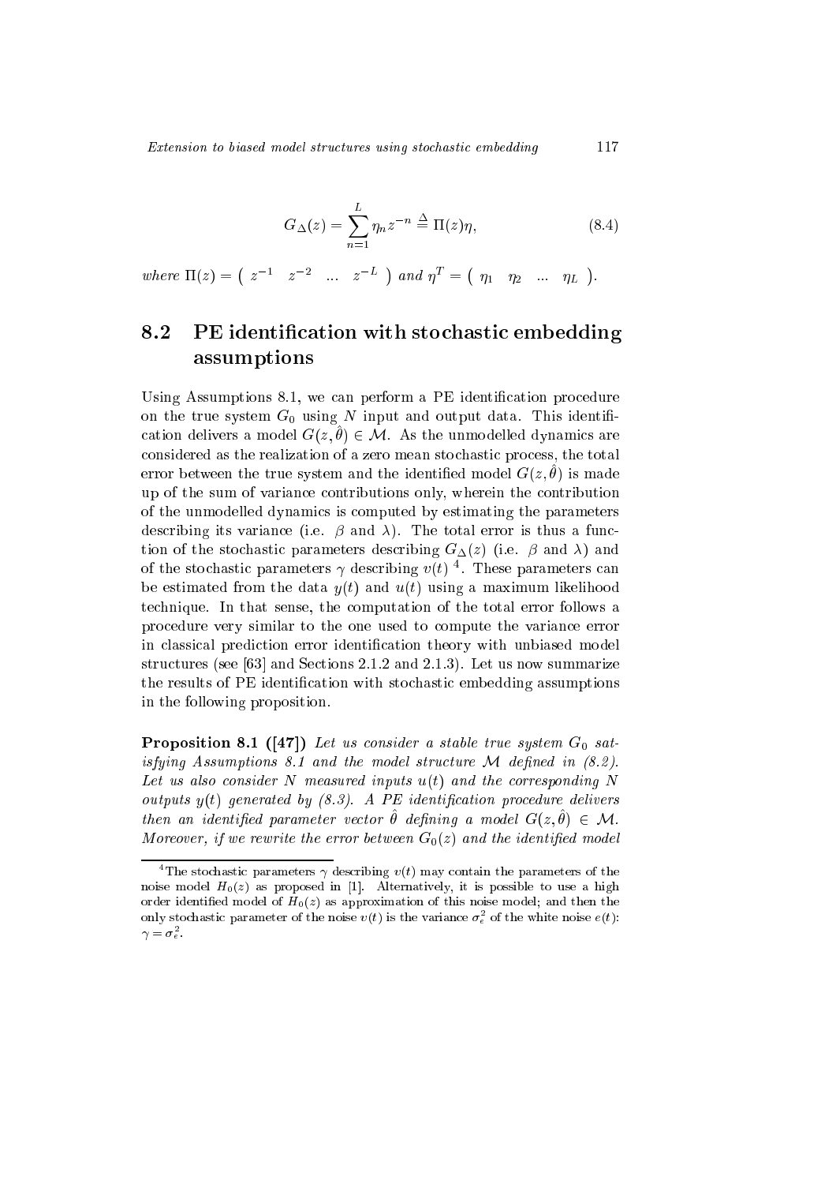$$G_{\Delta}(z) = \sum_{n=1}^{L} \eta_n z^{-n} \stackrel{\Delta}{=} \Pi(z)\eta, \tag{8.4}$$

*where* $\Pi(z) = \begin{pmatrix} z^{-1} & z^{-2} & \dots & z^{-L} \end{pmatrix}$ *and* $\eta^T = \begin{pmatrix} \eta_1 & \eta_2 & \dots & \eta_L \end{pmatrix}$.

## 8.2 PE identification with stochastic embedding assumptions

Using Assumptions 8.1, we can perform a PE identification procedure on the true system $G_0$ using $N$ input and output data. This identification delivers a model $G(z, \hat{\theta}) \in \mathcal{M}$. As the unmodelled dynamics are considered as the realization of a zero mean stochastic process, the total error between the true system and the identified model $G(z, \hat{\theta})$ is made up of the sum of variance contributions only, wherein the contribution of the unmodelled dynamics is computed by estimating the parameters describing its variance (i.e. $\beta$ and $\lambda$). The total error is thus a function of the stochastic parameters describing $G_{\Delta}(z)$ (i.e. $\beta$ and $\lambda$) and of the stochastic parameters $\gamma$ describing $v(t)$ [4]. These parameters can be estimated from the data $y(t)$ and $u(t)$ using a maximum likelihood technique. In that sense, the computation of the total error follows a procedure very similar to the one used to compute the variance error in classical prediction error identification theory with unbiased model structures (see [63] and Sections 2.1.2 and 2.1.3). Let us now summarize the results of PE identification with stochastic embedding assumptions in the following proposition.

**Proposition 8.1 ([47])** *Let us consider a stable true system $G_0$ satisfying Assumptions 8.1 and the model structure $\mathcal{M}$ defined in (8.2). Let us also consider $N$ measured inputs $u(t)$ and the corresponding $N$ outputs $y(t)$ generated by (8.3). A PE identification procedure delivers then an identified parameter vector $\hat{\theta}$ defining a model $G(z, \hat{\theta}) \in \mathcal{M}$. Moreover, if we rewrite the error between $G_0(z)$ and the identified model*

[4] The stochastic parameters $\gamma$ describing $v(t)$ may contain the parameters of the noise model $H_0(z)$ as proposed in [1]. Alternatively, it is possible to use a high order identified model of $H_0(z)$ as approximation of this noise model; and then the only stochastic parameter of the noise $v(t)$ is the variance $\sigma_e^2$ of the white noise $e(t)$: $\gamma = \sigma_e^2$.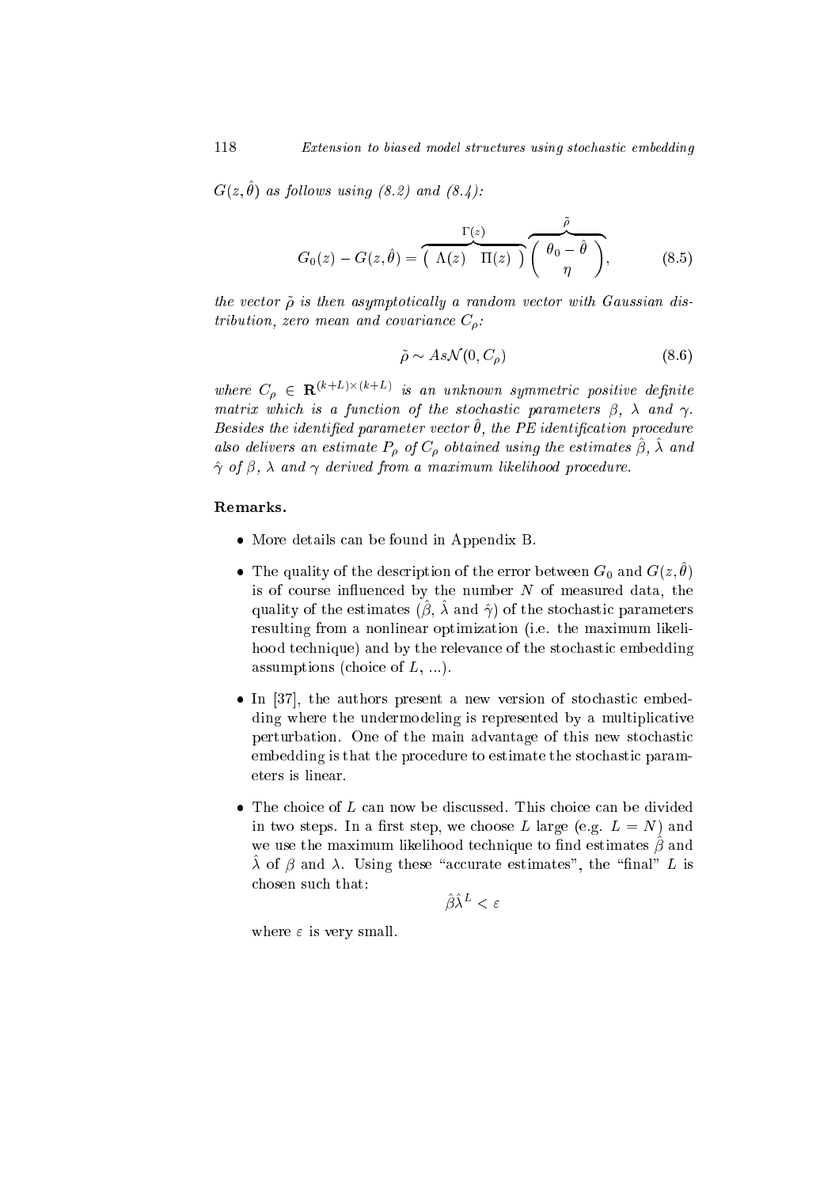*$G(z, \hat{\theta})$ as follows using (8.2) and (8.4):*

$$G_0(z) - G(z, \hat{\theta}) = \overbrace{\begin{pmatrix} \Lambda(z) & \Pi(z) \end{pmatrix}}^{\Gamma(z)} \overbrace{\begin{pmatrix} \theta_0 - \hat{\theta} \\ \eta \end{pmatrix}}^{\tilde{\rho}}, \tag{8.5}$$

*the vector $\tilde{\rho}$ is then asymptotically a random vector with Gaussian distribution, zero mean and covariance $C_\rho$:*

$$\tilde{\rho} \sim As\mathcal{N}(0, C_\rho) \tag{8.6}$$

*where $C_\rho \in \mathbf{R}^{(k+L)\times(k+L)}$ is an unknown symmetric positive definite matrix which is a function of the stochastic parameters $\beta$, $\lambda$ and $\gamma$. Besides the identified parameter vector $\hat{\theta}$, the PE identification procedure also delivers an estimate $P_\rho$ of $C_\rho$ obtained using the estimates $\hat{\beta}$, $\hat{\lambda}$ and $\hat{\gamma}$ of $\beta$, $\lambda$ and $\gamma$ derived from a maximum likelihood procedure.*

**Remarks.**

- More details can be found in Appendix B.
- The quality of the description of the error between $G_0$ and $G(z, \hat{\theta})$ is of course influenced by the number $N$ of measured data, the quality of the estimates ($\hat{\beta}$, $\hat{\lambda}$ and $\hat{\gamma}$) of the stochastic parameters resulting from a nonlinear optimization (i.e. the maximum likelihood technique) and by the relevance of the stochastic embedding assumptions (choice of $L$, ...).
- In [37], the authors present a new version of stochastic embedding where the undermodeling is represented by a multiplicative perturbation. One of the main advantage of this new stochastic embedding is that the procedure to estimate the stochastic parameters is linear.
- The choice of $L$ can now be discussed. This choice can be divided in two steps. In a first step, we choose $L$ large (e.g. $L = N$) and we use the maximum likelihood technique to find estimates $\hat{\beta}$ and $\hat{\lambda}$ of $\beta$ and $\lambda$. Using these "accurate estimates", the "final" $L$ is chosen such that:

  $$\hat{\beta}\hat{\lambda}^L < \varepsilon$$

  where $\varepsilon$ is very small.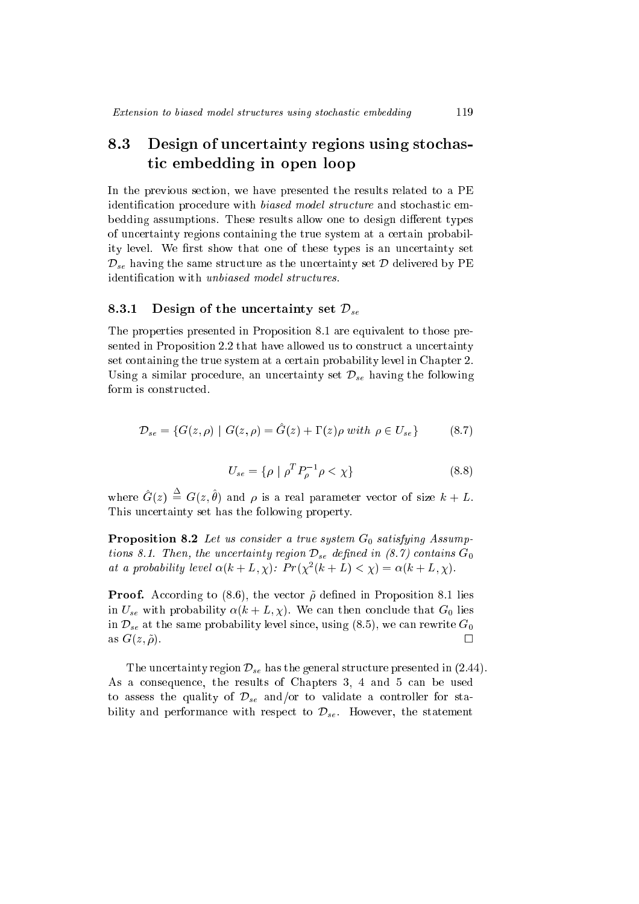## 8.3 Design of uncertainty regions using stochastic embedding in open loop

In the previous section, we have presented the results related to a PE identification procedure with *biased model structure* and stochastic embedding assumptions. These results allow one to design different types of uncertainty regions containing the true system at a certain probability level. We first show that one of these types is an uncertainty set $\mathcal{D}_{se}$ having the same structure as the uncertainty set $\mathcal{D}$ delivered by PE identification with *unbiased model structures*.

### 8.3.1 Design of the uncertainty set $\mathcal{D}_{se}$

The properties presented in Proposition 8.1 are equivalent to those presented in Proposition 2.2 that have allowed us to construct a uncertainty set containing the true system at a certain probability level in Chapter 2. Using a similar procedure, an uncertainty set $\mathcal{D}_{se}$ having the following form is constructed.

$$\mathcal{D}_{se} = \{G(z,\rho) \mid G(z,\rho) = \hat{G}(z) + \Gamma(z)\rho \; with \; \rho \in U_{se}\} \tag{8.7}$$

$$U_{se} = \{\rho \mid \rho^T P_\rho^{-1} \rho < \chi\} \tag{8.8}$$

where $\hat{G}(z) \stackrel{\Delta}{=} G(z, \hat{\theta})$ and $\rho$ is a real parameter vector of size $k + L$. This uncertainty set has the following property.

**Proposition 8.2** *Let us consider a true system $G_0$ satisfying Assumptions 8.1. Then, the uncertainty region $\mathcal{D}_{se}$ defined in (8.7) contains $G_0$ at a probability level $\alpha(k+L,\chi)$: $Pr(\chi^2(k+L) < \chi) = \alpha(k+L,\chi)$.*

**Proof.** According to (8.6), the vector $\tilde{\rho}$ defined in Proposition 8.1 lies in $U_{se}$ with probability $\alpha(k+L,\chi)$. We can then conclude that $G_0$ lies in $\mathcal{D}_{se}$ at the same probability level since, using (8.5), we can rewrite $G_0$ as $G(z,\tilde{\rho})$. □

The uncertainty region $\mathcal{D}_{se}$ has the general structure presented in (2.44). As a consequence, the results of Chapters 3, 4 and 5 can be used to assess the quality of $\mathcal{D}_{se}$ and/or to validate a controller for stability and performance with respect to $\mathcal{D}_{se}$. However, the statement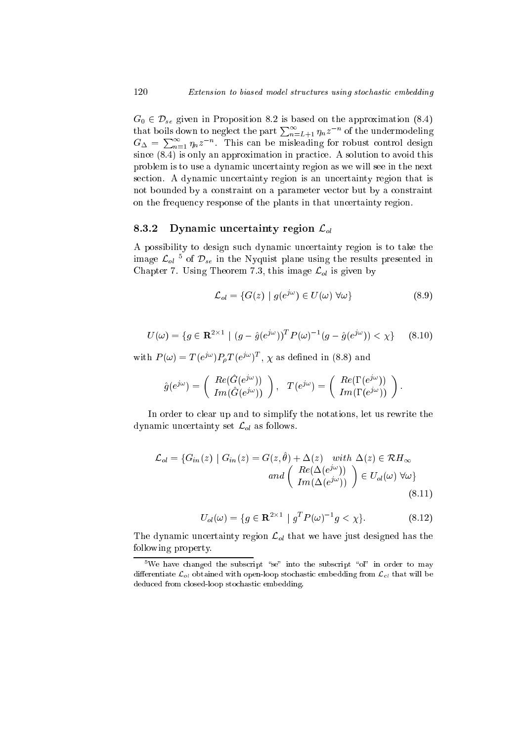$G_0 \in \mathcal{D}_{se}$ given in Proposition 8.2 is based on the approximation (8.4) that boils down to neglect the part $\sum_{n=L+1}^{\infty} \eta_n z^{-n}$ of the undermodeling $G_\Delta = \sum_{n=1}^{\infty} \eta_n z^{-n}$. This can be misleading for robust control design since (8.4) is only an approximation in practice. A solution to avoid this problem is to use a dynamic uncertainty region as we will see in the next section. A dynamic uncertainty region is an uncertainty region that is not bounded by a constraint on a parameter vector but by a constraint on the frequency response of the plants in that uncertainty region.

### 8.3.2 Dynamic uncertainty region $\mathcal{L}_{ol}$

A possibility to design such dynamic uncertainty region is to take the image $\mathcal{L}_{ol}$ [5] of $\mathcal{D}_{se}$ in the Nyquist plane using the results presented in Chapter 7. Using Theorem 7.3, this image $\mathcal{L}_{ol}$ is given by

$$\mathcal{L}_{ol} = \{G(z) \mid g(e^{j\omega}) \in U(\omega) \ \forall \omega\} \tag{8.9}$$

$$U(\omega) = \{g \in \mathbf{R}^{2\times 1} \mid (g - \hat{g}(e^{j\omega}))^T P(\omega)^{-1} (g - \hat{g}(e^{j\omega})) < \chi\} \tag{8.10}$$

with $P(\omega) = T(e^{j\omega}) P_\rho T(e^{j\omega})^T$, $\chi$ as defined in (8.8) and

$$\hat{g}(e^{j\omega}) = \begin{pmatrix} Re(\hat{G}(e^{j\omega})) \\ Im(\hat{G}(e^{j\omega})) \end{pmatrix}, \quad T(e^{j\omega}) = \begin{pmatrix} Re(\Gamma(e^{j\omega})) \\ Im(\Gamma(e^{j\omega})) \end{pmatrix}.$$

In order to clear up and to simplify the notations, let us rewrite the dynamic uncertainty set $\mathcal{L}_{ol}$ as follows.

$$\mathcal{L}_{ol} = \{G_{in}(z) \mid G_{in}(z) = G(z, \hat{\theta}) + \Delta(z) \quad with \ \Delta(z) \in \mathcal{R}H_\infty \quad and \begin{pmatrix} Re(\Delta(e^{j\omega})) \\ Im(\Delta(e^{j\omega})) \end{pmatrix} \in U_{ol}(\omega) \ \forall \omega\} \tag{8.11}$$

$$U_{ol}(\omega) = \{g \in \mathbf{R}^{2\times 1} \mid g^T P(\omega)^{-1} g < \chi\}. \tag{8.12}$$

The dynamic uncertainty region $\mathcal{L}_{ol}$ that we have just designed has the following property.

[5] We have changed the subscript "se" into the subscript "ol" in order to may differentiate $\mathcal{L}_{ol}$ obtained with open-loop stochastic embedding from $\mathcal{L}_{cl}$ that will be deduced from closed-loop stochastic embedding.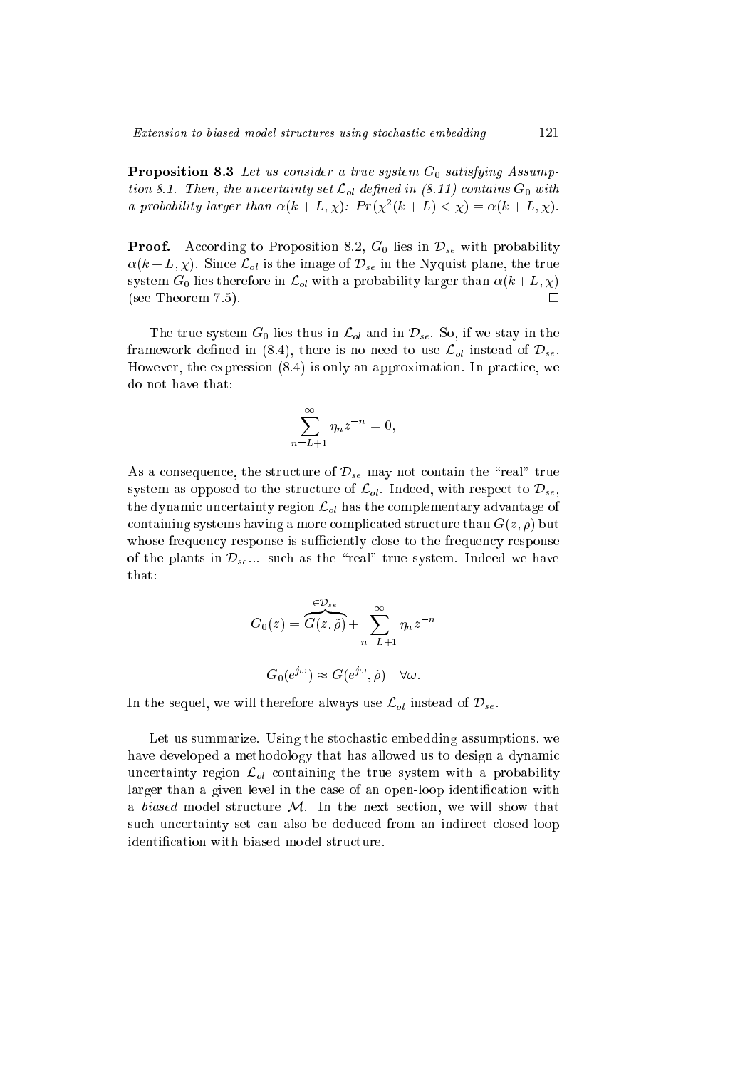**Proposition 8.3** *Let us consider a true system $G_0$ satisfying Assumption 8.1. Then, the uncertainty set $\mathcal{L}_{ol}$ defined in (8.11) contains $G_0$ with a probability larger than $\alpha(k+L,\chi)$: $Pr(\chi^2(k+L) < \chi) = \alpha(k+L,\chi)$.*

**Proof.** According to Proposition 8.2, $G_0$ lies in $\mathcal{D}_{se}$ with probability $\alpha(k+L,\chi)$. Since $\mathcal{L}_{ol}$ is the image of $\mathcal{D}_{se}$ in the Nyquist plane, the true system $G_0$ lies therefore in $\mathcal{L}_{ol}$ with a probability larger than $\alpha(k+L,\chi)$ (see Theorem 7.5). $\square$

The true system $G_0$ lies thus in $\mathcal{L}_{ol}$ and in $\mathcal{D}_{se}$. So, if we stay in the framework defined in (8.4), there is no need to use $\mathcal{L}_{ol}$ instead of $\mathcal{D}_{se}$. However, the expression (8.4) is only an approximation. In practice, we do not have that:

$$\sum_{n=L+1}^{\infty} \eta_n z^{-n} = 0,$$

As a consequence, the structure of $\mathcal{D}_{se}$ may not contain the "real" true system as opposed to the structure of $\mathcal{L}_{ol}$. Indeed, with respect to $\mathcal{D}_{se}$, the dynamic uncertainty region $\mathcal{L}_{ol}$ has the complementary advantage of containing systems having a more complicated structure than $G(z,\rho)$ but whose frequency response is sufficiently close to the frequency response of the plants in $\mathcal{D}_{se}$... such as the "real" true system. Indeed we have that:

$$G_0(z) = \overbrace{G(z,\tilde{\rho})}^{\in \mathcal{D}_{se}} + \sum_{n=L+1}^{\infty} \eta_n z^{-n}$$

$$G_0(e^{j\omega}) \approx G(e^{j\omega},\tilde{\rho}) \quad \forall \omega.$$

In the sequel, we will therefore always use $\mathcal{L}_{ol}$ instead of $\mathcal{D}_{se}$.

Let us summarize. Using the stochastic embedding assumptions, we have developed a methodology that has allowed us to design a dynamic uncertainty region $\mathcal{L}_{ol}$ containing the true system with a probability larger than a given level in the case of an open-loop identification with a *biased* model structure $\mathcal{M}$. In the next section, we will show that such uncertainty set can also be deduced from an indirect closed-loop identification with biased model structure.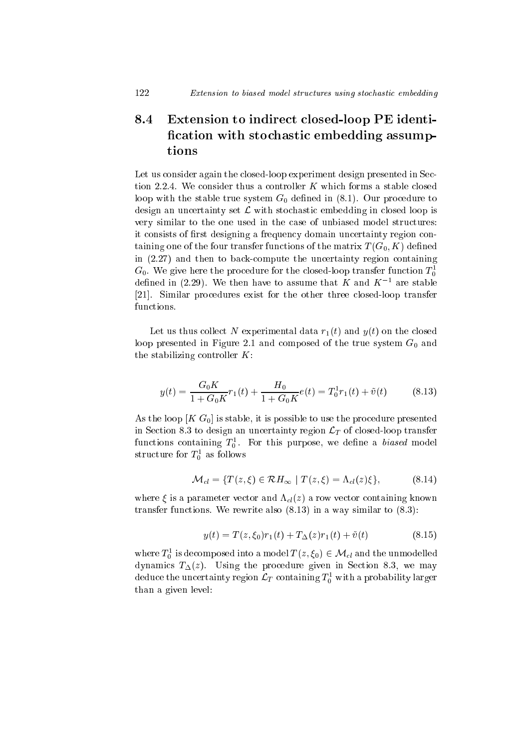## 8.4 Extension to indirect closed-loop PE identification with stochastic embedding assumptions

Let us consider again the closed-loop experiment design presented in Section 2.2.4. We consider thus a controller $K$ which forms a stable closed loop with the stable true system $G_0$ defined in (8.1). Our procedure to design an uncertainty set $\mathcal{L}$ with stochastic embedding in closed loop is very similar to the one used in the case of unbiased model structures: it consists of first designing a frequency domain uncertainty region containing one of the four transfer functions of the matrix $T(G_0, K)$ defined in (2.27) and then to back-compute the uncertainty region containing $G_0$. We give here the procedure for the closed-loop transfer function $T_0^1$ defined in (2.29). We then have to assume that $K$ and $K^{-1}$ are stable [21]. Similar procedures exist for the other three closed-loop transfer functions.

Let us thus collect $N$ experimental data $r_1(t)$ and $y(t)$ on the closed loop presented in Figure 2.1 and composed of the true system $G_0$ and the stabilizing controller $K$:

$$y(t) = \frac{G_0 K}{1 + G_0 K} r_1(t) + \frac{H_0}{1 + G_0 K} e(t) = T_0^1 r_1(t) + \tilde{v}(t) \tag{8.13}$$

As the loop $[K\ G_0]$ is stable, it is possible to use the procedure presented in Section 8.3 to design an uncertainty region $\mathcal{L}_T$ of closed-loop transfer functions containing $T_0^1$. For this purpose, we define a *biased* model structure for $T_0^1$ as follows

$$\mathcal{M}_{cl} = \{T(z, \xi) \in \mathcal{RH}_\infty \mid T(z, \xi) = \Lambda_{cl}(z)\xi\}, \tag{8.14}$$

where $\xi$ is a parameter vector and $\Lambda_{cl}(z)$ a row vector containing known transfer functions. We rewrite also (8.13) in a way similar to (8.3):

$$y(t) = T(z, \xi_0) r_1(t) + T_\Delta(z) r_1(t) + \tilde{v}(t) \tag{8.15}$$

where $T_0^1$ is decomposed into a model $T(z, \xi_0) \in \mathcal{M}_{cl}$ and the unmodelled dynamics $T_\Delta(z)$. Using the procedure given in Section 8.3, we may deduce the uncertainty region $\mathcal{L}_T$ containing $T_0^1$ with a probability larger than a given level: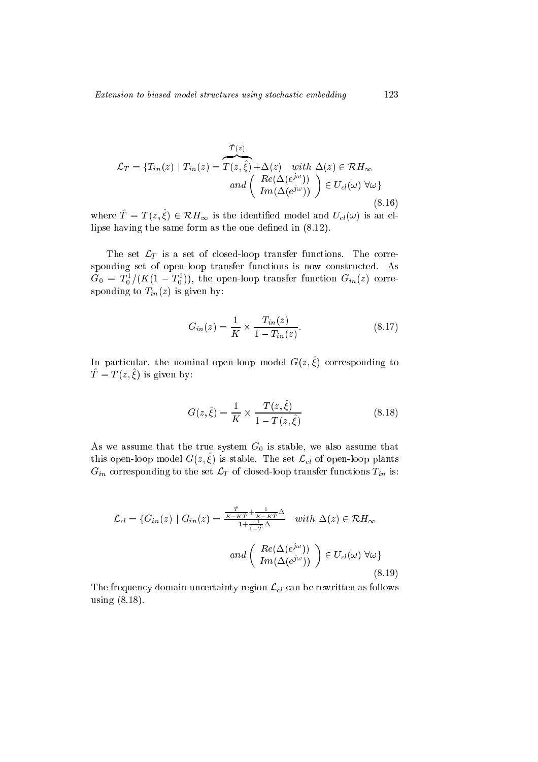$$\mathcal{L}_T = \{T_{in}(z) \mid T_{in}(z) = \overbrace{T(z,\hat{\xi})}^{\hat{T}(z)} + \Delta(z) \quad with \ \Delta(z) \in \mathcal{RH}_\infty$$
$$and \begin{pmatrix} Re(\Delta(e^{j\omega})) \\ Im(\Delta(e^{j\omega})) \end{pmatrix} \in U_{cl}(\omega) \ \forall \omega\} \tag{8.16}$$

where $\hat{T} = T(z,\hat{\xi}) \in \mathcal{RH}_\infty$ is the identified model and $U_{cl}(\omega)$ is an ellipse having the same form as the one defined in (8.12).

The set $\mathcal{L}_T$ is a set of closed-loop transfer functions. The corresponding set of open-loop transfer functions is now constructed. As $G_0 = T_0^1/(K(1-T_0^1))$, the open-loop transfer function $G_{in}(z)$ corresponding to $T_{in}(z)$ is given by:

$$G_{in}(z) = \frac{1}{K} \times \frac{T_{in}(z)}{1 - T_{in}(z)}. \tag{8.17}$$

In particular, the nominal open-loop model $G(z,\hat{\xi})$ corresponding to $\hat{T} = T(z,\hat{\xi})$ is given by:

$$G(z,\hat{\xi}) = \frac{1}{K} \times \frac{T(z,\hat{\xi})}{1 - T(z,\hat{\xi})} \tag{8.18}$$

As we assume that the true system $G_0$ is stable, we also assume that this open-loop model $G(z,\hat{\xi})$ is stable. The set $\mathcal{L}_{cl}$ of open-loop plants $G_{in}$ corresponding to the set $\mathcal{L}_T$ of closed-loop transfer functions $T_{in}$ is:

$$\mathcal{L}_{cl} = \{G_{in}(z) \mid G_{in}(z) = \frac{\frac{\hat{T}}{K-K\hat{T}} + \frac{1}{K-K\hat{T}}\Delta}{1 + \frac{-1}{1-\hat{T}}\Delta} \quad with \ \Delta(z) \in \mathcal{RH}_\infty$$
$$and \begin{pmatrix} Re(\Delta(e^{j\omega})) \\ Im(\Delta(e^{j\omega})) \end{pmatrix} \in U_{cl}(\omega) \ \forall \omega\} \tag{8.19}$$

The frequency domain uncertainty region $\mathcal{L}_{cl}$ can be rewritten as follows using (8.18).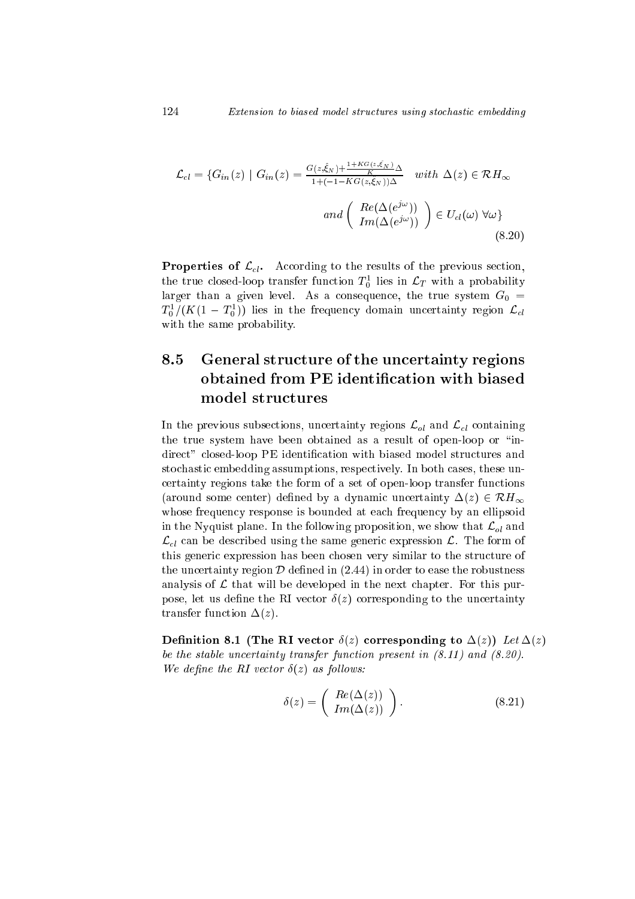$$\mathcal{L}_{cl} = \{G_{in}(z) \mid G_{in}(z) = \frac{G(z,\hat{\xi}_N) + \frac{1+KG(z,\hat{\xi}_N)}{K}\Delta}{1 + (-1-KG(z,\hat{\xi}_N))\Delta} \quad with \ \Delta(z) \in \mathcal{R}H_\infty$$

$$and \begin{pmatrix} Re(\Delta(e^{j\omega})) \\ Im(\Delta(e^{j\omega})) \end{pmatrix} \in U_{cl}(\omega) \ \forall \omega\} \tag{8.20}$$

**Properties of $\mathcal{L}_{cl}$.** According to the results of the previous section, the true closed-loop transfer function $T_0^1$ lies in $\mathcal{L}_T$ with a probability larger than a given level. As a consequence, the true system $G_0 = T_0^1/(K(1-T_0^1))$ lies in the frequency domain uncertainty region $\mathcal{L}_{cl}$ with the same probability.

## 8.5 General structure of the uncertainty regions obtained from PE identification with biased model structures

In the previous subsections, uncertainty regions $\mathcal{L}_{ol}$ and $\mathcal{L}_{cl}$ containing the true system have been obtained as a result of open-loop or "indirect" closed-loop PE identification with biased model structures and stochastic embedding assumptions, respectively. In both cases, these uncertainty regions take the form of a set of open-loop transfer functions (around some center) defined by a dynamic uncertainty $\Delta(z) \in \mathcal{R}H_\infty$ whose frequency response is bounded at each frequency by an ellipsoid in the Nyquist plane. In the following proposition, we show that $\mathcal{L}_{ol}$ and $\mathcal{L}_{cl}$ can be described using the same generic expression $\mathcal{L}$. The form of this generic expression has been chosen very similar to the structure of the uncertainty region $\mathcal{D}$ defined in (2.44) in order to ease the robustness analysis of $\mathcal{L}$ that will be developed in the next chapter. For this purpose, let us define the RI vector $\delta(z)$ corresponding to the uncertainty transfer function $\Delta(z)$.

**Definition 8.1 (The RI vector $\delta(z)$ corresponding to $\Delta(z)$)** *Let $\Delta(z)$ be the stable uncertainty transfer function present in (8.11) and (8.20). We define the RI vector $\delta(z)$ as follows:*

$$\delta(z) = \begin{pmatrix} Re(\Delta(z)) \\ Im(\Delta(z)) \end{pmatrix}. \tag{8.21}$$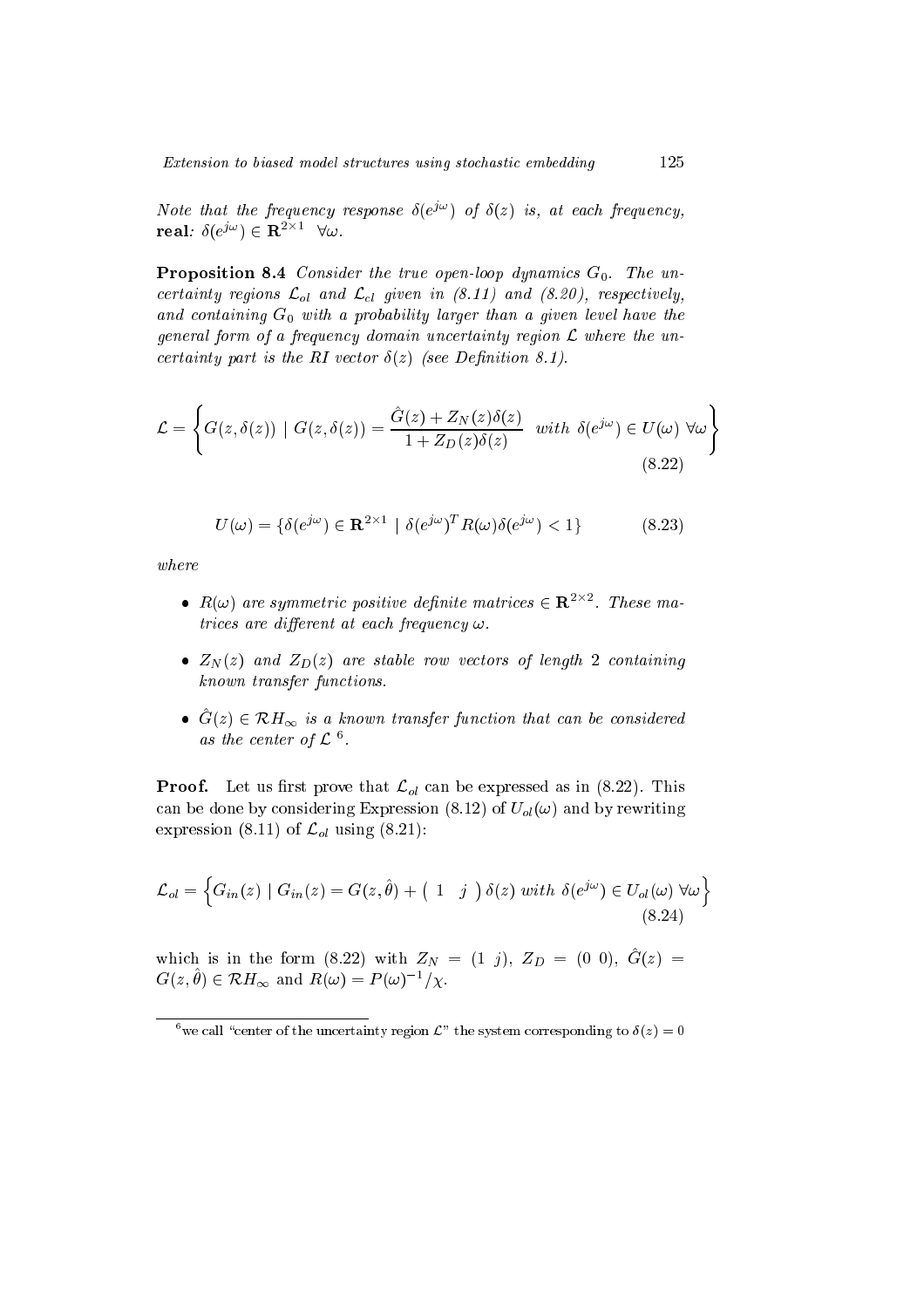*Note that the frequency response $\delta(e^{j\omega})$ of $\delta(z)$ is, at each frequency,* **real***:* $\delta(e^{j\omega}) \in \mathbf{R}^{2\times 1} \quad \forall\omega$*.*

**Proposition 8.4** *Consider the true open-loop dynamics $G_0$. The uncertainty regions $\mathcal{L}_{ol}$ and $\mathcal{L}_{cl}$ given in (8.11) and (8.20), respectively, and containing $G_0$ with a probability larger than a given level have the general form of a frequency domain uncertainty region $\mathcal{L}$ where the uncertainty part is the RI vector $\delta(z)$ (see Definition 8.1).*

$$\mathcal{L} = \left\{ G(z, \delta(z)) \mid G(z, \delta(z)) = \frac{\hat{G}(z) + Z_N(z)\delta(z)}{1 + Z_D(z)\delta(z)} \quad with \ \delta(e^{j\omega}) \in U(\omega) \ \forall\omega \right\} \tag{8.22}$$

$$U(\omega) = \{\delta(e^{j\omega}) \in \mathbf{R}^{2\times 1} \mid \delta(e^{j\omega})^T R(\omega) \delta(e^{j\omega}) < 1\} \tag{8.23}$$

*where*

- *$R(\omega)$ are symmetric positive definite matrices $\in \mathbf{R}^{2\times 2}$. These matrices are different at each frequency $\omega$.*
- *$Z_N(z)$ and $Z_D(z)$ are stable row vectors of length 2 containing known transfer functions.*
- *$\hat{G}(z) \in \mathcal{RH}_\infty$ is a known transfer function that can be considered as the center of $\mathcal{L}$* [6]*.*

**Proof.** Let us first prove that $\mathcal{L}_{ol}$ can be expressed as in (8.22). This can be done by considering Expression (8.12) of $U_{ol}(\omega)$ and by rewriting expression (8.11) of $\mathcal{L}_{ol}$ using (8.21):

$$\mathcal{L}_{ol} = \left\{ G_{in}(z) \mid G_{in}(z) = G(z, \hat{\theta}) + \begin{pmatrix} 1 & j \end{pmatrix} \delta(z) \ with \ \delta(e^{j\omega}) \in U_{ol}(\omega) \ \forall\omega \right\} \tag{8.24}$$

which is in the form (8.22) with $Z_N = (1 \ j)$, $Z_D = (0 \ 0)$, $\hat{G}(z) = G(z, \hat{\theta}) \in \mathcal{RH}_\infty$ and $R(\omega) = P(\omega)^{-1}/\chi$.

[6] we call "center of the uncertainty region $\mathcal{L}$" the system corresponding to $\delta(z) = 0$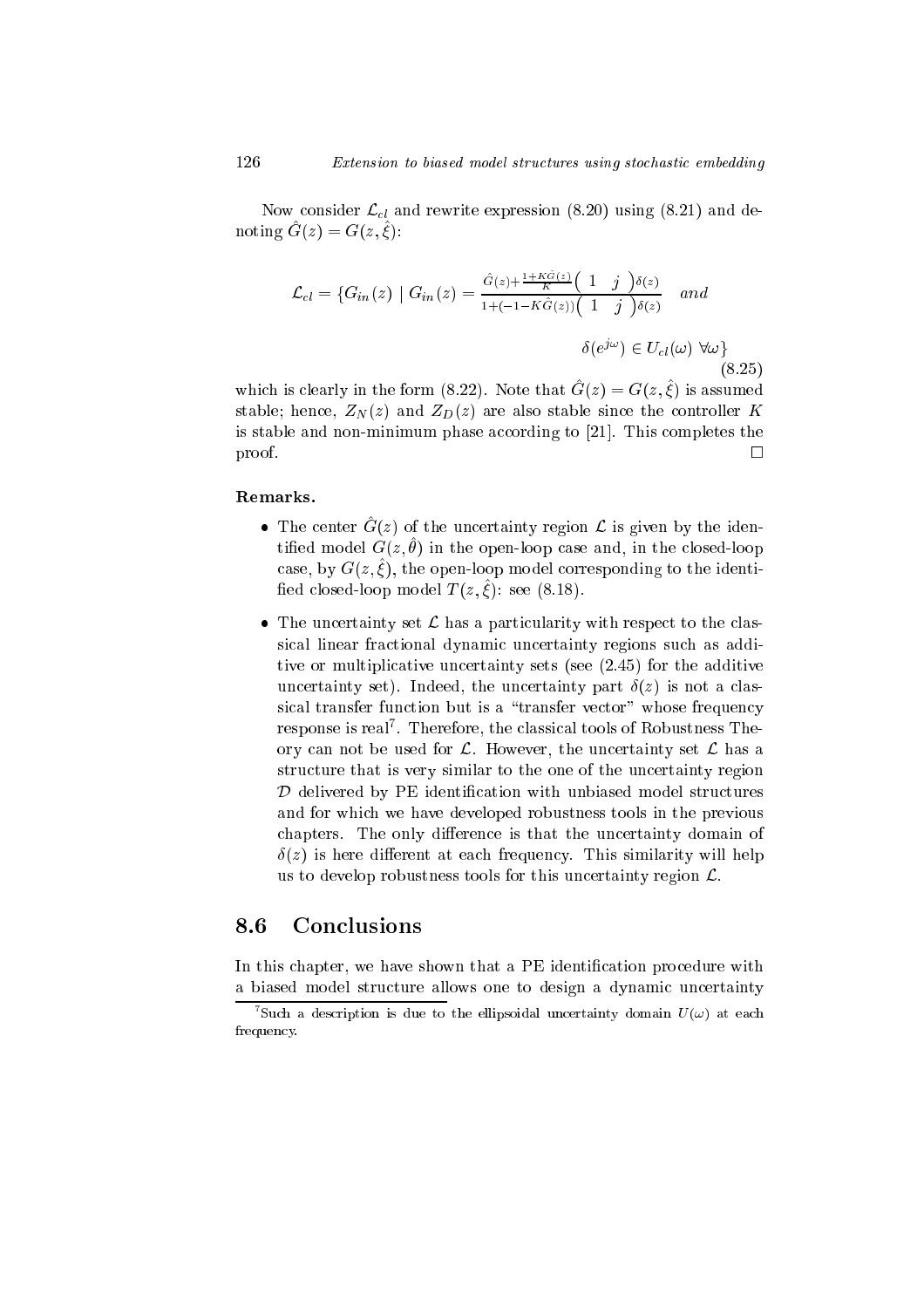Now consider $\mathcal{L}_{cl}$ and rewrite expression (8.20) using (8.21) and denoting $\hat{G}(z) = G(z, \hat{\xi})$:

$$\mathcal{L}_{cl} = \{G_{in}(z) \mid G_{in}(z) = \frac{\hat{G}(z) + \frac{1+K\hat{G}(z)}{K}\begin{pmatrix} 1 & j \end{pmatrix}\delta(z)}{1+(-1-K\hat{G}(z))\begin{pmatrix} 1 & j \end{pmatrix}\delta(z)} \quad and$$

$$\delta(e^{j\omega}) \in U_{cl}(\omega) \;\forall\omega\} \tag{8.25}$$

which is clearly in the form (8.22). Note that $\hat{G}(z) = G(z, \hat{\xi})$ is assumed stable; hence, $Z_N(z)$ and $Z_D(z)$ are also stable since the controller $K$ is stable and non-minimum phase according to [21]. This completes the proof. $\square$

**Remarks.**

- The center $\hat{G}(z)$ of the uncertainty region $\mathcal{L}$ is given by the identified model $G(z, \hat{\theta})$ in the open-loop case and, in the closed-loop case, by $G(z, \hat{\xi})$, the open-loop model corresponding to the identified closed-loop model $T(z, \hat{\xi})$: see (8.18).
- The uncertainty set $\mathcal{L}$ has a particularity with respect to the classical linear fractional dynamic uncertainty regions such as additive or multiplicative uncertainty sets (see (2.45) for the additive uncertainty set). Indeed, the uncertainty part $\delta(z)$ is not a classical transfer function but is a "transfer vector" whose frequency response is real[7]. Therefore, the classical tools of Robustness Theory can not be used for $\mathcal{L}$. However, the uncertainty set $\mathcal{L}$ has a structure that is very similar to the one of the uncertainty region $\mathcal{D}$ delivered by PE identification with unbiased model structures and for which we have developed robustness tools in the previous chapters. The only difference is that the uncertainty domain of $\delta(z)$ is here different at each frequency. This similarity will help us to develop robustness tools for this uncertainty region $\mathcal{L}$.

## 8.6 Conclusions

In this chapter, we have shown that a PE identification procedure with a biased model structure allows one to design a dynamic uncertainty

[7] Such a description is due to the ellipsoidal uncertainty domain $U(\omega)$ at each frequency.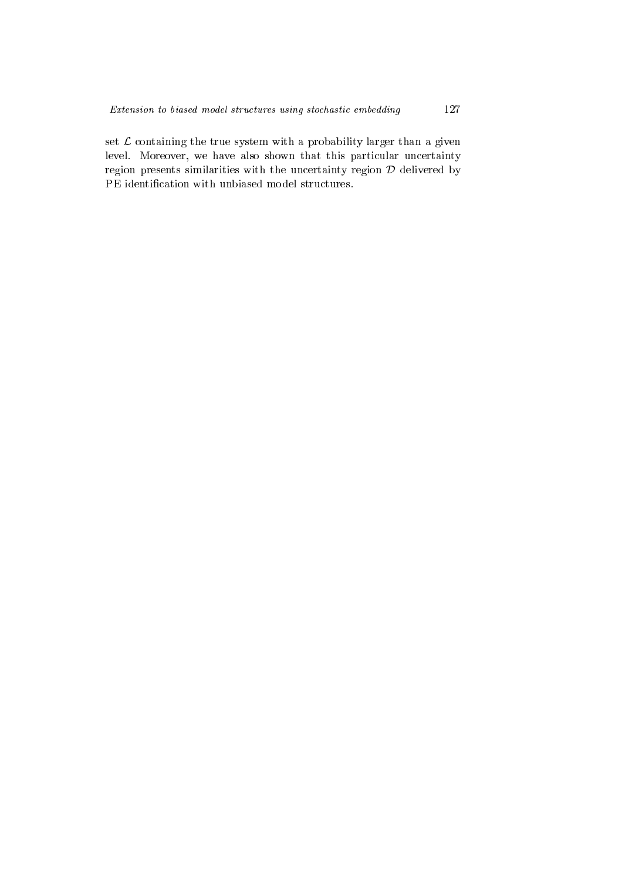set $\mathcal{L}$ containing the true system with a probability larger than a given level. Moreover, we have also shown that this particular uncertainty region presents similarities with the uncertainty region $\mathcal{D}$ delivered by PE identification with unbiased model structures.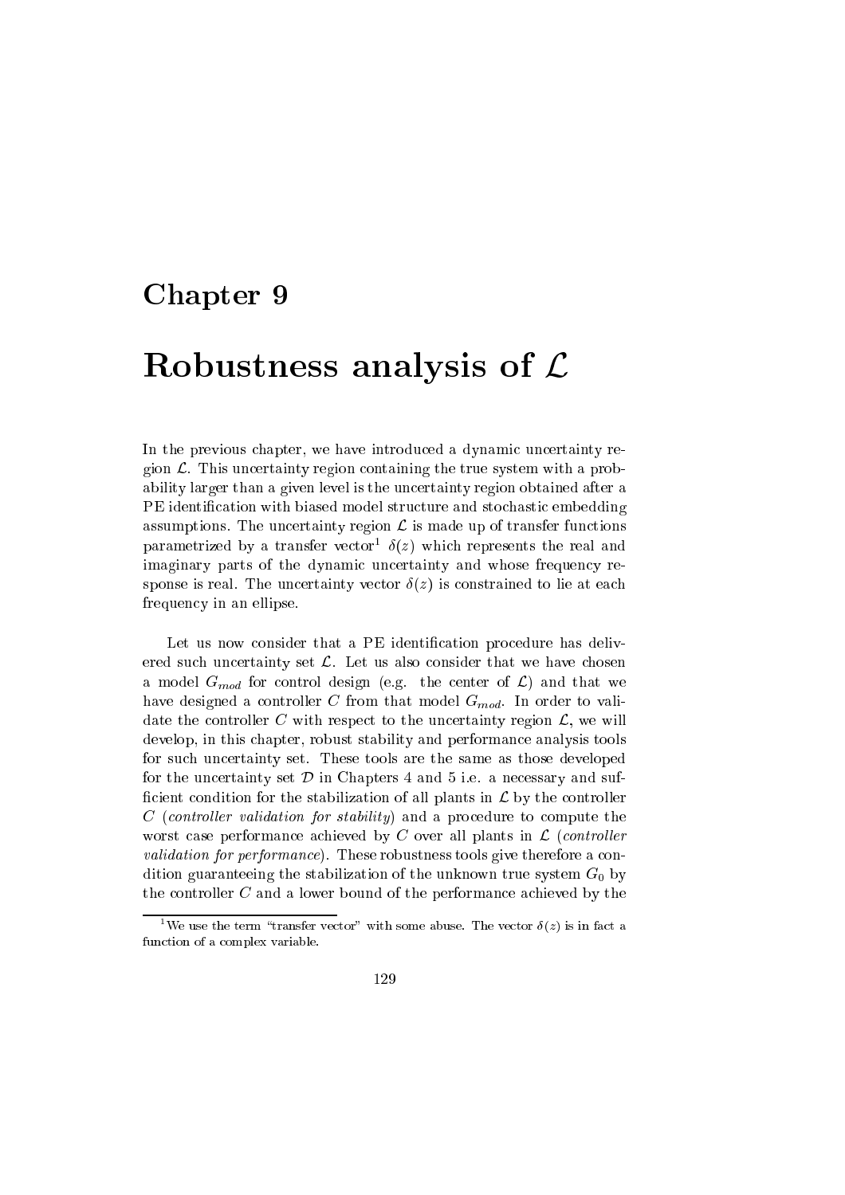# Chapter 9

# Robustness analysis of $\mathcal{L}$

In the previous chapter, we have introduced a dynamic uncertainty region $\mathcal{L}$. This uncertainty region containing the true system with a probability larger than a given level is the uncertainty region obtained after a PE identification with biased model structure and stochastic embedding assumptions. The uncertainty region $\mathcal{L}$ is made up of transfer functions parametrized by a transfer vector[1] $\delta(z)$ which represents the real and imaginary parts of the dynamic uncertainty and whose frequency response is real. The uncertainty vector $\delta(z)$ is constrained to lie at each frequency in an ellipse.

Let us now consider that a PE identification procedure has delivered such uncertainty set $\mathcal{L}$. Let us also consider that we have chosen a model $G_{mod}$ for control design (e.g. the center of $\mathcal{L}$) and that we have designed a controller $C$ from that model $G_{mod}$. In order to validate the controller $C$ with respect to the uncertainty region $\mathcal{L}$, we will develop, in this chapter, robust stability and performance analysis tools for such uncertainty set. These tools are the same as those developed for the uncertainty set $\mathcal{D}$ in Chapters 4 and 5 i.e. a necessary and sufficient condition for the stabilization of all plants in $\mathcal{L}$ by the controller $C$ (*controller validation for stability*) and a procedure to compute the worst case performance achieved by $C$ over all plants in $\mathcal{L}$ (*controller validation for performance*). These robustness tools give therefore a condition guaranteeing the stabilization of the unknown true system $G_0$ by the controller $C$ and a lower bound of the performance achieved by the

[1] We use the term "transfer vector" with some abuse. The vector $\delta(z)$ is in fact a function of a complex variable.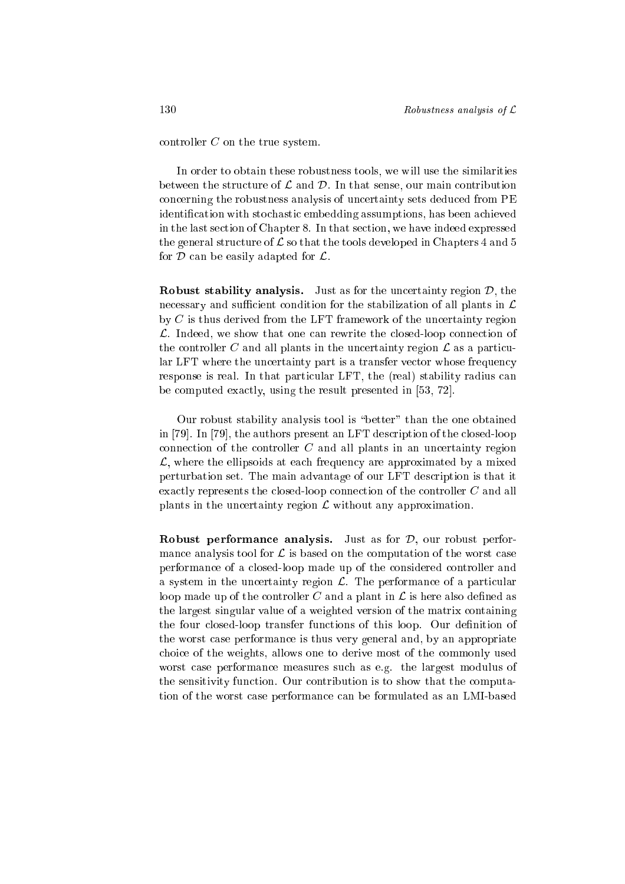controller $C$ on the true system.

In order to obtain these robustness tools, we will use the similarities between the structure of $\mathcal{L}$ and $\mathcal{D}$. In that sense, our main contribution concerning the robustness analysis of uncertainty sets deduced from PE identification with stochastic embedding assumptions, has been achieved in the last section of Chapter 8. In that section, we have indeed expressed the general structure of $\mathcal{L}$ so that the tools developed in Chapters 4 and 5 for $\mathcal{D}$ can be easily adapted for $\mathcal{L}$.

**Robust stability analysis.** Just as for the uncertainty region $\mathcal{D}$, the necessary and sufficient condition for the stabilization of all plants in $\mathcal{L}$ by $C$ is thus derived from the LFT framework of the uncertainty region $\mathcal{L}$. Indeed, we show that one can rewrite the closed-loop connection of the controller $C$ and all plants in the uncertainty region $\mathcal{L}$ as a particular LFT where the uncertainty part is a transfer vector whose frequency response is real. In that particular LFT, the (real) stability radius can be computed exactly, using the result presented in [53, 72].

Our robust stability analysis tool is "better" than the one obtained in [79]. In [79], the authors present an LFT description of the closed-loop connection of the controller $C$ and all plants in an uncertainty region $\mathcal{L}$, where the ellipsoids at each frequency are approximated by a mixed perturbation set. The main advantage of our LFT description is that it exactly represents the closed-loop connection of the controller $C$ and all plants in the uncertainty region $\mathcal{L}$ without any approximation.

**Robust performance analysis.** Just as for $\mathcal{D}$, our robust performance analysis tool for $\mathcal{L}$ is based on the computation of the worst case performance of a closed-loop made up of the considered controller and a system in the uncertainty region $\mathcal{L}$. The performance of a particular loop made up of the controller $C$ and a plant in $\mathcal{L}$ is here also defined as the largest singular value of a weighted version of the matrix containing the four closed-loop transfer functions of this loop. Our definition of the worst case performance is thus very general and, by an appropriate choice of the weights, allows one to derive most of the commonly used worst case performance measures such as e.g. the largest modulus of the sensitivity function. Our contribution is to show that the computation of the worst case performance can be formulated as an LMI-based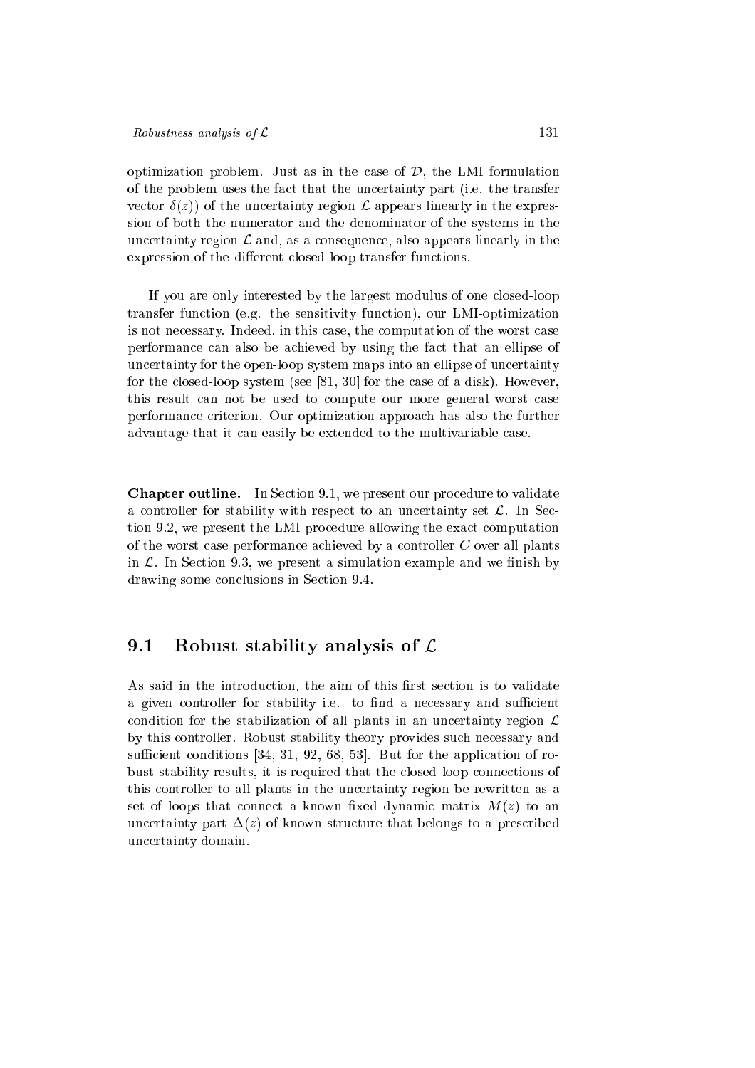optimization problem. Just as in the case of $\mathcal{D}$, the LMI formulation of the problem uses the fact that the uncertainty part (i.e. the transfer vector $\delta(z)$) of the uncertainty region $\mathcal{L}$ appears linearly in the expression of both the numerator and the denominator of the systems in the uncertainty region $\mathcal{L}$ and, as a consequence, also appears linearly in the expression of the different closed-loop transfer functions.

If you are only interested by the largest modulus of one closed-loop transfer function (e.g. the sensitivity function), our LMI-optimization is not necessary. Indeed, in this case, the computation of the worst case performance can also be achieved by using the fact that an ellipse of uncertainty for the open-loop system maps into an ellipse of uncertainty for the closed-loop system (see [81, 30] for the case of a disk). However, this result can not be used to compute our more general worst case performance criterion. Our optimization approach has also the further advantage that it can easily be extended to the multivariable case.

**Chapter outline.** In Section 9.1, we present our procedure to validate a controller for stability with respect to an uncertainty set $\mathcal{L}$. In Section 9.2, we present the LMI procedure allowing the exact computation of the worst case performance achieved by a controller $C$ over all plants in $\mathcal{L}$. In Section 9.3, we present a simulation example and we finish by drawing some conclusions in Section 9.4.

## 9.1 Robust stability analysis of $\mathcal{L}$

As said in the introduction, the aim of this first section is to validate a given controller for stability i.e. to find a necessary and sufficient condition for the stabilization of all plants in an uncertainty region $\mathcal{L}$ by this controller. Robust stability theory provides such necessary and sufficient conditions [34, 31, 92, 68, 53]. But for the application of robust stability results, it is required that the closed loop connections of this controller to all plants in the uncertainty region be rewritten as a set of loops that connect a known fixed dynamic matrix $M(z)$ to an uncertainty part $\Delta(z)$ of known structure that belongs to a prescribed uncertainty domain.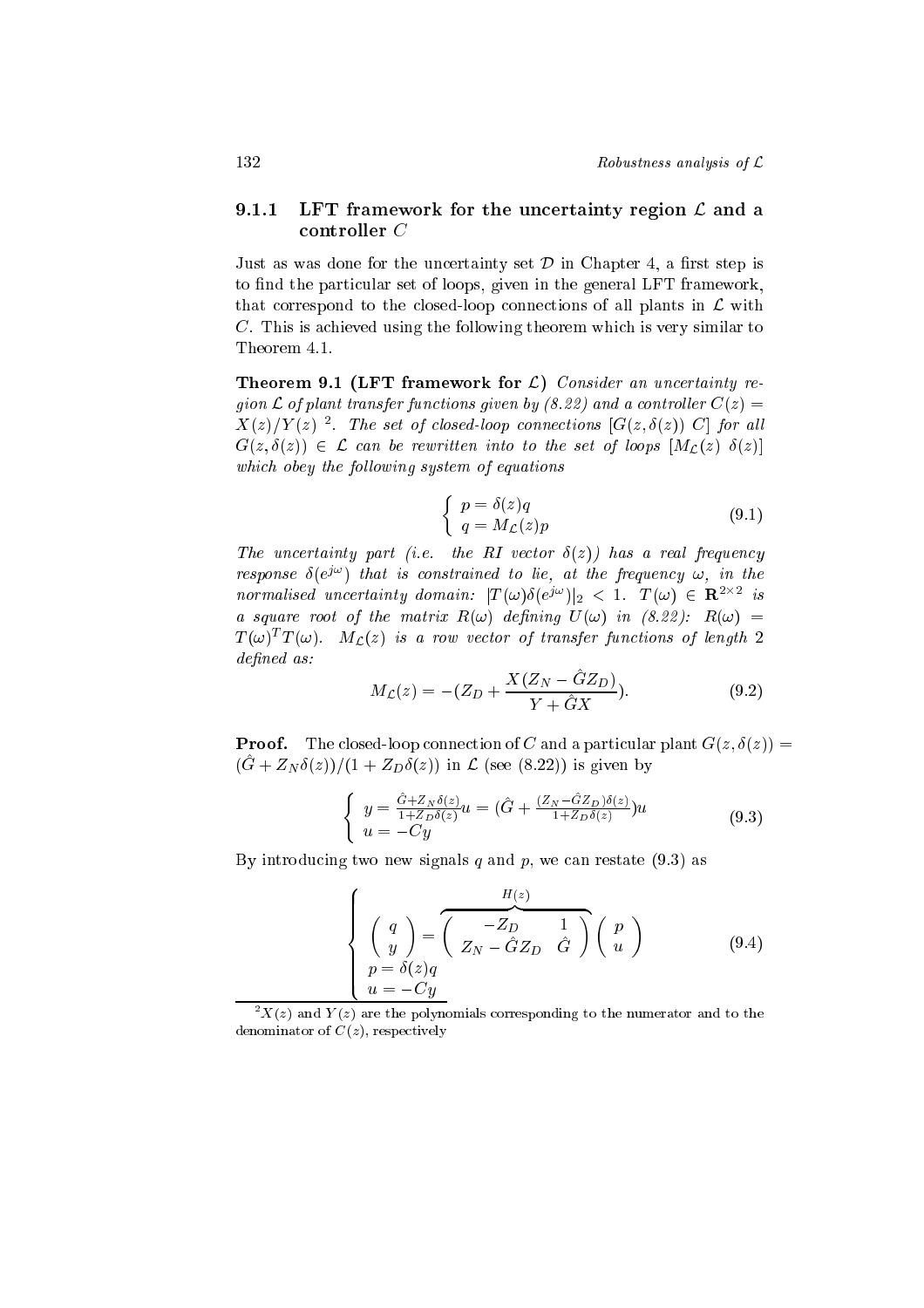### 9.1.1 LFT framework for the uncertainty region $\mathcal{L}$ and a controller $C$

Just as was done for the uncertainty set $\mathcal{D}$ in Chapter 4, a first step is to find the particular set of loops, given in the general LFT framework, that correspond to the closed-loop connections of all plants in $\mathcal{L}$ with $C$. This is achieved using the following theorem which is very similar to Theorem 4.1.

**Theorem 9.1 (LFT framework for $\mathcal{L}$)** *Consider an uncertainty region $\mathcal{L}$ of plant transfer functions given by (8.22) and a controller $C(z) = X(z)/Y(z)$* [2]*. The set of closed-loop connections $[G(z, \delta(z))\ C]$ for all $G(z, \delta(z)) \in \mathcal{L}$ can be rewritten into to the set of loops $[M_{\mathcal{L}}(z)\ \delta(z)]$ which obey the following system of equations*

$$\begin{cases} p = \delta(z)q \\ q = M_{\mathcal{L}}(z)p \end{cases} \tag{9.1}$$

*The uncertainty part (i.e. the RI vector $\delta(z)$) has a real frequency response $\delta(e^{j\omega})$ that is constrained to lie, at the frequency $\omega$, in the normalised uncertainty domain: $|T(\omega)\delta(e^{j\omega})|_2 < 1$. $T(\omega) \in \mathbf{R}^{2\times 2}$ is a square root of the matrix $R(\omega)$ defining $U(\omega)$ in (8.22): $R(\omega) = T(\omega)^T T(\omega)$. $M_{\mathcal{L}}(z)$ is a row vector of transfer functions of length 2 defined as:*

$$M_{\mathcal{L}}(z) = -(Z_D + \frac{X(Z_N - \hat{G}Z_D)}{Y + \hat{G}X}). \tag{9.2}$$

**Proof.** The closed-loop connection of $C$ and a particular plant $G(z, \delta(z)) = (\hat{G} + Z_N\delta(z))/(1 + Z_D\delta(z))$ in $\mathcal{L}$ (see (8.22)) is given by

$$\begin{cases} y = \frac{\hat{G} + Z_N\delta(z)}{1 + Z_D\delta(z)}u = (\hat{G} + \frac{(Z_N - \hat{G}Z_D)\delta(z)}{1 + Z_D\delta(z)})u \\ u = -Cy \end{cases} \tag{9.3}$$

By introducing two new signals $q$ and $p$, we can restate (9.3) as

$$\begin{cases} \begin{pmatrix} q \\ y \end{pmatrix} = \overbrace{\begin{pmatrix} -Z_D & 1 \\ Z_N - \hat{G}Z_D & \hat{G} \end{pmatrix}}^{H(z)} \begin{pmatrix} p \\ u \end{pmatrix} \\ p = \delta(z)q \\ u = -Cy \end{cases} \tag{9.4}$$

[2] $X(z)$ and $Y(z)$ are the polynomials corresponding to the numerator and to the denominator of $C(z)$, respectively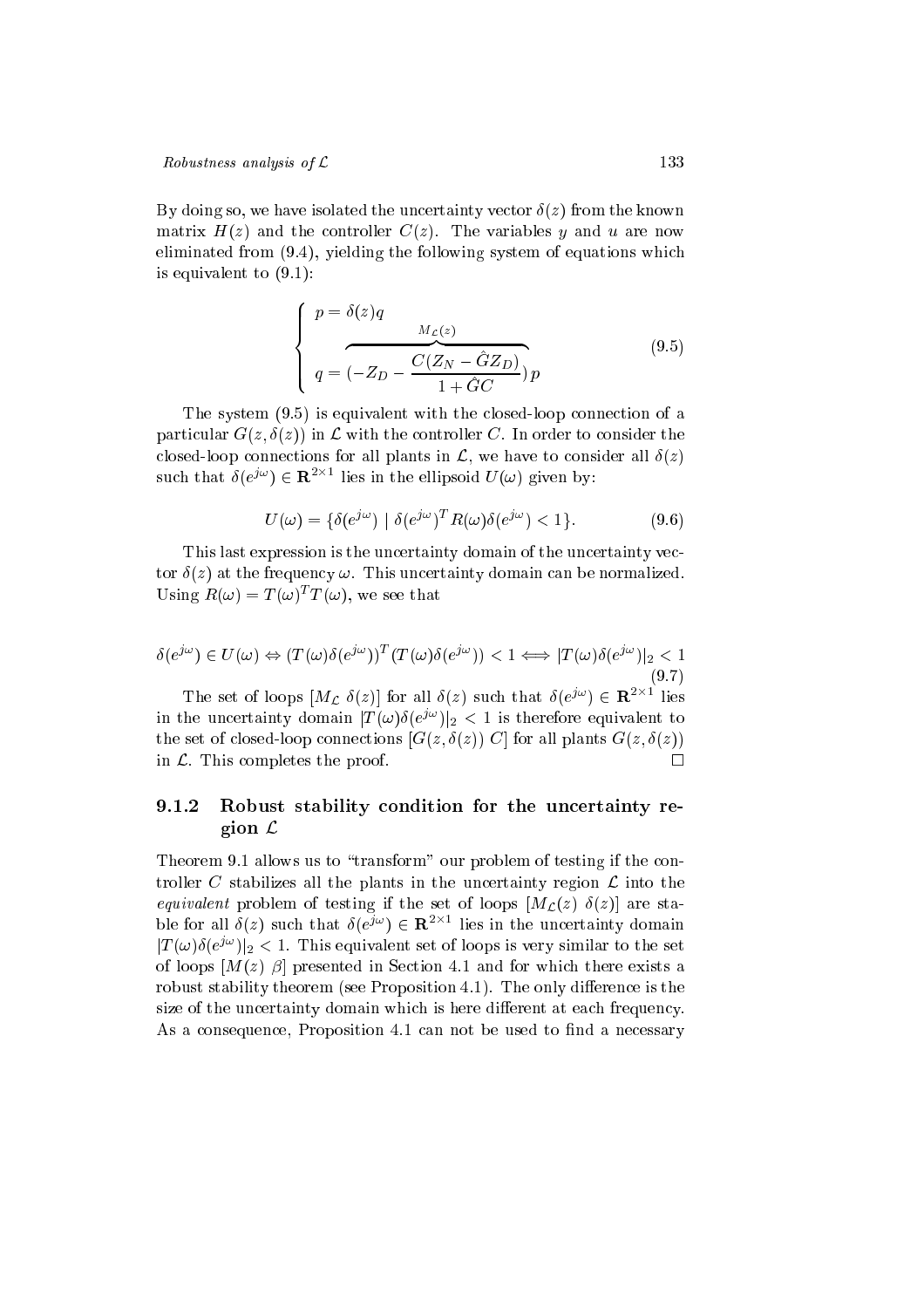By doing so, we have isolated the uncertainty vector $\delta(z)$ from the known matrix $H(z)$ and the controller $C(z)$. The variables $y$ and $u$ are now eliminated from (9.4), yielding the following system of equations which is equivalent to (9.1):

$$
\begin{cases} p = \delta(z) q \\ q = \overbrace{(-Z_D - \dfrac{C(Z_N - \hat{G} Z_D)}{1 + \hat{G} C})}^{M_{\mathcal{L}}(z)} p \end{cases} \tag{9.5}
$$

The system (9.5) is equivalent with the closed-loop connection of a particular $G(z, \delta(z))$ in $\mathcal{L}$ with the controller $C$. In order to consider the closed-loop connections for all plants in $\mathcal{L}$, we have to consider all $\delta(z)$ such that $\delta(e^{j\omega}) \in \mathbf{R}^{2\times 1}$ lies in the ellipsoid $U(\omega)$ given by:

$$
U(\omega) = \{\delta(e^{j\omega}) \mid \delta(e^{j\omega})^T R(\omega) \delta(e^{j\omega}) < 1\}. \tag{9.6}
$$

This last expression is the uncertainty domain of the uncertainty vector $\delta(z)$ at the frequency $\omega$. This uncertainty domain can be normalized. Using $R(\omega) = T(\omega)^T T(\omega)$, we see that

$$
\delta(e^{j\omega}) \in U(\omega) \Leftrightarrow (T(\omega)\delta(e^{j\omega}))^T (T(\omega)\delta(e^{j\omega})) < 1 \Longleftrightarrow |T(\omega)\delta(e^{j\omega})|_2 < 1 \tag{9.7}
$$

The set of loops $[M_{\mathcal{L}}\ \delta(z)]$ for all $\delta(z)$ such that $\delta(e^{j\omega}) \in \mathbf{R}^{2\times 1}$ lies in the uncertainty domain $|T(\omega)\delta(e^{j\omega})|_2 < 1$ is therefore equivalent to the set of closed-loop connections $[G(z, \delta(z))\ C]$ for all plants $G(z, \delta(z))$ in $\mathcal{L}$. This completes the proof. □

### 9.1.2 Robust stability condition for the uncertainty region $\mathcal{L}$

Theorem 9.1 allows us to "transform" our problem of testing if the controller $C$ stabilizes all the plants in the uncertainty region $\mathcal{L}$ into the *equivalent* problem of testing if the set of loops $[M_{\mathcal{L}}(z)\ \delta(z)]$ are stable for all $\delta(z)$ such that $\delta(e^{j\omega}) \in \mathbf{R}^{2\times 1}$ lies in the uncertainty domain $|T(\omega)\delta(e^{j\omega})|_2 < 1$. This equivalent set of loops is very similar to the set of loops $[M(z)\ \beta]$ presented in Section 4.1 and for which there exists a robust stability theorem (see Proposition 4.1). The only difference is the size of the uncertainty domain which is here different at each frequency. As a consequence, Proposition 4.1 can not be used to find a necessary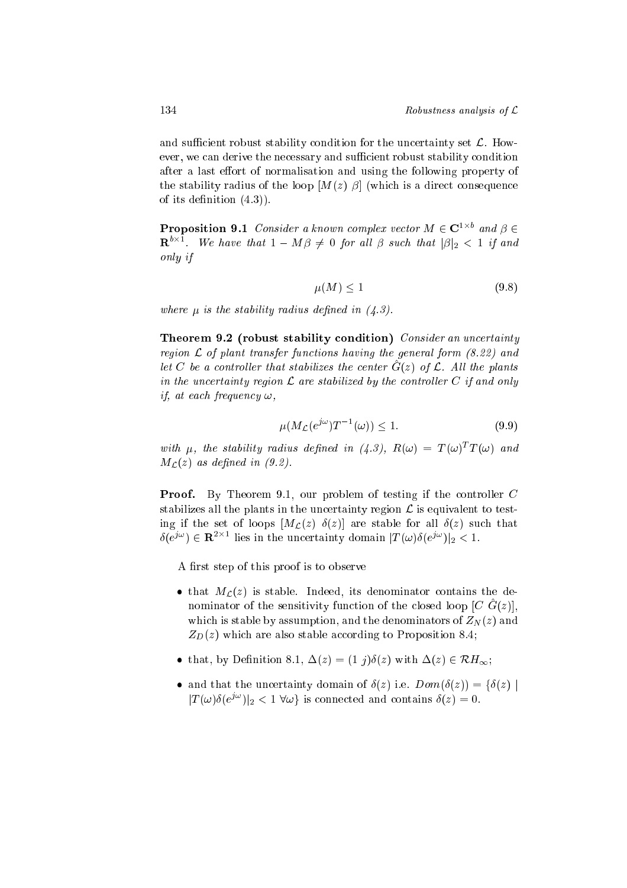and sufficient robust stability condition for the uncertainty set $\mathcal{L}$. However, we can derive the necessary and sufficient robust stability condition after a last effort of normalisation and using the following property of the stability radius of the loop $[M(z)\ \beta]$ (which is a direct consequence of its definition (4.3)).

**Proposition 9.1** *Consider a known complex vector $M \in \mathbf{C}^{1\times b}$ and $\beta \in \mathbf{R}^{b\times 1}$. We have that $1 - M\beta \neq 0$ for all $\beta$ such that $|\beta|_2 < 1$ if and only if*

$$\mu(M) \leq 1 \tag{9.8}$$

*where $\mu$ is the stability radius defined in (4.3).*

**Theorem 9.2 (robust stability condition)** *Consider an uncertainty region $\mathcal{L}$ of plant transfer functions having the general form (8.22) and let $C$ be a controller that stabilizes the center $\hat{G}(z)$ of $\mathcal{L}$. All the plants in the uncertainty region $\mathcal{L}$ are stabilized by the controller $C$ if and only if, at each frequency $\omega$,*

$$\mu(M_{\mathcal{L}}(e^{j\omega})T^{-1}(\omega)) \leq 1. \tag{9.9}$$

*with $\mu$, the stability radius defined in (4.3), $R(\omega) = T(\omega)^T T(\omega)$ and $M_{\mathcal{L}}(z)$ as defined in (9.2).*

**Proof.** By Theorem 9.1, our problem of testing if the controller $C$ stabilizes all the plants in the uncertainty region $\mathcal{L}$ is equivalent to testing if the set of loops $[M_{\mathcal{L}}(z)\ \ \delta(z)]$ are stable for all $\delta(z)$ such that $\delta(e^{j\omega}) \in \mathbf{R}^{2\times 1}$ lies in the uncertainty domain $|T(\omega)\delta(e^{j\omega})|_2 < 1$.

A first step of this proof is to observe

- that $M_{\mathcal{L}}(z)$ is stable. Indeed, its denominator contains the denominator of the sensitivity function of the closed loop $[C\ \hat{G}(z)]$, which is stable by assumption, and the denominators of $Z_N(z)$ and $Z_D(z)$ which are also stable according to Proposition 8.4;
- that, by Definition 8.1, $\Delta(z) = (1\ j)\delta(z)$ with $\Delta(z) \in \mathcal{RH}_\infty$;
- and that the uncertainty domain of $\delta(z)$ i.e. $Dom(\delta(z)) = \{\delta(z) \mid |T(\omega)\delta(e^{j\omega})|_2 < 1\ \forall\omega\}$ is connected and contains $\delta(z) = 0$.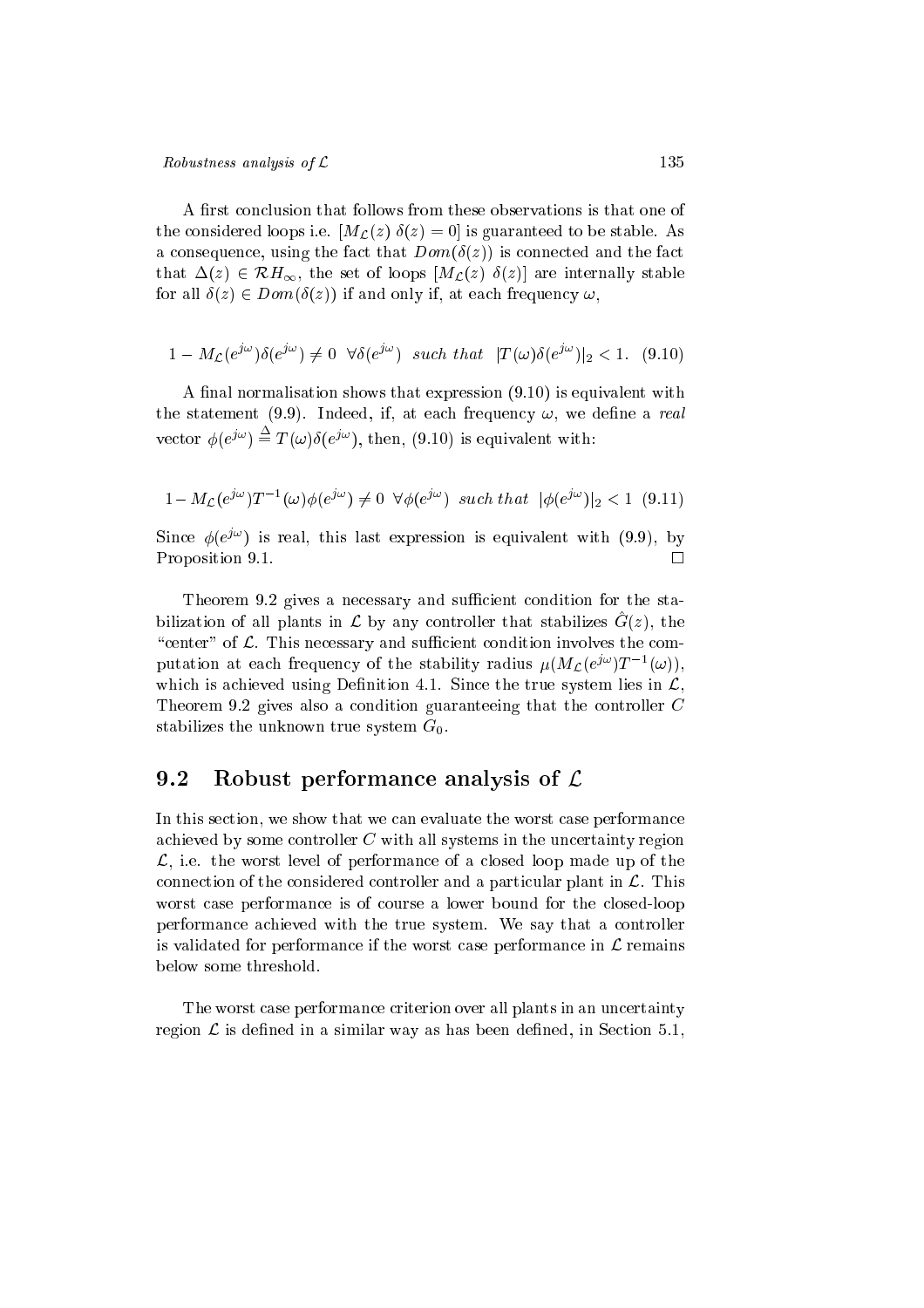A first conclusion that follows from these observations is that one of the considered loops i.e. $[M_{\mathcal{L}}(z)\ \delta(z) = 0]$ is guaranteed to be stable. As a consequence, using the fact that $Dom(\delta(z))$ is connected and the fact that $\Delta(z) \in \mathcal{R}H_{\infty}$, the set of loops $[M_{\mathcal{L}}(z)\ \delta(z)]$ are internally stable for all $\delta(z) \in Dom(\delta(z))$ if and only if, at each frequency $\omega$,

$$1 - M_{\mathcal{L}}(e^{j\omega})\delta(e^{j\omega}) \neq 0 \ \ \forall \delta(e^{j\omega}) \ \ \textit{such that} \ \ |T(\omega)\delta(e^{j\omega})|_2 < 1. \quad (9.10)$$

A final normalisation shows that expression (9.10) is equivalent with the statement (9.9). Indeed, if, at each frequency $\omega$, we define a *real* vector $\phi(e^{j\omega}) \stackrel{\Delta}{=} T(\omega)\delta(e^{j\omega})$, then, (9.10) is equivalent with:

$$1 - M_{\mathcal{L}}(e^{j\omega})T^{-1}(\omega)\phi(e^{j\omega}) \neq 0 \ \ \forall \phi(e^{j\omega}) \ \ \textit{such that} \ \ |\phi(e^{j\omega})|_2 < 1 \quad (9.11)$$

Since $\phi(e^{j\omega})$ is real, this last expression is equivalent with (9.9), by Proposition 9.1. $\square$

Theorem 9.2 gives a necessary and sufficient condition for the stabilization of all plants in $\mathcal{L}$ by any controller that stabilizes $\hat{G}(z)$, the "center" of $\mathcal{L}$. This necessary and sufficient condition involves the computation at each frequency of the stability radius $\mu(M_{\mathcal{L}}(e^{j\omega})T^{-1}(\omega))$, which is achieved using Definition 4.1. Since the true system lies in $\mathcal{L}$, Theorem 9.2 gives also a condition guaranteeing that the controller $C$ stabilizes the unknown true system $G_0$.

## 9.2 Robust performance analysis of $\mathcal{L}$

In this section, we show that we can evaluate the worst case performance achieved by some controller $C$ with all systems in the uncertainty region $\mathcal{L}$, i.e. the worst level of performance of a closed loop made up of the connection of the considered controller and a particular plant in $\mathcal{L}$. This worst case performance is of course a lower bound for the closed-loop performance achieved with the true system. We say that a controller is validated for performance if the worst case performance in $\mathcal{L}$ remains below some threshold.

The worst case performance criterion over all plants in an uncertainty region $\mathcal{L}$ is defined in a similar way as has been defined, in Section 5.1,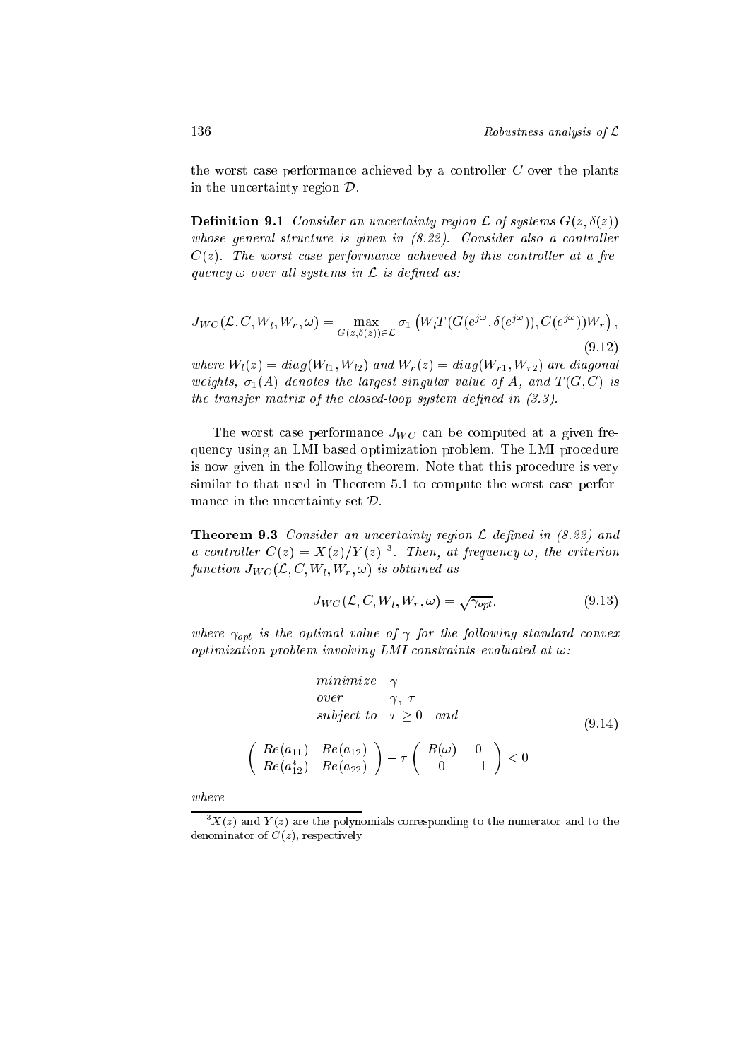the worst case performance achieved by a controller $C$ over the plants in the uncertainty region $\mathcal{D}$.

**Definition 9.1** *Consider an uncertainty region $\mathcal{L}$ of systems $G(z, \delta(z))$ whose general structure is given in (8.22). Consider also a controller $C(z)$. The worst case performance achieved by this controller at a frequency $\omega$ over all systems in $\mathcal{L}$ is defined as:*

$$J_{WC}(\mathcal{L}, C, W_l, W_r, \omega) = \max_{G(z,\delta(z))\in\mathcal{L}} \sigma_1\left(W_l T(G(e^{j\omega}, \delta(e^{j\omega})), C(e^{j\omega}))W_r\right), \tag{9.12}$$

*where $W_l(z) = diag(W_{l1}, W_{l2})$ and $W_r(z) = diag(W_{r1}, W_{r2})$ are diagonal weights, $\sigma_1(A)$ denotes the largest singular value of $A$, and $T(G, C)$ is the transfer matrix of the closed-loop system defined in (3.3).*

The worst case performance $J_{WC}$ can be computed at a given frequency using an LMI based optimization problem. The LMI procedure is now given in the following theorem. Note that this procedure is very similar to that used in Theorem 5.1 to compute the worst case performance in the uncertainty set $\mathcal{D}$.

**Theorem 9.3** *Consider an uncertainty region $\mathcal{L}$ defined in (8.22) and a controller $C(z) = X(z)/Y(z)$* [3]*. Then, at frequency $\omega$, the criterion function $J_{WC}(\mathcal{L}, C, W_l, W_r, \omega)$ is obtained as*

$$J_{WC}(\mathcal{L}, C, W_l, W_r, \omega) = \sqrt{\gamma_{opt}}, \tag{9.13}$$

*where $\gamma_{opt}$ is the optimal value of $\gamma$ for the following standard convex optimization problem involving LMI constraints evaluated at $\omega$:*

$$\begin{array}{ll} minimize & \gamma \\ over & \gamma,\ \tau \\ subject\ to & \tau \geq 0 \quad and \end{array}$$
$$\begin{pmatrix} Re(a_{11}) & Re(a_{12}) \\ Re(a_{12}^*) & Re(a_{22}) \end{pmatrix} - \tau \begin{pmatrix} R(\omega) & 0 \\ 0 & -1 \end{pmatrix} < 0 \tag{9.14}$$

*where*

[3] $X(z)$ and $Y(z)$ are the polynomials corresponding to the numerator and to the denominator of $C(z)$, respectively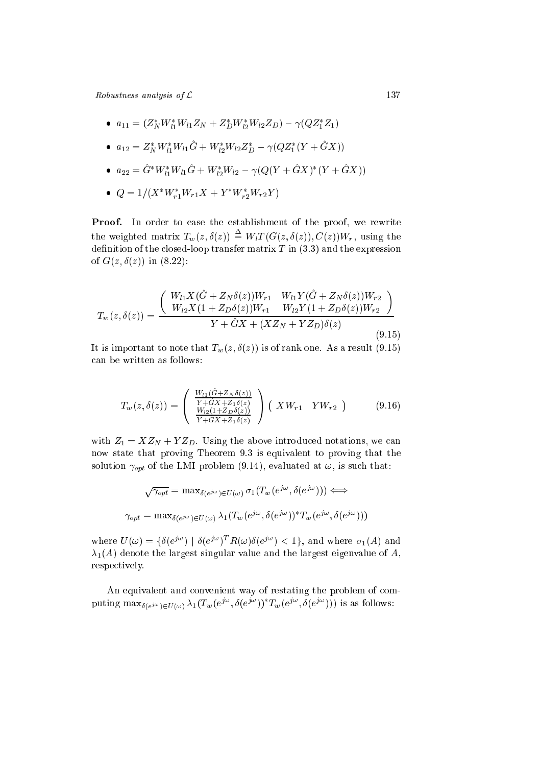- $a_{11} = (Z_N^* W_{l1}^* W_{l1} Z_N + Z_D^* W_{l2}^* W_{l2} Z_D) - \gamma(Q Z_1^* Z_1)$
- $a_{12} = Z_N^* W_{l1}^* W_{l1} \hat{G} + W_{l2}^* W_{l2} Z_D^* - \gamma(Q Z_1^*(Y + \hat{G}X))$
- $a_{22} = \hat{G}^* W_{l1}^* W_{l1} \hat{G} + W_{l2}^* W_{l2} - \gamma(Q(Y + \hat{G}X)^*(Y + \hat{G}X))$
- $Q = 1/(X^* W_{r1}^* W_{r1} X + Y^* W_{r2}^* W_{r2} Y)$

**Proof.** In order to ease the establishment of the proof, we rewrite the weighted matrix $T_w(z, \delta(z)) \stackrel{\Delta}{=} W_l T(G(z, \delta(z)), C(z)) W_r$, using the definition of the closed-loop transfer matrix $T$ in (3.3) and the expression of $G(z, \delta(z))$ in (8.22):

$$T_w(z, \delta(z)) = \frac{\begin{pmatrix} W_{l1} X(\hat{G} + Z_N \delta(z)) W_{r1} & W_{l1} Y(\hat{G} + Z_N \delta(z)) W_{r2} \\ W_{l2} X(1 + Z_D \delta(z)) W_{r1} & W_{l2} Y(1 + Z_D \delta(z)) W_{r2} \end{pmatrix}}{Y + \hat{G}X + (X Z_N + Y Z_D)\delta(z)} \tag{9.15}$$

It is important to note that $T_w(z, \delta(z))$ is of rank one. As a result (9.15) can be written as follows:

$$T_w(z, \delta(z)) = \begin{pmatrix} \frac{W_{l1}(\hat{G} + Z_N \delta(z))}{Y + \hat{G}X + Z_1 \delta(z)} \\ \frac{W_{l2}(1 + Z_D \delta(z))}{Y + \hat{G}X + Z_1 \delta(z)} \end{pmatrix} \begin{pmatrix} X W_{r1} & Y W_{r2} \end{pmatrix} \tag{9.16}$$

with $Z_1 = X Z_N + Y Z_D$. Using the above introduced notations, we can now state that proving Theorem 9.3 is equivalent to proving that the solution $\gamma_{opt}$ of the LMI problem (9.14), evaluated at $\omega$, is such that:

$$\sqrt{\gamma_{opt}} = \max_{\delta(e^{j\omega}) \in U(\omega)} \sigma_1(T_w(e^{j\omega}, \delta(e^{j\omega}))) \Longleftrightarrow$$

$$\gamma_{opt} = \max_{\delta(e^{j\omega}) \in U(\omega)} \lambda_1(T_w(e^{j\omega}, \delta(e^{j\omega}))^* T_w(e^{j\omega}, \delta(e^{j\omega})))$$

where $U(\omega) = \{\delta(e^{j\omega}) \mid \delta(e^{j\omega})^T R(\omega) \delta(e^{j\omega}) < 1\}$, and where $\sigma_1(A)$ and $\lambda_1(A)$ denote the largest singular value and the largest eigenvalue of $A$, respectively.

An equivalent and convenient way of restating the problem of computing $\max_{\delta(e^{j\omega}) \in U(\omega)} \lambda_1(T_w(e^{j\omega}, \delta(e^{j\omega}))^* T_w(e^{j\omega}, \delta(e^{j\omega})))$ is as follows: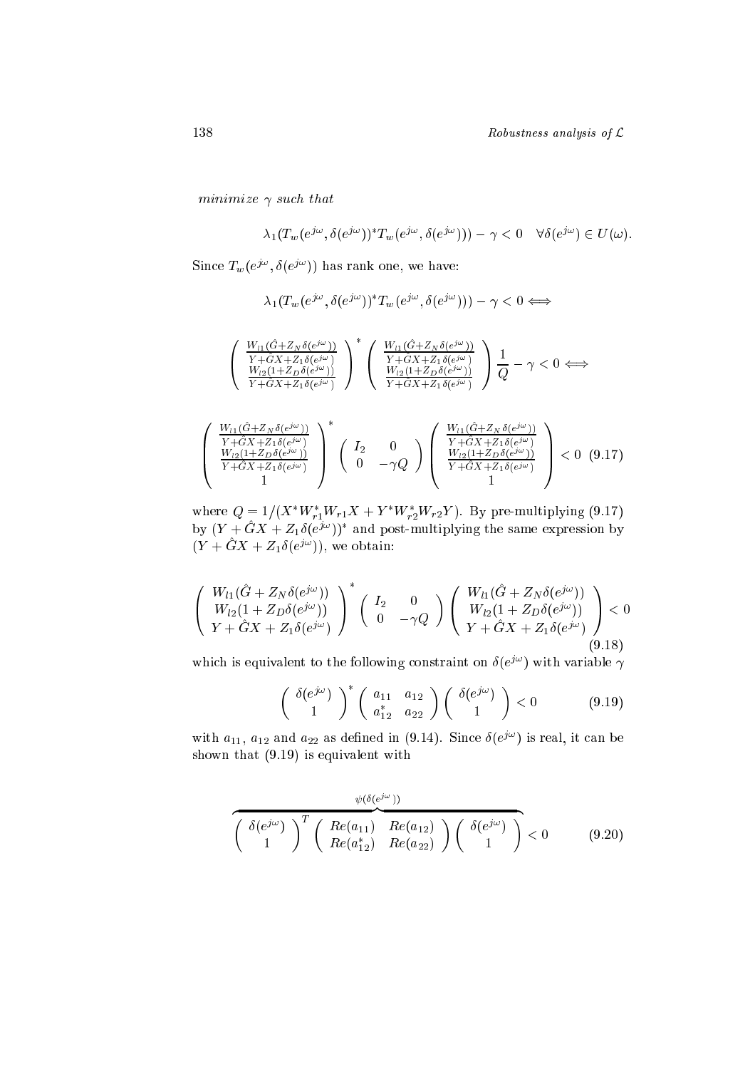*minimize* $\gamma$ *such that*

$$\lambda_1(T_w(e^{j\omega}, \delta(e^{j\omega}))^* T_w(e^{j\omega}, \delta(e^{j\omega}))) - \gamma < 0 \quad \forall \delta(e^{j\omega}) \in U(\omega).$$

Since $T_w(e^{j\omega}, \delta(e^{j\omega}))$ has rank one, we have:

$$\lambda_1(T_w(e^{j\omega}, \delta(e^{j\omega}))^* T_w(e^{j\omega}, \delta(e^{j\omega}))) - \gamma < 0 \Longleftrightarrow$$

$$\begin{pmatrix} \frac{W_{l1}(\hat{G}+Z_N\delta(e^{j\omega}))}{Y+\hat{G}X+Z_1\delta(e^{j\omega})} \\ \frac{W_{l2}(1+Z_D\delta(e^{j\omega}))}{Y+\hat{G}X+Z_1\delta(e^{j\omega})} \end{pmatrix}^* \begin{pmatrix} \frac{W_{l1}(\hat{G}+Z_N\delta(e^{j\omega}))}{Y+\hat{G}X+Z_1\delta(e^{j\omega})} \\ \frac{W_{l2}(1+Z_D\delta(e^{j\omega}))}{Y+\hat{G}X+Z_1\delta(e^{j\omega})} \end{pmatrix} \frac{1}{Q} - \gamma < 0 \Longleftrightarrow$$

$$\begin{pmatrix} \frac{W_{l1}(\hat{G}+Z_N\delta(e^{j\omega}))}{Y+\hat{G}X+Z_1\delta(e^{j\omega})} \\ \frac{W_{l2}(1+Z_D\delta(e^{j\omega}))}{Y+\hat{G}X+Z_1\delta(e^{j\omega})} \\ 1 \end{pmatrix}^* \begin{pmatrix} I_2 & 0 \\ 0 & -\gamma Q \end{pmatrix} \begin{pmatrix} \frac{W_{l1}(\hat{G}+Z_N\delta(e^{j\omega}))}{Y+\hat{G}X+Z_1\delta(e^{j\omega})} \\ \frac{W_{l2}(1+Z_D\delta(e^{j\omega}))}{Y+\hat{G}X+Z_1\delta(e^{j\omega})} \\ 1 \end{pmatrix} < 0 \quad (9.17)$$

where $Q = 1/(X^* W_{r1}^* W_{r1} X + Y^* W_{r2}^* W_{r2} Y)$. By pre-multiplying (9.17) by $(Y + \hat{G}X + Z_1\delta(e^{j\omega}))^*$ and post-multiplying the same expression by $(Y + \hat{G}X + Z_1\delta(e^{j\omega}))$, we obtain:

$$\begin{pmatrix} W_{l1}(\hat{G} + Z_N\delta(e^{j\omega})) \\ W_{l2}(1 + Z_D\delta(e^{j\omega})) \\ Y + \hat{G}X + Z_1\delta(e^{j\omega}) \end{pmatrix}^* \begin{pmatrix} I_2 & 0 \\ 0 & -\gamma Q \end{pmatrix} \begin{pmatrix} W_{l1}(\hat{G} + Z_N\delta(e^{j\omega})) \\ W_{l2}(1 + Z_D\delta(e^{j\omega})) \\ Y + \hat{G}X + Z_1\delta(e^{j\omega}) \end{pmatrix} < 0 \quad (9.18)$$

which is equivalent to the following constraint on $\delta(e^{j\omega})$ with variable $\gamma$

$$\begin{pmatrix} \delta(e^{j\omega}) \\ 1 \end{pmatrix}^* \begin{pmatrix} a_{11} & a_{12} \\ a_{12}^* & a_{22} \end{pmatrix} \begin{pmatrix} \delta(e^{j\omega}) \\ 1 \end{pmatrix} < 0 \quad (9.19)$$

with $a_{11}$, $a_{12}$ and $a_{22}$ as defined in (9.14). Since $\delta(e^{j\omega})$ is real, it can be shown that (9.19) is equivalent with

$$\overbrace{\begin{pmatrix} \delta(e^{j\omega}) \\ 1 \end{pmatrix}^T \begin{pmatrix} Re(a_{11}) & Re(a_{12}) \\ Re(a_{12}^*) & Re(a_{22}) \end{pmatrix} \begin{pmatrix} \delta(e^{j\omega}) \\ 1 \end{pmatrix}}^{\psi(\delta(e^{j\omega}))} < 0 \quad (9.20)$$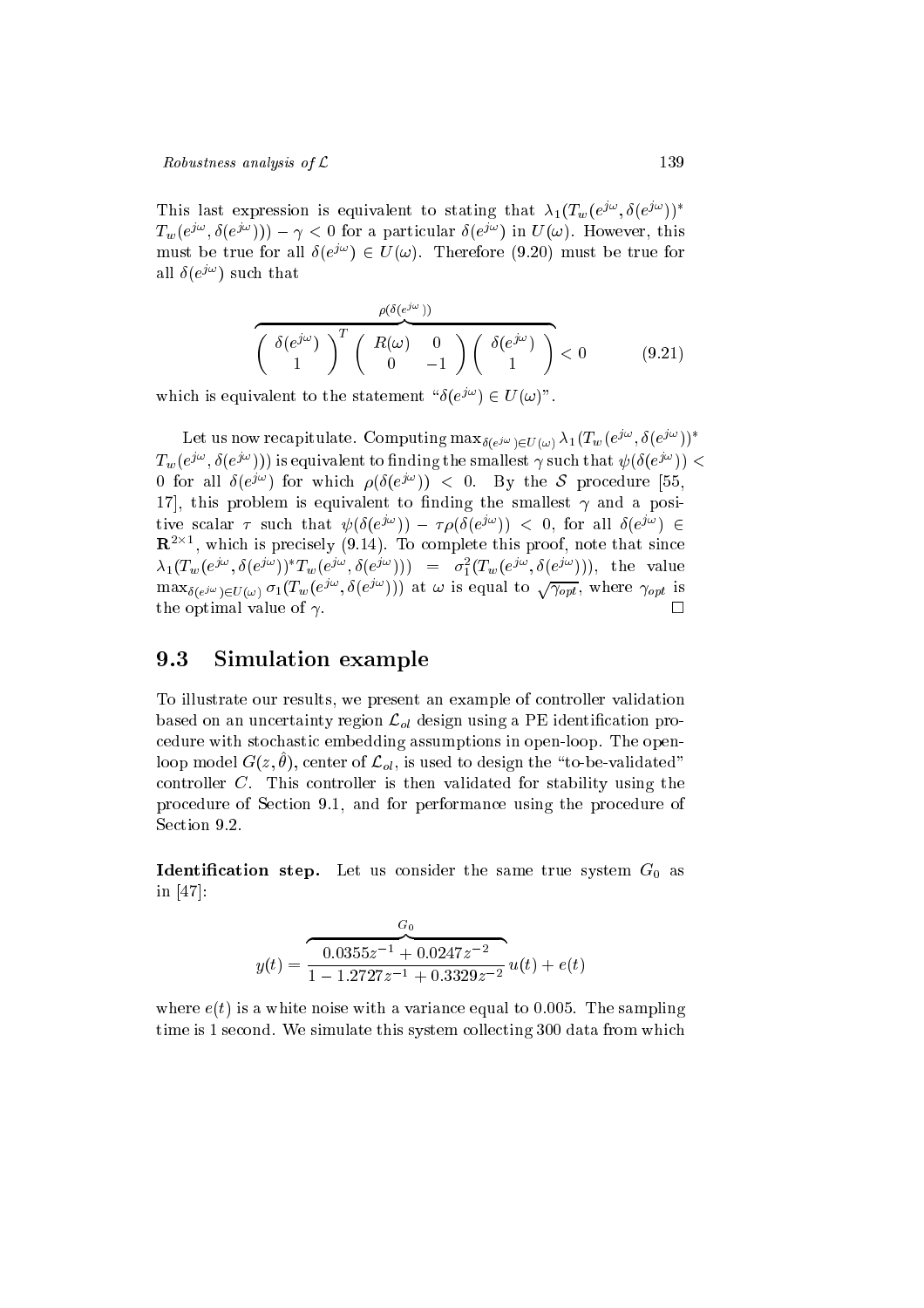This last expression is equivalent to stating that $\lambda_1(T_w(e^{j\omega}, \delta(e^{j\omega}))^* T_w(e^{j\omega}, \delta(e^{j\omega}))) - \gamma < 0$ for a particular $\delta(e^{j\omega})$ in $U(\omega)$. However, this must be true for all $\delta(e^{j\omega}) \in U(\omega)$. Therefore (9.20) must be true for all $\delta(e^{j\omega})$ such that

$$\overbrace{\begin{pmatrix} \delta(e^{j\omega}) \\ 1 \end{pmatrix}^T \begin{pmatrix} R(\omega) & 0 \\ 0 & -1 \end{pmatrix} \begin{pmatrix} \delta(e^{j\omega}) \\ 1 \end{pmatrix}}^{\rho(\delta(e^{j\omega}))} < 0 \tag{9.21}$$

which is equivalent to the statement "$\delta(e^{j\omega}) \in U(\omega)$".

Let us now recapitulate. Computing $\max_{\delta(e^{j\omega}) \in U(\omega)} \lambda_1(T_w(e^{j\omega}, \delta(e^{j\omega}))^* T_w(e^{j\omega}, \delta(e^{j\omega})))$ is equivalent to finding the smallest $\gamma$ such that $\psi(\delta(e^{j\omega})) < 0$ for all $\delta(e^{j\omega})$ for which $\rho(\delta(e^{j\omega})) < 0$. By the $\mathcal{S}$ procedure [55, 17], this problem is equivalent to finding the smallest $\gamma$ and a positive scalar $\tau$ such that $\psi(\delta(e^{j\omega})) - \tau\rho(\delta(e^{j\omega})) < 0$, for all $\delta(e^{j\omega}) \in \mathbf{R}^{2\times 1}$, which is precisely (9.14). To complete this proof, note that since $\lambda_1(T_w(e^{j\omega}, \delta(e^{j\omega}))^* T_w(e^{j\omega}, \delta(e^{j\omega}))) = \sigma_1^2(T_w(e^{j\omega}, \delta(e^{j\omega})))$, the value $\max_{\delta(e^{j\omega}) \in U(\omega)} \sigma_1(T_w(e^{j\omega}, \delta(e^{j\omega})))$ at $\omega$ is equal to $\sqrt{\gamma_{opt}}$, where $\gamma_{opt}$ is the optimal value of $\gamma$. $\square$

## 9.3 Simulation example

To illustrate our results, we present an example of controller validation based on an uncertainty region $\mathcal{L}_{ol}$ design using a PE identification procedure with stochastic embedding assumptions in open-loop. The open-loop model $G(z, \hat{\theta})$, center of $\mathcal{L}_{ol}$, is used to design the "to-be-validated" controller $C$. This controller is then validated for stability using the procedure of Section 9.1, and for performance using the procedure of Section 9.2.

**Identification step.** Let us consider the same true system $G_0$ as in [47]:

$$y(t) = \overbrace{\frac{0.0355z^{-1} + 0.0247z^{-2}}{1 - 1.2727z^{-1} + 0.3329z^{-2}}}^{G_0} u(t) + e(t)$$

where $e(t)$ is a white noise with a variance equal to 0.005. The sampling time is 1 second. We simulate this system collecting 300 data from which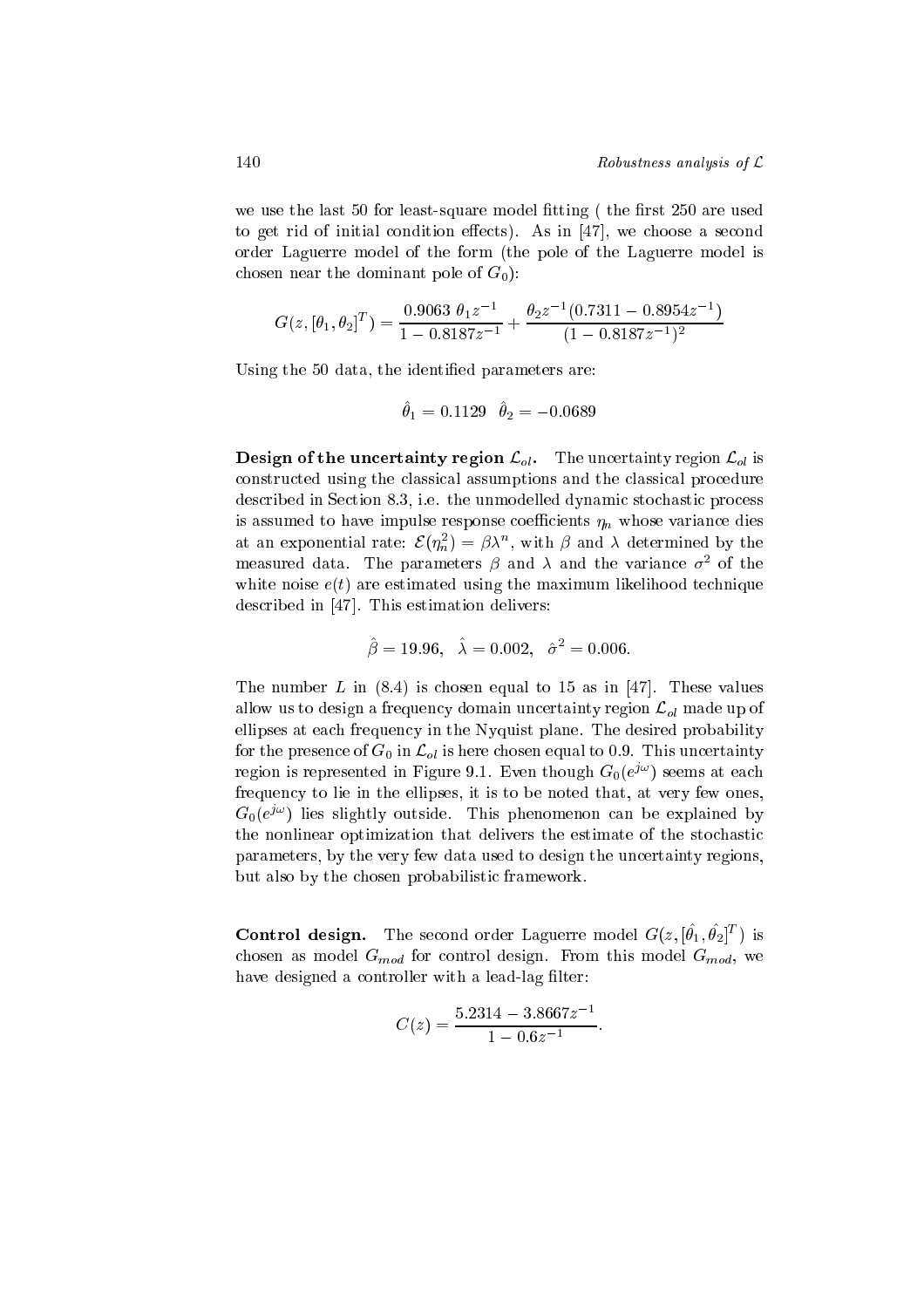we use the last 50 for least-square model fitting ( the first 250 are used to get rid of initial condition effects). As in [47], we choose a second order Laguerre model of the form (the pole of the Laguerre model is chosen near the dominant pole of $G_0$):

$$G(z, [\theta_1, \theta_2]^T) = \frac{0.9063\ \theta_1 z^{-1}}{1 - 0.8187z^{-1}} + \frac{\theta_2 z^{-1}(0.7311 - 0.8954z^{-1})}{(1 - 0.8187z^{-1})^2}$$

Using the 50 data, the identified parameters are:

$$\hat{\theta}_1 = 0.1129 \quad \hat{\theta}_2 = -0.0689$$

**Design of the uncertainty region $\mathcal{L}_{ol}$.** The uncertainty region $\mathcal{L}_{ol}$ is constructed using the classical assumptions and the classical procedure described in Section 8.3, i.e. the unmodelled dynamic stochastic process is assumed to have impulse response coefficients $\eta_n$ whose variance dies at an exponential rate: $\mathcal{E}(\eta_n^2) = \beta\lambda^n$, with $\beta$ and $\lambda$ determined by the measured data. The parameters $\beta$ and $\lambda$ and the variance $\sigma^2$ of the white noise $e(t)$ are estimated using the maximum likelihood technique described in [47]. This estimation delivers:

$$\hat{\beta} = 19.96, \quad \hat{\lambda} = 0.002, \quad \hat{\sigma}^2 = 0.006.$$

The number $L$ in (8.4) is chosen equal to 15 as in [47]. These values allow us to design a frequency domain uncertainty region $\mathcal{L}_{ol}$ made up of ellipses at each frequency in the Nyquist plane. The desired probability for the presence of $G_0$ in $\mathcal{L}_{ol}$ is here chosen equal to 0.9. This uncertainty region is represented in Figure 9.1. Even though $G_0(e^{j\omega})$ seems at each frequency to lie in the ellipses, it is to be noted that, at very few ones, $G_0(e^{j\omega})$ lies slightly outside. This phenomenon can be explained by the nonlinear optimization that delivers the estimate of the stochastic parameters, by the very few data used to design the uncertainty regions, but also by the chosen probabilistic framework.

**Control design.** The second order Laguerre model $G(z, [\hat{\theta}_1, \hat{\theta}_2]^T)$ is chosen as model $G_{mod}$ for control design. From this model $G_{mod}$, we have designed a controller with a lead-lag filter:

$$C(z) = \frac{5.2314 - 3.8667z^{-1}}{1 - 0.6z^{-1}}.$$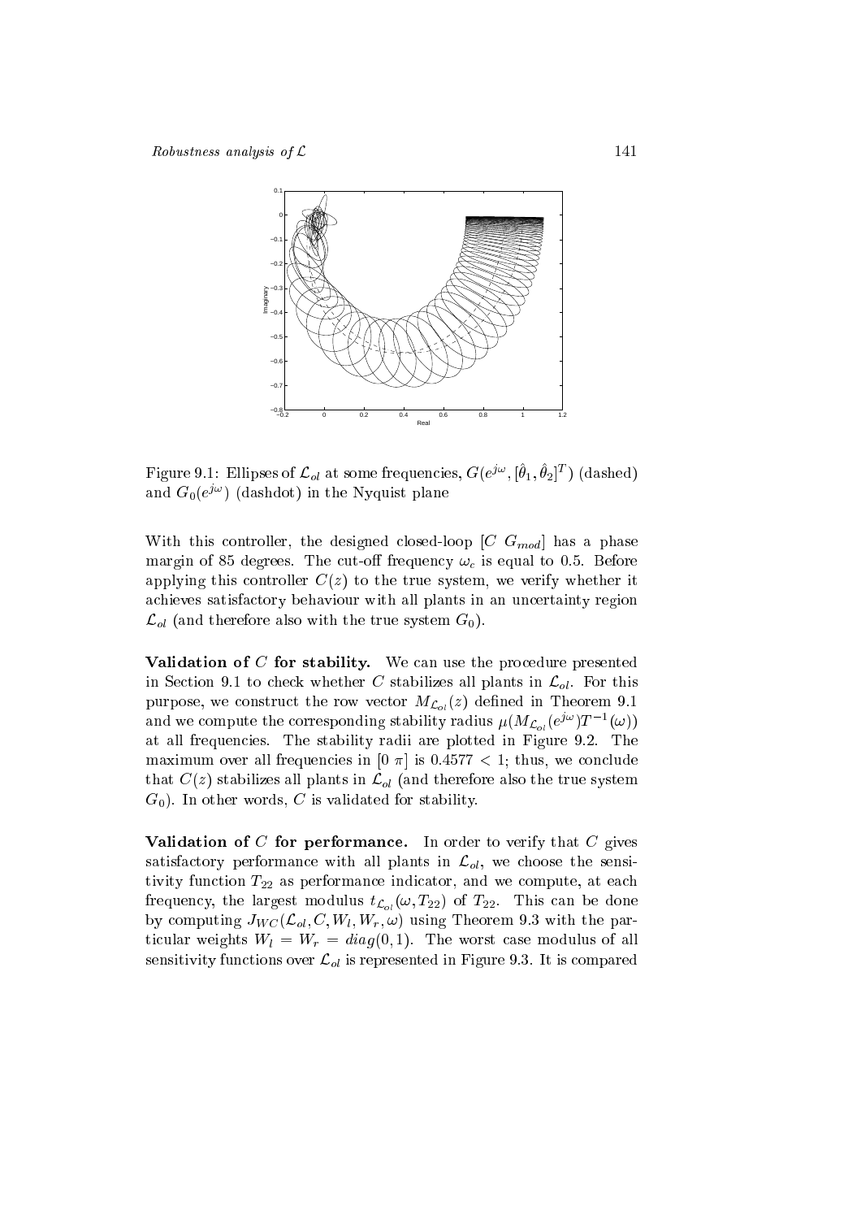Figure 9.1: Ellipses of $\mathcal{L}_{ol}$ at some frequencies, $G(e^{j\omega}, [\hat{\theta}_1, \hat{\theta}_2]^T)$ (dashed) and $G_0(e^{j\omega})$ (dashdot) in the Nyquist plane

With this controller, the designed closed-loop $[C \; G_{mod}]$ has a phase margin of 85 degrees. The cut-off frequency $\omega_c$ is equal to 0.5. Before applying this controller $C(z)$ to the true system, we verify whether it achieves satisfactory behaviour with all plants in an uncertainty region $\mathcal{L}_{ol}$ (and therefore also with the true system $G_0$).

**Validation of $C$ for stability.** We can use the procedure presented in Section 9.1 to check whether $C$ stabilizes all plants in $\mathcal{L}_{ol}$. For this purpose, we construct the row vector $M_{\mathcal{L}_{ol}}(z)$ defined in Theorem 9.1 and we compute the corresponding stability radius $\mu(M_{\mathcal{L}_{ol}}(e^{j\omega})T^{-1}(\omega))$ at all frequencies. The stability radii are plotted in Figure 9.2. The maximum over all frequencies in $[0 \; \pi]$ is $0.4577 < 1$; thus, we conclude that $C(z)$ stabilizes all plants in $\mathcal{L}_{ol}$ (and therefore also the true system $G_0$). In other words, $C$ is validated for stability.

**Validation of $C$ for performance.** In order to verify that $C$ gives satisfactory performance with all plants in $\mathcal{L}_{ol}$, we choose the sensitivity function $T_{22}$ as performance indicator, and we compute, at each frequency, the largest modulus $t_{\mathcal{L}_{ol}}(\omega, T_{22})$ of $T_{22}$. This can be done by computing $J_{WC}(\mathcal{L}_{ol}, C, W_l, W_r, \omega)$ using Theorem 9.3 with the particular weights $W_l = W_r = diag(0, 1)$. The worst case modulus of all sensitivity functions over $\mathcal{L}_{ol}$ is represented in Figure 9.3. It is compared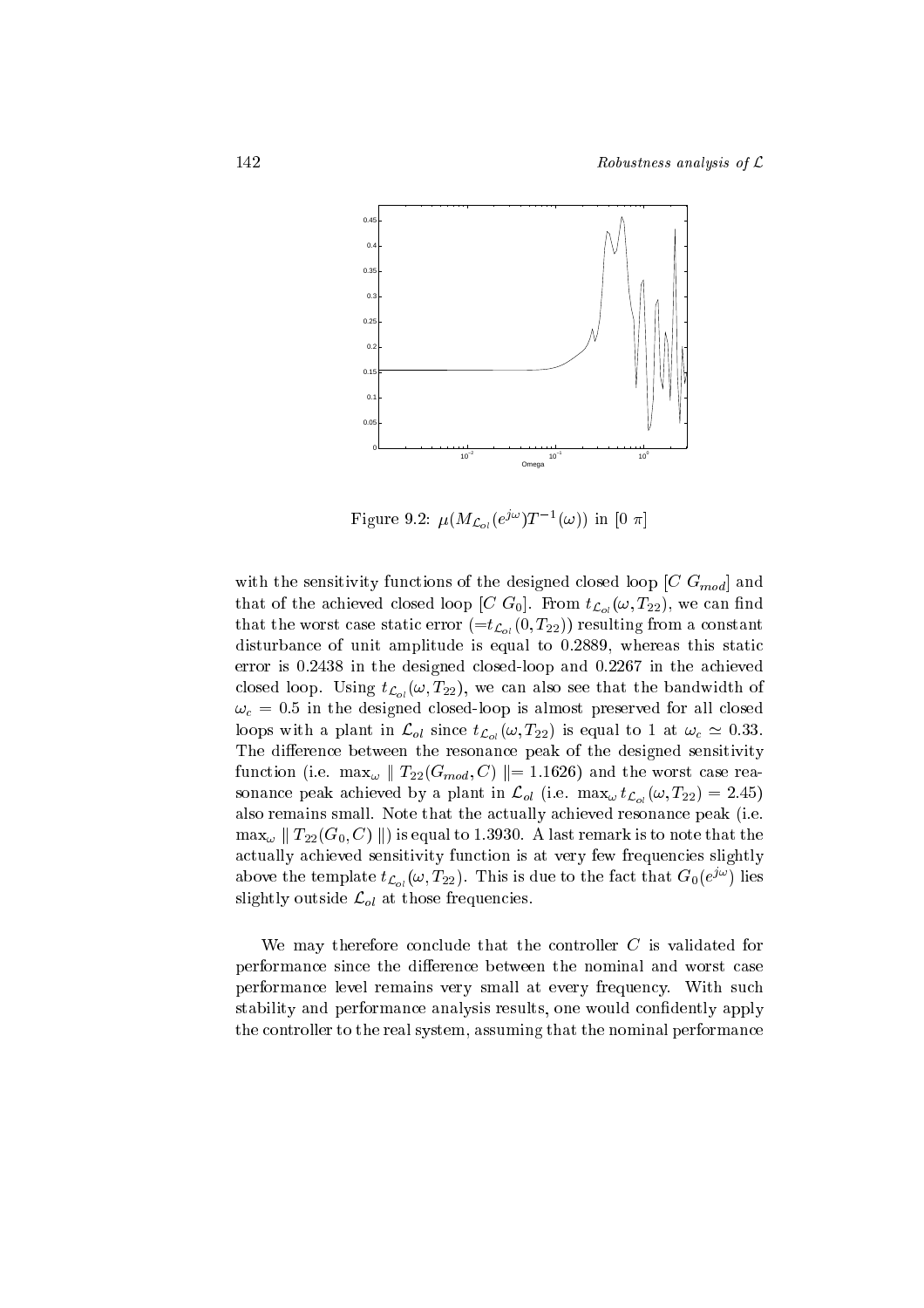Figure 9.2: $\mu(M_{\mathcal{L}_{ol}}(e^{j\omega})T^{-1}(\omega))$ in $[0\ \pi]$

with the sensitivity functions of the designed closed loop $[C\ G_{mod}]$ and that of the achieved closed loop $[C\ G_0]$. From $t_{\mathcal{L}_{ol}}(\omega, T_{22})$, we can find that the worst case static error ($=t_{\mathcal{L}_{ol}}(0, T_{22})$) resulting from a constant disturbance of unit amplitude is equal to 0.2889, whereas this static error is 0.2438 in the designed closed-loop and 0.2267 in the achieved closed loop. Using $t_{\mathcal{L}_{ol}}(\omega, T_{22})$, we can also see that the bandwidth of $\omega_c = 0.5$ in the designed closed-loop is almost preserved for all closed loops with a plant in $\mathcal{L}_{ol}$ since $t_{\mathcal{L}_{ol}}(\omega, T_{22})$ is equal to 1 at $\omega_c \simeq 0.33$. The difference between the resonance peak of the designed sensitivity function (i.e. $\max_\omega \parallel T_{22}(G_{mod}, C) \parallel = 1.1626$) and the worst case resonance peak achieved by a plant in $\mathcal{L}_{ol}$ (i.e. $\max_\omega t_{\mathcal{L}_{ol}}(\omega, T_{22}) = 2.45$) also remains small. Note that the actually achieved resonance peak (i.e. $\max_\omega \parallel T_{22}(G_0, C) \parallel$) is equal to 1.3930. A last remark is to note that the actually achieved sensitivity function is at very few frequencies slightly above the template $t_{\mathcal{L}_{ol}}(\omega, T_{22})$. This is due to the fact that $G_0(e^{j\omega})$ lies slightly outside $\mathcal{L}_{ol}$ at those frequencies.

We may therefore conclude that the controller $C$ is validated for performance since the difference between the nominal and worst case performance level remains very small at every frequency. With such stability and performance analysis results, one would confidently apply the controller to the real system, assuming that the nominal performance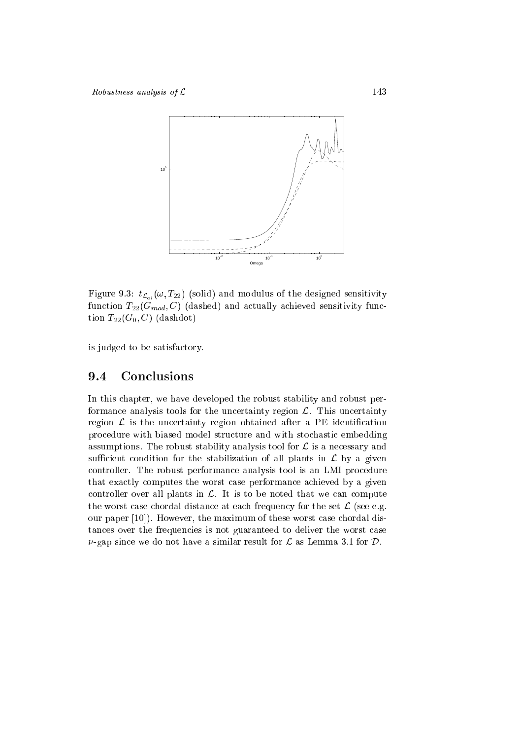Figure 9.3: $t_{\mathcal{L}_{ol}}(\omega, T_{22})$ (solid) and modulus of the designed sensitivity function $T_{22}(G_{mod}, C)$ (dashed) and actually achieved sensitivity function $T_{22}(G_0, C)$ (dashdot)

is judged to be satisfactory.

## 9.4 Conclusions

In this chapter, we have developed the robust stability and robust performance analysis tools for the uncertainty region $\mathcal{L}$. This uncertainty region $\mathcal{L}$ is the uncertainty region obtained after a PE identification procedure with biased model structure and with stochastic embedding assumptions. The robust stability analysis tool for $\mathcal{L}$ is a necessary and sufficient condition for the stabilization of all plants in $\mathcal{L}$ by a given controller. The robust performance analysis tool is an LMI procedure that exactly computes the worst case performance achieved by a given controller over all plants in $\mathcal{L}$. It is to be noted that we can compute the worst case chordal distance at each frequency for the set $\mathcal{L}$ (see e.g. our paper [10]). However, the maximum of these worst case chordal distances over the frequencies is not guaranteed to deliver the worst case $\nu$-gap since we do not have a similar result for $\mathcal{L}$ as Lemma 3.1 for $\mathcal{D}$.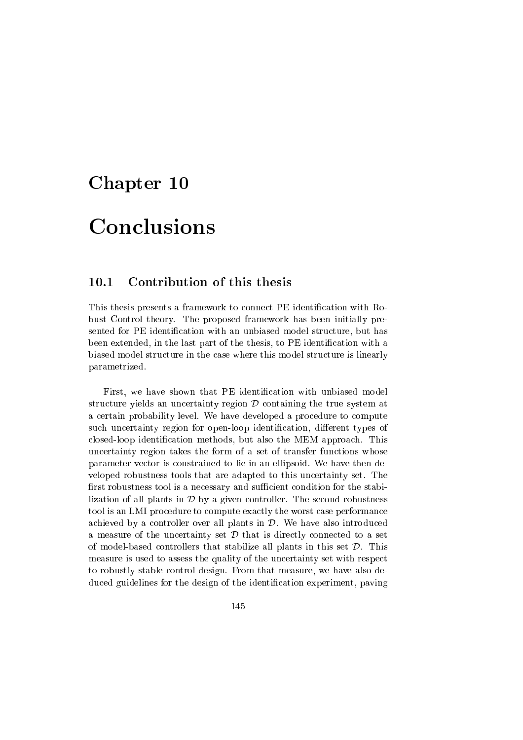# Chapter 10

# Conclusions

## 10.1 Contribution of this thesis

This thesis presents a framework to connect PE identification with Robust Control theory. The proposed framework has been initially presented for PE identification with an unbiased model structure, but has been extended, in the last part of the thesis, to PE identification with a biased model structure in the case where this model structure is linearly parametrized.

First, we have shown that PE identification with unbiased model structure yields an uncertainty region $\mathcal{D}$ containing the true system at a certain probability level. We have developed a procedure to compute such uncertainty region for open-loop identification, different types of closed-loop identification methods, but also the MEM approach. This uncertainty region takes the form of a set of transfer functions whose parameter vector is constrained to lie in an ellipsoid. We have then developed robustness tools that are adapted to this uncertainty set. The first robustness tool is a necessary and sufficient condition for the stabilization of all plants in $\mathcal{D}$ by a given controller. The second robustness tool is an LMI procedure to compute exactly the worst case performance achieved by a controller over all plants in $\mathcal{D}$. We have also introduced a measure of the uncertainty set $\mathcal{D}$ that is directly connected to a set of model-based controllers that stabilize all plants in this set $\mathcal{D}$. This measure is used to assess the quality of the uncertainty set with respect to robustly stable control design. From that measure, we have also deduced guidelines for the design of the identification experiment, paving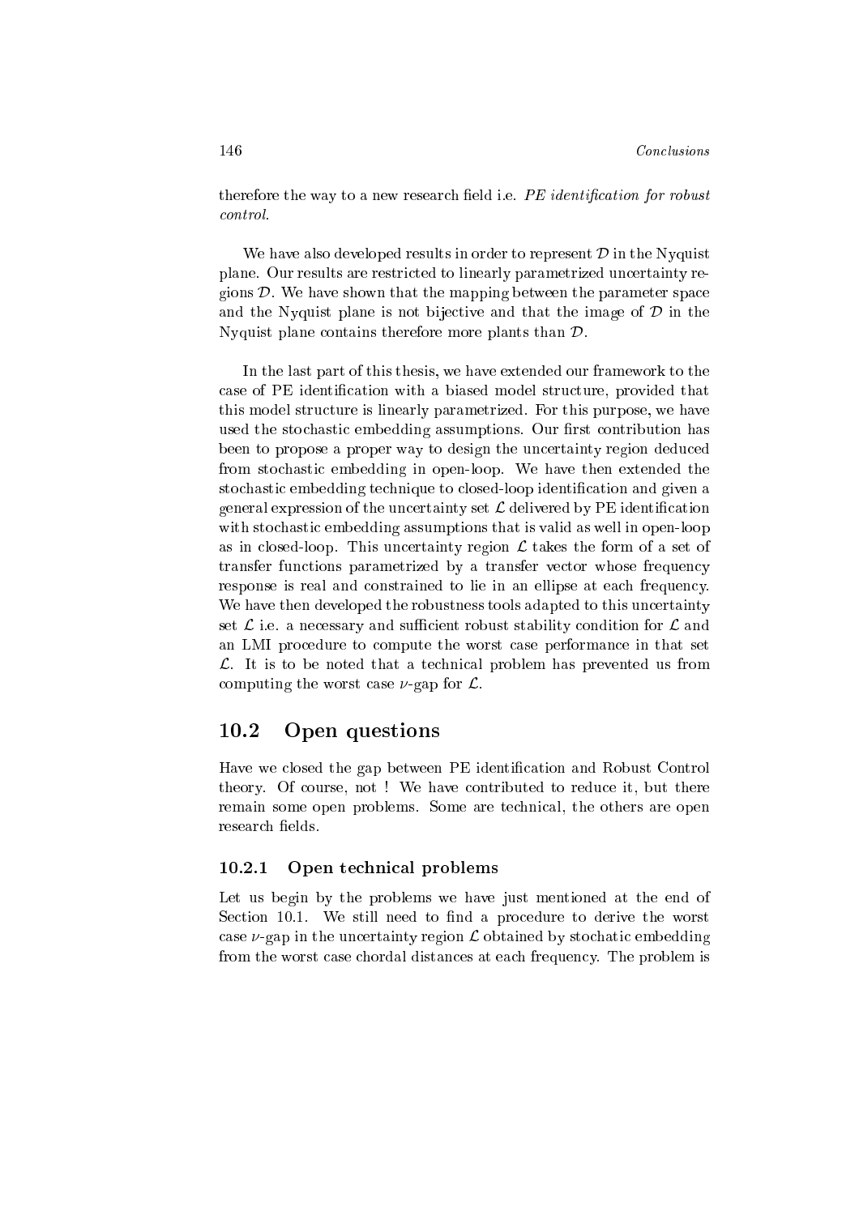therefore the way to a new research field i.e. *PE identification for robust control*.

We have also developed results in order to represent $\mathcal{D}$ in the Nyquist plane. Our results are restricted to linearly parametrized uncertainty regions $\mathcal{D}$. We have shown that the mapping between the parameter space and the Nyquist plane is not bijective and that the image of $\mathcal{D}$ in the Nyquist plane contains therefore more plants than $\mathcal{D}$.

In the last part of this thesis, we have extended our framework to the case of PE identification with a biased model structure, provided that this model structure is linearly parametrized. For this purpose, we have used the stochastic embedding assumptions. Our first contribution has been to propose a proper way to design the uncertainty region deduced from stochastic embedding in open-loop. We have then extended the stochastic embedding technique to closed-loop identification and given a general expression of the uncertainty set $\mathcal{L}$ delivered by PE identification with stochastic embedding assumptions that is valid as well in open-loop as in closed-loop. This uncertainty region $\mathcal{L}$ takes the form of a set of transfer functions parametrized by a transfer vector whose frequency response is real and constrained to lie in an ellipse at each frequency. We have then developed the robustness tools adapted to this uncertainty set $\mathcal{L}$ i.e. a necessary and sufficient robust stability condition for $\mathcal{L}$ and an LMI procedure to compute the worst case performance in that set $\mathcal{L}$. It is to be noted that a technical problem has prevented us from computing the worst case $\nu$-gap for $\mathcal{L}$.

## 10.2 Open questions

Have we closed the gap between PE identification and Robust Control theory. Of course, not ! We have contributed to reduce it, but there remain some open problems. Some are technical, the others are open research fields.

### 10.2.1 Open technical problems

Let us begin by the problems we have just mentioned at the end of Section 10.1. We still need to find a procedure to derive the worst case $\nu$-gap in the uncertainty region $\mathcal{L}$ obtained by stochatic embedding from the worst case chordal distances at each frequency. The problem is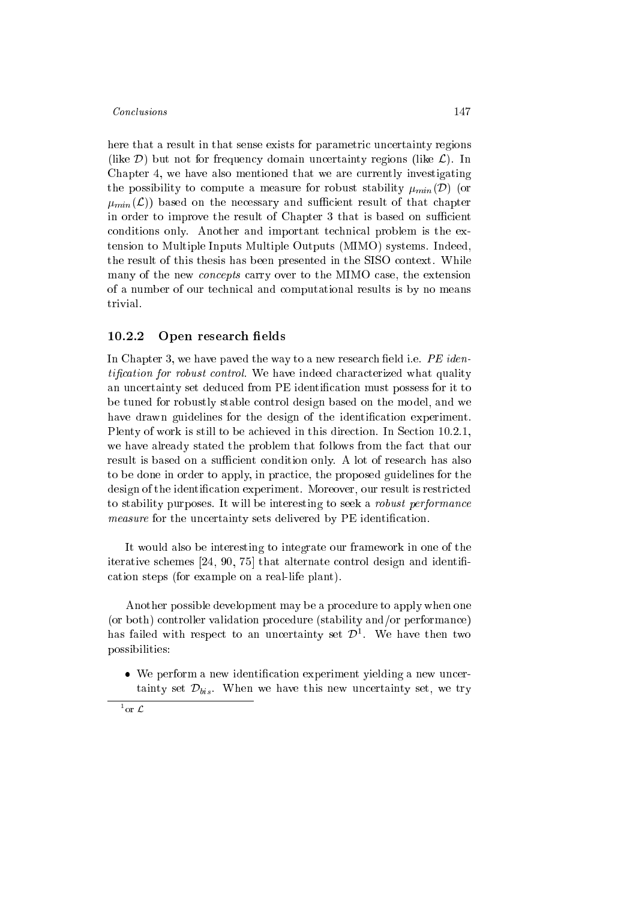here that a result in that sense exists for parametric uncertainty regions (like $\mathcal{D}$) but not for frequency domain uncertainty regions (like $\mathcal{L}$). In Chapter 4, we have also mentioned that we are currently investigating the possibility to compute a measure for robust stability $\mu_{min}(\mathcal{D})$ (or $\mu_{min}(\mathcal{L})$) based on the necessary and sufficient result of that chapter in order to improve the result of Chapter 3 that is based on sufficient conditions only. Another and important technical problem is the extension to Multiple Inputs Multiple Outputs (MIMO) systems. Indeed, the result of this thesis has been presented in the SISO context. While many of the new *concepts* carry over to the MIMO case, the extension of a number of our technical and computational results is by no means trivial.

### 10.2.2 Open research fields

In Chapter 3, we have paved the way to a new research field i.e. *PE identification for robust control*. We have indeed characterized what quality an uncertainty set deduced from PE identification must possess for it to be tuned for robustly stable control design based on the model, and we have drawn guidelines for the design of the identification experiment. Plenty of work is still to be achieved in this direction. In Section 10.2.1, we have already stated the problem that follows from the fact that our result is based on a sufficient condition only. A lot of research has also to be done in order to apply, in practice, the proposed guidelines for the design of the identification experiment. Moreover, our result is restricted to stability purposes. It will be interesting to seek a *robust performance measure* for the uncertainty sets delivered by PE identification.

It would also be interesting to integrate our framework in one of the iterative schemes [24, 90, 75] that alternate control design and identification steps (for example on a real-life plant).

Another possible development may be a procedure to apply when one (or both) controller validation procedure (stability and/or performance) has failed with respect to an uncertainty set $\mathcal{D}$[1]. We have then two possibilities:

- We perform a new identification experiment yielding a new uncertainty set $\mathcal{D}_{bis}$. When we have this new uncertainty set, we try

[1] or $\mathcal{L}$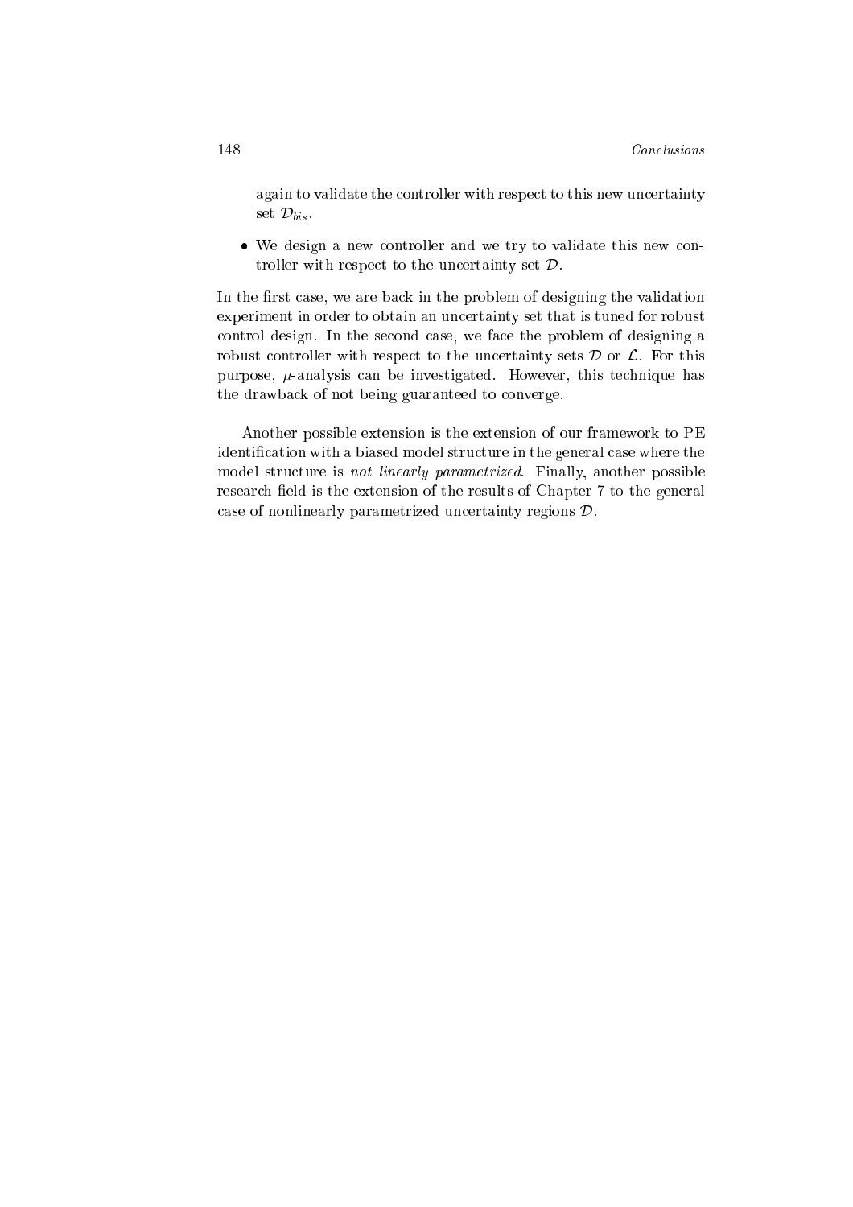again to validate the controller with respect to this new uncertainty set $\mathcal{D}_{bis}$.

- We design a new controller and we try to validate this new controller with respect to the uncertainty set $\mathcal{D}$.

In the first case, we are back in the problem of designing the validation experiment in order to obtain an uncertainty set that is tuned for robust control design. In the second case, we face the problem of designing a robust controller with respect to the uncertainty sets $\mathcal{D}$ or $\mathcal{L}$. For this purpose, $\mu$-analysis can be investigated. However, this technique has the drawback of not being guaranteed to converge.

Another possible extension is the extension of our framework to PE identification with a biased model structure in the general case where the model structure is *not linearly parametrized*. Finally, another possible research field is the extension of the results of Chapter 7 to the general case of nonlinearly parametrized uncertainty regions $\mathcal{D}$.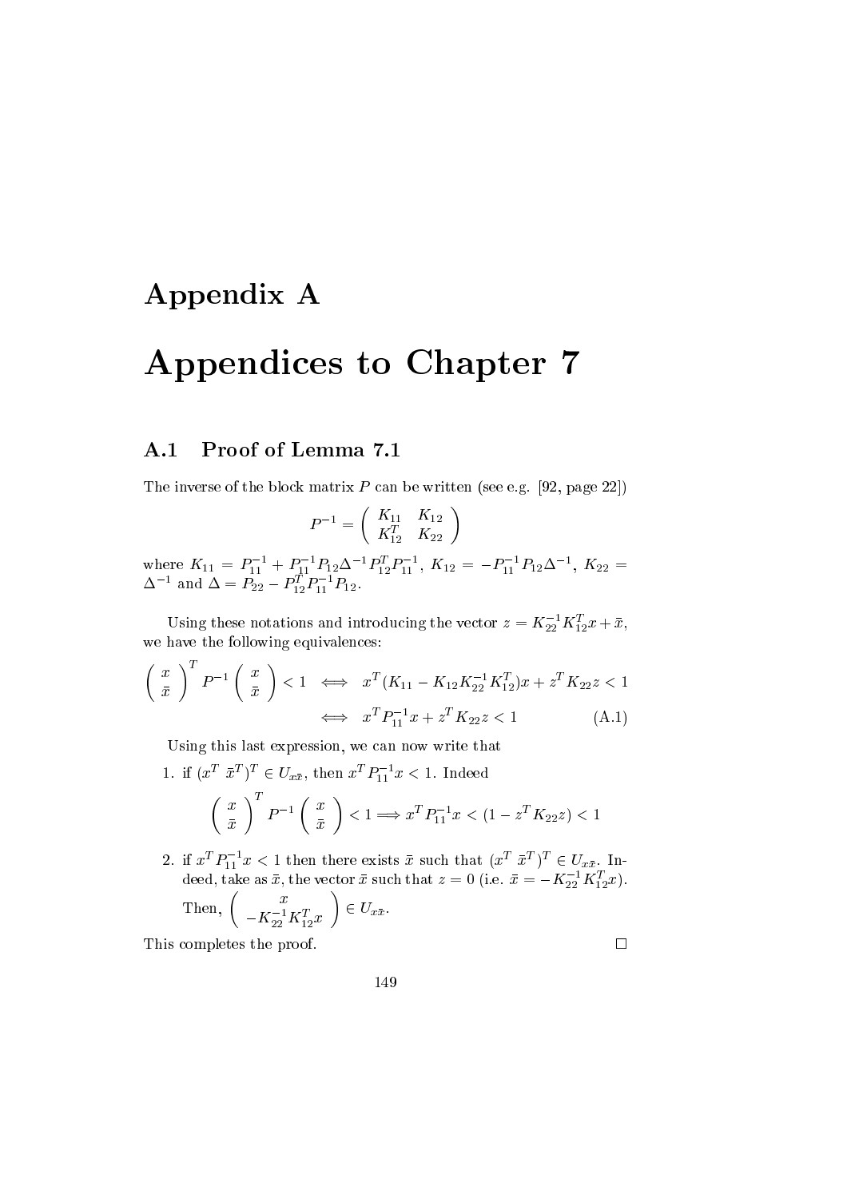# Appendix A

# Appendices to Chapter 7

## A.1 Proof of Lemma 7.1

The inverse of the block matrix $P$ can be written (see e.g. [92, page 22])

$$P^{-1} = \begin{pmatrix} K_{11} & K_{12} \\ K_{12}^T & K_{22} \end{pmatrix}$$

where $K_{11} = P_{11}^{-1} + P_{11}^{-1} P_{12} \Delta^{-1} P_{12}^T P_{11}^{-1}$, $K_{12} = -P_{11}^{-1} P_{12} \Delta^{-1}$, $K_{22} = \Delta^{-1}$ and $\Delta = P_{22} - P_{12}^T P_{11}^{-1} P_{12}$.

Using these notations and introducing the vector $z = K_{22}^{-1} K_{12}^T x + \bar{x}$, we have the following equivalences:

$$\begin{aligned} \begin{pmatrix} x \\ \bar{x} \end{pmatrix}^T P^{-1} \begin{pmatrix} x \\ \bar{x} \end{pmatrix} < 1 \quad &\iff \quad x^T (K_{11} - K_{12} K_{22}^{-1} K_{12}^T) x + z^T K_{22} z < 1 \\ &\iff \quad x^T P_{11}^{-1} x + z^T K_{22} z < 1 \end{aligned} \tag{A.1}$$

Using this last expression, we can now write that

1. if $(x^T \ \bar{x}^T)^T \in U_{x\bar{x}}$, then $x^T P_{11}^{-1} x < 1$. Indeed

$$\begin{pmatrix} x \\ \bar{x} \end{pmatrix}^T P^{-1} \begin{pmatrix} x \\ \bar{x} \end{pmatrix} < 1 \Longrightarrow x^T P_{11}^{-1} x < (1 - z^T K_{22} z) < 1$$

2. if $x^T P_{11}^{-1} x < 1$ then there exists $\bar{x}$ such that $(x^T \ \bar{x}^T)^T \in U_{x\bar{x}}$. Indeed, take as $\bar{x}$, the vector $\bar{x}$ such that $z = 0$ (i.e. $\bar{x} = -K_{22}^{-1} K_{12}^T x$). Then, $\begin{pmatrix} x \\ -K_{22}^{-1} K_{12}^T x \end{pmatrix} \in U_{x\bar{x}}$.

This completes the proof. □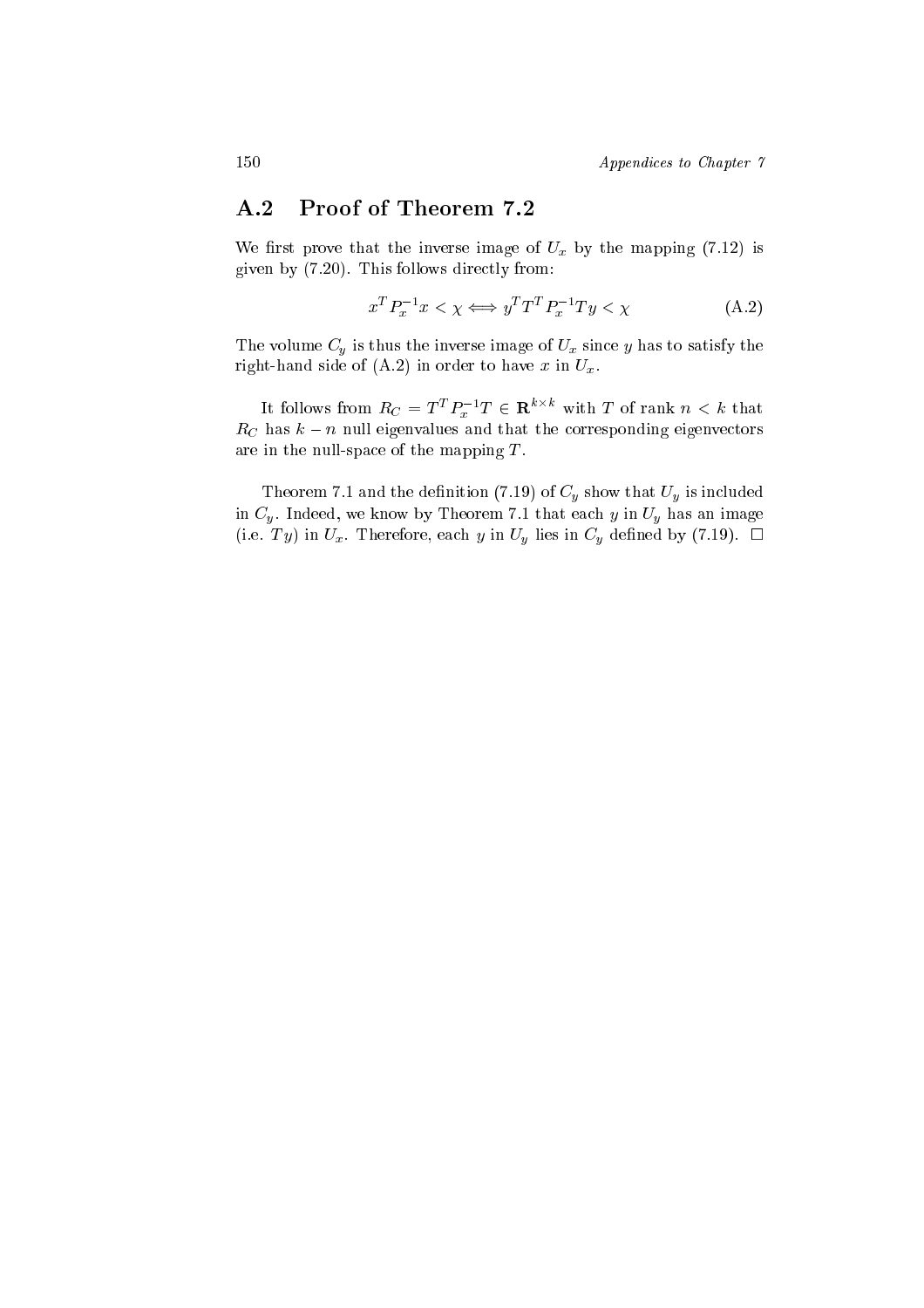## A.2 Proof of Theorem 7.2

We first prove that the inverse image of $U_x$ by the mapping (7.12) is given by (7.20). This follows directly from:

$$x^T P_x^{-1} x < \chi \Longleftrightarrow y^T T^T P_x^{-1} T y < \chi \tag{A.2}$$

The volume $C_y$ is thus the inverse image of $U_x$ since $y$ has to satisfy the right-hand side of (A.2) in order to have $x$ in $U_x$.

It follows from $R_C = T^T P_x^{-1} T \in \mathbf{R}^{k \times k}$ with $T$ of rank $n < k$ that $R_C$ has $k - n$ null eigenvalues and that the corresponding eigenvectors are in the null-space of the mapping $T$.

Theorem 7.1 and the definition (7.19) of $C_y$ show that $U_y$ is included in $C_y$. Indeed, we know by Theorem 7.1 that each $y$ in $U_y$ has an image (i.e. $Ty$) in $U_x$. Therefore, each $y$ in $U_y$ lies in $C_y$ defined by (7.19). □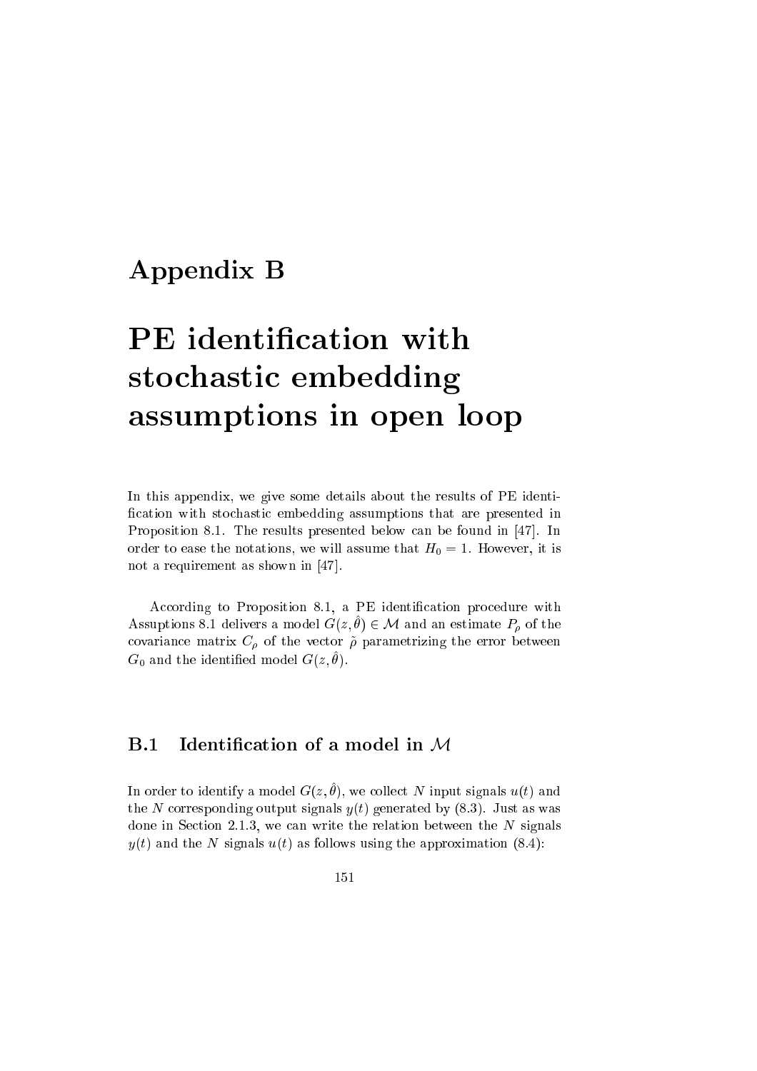# Appendix B

# PE identification with stochastic embedding assumptions in open loop

In this appendix, we give some details about the results of PE identification with stochastic embedding assumptions that are presented in Proposition 8.1. The results presented below can be found in [47]. In order to ease the notations, we will assume that $H_0 = 1$. However, it is not a requirement as shown in [47].

According to Proposition 8.1, a PE identification procedure with Assumptions 8.1 delivers a model $G(z, \hat{\theta}) \in \mathcal{M}$ and an estimate $P_\rho$ of the covariance matrix $C_\rho$ of the vector $\tilde{\rho}$ parametrizing the error between $G_0$ and the identified model $G(z, \hat{\theta})$.

## B.1 Identification of a model in $\mathcal{M}$

In order to identify a model $G(z, \hat{\theta})$, we collect $N$ input signals $u(t)$ and the $N$ corresponding output signals $y(t)$ generated by (8.3). Just as was done in Section 2.1.3, we can write the relation between the $N$ signals $y(t)$ and the $N$ signals $u(t)$ as follows using the approximation (8.4):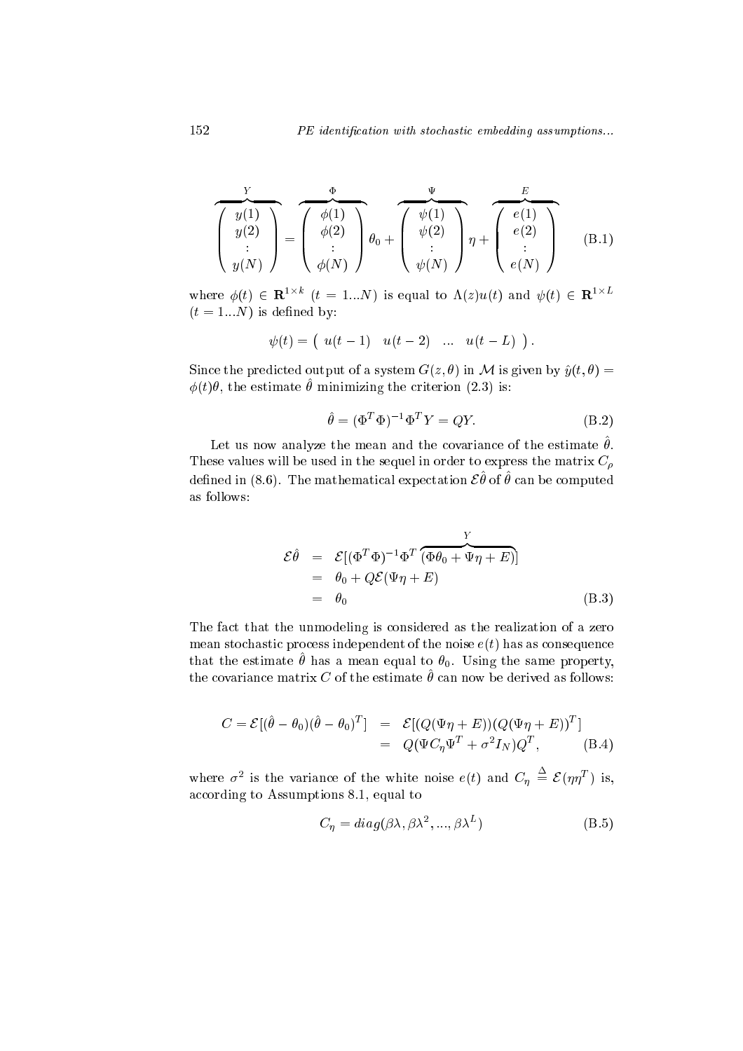$$
\overbrace{\begin{pmatrix} y(1) \\ y(2) \\ \vdots \\ y(N) \end{pmatrix}}^{Y} = \overbrace{\begin{pmatrix} \phi(1) \\ \phi(2) \\ \vdots \\ \phi(N) \end{pmatrix}}^{\Phi} \theta_0 + \overbrace{\begin{pmatrix} \psi(1) \\ \psi(2) \\ \vdots \\ \psi(N) \end{pmatrix}}^{\Psi} \eta + \overbrace{\begin{pmatrix} e(1) \\ e(2) \\ \vdots \\ e(N) \end{pmatrix}}^{E} \quad \text{(B.1)}
$$

where $\phi(t) \in \mathbf{R}^{1\times k}$ $(t = 1...N)$ is equal to $\Lambda(z)u(t)$ and $\psi(t) \in \mathbf{R}^{1\times L}$ $(t = 1...N)$ is defined by:

$$
\psi(t) = \begin{pmatrix} u(t-1) & u(t-2) & \dots & u(t-L) \end{pmatrix}.
$$

Since the predicted output of a system $G(z, \theta)$ in $\mathcal{M}$ is given by $\hat{y}(t, \theta) = \phi(t)\theta$, the estimate $\hat{\theta}$ minimizing the criterion (2.3) is:

$$
\hat{\theta} = (\Phi^T \Phi)^{-1} \Phi^T Y = QY. \quad \text{(B.2)}
$$

Let us now analyze the mean and the covariance of the estimate $\hat{\theta}$. These values will be used in the sequel in order to express the matrix $C_\rho$ defined in (8.6). The mathematical expectation $\mathcal{E}\hat{\theta}$ of $\hat{\theta}$ can be computed as follows:

$$
\begin{aligned}
\mathcal{E}\hat{\theta} &= \mathcal{E}[(\Phi^T \Phi)^{-1} \Phi^T \overbrace{(\Phi\theta_0 + \Psi\eta + E)}^{Y}] \\
&= \theta_0 + Q\mathcal{E}(\Psi\eta + E) \\
&= \theta_0 \qquad \text{(B.3)}
\end{aligned}
$$

The fact that the unmodeling is considered as the realization of a zero mean stochastic process independent of the noise $e(t)$ has as consequence that the estimate $\hat{\theta}$ has a mean equal to $\theta_0$. Using the same property, the covariance matrix $C$ of the estimate $\hat{\theta}$ can now be derived as follows:

$$
\begin{aligned}
C = \mathcal{E}[(\hat{\theta} - \theta_0)(\hat{\theta} - \theta_0)^T] &= \mathcal{E}[(Q(\Psi\eta + E))(Q(\Psi\eta + E))^T] \\
&= Q(\Psi C_\eta \Psi^T + \sigma^2 I_N) Q^T, \qquad \text{(B.4)}
\end{aligned}
$$

where $\sigma^2$ is the variance of the white noise $e(t)$ and $C_\eta \stackrel{\Delta}{=} \mathcal{E}(\eta\eta^T)$ is, according to Assumptions 8.1, equal to

$$
C_\eta = diag(\beta\lambda, \beta\lambda^2, ..., \beta\lambda^L) \quad \text{(B.5)}
$$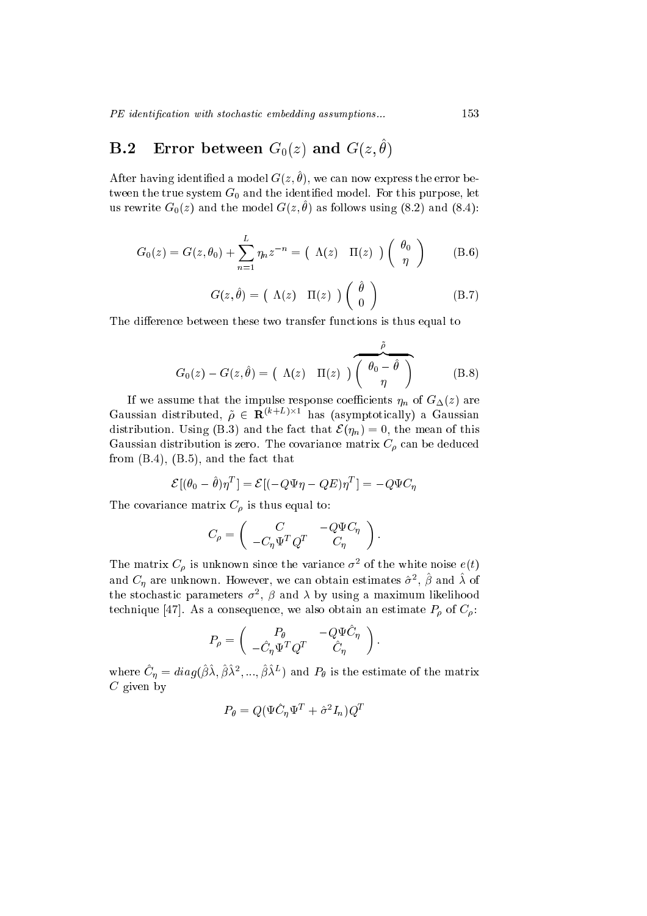## B.2 Error between $G_0(z)$ and $G(z, \hat{\theta})$

After having identified a model $G(z, \hat{\theta})$, we can now express the error between the true system $G_0$ and the identified model. For this purpose, let us rewrite $G_0(z)$ and the model $G(z, \hat{\theta})$ as follows using (8.2) and (8.4):

$$G_0(z) = G(z, \theta_0) + \sum_{n=1}^{L} \eta_n z^{-n} = \begin{pmatrix} \Lambda(z) & \Pi(z) \end{pmatrix} \begin{pmatrix} \theta_0 \\ \eta \end{pmatrix} \tag{B.6}$$

$$G(z, \hat{\theta}) = \begin{pmatrix} \Lambda(z) & \Pi(z) \end{pmatrix} \begin{pmatrix} \hat{\theta} \\ 0 \end{pmatrix} \tag{B.7}$$

The difference between these two transfer functions is thus equal to

$$G_0(z) - G(z, \hat{\theta}) = \begin{pmatrix} \Lambda(z) & \Pi(z) \end{pmatrix} \overbrace{\begin{pmatrix} \theta_0 - \hat{\theta} \\ \eta \end{pmatrix}}^{\tilde{\rho}} \tag{B.8}$$

If we assume that the impulse response coefficients $\eta_n$ of $G_\Delta(z)$ are Gaussian distributed, $\tilde{\rho} \in \mathbf{R}^{(k+L)\times 1}$ has (asymptotically) a Gaussian distribution. Using (B.3) and the fact that $\mathcal{E}(\eta_n) = 0$, the mean of this Gaussian distribution is zero. The covariance matrix $C_\rho$ can be deduced from (B.4), (B.5), and the fact that

$$\mathcal{E}[(\theta_0 - \hat{\theta})\eta^T] = \mathcal{E}[(-Q\Psi\eta - QE)\eta^T] = -Q\Psi C_\eta$$

The covariance matrix $C_\rho$ is thus equal to:

$$C_\rho = \begin{pmatrix} C & -Q\Psi C_\eta \\ -C_\eta \Psi^T Q^T & C_\eta \end{pmatrix}.$$

The matrix $C_\rho$ is unknown since the variance $\sigma^2$ of the white noise $e(t)$ and $C_\eta$ are unknown. However, we can obtain estimates $\hat{\sigma}^2$, $\hat{\beta}$ and $\hat{\lambda}$ of the stochastic parameters $\sigma^2$, $\beta$ and $\lambda$ by using a maximum likelihood technique [47]. As a consequence, we also obtain an estimate $P_\rho$ of $C_\rho$:

$$P_\rho = \begin{pmatrix} P_\theta & -Q\Psi \hat{C}_\eta \\ -\hat{C}_\eta \Psi^T Q^T & \hat{C}_\eta \end{pmatrix}.$$

where $\hat{C}_\eta = diag(\hat{\beta}\hat{\lambda}, \hat{\beta}\hat{\lambda}^2, ..., \hat{\beta}\hat{\lambda}^L)$ and $P_\theta$ is the estimate of the matrix $C$ given by

$$P_\theta = Q(\Psi \hat{C}_\eta \Psi^T + \hat{\sigma}^2 I_n)Q^T$$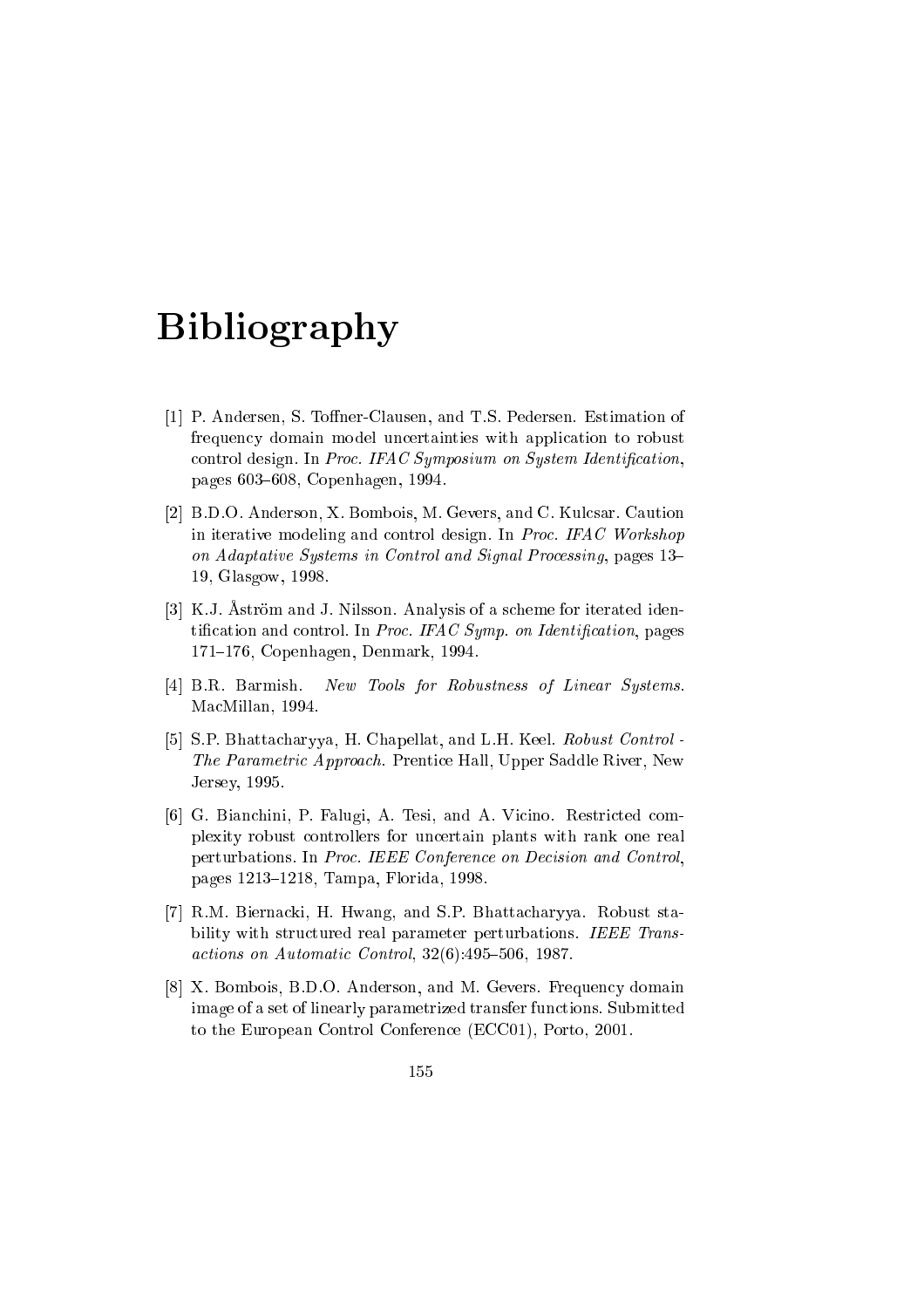# Bibliography

[1] P. Andersen, S. Toffner-Clausen, and T.S. Pedersen. Estimation of frequency domain model uncertainties with application to robust control design. In *Proc. IFAC Symposium on System Identification*, pages 603–608, Copenhagen, 1994.

[2] B.D.O. Anderson, X. Bombois, M. Gevers, and C. Kulcsar. Caution in iterative modeling and control design. In *Proc. IFAC Workshop on Adaptative Systems in Control and Signal Processing*, pages 13–19, Glasgow, 1998.

[3] K.J. Åström and J. Nilsson. Analysis of a scheme for iterated identification and control. In *Proc. IFAC Symp. on Identification*, pages 171–176, Copenhagen, Denmark, 1994.

[4] B.R. Barmish. *New Tools for Robustness of Linear Systems*. MacMillan, 1994.

[5] S.P. Bhattacharyya, H. Chapellat, and L.H. Keel. *Robust Control - The Parametric Approach*. Prentice Hall, Upper Saddle River, New Jersey, 1995.

[6] G. Bianchini, P. Falugi, A. Tesi, and A. Vicino. Restricted complexity robust controllers for uncertain plants with rank one real perturbations. In *Proc. IEEE Conference on Decision and Control*, pages 1213–1218, Tampa, Florida, 1998.

[7] R.M. Biernacki, H. Hwang, and S.P. Bhattacharyya. Robust stability with structured real parameter perturbations. *IEEE Transactions on Automatic Control*, 32(6):495–506, 1987.

[8] X. Bombois, B.D.O. Anderson, and M. Gevers. Frequency domain image of a set of linearly parametrized transfer functions. Submitted to the European Control Conference (ECC01), Porto, 2001.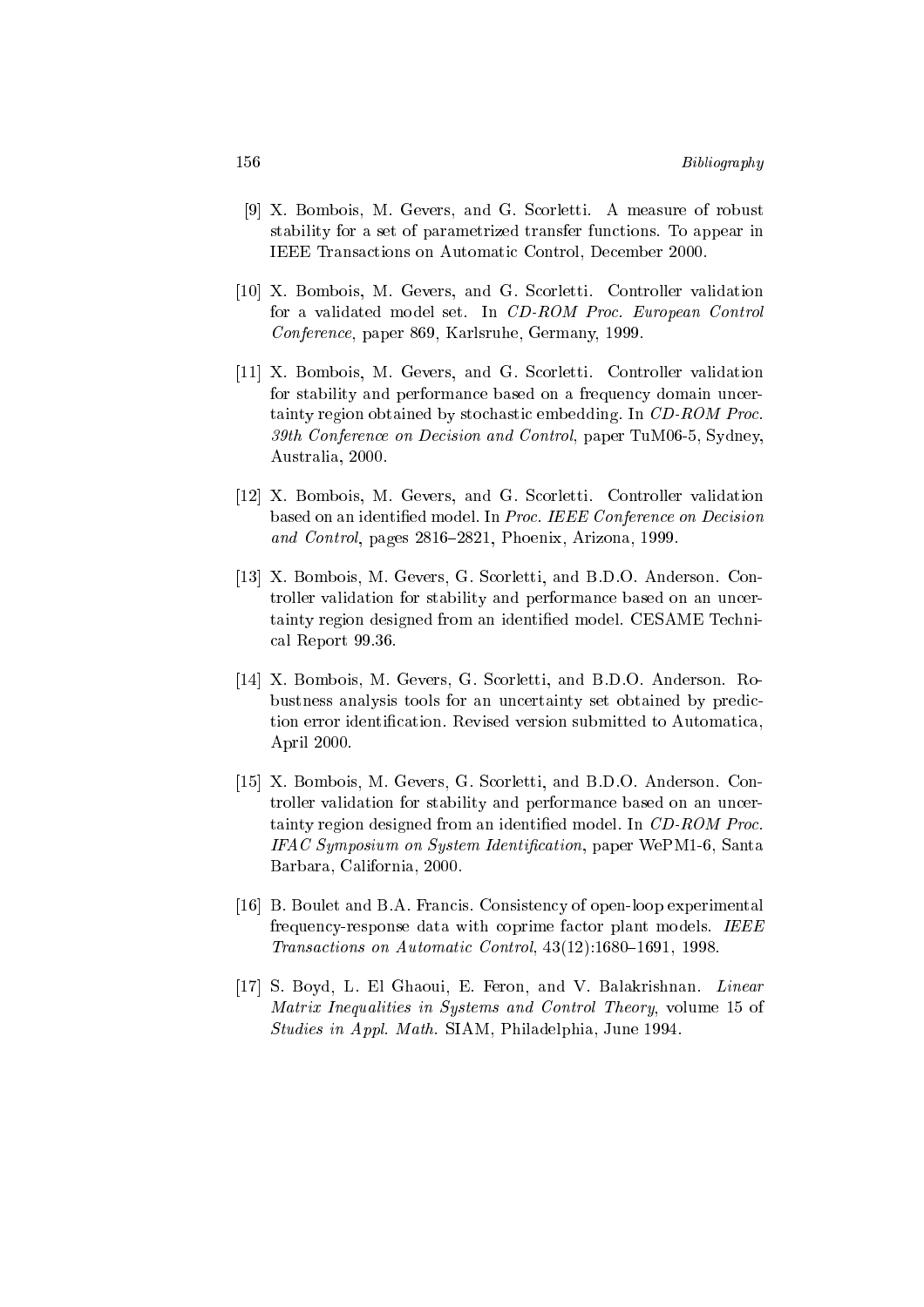[9] X. Bombois, M. Gevers, and G. Scorletti. A measure of robust stability for a set of parametrized transfer functions. To appear in IEEE Transactions on Automatic Control, December 2000.

[10] X. Bombois, M. Gevers, and G. Scorletti. Controller validation for a validated model set. In *CD-ROM Proc. European Control Conference*, paper 869, Karlsruhe, Germany, 1999.

[11] X. Bombois, M. Gevers, and G. Scorletti. Controller validation for stability and performance based on a frequency domain uncertainty region obtained by stochastic embedding. In *CD-ROM Proc. 39th Conference on Decision and Control*, paper TuM06-5, Sydney, Australia, 2000.

[12] X. Bombois, M. Gevers, and G. Scorletti. Controller validation based on an identified model. In *Proc. IEEE Conference on Decision and Control*, pages 2816–2821, Phoenix, Arizona, 1999.

[13] X. Bombois, M. Gevers, G. Scorletti, and B.D.O. Anderson. Controller validation for stability and performance based on an uncertainty region designed from an identified model. CESAME Technical Report 99.36.

[14] X. Bombois, M. Gevers, G. Scorletti, and B.D.O. Anderson. Robustness analysis tools for an uncertainty set obtained by prediction error identification. Revised version submitted to Automatica, April 2000.

[15] X. Bombois, M. Gevers, G. Scorletti, and B.D.O. Anderson. Controller validation for stability and performance based on an uncertainty region designed from an identified model. In *CD-ROM Proc. IFAC Symposium on System Identification*, paper WePM1-6, Santa Barbara, California, 2000.

[16] B. Boulet and B.A. Francis. Consistency of open-loop experimental frequency-response data with coprime factor plant models. *IEEE Transactions on Automatic Control*, 43(12):1680–1691, 1998.

[17] S. Boyd, L. El Ghaoui, E. Feron, and V. Balakrishnan. *Linear Matrix Inequalities in Systems and Control Theory*, volume 15 of *Studies in Appl. Math.* SIAM, Philadelphia, June 1994.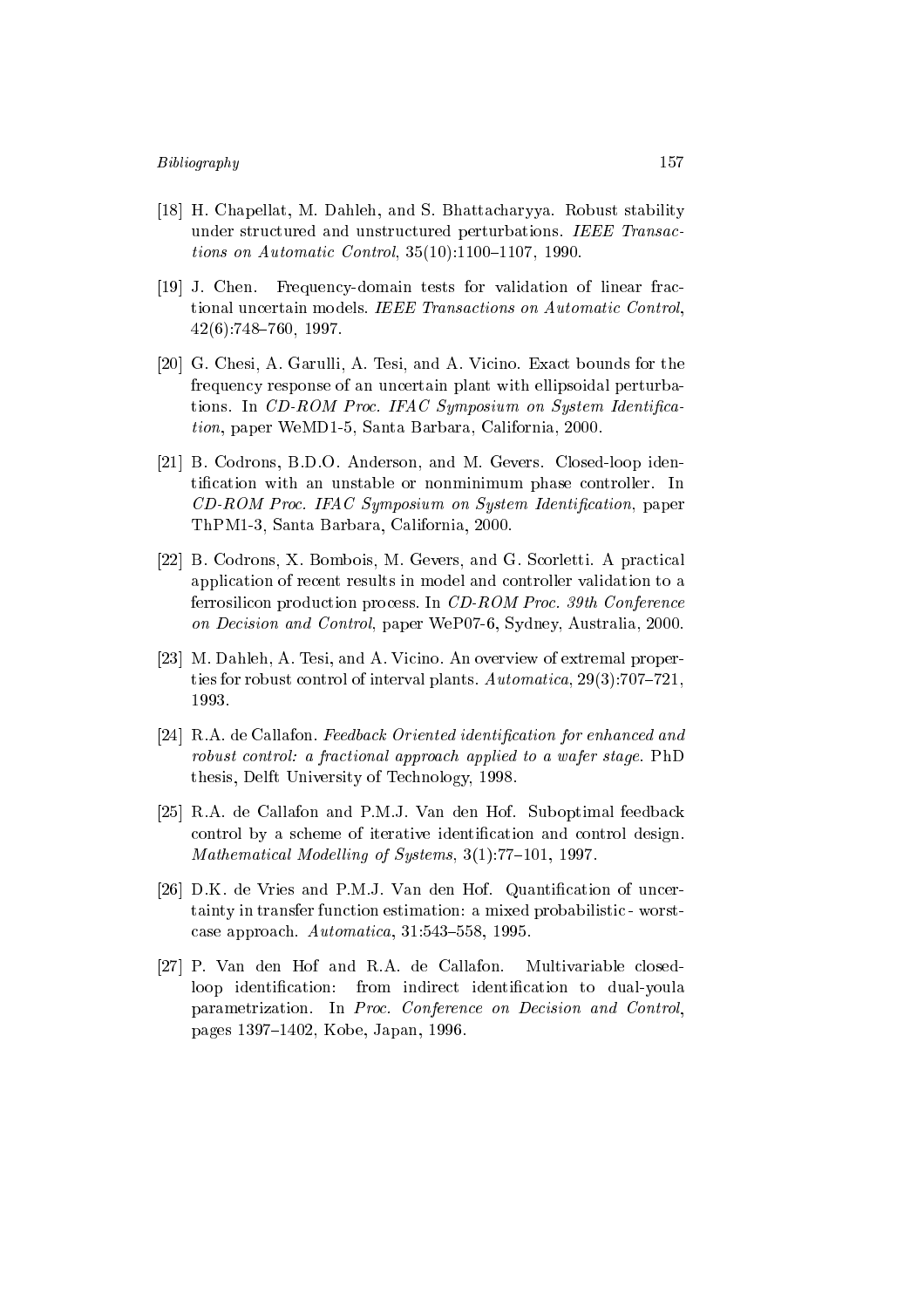[18] H. Chapellat, M. Dahleh, and S. Bhattacharyya. Robust stability under structured and unstructured perturbations. *IEEE Transactions on Automatic Control*, 35(10):1100–1107, 1990.

[19] J. Chen. Frequency-domain tests for validation of linear fractional uncertain models. *IEEE Transactions on Automatic Control*, 42(6):748–760, 1997.

[20] G. Chesi, A. Garulli, A. Tesi, and A. Vicino. Exact bounds for the frequency response of an uncertain plant with ellipsoidal perturbations. In *CD-ROM Proc. IFAC Symposium on System Identification*, paper WeMD1-5, Santa Barbara, California, 2000.

[21] B. Codrons, B.D.O. Anderson, and M. Gevers. Closed-loop identification with an unstable or nonminimum phase controller. In *CD-ROM Proc. IFAC Symposium on System Identification*, paper ThPM1-3, Santa Barbara, California, 2000.

[22] B. Codrons, X. Bombois, M. Gevers, and G. Scorletti. A practical application of recent results in model and controller validation to a ferrosilicon production process. In *CD-ROM Proc. 39th Conference on Decision and Control*, paper WeP07-6, Sydney, Australia, 2000.

[23] M. Dahleh, A. Tesi, and A. Vicino. An overview of extremal properties for robust control of interval plants. *Automatica*, 29(3):707–721, 1993.

[24] R.A. de Callafon. *Feedback Oriented identification for enhanced and robust control: a fractional approach applied to a wafer stage.* PhD thesis, Delft University of Technology, 1998.

[25] R.A. de Callafon and P.M.J. Van den Hof. Suboptimal feedback control by a scheme of iterative identification and control design. *Mathematical Modelling of Systems*, 3(1):77–101, 1997.

[26] D.K. de Vries and P.M.J. Van den Hof. Quantification of uncertainty in transfer function estimation: a mixed probabilistic - worst-case approach. *Automatica*, 31:543–558, 1995.

[27] P. Van den Hof and R.A. de Callafon. Multivariable closed-loop identification: from indirect identification to dual-youla parametrization. In *Proc. Conference on Decision and Control*, pages 1397–1402, Kobe, Japan, 1996.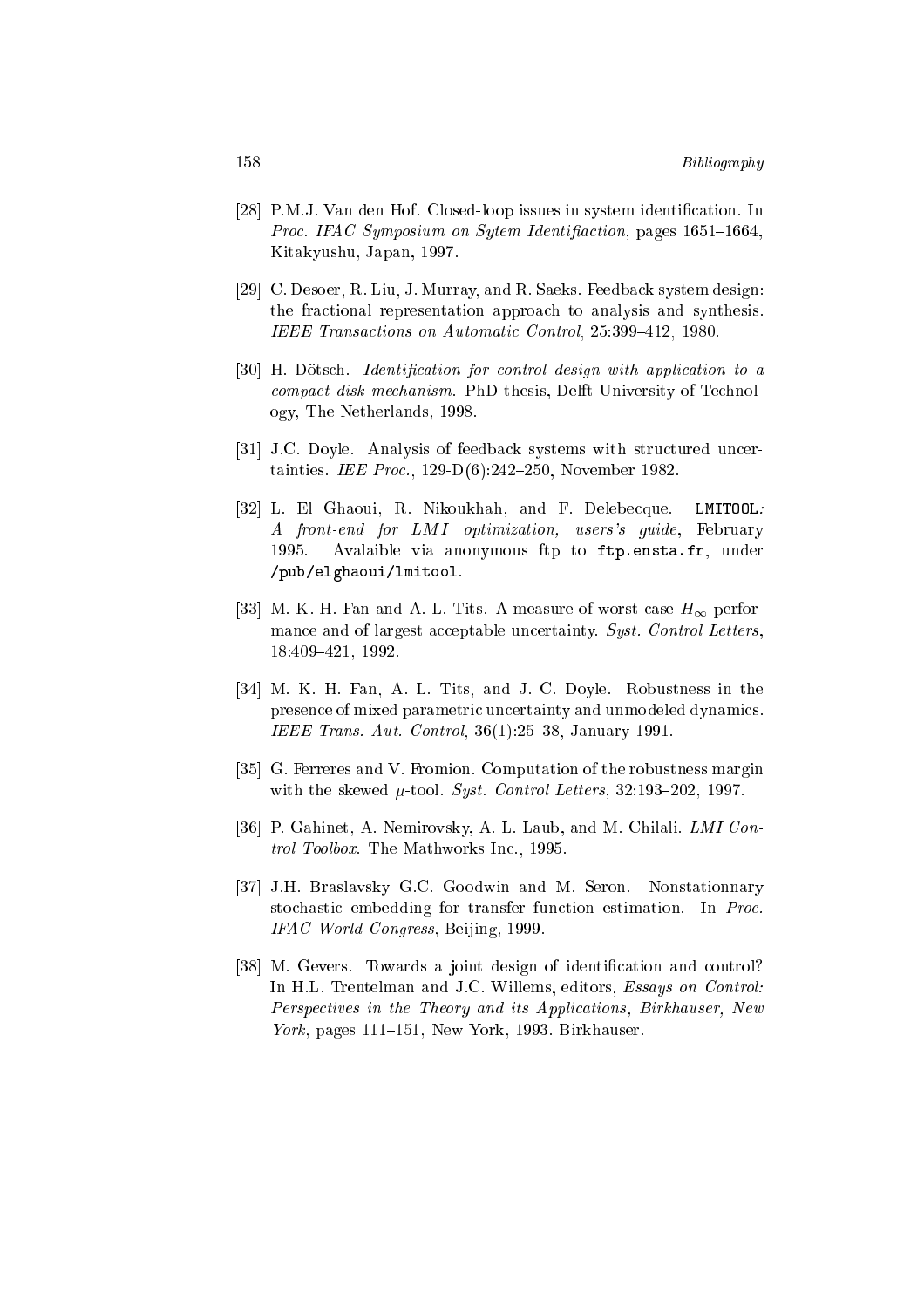[28] P.M.J. Van den Hof. Closed-loop issues in system identification. In *Proc. IFAC Symposium on Sytem Identifiaction*, pages 1651–1664, Kitakyushu, Japan, 1997.

[29] C. Desoer, R. Liu, J. Murray, and R. Saeks. Feedback system design: the fractional representation approach to analysis and synthesis. *IEEE Transactions on Automatic Control*, 25:399–412, 1980.

[30] H. Dötsch. *Identification for control design with application to a compact disk mechanism*. PhD thesis, Delft University of Technology, The Netherlands, 1998.

[31] J.C. Doyle. Analysis of feedback systems with structured uncertainties. *IEE Proc.*, 129-D(6):242–250, November 1982.

[32] L. El Ghaoui, R. Nikoukhah, and F. Delebecque. `LMITOOL`*: A front-end for LMI optimization, users's guide*, February 1995. Avalaible via anonymous ftp to `ftp.ensta.fr`, under `/pub/elghaoui/lmitool`.

[33] M. K. H. Fan and A. L. Tits. A measure of worst-case $H_\infty$ performance and of largest acceptable uncertainty. *Syst. Control Letters*, 18:409–421, 1992.

[34] M. K. H. Fan, A. L. Tits, and J. C. Doyle. Robustness in the presence of mixed parametric uncertainty and unmodeled dynamics. *IEEE Trans. Aut. Control*, 36(1):25–38, January 1991.

[35] G. Ferreres and V. Fromion. Computation of the robustness margin with the skewed $\mu$-tool. *Syst. Control Letters*, 32:193–202, 1997.

[36] P. Gahinet, A. Nemirovsky, A. L. Laub, and M. Chilali. *LMI Control Toolbox*. The Mathworks Inc., 1995.

[37] J.H. Braslavsky G.C. Goodwin and M. Seron. Nonstationnary stochastic embedding for transfer function estimation. In *Proc. IFAC World Congress*, Beijing, 1999.

[38] M. Gevers. Towards a joint design of identification and control? In H.L. Trentelman and J.C. Willems, editors, *Essays on Control: Perspectives in the Theory and its Applications, Birkhauser, New York*, pages 111–151, New York, 1993. Birkhauser.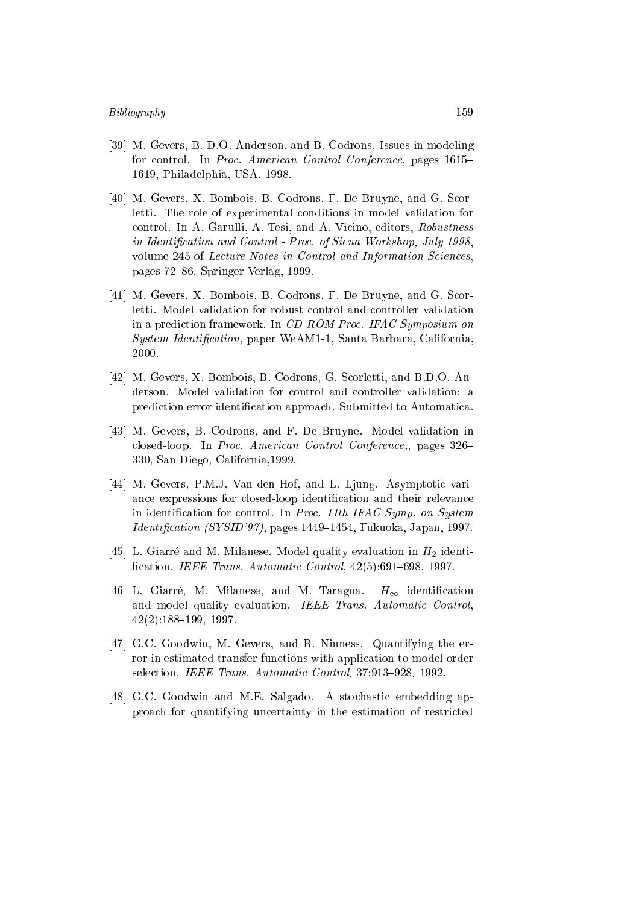[39] M. Gevers, B. D.O. Anderson, and B. Codrons. Issues in modeling for control. In *Proc. American Control Conference*, pages 1615–1619, Philadelphia, USA, 1998.

[40] M. Gevers, X. Bombois, B. Codrons, F. De Bruyne, and G. Scorletti. The role of experimental conditions in model validation for control. In A. Garulli, A. Tesi, and A. Vicino, editors, *Robustness in Identification and Control - Proc. of Siena Workshop, July 1998*, volume 245 of *Lecture Notes in Control and Information Sciences*, pages 72–86. Springer Verlag, 1999.

[41] M. Gevers, X. Bombois, B. Codrons, F. De Bruyne, and G. Scorletti. Model validation for robust control and controller validation in a prediction framework. In *CD-ROM Proc. IFAC Symposium on System Identification*, paper WeAM1-1, Santa Barbara, California, 2000.

[42] M. Gevers, X. Bombois, B. Codrons, G. Scorletti, and B.D.O. Anderson. Model validation for control and controller validation: a prediction error identification approach. Submitted to Automatica.

[43] M. Gevers, B. Codrons, and F. De Bruyne. Model validation in closed-loop. In *Proc. American Control Conference,*, pages 326–330, San Diego, California,1999.

[44] M. Gevers, P.M.J. Van den Hof, and L. Ljung. Asymptotic variance expressions for closed-loop identification and their relevance in identification for control. In *Proc. 11th IFAC Symp. on System Identification (SYSID'97)*, pages 1449–1454, Fukuoka, Japan, 1997.

[45] L. Giarré and M. Milanese. Model quality evaluation in $H_2$ identification. *IEEE Trans. Automatic Control*, 42(5):691–698, 1997.

[46] L. Giarré, M. Milanese, and M. Taragna. $H_\infty$ identification and model quality evaluation. *IEEE Trans. Automatic Control*, 42(2):188–199, 1997.

[47] G.C. Goodwin, M. Gevers, and B. Ninness. Quantifying the error in estimated transfer functions with application to model order selection. *IEEE Trans. Automatic Control*, 37:913–928, 1992.

[48] G.C. Goodwin and M.E. Salgado. A stochastic embedding approach for quantifying uncertainty in the estimation of restricted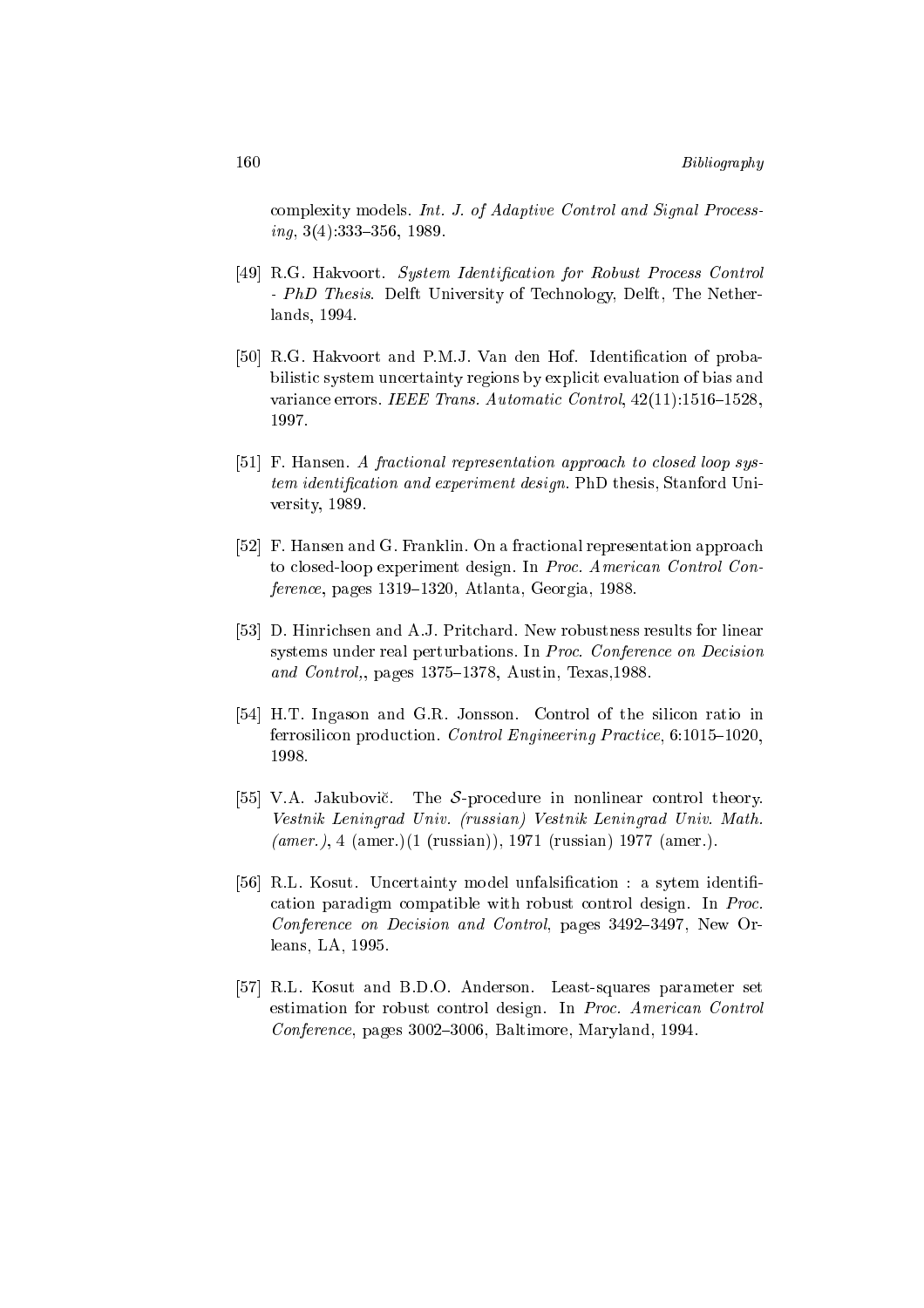complexity models. *Int. J. of Adaptive Control and Signal Processing*, 3(4):333–356, 1989.

[49] R.G. Hakvoort. *System Identification for Robust Process Control - PhD Thesis*. Delft University of Technology, Delft, The Netherlands, 1994.

[50] R.G. Hakvoort and P.M.J. Van den Hof. Identification of probabilistic system uncertainty regions by explicit evaluation of bias and variance errors. *IEEE Trans. Automatic Control*, 42(11):1516–1528, 1997.

[51] F. Hansen. *A fractional representation approach to closed loop system identification and experiment design*. PhD thesis, Stanford University, 1989.

[52] F. Hansen and G. Franklin. On a fractional representation approach to closed-loop experiment design. In *Proc. American Control Conference*, pages 1319–1320, Atlanta, Georgia, 1988.

[53] D. Hinrichsen and A.J. Pritchard. New robustness results for linear systems under real perturbations. In *Proc. Conference on Decision and Control,*, pages 1375–1378, Austin, Texas,1988.

[54] H.T. Ingason and G.R. Jonsson. Control of the silicon ratio in ferrosilicon production. *Control Engineering Practice*, 6:1015–1020, 1998.

[55] V.A. Jakubovič. The $\mathcal{S}$-procedure in nonlinear control theory. *Vestnik Leningrad Univ. (russian) Vestnik Leningrad Univ. Math. (amer.)*, 4 (amer.)(1 (russian)), 1971 (russian) 1977 (amer.).

[56] R.L. Kosut. Uncertainty model unfalsification : a sytem identification paradigm compatible with robust control design. In *Proc. Conference on Decision and Control*, pages 3492–3497, New Orleans, LA, 1995.

[57] R.L. Kosut and B.D.O. Anderson. Least-squares parameter set estimation for robust control design. In *Proc. American Control Conference*, pages 3002–3006, Baltimore, Maryland, 1994.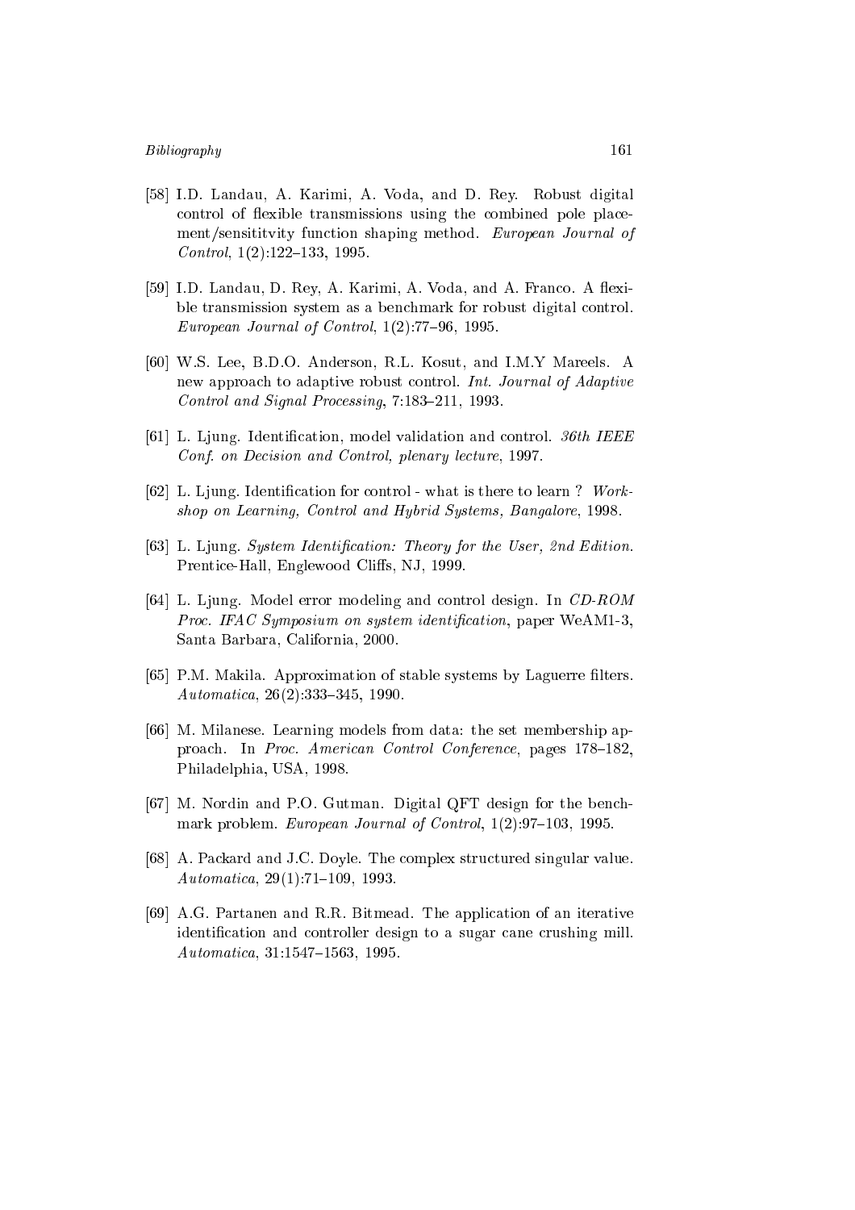[58] I.D. Landau, A. Karimi, A. Voda, and D. Rey. Robust digital control of flexible transmissions using the combined pole placement/sensititvity function shaping method. *European Journal of Control*, 1(2):122–133, 1995.

[59] I.D. Landau, D. Rey, A. Karimi, A. Voda, and A. Franco. A flexible transmission system as a benchmark for robust digital control. *European Journal of Control*, 1(2):77–96, 1995.

[60] W.S. Lee, B.D.O. Anderson, R.L. Kosut, and I.M.Y Mareels. A new approach to adaptive robust control. *Int. Journal of Adaptive Control and Signal Processing*, 7:183–211, 1993.

[61] L. Ljung. Identification, model validation and control. *36th IEEE Conf. on Decision and Control, plenary lecture*, 1997.

[62] L. Ljung. Identification for control - what is there to learn ? *Workshop on Learning, Control and Hybrid Systems, Bangalore*, 1998.

[63] L. Ljung. *System Identification: Theory for the User, 2nd Edition.* Prentice-Hall, Englewood Cliffs, NJ, 1999.

[64] L. Ljung. Model error modeling and control design. In *CD-ROM Proc. IFAC Symposium on system identification*, paper WeAM1-3, Santa Barbara, California, 2000.

[65] P.M. Makila. Approximation of stable systems by Laguerre filters. *Automatica*, 26(2):333–345, 1990.

[66] M. Milanese. Learning models from data: the set membership approach. In *Proc. American Control Conference*, pages 178–182, Philadelphia, USA, 1998.

[67] M. Nordin and P.O. Gutman. Digital QFT design for the benchmark problem. *European Journal of Control*, 1(2):97–103, 1995.

[68] A. Packard and J.C. Doyle. The complex structured singular value. *Automatica*, 29(1):71–109, 1993.

[69] A.G. Partanen and R.R. Bitmead. The application of an iterative identification and controller design to a sugar cane crushing mill. *Automatica*, 31:1547–1563, 1995.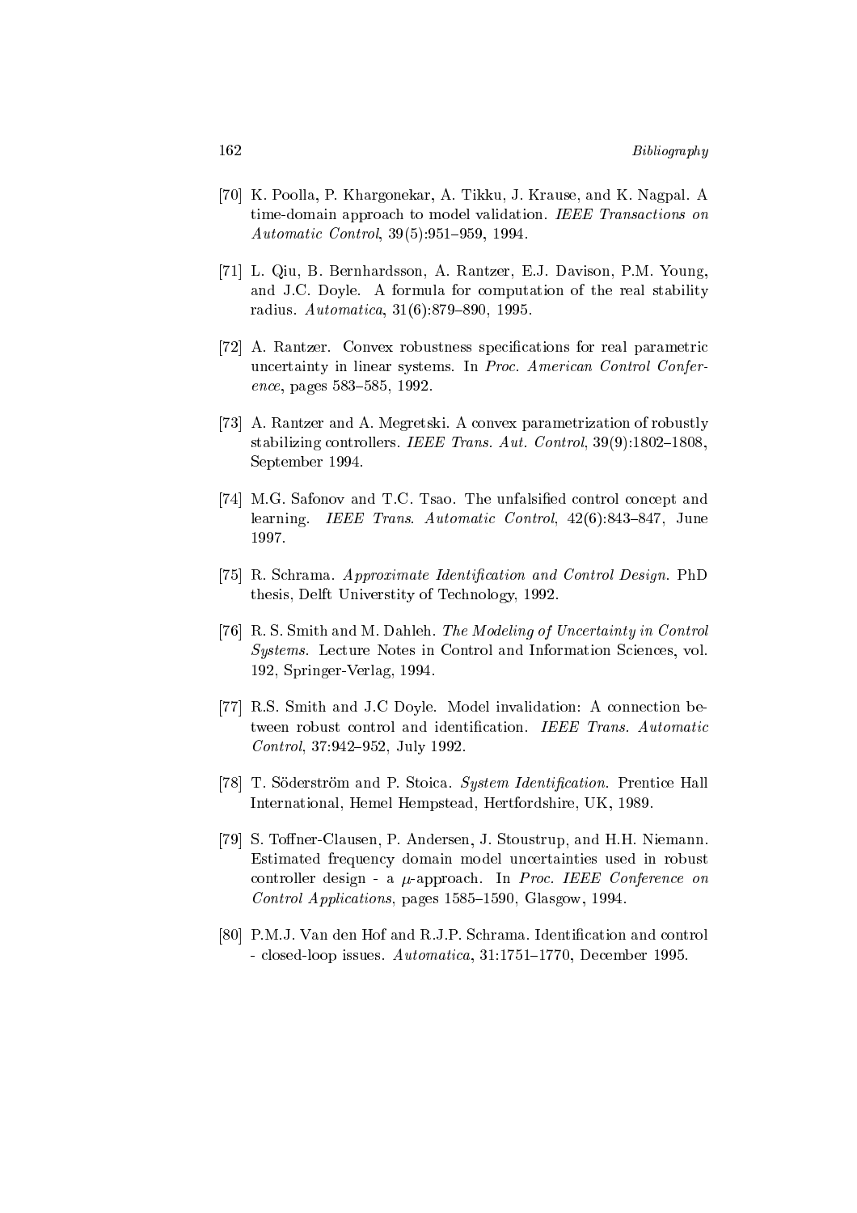[70] K. Poolla, P. Khargonekar, A. Tikku, J. Krause, and K. Nagpal. A time-domain approach to model validation. *IEEE Transactions on Automatic Control*, 39(5):951–959, 1994.

[71] L. Qiu, B. Bernhardsson, A. Rantzer, E.J. Davison, P.M. Young, and J.C. Doyle. A formula for computation of the real stability radius. *Automatica*, 31(6):879–890, 1995.

[72] A. Rantzer. Convex robustness specifications for real parametric uncertainty in linear systems. In *Proc. American Control Conference*, pages 583–585, 1992.

[73] A. Rantzer and A. Megretski. A convex parametrization of robustly stabilizing controllers. *IEEE Trans. Aut. Control*, 39(9):1802–1808, September 1994.

[74] M.G. Safonov and T.C. Tsao. The unfalsified control concept and learning. *IEEE Trans. Automatic Control*, 42(6):843–847, June 1997.

[75] R. Schrama. *Approximate Identification and Control Design*. PhD thesis, Delft Universtity of Technology, 1992.

[76] R. S. Smith and M. Dahleh. *The Modeling of Uncertainty in Control Systems*. Lecture Notes in Control and Information Sciences, vol. 192, Springer-Verlag, 1994.

[77] R.S. Smith and J.C Doyle. Model invalidation: A connection between robust control and identification. *IEEE Trans. Automatic Control*, 37:942–952, July 1992.

[78] T. Söderström and P. Stoica. *System Identification*. Prentice Hall International, Hemel Hempstead, Hertfordshire, UK, 1989.

[79] S. Toffner-Clausen, P. Andersen, J. Stoustrup, and H.H. Niemann. Estimated frequency domain model uncertainties used in robust controller design - a $\mu$-approach. In *Proc. IEEE Conference on Control Applications*, pages 1585–1590, Glasgow, 1994.

[80] P.M.J. Van den Hof and R.J.P. Schrama. Identification and control - closed-loop issues. *Automatica*, 31:1751–1770, December 1995.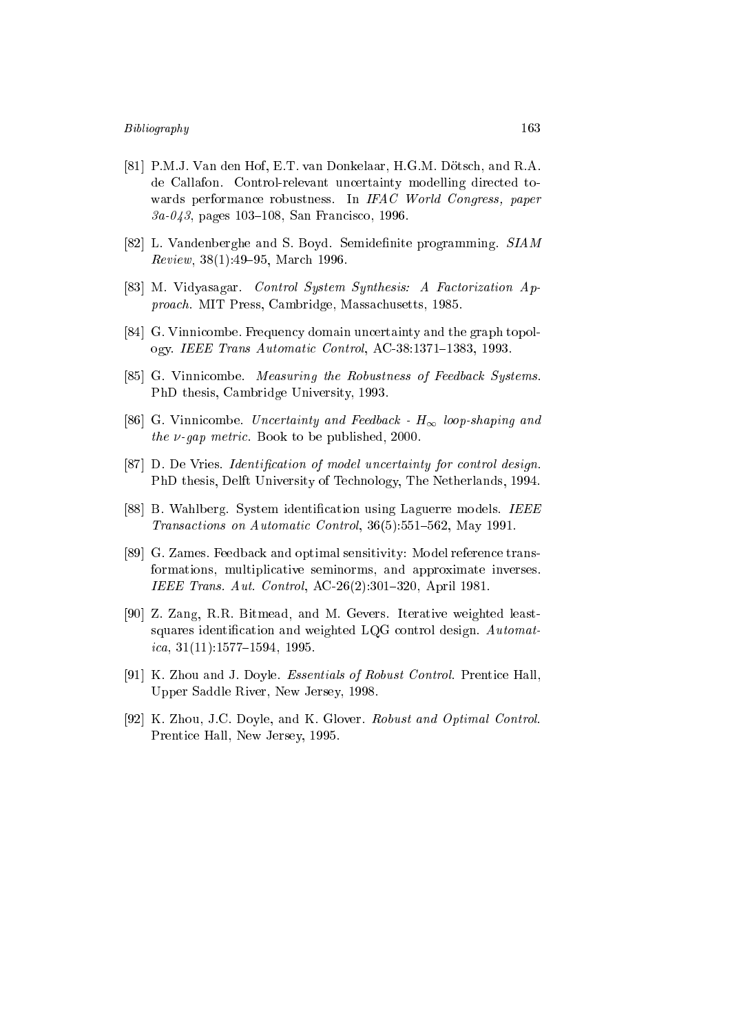[81] P.M.J. Van den Hof, E.T. van Donkelaar, H.G.M. Dötsch, and R.A. de Callafon. Control-relevant uncertainty modelling directed towards performance robustness. In *IFAC World Congress, paper 3a-043*, pages 103–108, San Francisco, 1996.

[82] L. Vandenberghe and S. Boyd. Semidefinite programming. *SIAM Review*, 38(1):49–95, March 1996.

[83] M. Vidyasagar. *Control System Synthesis: A Factorization Approach*. MIT Press, Cambridge, Massachusetts, 1985.

[84] G. Vinnicombe. Frequency domain uncertainty and the graph topology. *IEEE Trans Automatic Control*, AC-38:1371–1383, 1993.

[85] G. Vinnicombe. *Measuring the Robustness of Feedback Systems*. PhD thesis, Cambridge University, 1993.

[86] G. Vinnicombe. *Uncertainty and Feedback - $H_\infty$ loop-shaping and the $\nu$-gap metric*. Book to be published, 2000.

[87] D. De Vries. *Identification of model uncertainty for control design*. PhD thesis, Delft University of Technology, The Netherlands, 1994.

[88] B. Wahlberg. System identification using Laguerre models. *IEEE Transactions on Automatic Control*, 36(5):551–562, May 1991.

[89] G. Zames. Feedback and optimal sensitivity: Model reference transformations, multiplicative seminorms, and approximate inverses. *IEEE Trans. Aut. Control*, AC-26(2):301–320, April 1981.

[90] Z. Zang, R.R. Bitmead, and M. Gevers. Iterative weighted least-squares identification and weighted LQG control design. *Automatica*, 31(11):1577–1594, 1995.

[91] K. Zhou and J. Doyle. *Essentials of Robust Control*. Prentice Hall, Upper Saddle River, New Jersey, 1998.

[92] K. Zhou, J.C. Doyle, and K. Glover. *Robust and Optimal Control*. Prentice Hall, New Jersey, 1995.